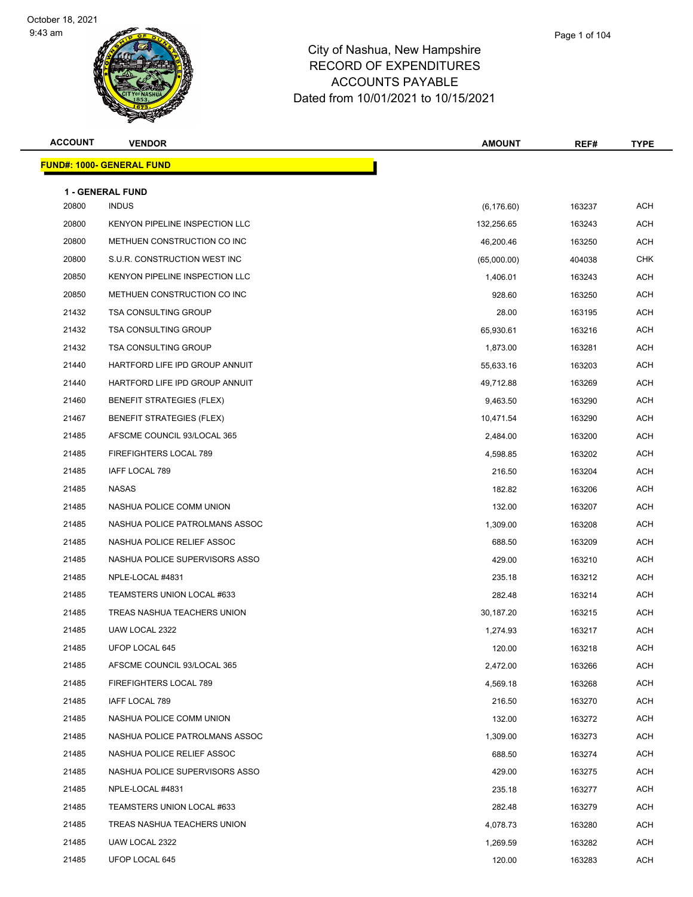October 18, 2021
9:43 am

# City of Nashua, New Hampshire
## RECORD OF EXPENDITURES
## ACCOUNTS PAYABLE
## Dated from 10/01/2021 to 10/15/2021

| ACCOUNT | VENDOR | AMOUNT | REF# | TYPE |
|---|---|---|---|---|
| **FUND#: 1000- GENERAL FUND** | | | | |
| **1 - GENERAL FUND** | | | | |
| 20800 | INDUS | (6,176.60) | 163237 | ACH |
| 20800 | KENYON PIPELINE INSPECTION LLC | 132,256.65 | 163243 | ACH |
| 20800 | METHUEN CONSTRUCTION CO INC | 46,200.46 | 163250 | ACH |
| 20800 | S.U.R. CONSTRUCTION WEST INC | (65,000.00) | 404038 | CHK |
| 20850 | KENYON PIPELINE INSPECTION LLC | 1,406.01 | 163243 | ACH |
| 20850 | METHUEN CONSTRUCTION CO INC | 928.60 | 163250 | ACH |
| 21432 | TSA CONSULTING GROUP | 28.00 | 163195 | ACH |
| 21432 | TSA CONSULTING GROUP | 65,930.61 | 163216 | ACH |
| 21432 | TSA CONSULTING GROUP | 1,873.00 | 163281 | ACH |
| 21440 | HARTFORD LIFE IPD GROUP ANNUIT | 55,633.16 | 163203 | ACH |
| 21440 | HARTFORD LIFE IPD GROUP ANNUIT | 49,712.88 | 163269 | ACH |
| 21460 | BENEFIT STRATEGIES (FLEX) | 9,463.50 | 163290 | ACH |
| 21467 | BENEFIT STRATEGIES (FLEX) | 10,471.54 | 163290 | ACH |
| 21485 | AFSCME COUNCIL 93/LOCAL 365 | 2,484.00 | 163200 | ACH |
| 21485 | FIREFIGHTERS LOCAL 789 | 4,598.85 | 163202 | ACH |
| 21485 | IAFF LOCAL 789 | 216.50 | 163204 | ACH |
| 21485 | NASAS | 182.82 | 163206 | ACH |
| 21485 | NASHUA POLICE COMM UNION | 132.00 | 163207 | ACH |
| 21485 | NASHUA POLICE PATROLMANS ASSOC | 1,309.00 | 163208 | ACH |
| 21485 | NASHUA POLICE RELIEF ASSOC | 688.50 | 163209 | ACH |
| 21485 | NASHUA POLICE SUPERVISORS ASSO | 429.00 | 163210 | ACH |
| 21485 | NPLE-LOCAL #4831 | 235.18 | 163212 | ACH |
| 21485 | TEAMSTERS UNION LOCAL #633 | 282.48 | 163214 | ACH |
| 21485 | TREAS NASHUA TEACHERS UNION | 30,187.20 | 163215 | ACH |
| 21485 | UAW LOCAL 2322 | 1,274.93 | 163217 | ACH |
| 21485 | UFOP LOCAL 645 | 120.00 | 163218 | ACH |
| 21485 | AFSCME COUNCIL 93/LOCAL 365 | 2,472.00 | 163266 | ACH |
| 21485 | FIREFIGHTERS LOCAL 789 | 4,569.18 | 163268 | ACH |
| 21485 | IAFF LOCAL 789 | 216.50 | 163270 | ACH |
| 21485 | NASHUA POLICE COMM UNION | 132.00 | 163272 | ACH |
| 21485 | NASHUA POLICE PATROLMANS ASSOC | 1,309.00 | 163273 | ACH |
| 21485 | NASHUA POLICE RELIEF ASSOC | 688.50 | 163274 | ACH |
| 21485 | NASHUA POLICE SUPERVISORS ASSO | 429.00 | 163275 | ACH |
| 21485 | NPLE-LOCAL #4831 | 235.18 | 163277 | ACH |
| 21485 | TEAMSTERS UNION LOCAL #633 | 282.48 | 163279 | ACH |
| 21485 | TREAS NASHUA TEACHERS UNION | 4,078.73 | 163280 | ACH |
| 21485 | UAW LOCAL 2322 | 1,269.59 | 163282 | ACH |
| 21485 | UFOP LOCAL 645 | 120.00 | 163283 | ACH |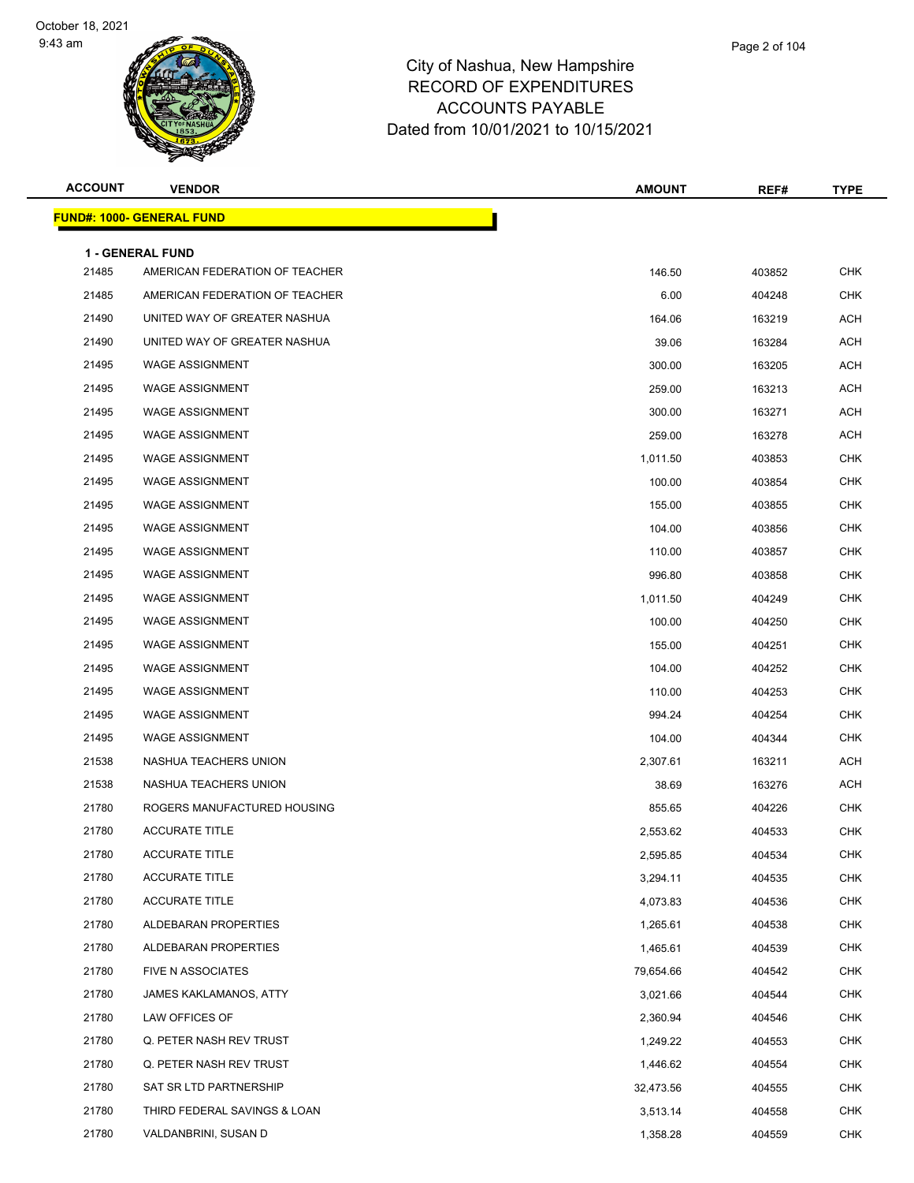City of Nashua, New Hampshire
RECORD OF EXPENDITURES
ACCOUNTS PAYABLE
Dated from 10/01/2021 to 10/15/2021

| ACCOUNT | VENDOR | AMOUNT | REF# | TYPE |
|---|---|---|---|---|
| **FUND#: 1000- GENERAL FUND** | | | | |
| **1 - GENERAL FUND** | | | | |
| 21485 | AMERICAN FEDERATION OF TEACHER | 146.50 | 403852 | CHK |
| 21485 | AMERICAN FEDERATION OF TEACHER | 6.00 | 404248 | CHK |
| 21490 | UNITED WAY OF GREATER NASHUA | 164.06 | 163219 | ACH |
| 21490 | UNITED WAY OF GREATER NASHUA | 39.06 | 163284 | ACH |
| 21495 | WAGE ASSIGNMENT | 300.00 | 163205 | ACH |
| 21495 | WAGE ASSIGNMENT | 259.00 | 163213 | ACH |
| 21495 | WAGE ASSIGNMENT | 300.00 | 163271 | ACH |
| 21495 | WAGE ASSIGNMENT | 259.00 | 163278 | ACH |
| 21495 | WAGE ASSIGNMENT | 1,011.50 | 403853 | CHK |
| 21495 | WAGE ASSIGNMENT | 100.00 | 403854 | CHK |
| 21495 | WAGE ASSIGNMENT | 155.00 | 403855 | CHK |
| 21495 | WAGE ASSIGNMENT | 104.00 | 403856 | CHK |
| 21495 | WAGE ASSIGNMENT | 110.00 | 403857 | CHK |
| 21495 | WAGE ASSIGNMENT | 996.80 | 403858 | CHK |
| 21495 | WAGE ASSIGNMENT | 1,011.50 | 404249 | CHK |
| 21495 | WAGE ASSIGNMENT | 100.00 | 404250 | CHK |
| 21495 | WAGE ASSIGNMENT | 155.00 | 404251 | CHK |
| 21495 | WAGE ASSIGNMENT | 104.00 | 404252 | CHK |
| 21495 | WAGE ASSIGNMENT | 110.00 | 404253 | CHK |
| 21495 | WAGE ASSIGNMENT | 994.24 | 404254 | CHK |
| 21495 | WAGE ASSIGNMENT | 104.00 | 404344 | CHK |
| 21538 | NASHUA TEACHERS UNION | 2,307.61 | 163211 | ACH |
| 21538 | NASHUA TEACHERS UNION | 38.69 | 163276 | ACH |
| 21780 | ROGERS MANUFACTURED HOUSING | 855.65 | 404226 | CHK |
| 21780 | ACCURATE TITLE | 2,553.62 | 404533 | CHK |
| 21780 | ACCURATE TITLE | 2,595.85 | 404534 | CHK |
| 21780 | ACCURATE TITLE | 3,294.11 | 404535 | CHK |
| 21780 | ACCURATE TITLE | 4,073.83 | 404536 | CHK |
| 21780 | ALDEBARAN PROPERTIES | 1,265.61 | 404538 | CHK |
| 21780 | ALDEBARAN PROPERTIES | 1,465.61 | 404539 | CHK |
| 21780 | FIVE N ASSOCIATES | 79,654.66 | 404542 | CHK |
| 21780 | JAMES KAKLAMANOS, ATTY | 3,021.66 | 404544 | CHK |
| 21780 | LAW OFFICES OF | 2,360.94 | 404546 | CHK |
| 21780 | Q. PETER NASH REV TRUST | 1,249.22 | 404553 | CHK |
| 21780 | Q. PETER NASH REV TRUST | 1,446.62 | 404554 | CHK |
| 21780 | SAT SR LTD PARTNERSHIP | 32,473.56 | 404555 | CHK |
| 21780 | THIRD FEDERAL SAVINGS & LOAN | 3,513.14 | 404558 | CHK |
| 21780 | VALDANBRINI, SUSAN D | 1,358.28 | 404559 | CHK |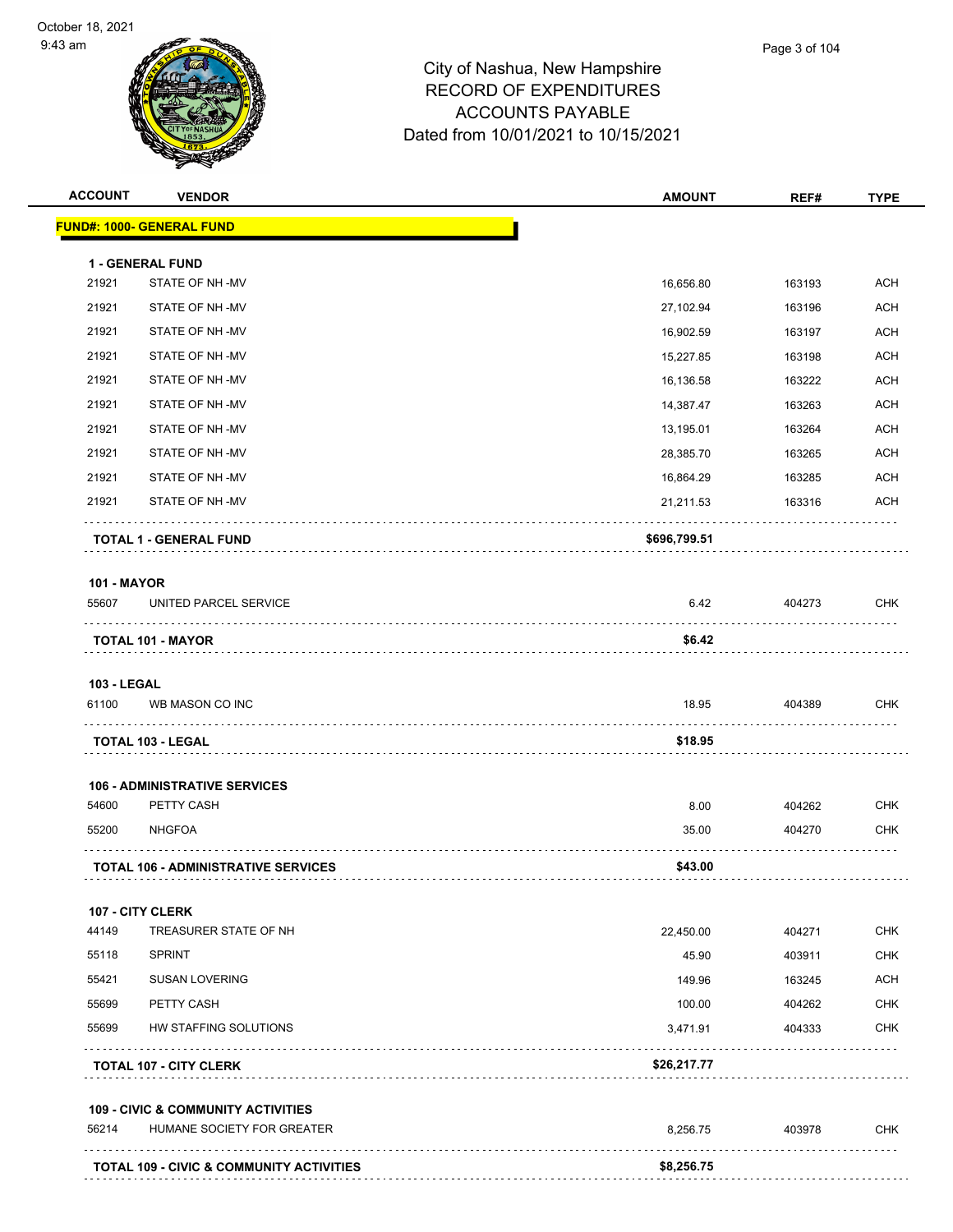# City of Nashua, New Hampshire
## RECORD OF EXPENDITURES
## ACCOUNTS PAYABLE
## Dated from 10/01/2021 to 10/15/2021

October 18, 2021
9:43 am

| ACCOUNT | VENDOR | AMOUNT | REF# | TYPE |
|---|---|---|---|---|
| **FUND#: 1000- GENERAL FUND** | | | | |
| **1 - GENERAL FUND** | | | | |
| 21921 | STATE OF NH -MV | 16,656.80 | 163193 | ACH |
| 21921 | STATE OF NH -MV | 27,102.94 | 163196 | ACH |
| 21921 | STATE OF NH -MV | 16,902.59 | 163197 | ACH |
| 21921 | STATE OF NH -MV | 15,227.85 | 163198 | ACH |
| 21921 | STATE OF NH -MV | 16,136.58 | 163222 | ACH |
| 21921 | STATE OF NH -MV | 14,387.47 | 163263 | ACH |
| 21921 | STATE OF NH -MV | 13,195.01 | 163264 | ACH |
| 21921 | STATE OF NH -MV | 28,385.70 | 163265 | ACH |
| 21921 | STATE OF NH -MV | 16,864.29 | 163285 | ACH |
| 21921 | STATE OF NH -MV | 21,211.53 | 163316 | ACH |
| | **TOTAL 1 - GENERAL FUND** | **$696,799.51** | | |
| **101 - MAYOR** | | | | |
| 55607 | UNITED PARCEL SERVICE | 6.42 | 404273 | CHK |
| | **TOTAL 101 - MAYOR** | **$6.42** | | |
| **103 - LEGAL** | | | | |
| 61100 | WB MASON CO INC | 18.95 | 404389 | CHK |
| | **TOTAL 103 - LEGAL** | **$18.95** | | |
| **106 - ADMINISTRATIVE SERVICES** | | | | |
| 54600 | PETTY CASH | 8.00 | 404262 | CHK |
| 55200 | NHGFOA | 35.00 | 404270 | CHK |
| | **TOTAL 106 - ADMINISTRATIVE SERVICES** | **$43.00** | | |
| **107 - CITY CLERK** | | | | |
| 44149 | TREASURER STATE OF NH | 22,450.00 | 404271 | CHK |
| 55118 | SPRINT | 45.90 | 403911 | CHK |
| 55421 | SUSAN LOVERING | 149.96 | 163245 | ACH |
| 55699 | PETTY CASH | 100.00 | 404262 | CHK |
| 55699 | HW STAFFING SOLUTIONS | 3,471.91 | 404333 | CHK |
| | **TOTAL 107 - CITY CLERK** | **$26,217.77** | | |
| **109 - CIVIC & COMMUNITY ACTIVITIES** | | | | |
| 56214 | HUMANE SOCIETY FOR GREATER | 8,256.75 | 403978 | CHK |
| | **TOTAL 109 - CIVIC & COMMUNITY ACTIVITIES** | **$8,256.75** | | |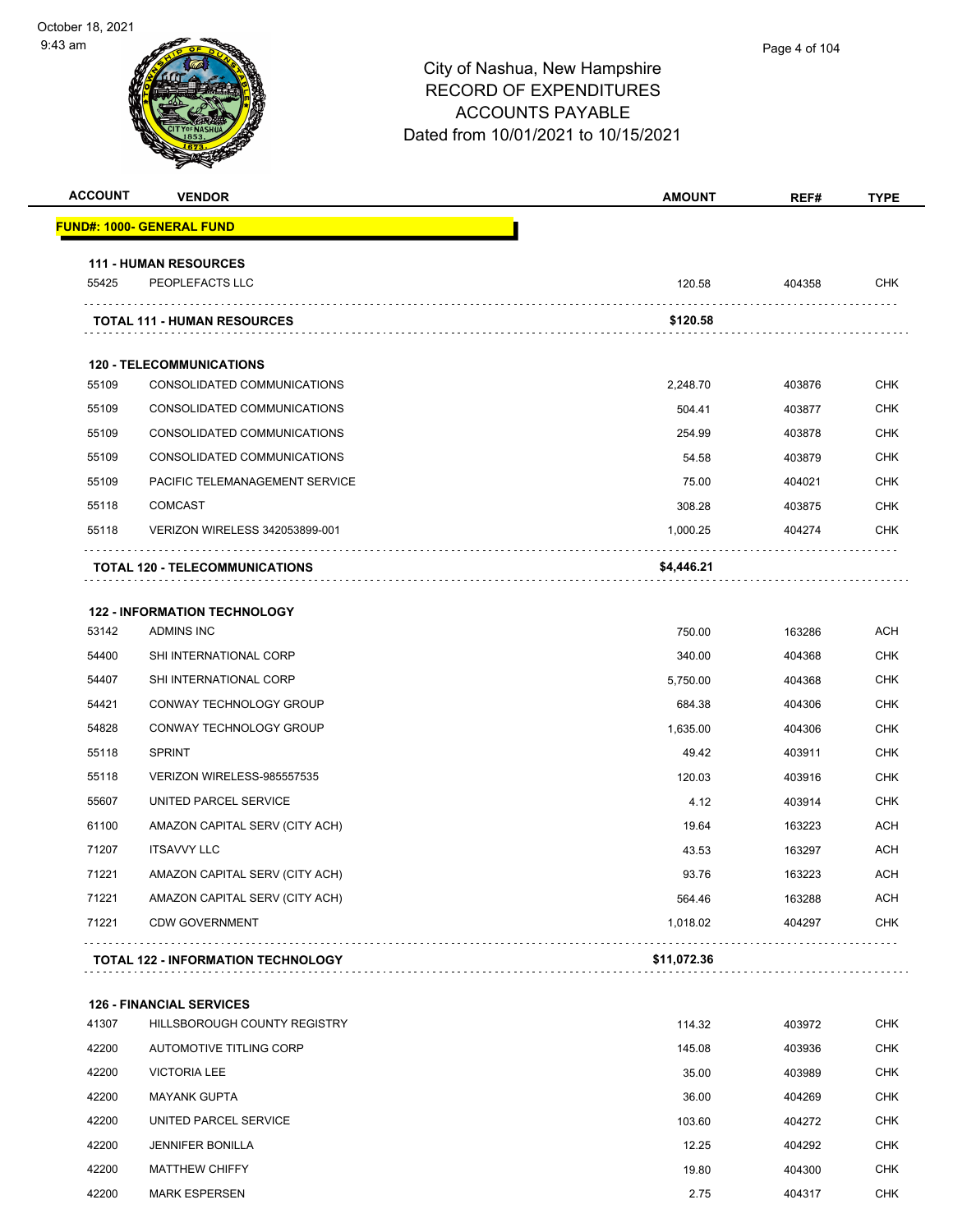October 18, 2021
9:43 am

# City of Nashua, New Hampshire
## RECORD OF EXPENDITURES
## ACCOUNTS PAYABLE
## Dated from 10/01/2021 to 10/15/2021

| ACCOUNT | VENDOR | AMOUNT | REF# | TYPE |
|---|---|---|---|---|
| **FUND#: 1000- GENERAL FUND** | | | | |
| **111 - HUMAN RESOURCES** | | | | |
| 55425 | PEOPLEFACTS LLC | 120.58 | 404358 | CHK |
| | **TOTAL 111 - HUMAN RESOURCES** | **$120.58** | | |
| **120 - TELECOMMUNICATIONS** | | | | |
| 55109 | CONSOLIDATED COMMUNICATIONS | 2,248.70 | 403876 | CHK |
| 55109 | CONSOLIDATED COMMUNICATIONS | 504.41 | 403877 | CHK |
| 55109 | CONSOLIDATED COMMUNICATIONS | 254.99 | 403878 | CHK |
| 55109 | CONSOLIDATED COMMUNICATIONS | 54.58 | 403879 | CHK |
| 55109 | PACIFIC TELEMANAGEMENT SERVICE | 75.00 | 404021 | CHK |
| 55118 | COMCAST | 308.28 | 403875 | CHK |
| 55118 | VERIZON WIRELESS 342053899-001 | 1,000.25 | 404274 | CHK |
| | **TOTAL 120 - TELECOMMUNICATIONS** | **$4,446.21** | | |
| **122 - INFORMATION TECHNOLOGY** | | | | |
| 53142 | ADMINS INC | 750.00 | 163286 | ACH |
| 54400 | SHI INTERNATIONAL CORP | 340.00 | 404368 | CHK |
| 54407 | SHI INTERNATIONAL CORP | 5,750.00 | 404368 | CHK |
| 54421 | CONWAY TECHNOLOGY GROUP | 684.38 | 404306 | CHK |
| 54828 | CONWAY TECHNOLOGY GROUP | 1,635.00 | 404306 | CHK |
| 55118 | SPRINT | 49.42 | 403911 | CHK |
| 55118 | VERIZON WIRELESS-985557535 | 120.03 | 403916 | CHK |
| 55607 | UNITED PARCEL SERVICE | 4.12 | 403914 | CHK |
| 61100 | AMAZON CAPITAL SERV (CITY ACH) | 19.64 | 163223 | ACH |
| 71207 | ITSAVVY LLC | 43.53 | 163297 | ACH |
| 71221 | AMAZON CAPITAL SERV (CITY ACH) | 93.76 | 163223 | ACH |
| 71221 | AMAZON CAPITAL SERV (CITY ACH) | 564.46 | 163288 | ACH |
| 71221 | CDW GOVERNMENT | 1,018.02 | 404297 | CHK |
| | **TOTAL 122 - INFORMATION TECHNOLOGY** | **$11,072.36** | | |
| **126 - FINANCIAL SERVICES** | | | | |
| 41307 | HILLSBOROUGH COUNTY REGISTRY | 114.32 | 403972 | CHK |
| 42200 | AUTOMOTIVE TITLING CORP | 145.08 | 403936 | CHK |
| 42200 | VICTORIA LEE | 35.00 | 403989 | CHK |
| 42200 | MAYANK GUPTA | 36.00 | 404269 | CHK |
| 42200 | UNITED PARCEL SERVICE | 103.60 | 404272 | CHK |
| 42200 | JENNIFER BONILLA | 12.25 | 404292 | CHK |
| 42200 | MATTHEW CHIFFY | 19.80 | 404300 | CHK |
| 42200 | MARK ESPERSEN | 2.75 | 404317 | CHK |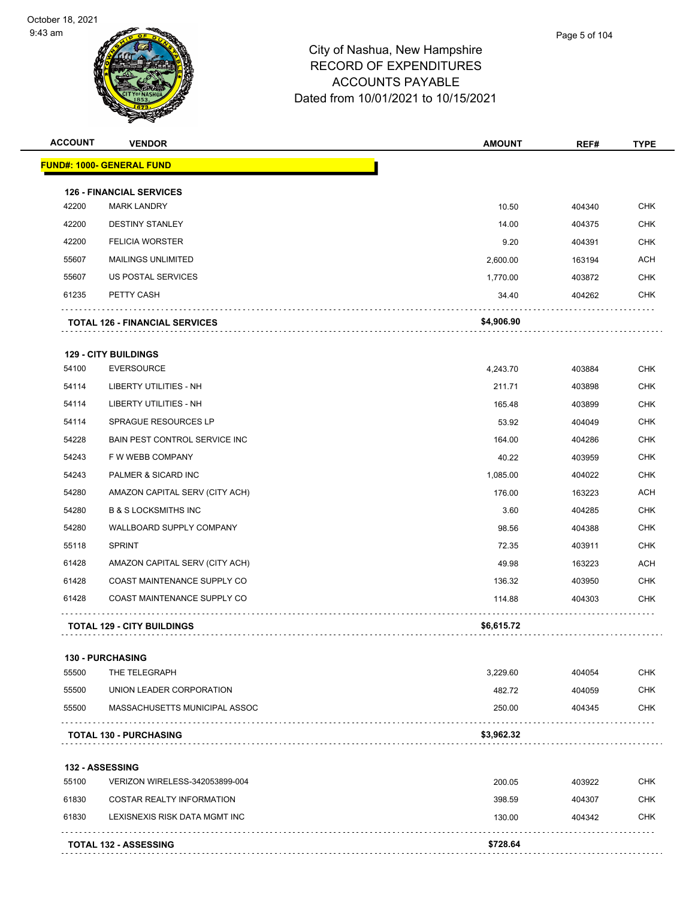# City of Nashua, New Hampshire
## RECORD OF EXPENDITURES
## ACCOUNTS PAYABLE
## Dated from 10/01/2021 to 10/15/2021

October 18, 2021
9:43 am

| ACCOUNT | VENDOR | AMOUNT | REF# | TYPE |
|---|---|---|---|---|
| **FUND#: 1000- GENERAL FUND** | | | | |
| **126 - FINANCIAL SERVICES** | | | | |
| 42200 | MARK LANDRY | 10.50 | 404340 | CHK |
| 42200 | DESTINY STANLEY | 14.00 | 404375 | CHK |
| 42200 | FELICIA WORSTER | 9.20 | 404391 | CHK |
| 55607 | MAILINGS UNLIMITED | 2,600.00 | 163194 | ACH |
| 55607 | US POSTAL SERVICES | 1,770.00 | 403872 | CHK |
| 61235 | PETTY CASH | 34.40 | 404262 | CHK |
| **TOTAL 126 - FINANCIAL SERVICES** | | **$4,906.90** | | |
| **129 - CITY BUILDINGS** | | | | |
| 54100 | EVERSOURCE | 4,243.70 | 403884 | CHK |
| 54114 | LIBERTY UTILITIES - NH | 211.71 | 403898 | CHK |
| 54114 | LIBERTY UTILITIES - NH | 165.48 | 403899 | CHK |
| 54114 | SPRAGUE RESOURCES LP | 53.92 | 404049 | CHK |
| 54228 | BAIN PEST CONTROL SERVICE INC | 164.00 | 404286 | CHK |
| 54243 | F W WEBB COMPANY | 40.22 | 403959 | CHK |
| 54243 | PALMER & SICARD INC | 1,085.00 | 404022 | CHK |
| 54280 | AMAZON CAPITAL SERV (CITY ACH) | 176.00 | 163223 | ACH |
| 54280 | B & S LOCKSMITHS INC | 3.60 | 404285 | CHK |
| 54280 | WALLBOARD SUPPLY COMPANY | 98.56 | 404388 | CHK |
| 55118 | SPRINT | 72.35 | 403911 | CHK |
| 61428 | AMAZON CAPITAL SERV (CITY ACH) | 49.98 | 163223 | ACH |
| 61428 | COAST MAINTENANCE SUPPLY CO | 136.32 | 403950 | CHK |
| 61428 | COAST MAINTENANCE SUPPLY CO | 114.88 | 404303 | CHK |
| **TOTAL 129 - CITY BUILDINGS** | | **$6,615.72** | | |
| **130 - PURCHASING** | | | | |
| 55500 | THE TELEGRAPH | 3,229.60 | 404054 | CHK |
| 55500 | UNION LEADER CORPORATION | 482.72 | 404059 | CHK |
| 55500 | MASSACHUSETTS MUNICIPAL ASSOC | 250.00 | 404345 | CHK |
| **TOTAL 130 - PURCHASING** | | **$3,962.32** | | |
| **132 - ASSESSING** | | | | |
| 55100 | VERIZON WIRELESS-342053899-004 | 200.05 | 403922 | CHK |
| 61830 | COSTAR REALTY INFORMATION | 398.59 | 404307 | CHK |
| 61830 | LEXISNEXIS RISK DATA MGMT INC | 130.00 | 404342 | CHK |
| **TOTAL 132 - ASSESSING** | | **$728.64** | | |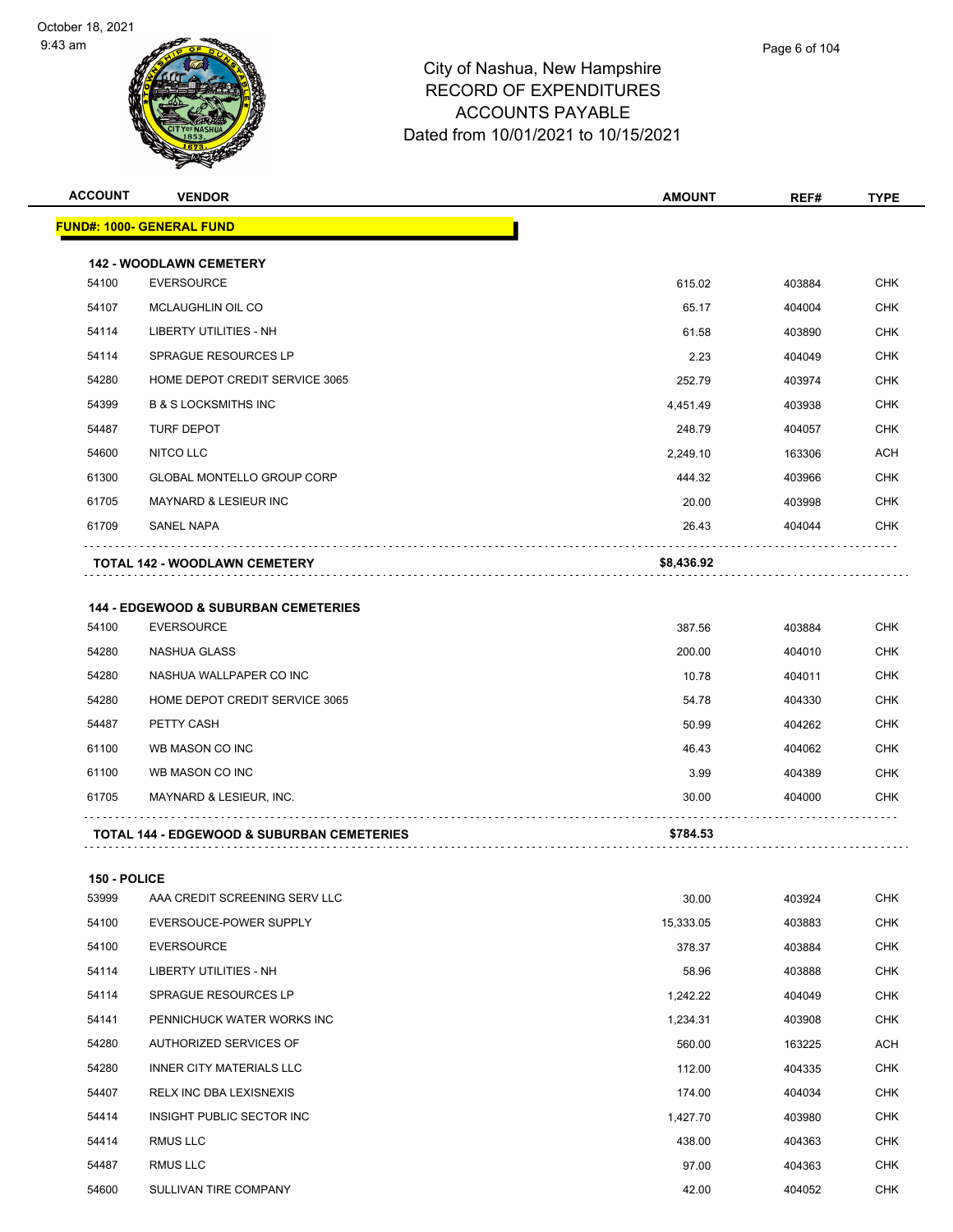City of Nashua, New Hampshire
RECORD OF EXPENDITURES
ACCOUNTS PAYABLE
Dated from 10/01/2021 to 10/15/2021

October 18, 2021
9:43 am

| ACCOUNT | VENDOR | AMOUNT | REF# | TYPE |
|---|---|---|---|---|
| **FUND#: 1000- GENERAL FUND** | | | | |
| **142 - WOODLAWN CEMETERY** | | | | |
| 54100 | EVERSOURCE | 615.02 | 403884 | CHK |
| 54107 | MCLAUGHLIN OIL CO | 65.17 | 404004 | CHK |
| 54114 | LIBERTY UTILITIES - NH | 61.58 | 403890 | CHK |
| 54114 | SPRAGUE RESOURCES LP | 2.23 | 404049 | CHK |
| 54280 | HOME DEPOT CREDIT SERVICE 3065 | 252.79 | 403974 | CHK |
| 54399 | B & S LOCKSMITHS INC | 4,451.49 | 403938 | CHK |
| 54487 | TURF DEPOT | 248.79 | 404057 | CHK |
| 54600 | NITCO LLC | 2,249.10 | 163306 | ACH |
| 61300 | GLOBAL MONTELLO GROUP CORP | 444.32 | 403966 | CHK |
| 61705 | MAYNARD & LESIEUR INC | 20.00 | 403998 | CHK |
| 61709 | SANEL NAPA | 26.43 | 404044 | CHK |
| **TOTAL 142 - WOODLAWN CEMETERY** | | **$8,436.92** | | |
| **144 - EDGEWOOD & SUBURBAN CEMETERIES** | | | | |
| 54100 | EVERSOURCE | 387.56 | 403884 | CHK |
| 54280 | NASHUA GLASS | 200.00 | 404010 | CHK |
| 54280 | NASHUA WALLPAPER CO INC | 10.78 | 404011 | CHK |
| 54280 | HOME DEPOT CREDIT SERVICE 3065 | 54.78 | 404330 | CHK |
| 54487 | PETTY CASH | 50.99 | 404262 | CHK |
| 61100 | WB MASON CO INC | 46.43 | 404062 | CHK |
| 61100 | WB MASON CO INC | 3.99 | 404389 | CHK |
| 61705 | MAYNARD & LESIEUR, INC. | 30.00 | 404000 | CHK |
| **TOTAL 144 - EDGEWOOD & SUBURBAN CEMETERIES** | | **$784.53** | | |
| **150 - POLICE** | | | | |
| 53999 | AAA CREDIT SCREENING SERV LLC | 30.00 | 403924 | CHK |
| 54100 | EVERSOUCE-POWER SUPPLY | 15,333.05 | 403883 | CHK |
| 54100 | EVERSOURCE | 378.37 | 403884 | CHK |
| 54114 | LIBERTY UTILITIES - NH | 58.96 | 403888 | CHK |
| 54114 | SPRAGUE RESOURCES LP | 1,242.22 | 404049 | CHK |
| 54141 | PENNICHUCK WATER WORKS INC | 1,234.31 | 403908 | CHK |
| 54280 | AUTHORIZED SERVICES OF | 560.00 | 163225 | ACH |
| 54280 | INNER CITY MATERIALS LLC | 112.00 | 404335 | CHK |
| 54407 | RELX INC DBA LEXISNEXIS | 174.00 | 404034 | CHK |
| 54414 | INSIGHT PUBLIC SECTOR INC | 1,427.70 | 403980 | CHK |
| 54414 | RMUS LLC | 438.00 | 404363 | CHK |
| 54487 | RMUS LLC | 97.00 | 404363 | CHK |
| 54600 | SULLIVAN TIRE COMPANY | 42.00 | 404052 | CHK |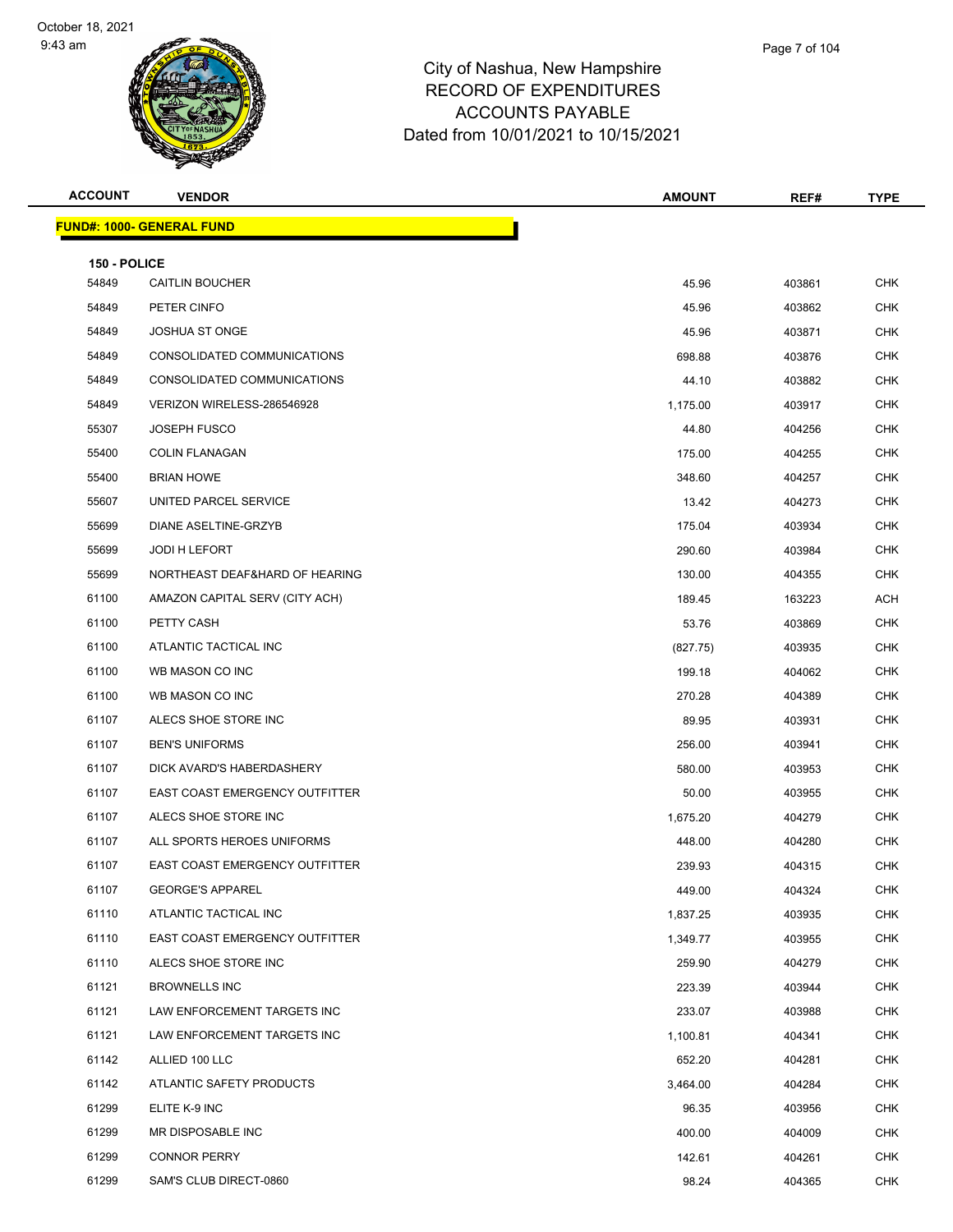# City of Nashua, New Hampshire
## RECORD OF EXPENDITURES
## ACCOUNTS PAYABLE
## Dated from 10/01/2021 to 10/15/2021

October 18, 2021
9:43 am

| ACCOUNT | VENDOR | AMOUNT | REF# | TYPE |
|---|---|---|---|---|
| **FUND#: 1000- GENERAL FUND** | | | | |
| **150 - POLICE** | | | | |
| 54849 | CAITLIN BOUCHER | 45.96 | 403861 | CHK |
| 54849 | PETER CINFO | 45.96 | 403862 | CHK |
| 54849 | JOSHUA ST ONGE | 45.96 | 403871 | CHK |
| 54849 | CONSOLIDATED COMMUNICATIONS | 698.88 | 403876 | CHK |
| 54849 | CONSOLIDATED COMMUNICATIONS | 44.10 | 403882 | CHK |
| 54849 | VERIZON WIRELESS-286546928 | 1,175.00 | 403917 | CHK |
| 55307 | JOSEPH FUSCO | 44.80 | 404256 | CHK |
| 55400 | COLIN FLANAGAN | 175.00 | 404255 | CHK |
| 55400 | BRIAN HOWE | 348.60 | 404257 | CHK |
| 55607 | UNITED PARCEL SERVICE | 13.42 | 404273 | CHK |
| 55699 | DIANE ASELTINE-GRZYB | 175.04 | 403934 | CHK |
| 55699 | JODI H LEFORT | 290.60 | 403984 | CHK |
| 55699 | NORTHEAST DEAF&HARD OF HEARING | 130.00 | 404355 | CHK |
| 61100 | AMAZON CAPITAL SERV (CITY ACH) | 189.45 | 163223 | ACH |
| 61100 | PETTY CASH | 53.76 | 403869 | CHK |
| 61100 | ATLANTIC TACTICAL INC | (827.75) | 403935 | CHK |
| 61100 | WB MASON CO INC | 199.18 | 404062 | CHK |
| 61100 | WB MASON CO INC | 270.28 | 404389 | CHK |
| 61107 | ALECS SHOE STORE INC | 89.95 | 403931 | CHK |
| 61107 | BEN'S UNIFORMS | 256.00 | 403941 | CHK |
| 61107 | DICK AVARD'S HABERDASHERY | 580.00 | 403953 | CHK |
| 61107 | EAST COAST EMERGENCY OUTFITTER | 50.00 | 403955 | CHK |
| 61107 | ALECS SHOE STORE INC | 1,675.20 | 404279 | CHK |
| 61107 | ALL SPORTS HEROES UNIFORMS | 448.00 | 404280 | CHK |
| 61107 | EAST COAST EMERGENCY OUTFITTER | 239.93 | 404315 | CHK |
| 61107 | GEORGE'S APPAREL | 449.00 | 404324 | CHK |
| 61110 | ATLANTIC TACTICAL INC | 1,837.25 | 403935 | CHK |
| 61110 | EAST COAST EMERGENCY OUTFITTER | 1,349.77 | 403955 | CHK |
| 61110 | ALECS SHOE STORE INC | 259.90 | 404279 | CHK |
| 61121 | BROWNELLS INC | 223.39 | 403944 | CHK |
| 61121 | LAW ENFORCEMENT TARGETS INC | 233.07 | 403988 | CHK |
| 61121 | LAW ENFORCEMENT TARGETS INC | 1,100.81 | 404341 | CHK |
| 61142 | ALLIED 100 LLC | 652.20 | 404281 | CHK |
| 61142 | ATLANTIC SAFETY PRODUCTS | 3,464.00 | 404284 | CHK |
| 61299 | ELITE K-9 INC | 96.35 | 403956 | CHK |
| 61299 | MR DISPOSABLE INC | 400.00 | 404009 | CHK |
| 61299 | CONNOR PERRY | 142.61 | 404261 | CHK |
| 61299 | SAM'S CLUB DIRECT-0860 | 98.24 | 404365 | CHK |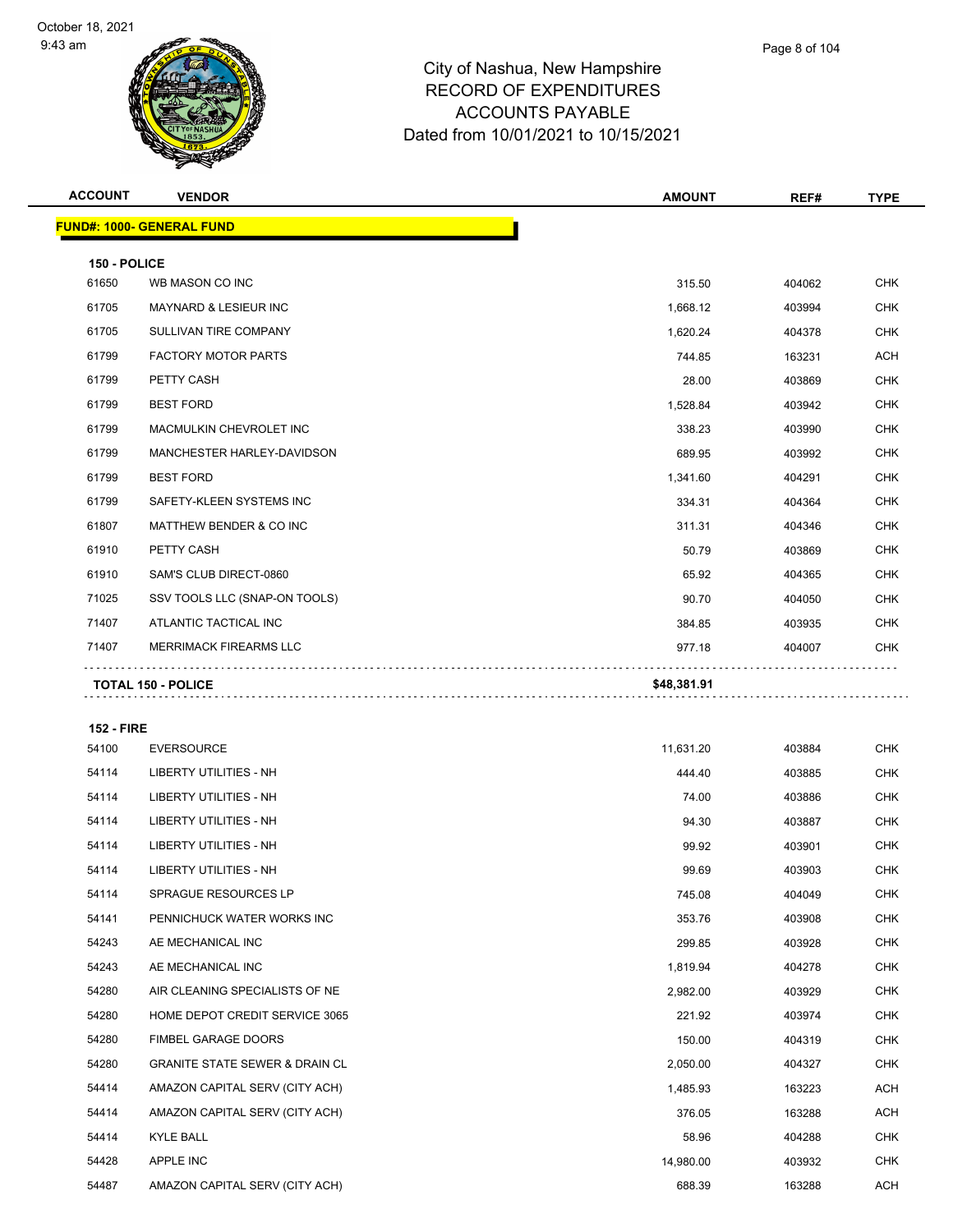City of Nashua, New Hampshire
RECORD OF EXPENDITURES
ACCOUNTS PAYABLE
Dated from 10/01/2021 to 10/15/2021

| ACCOUNT | VENDOR | AMOUNT | REF# | TYPE |
|---|---|---|---|---|
| **FUND#: 1000- GENERAL FUND** | | | | |
| **150 - POLICE** | | | | |
| 61650 | WB MASON CO INC | 315.50 | 404062 | CHK |
| 61705 | MAYNARD & LESIEUR INC | 1,668.12 | 403994 | CHK |
| 61705 | SULLIVAN TIRE COMPANY | 1,620.24 | 404378 | CHK |
| 61799 | FACTORY MOTOR PARTS | 744.85 | 163231 | ACH |
| 61799 | PETTY CASH | 28.00 | 403869 | CHK |
| 61799 | BEST FORD | 1,528.84 | 403942 | CHK |
| 61799 | MACMULKIN CHEVROLET INC | 338.23 | 403990 | CHK |
| 61799 | MANCHESTER HARLEY-DAVIDSON | 689.95 | 403992 | CHK |
| 61799 | BEST FORD | 1,341.60 | 404291 | CHK |
| 61799 | SAFETY-KLEEN SYSTEMS INC | 334.31 | 404364 | CHK |
| 61807 | MATTHEW BENDER & CO INC | 311.31 | 404346 | CHK |
| 61910 | PETTY CASH | 50.79 | 403869 | CHK |
| 61910 | SAM'S CLUB DIRECT-0860 | 65.92 | 404365 | CHK |
| 71025 | SSV TOOLS LLC (SNAP-ON TOOLS) | 90.70 | 404050 | CHK |
| 71407 | ATLANTIC TACTICAL INC | 384.85 | 403935 | CHK |
| 71407 | MERRIMACK FIREARMS LLC | 977.18 | 404007 | CHK |
| **TOTAL 150 - POLICE** | | **$48,381.91** | | |
| **152 - FIRE** | | | | |
| 54100 | EVERSOURCE | 11,631.20 | 403884 | CHK |
| 54114 | LIBERTY UTILITIES - NH | 444.40 | 403885 | CHK |
| 54114 | LIBERTY UTILITIES - NH | 74.00 | 403886 | CHK |
| 54114 | LIBERTY UTILITIES - NH | 94.30 | 403887 | CHK |
| 54114 | LIBERTY UTILITIES - NH | 99.92 | 403901 | CHK |
| 54114 | LIBERTY UTILITIES - NH | 99.69 | 403903 | CHK |
| 54114 | SPRAGUE RESOURCES LP | 745.08 | 404049 | CHK |
| 54141 | PENNICHUCK WATER WORKS INC | 353.76 | 403908 | CHK |
| 54243 | AE MECHANICAL INC | 299.85 | 403928 | CHK |
| 54243 | AE MECHANICAL INC | 1,819.94 | 404278 | CHK |
| 54280 | AIR CLEANING SPECIALISTS OF NE | 2,982.00 | 403929 | CHK |
| 54280 | HOME DEPOT CREDIT SERVICE 3065 | 221.92 | 403974 | CHK |
| 54280 | FIMBEL GARAGE DOORS | 150.00 | 404319 | CHK |
| 54280 | GRANITE STATE SEWER & DRAIN CL | 2,050.00 | 404327 | CHK |
| 54414 | AMAZON CAPITAL SERV (CITY ACH) | 1,485.93 | 163223 | ACH |
| 54414 | AMAZON CAPITAL SERV (CITY ACH) | 376.05 | 163288 | ACH |
| 54414 | KYLE BALL | 58.96 | 404288 | CHK |
| 54428 | APPLE INC | 14,980.00 | 403932 | CHK |
| 54487 | AMAZON CAPITAL SERV (CITY ACH) | 688.39 | 163288 | ACH |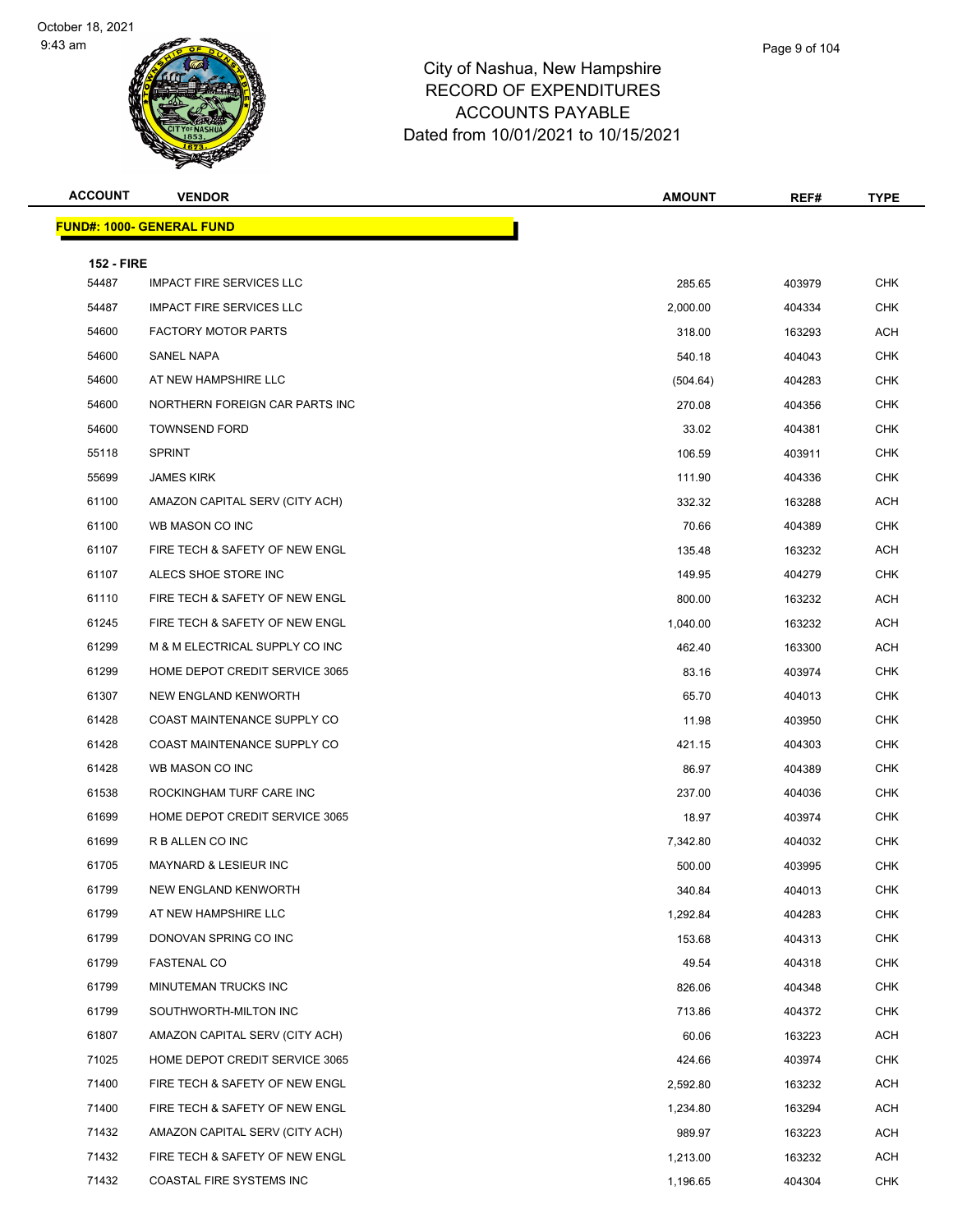# City of Nashua, New Hampshire
## RECORD OF EXPENDITURES
## ACCOUNTS PAYABLE
## Dated from 10/01/2021 to 10/15/2021

October 18, 2021
9:43 am

| ACCOUNT | VENDOR | AMOUNT | REF# | TYPE |
|---|---|---|---|---|
| **FUND#: 1000- GENERAL FUND** | | | | |
| **152 - FIRE** | | | | |
| 54487 | IMPACT FIRE SERVICES LLC | 285.65 | 403979 | CHK |
| 54487 | IMPACT FIRE SERVICES LLC | 2,000.00 | 404334 | CHK |
| 54600 | FACTORY MOTOR PARTS | 318.00 | 163293 | ACH |
| 54600 | SANEL NAPA | 540.18 | 404043 | CHK |
| 54600 | AT NEW HAMPSHIRE LLC | (504.64) | 404283 | CHK |
| 54600 | NORTHERN FOREIGN CAR PARTS INC | 270.08 | 404356 | CHK |
| 54600 | TOWNSEND FORD | 33.02 | 404381 | CHK |
| 55118 | SPRINT | 106.59 | 403911 | CHK |
| 55699 | JAMES KIRK | 111.90 | 404336 | CHK |
| 61100 | AMAZON CAPITAL SERV (CITY ACH) | 332.32 | 163288 | ACH |
| 61100 | WB MASON CO INC | 70.66 | 404389 | CHK |
| 61107 | FIRE TECH & SAFETY OF NEW ENGL | 135.48 | 163232 | ACH |
| 61107 | ALECS SHOE STORE INC | 149.95 | 404279 | CHK |
| 61110 | FIRE TECH & SAFETY OF NEW ENGL | 800.00 | 163232 | ACH |
| 61245 | FIRE TECH & SAFETY OF NEW ENGL | 1,040.00 | 163232 | ACH |
| 61299 | M & M ELECTRICAL SUPPLY CO INC | 462.40 | 163300 | ACH |
| 61299 | HOME DEPOT CREDIT SERVICE 3065 | 83.16 | 403974 | CHK |
| 61307 | NEW ENGLAND KENWORTH | 65.70 | 404013 | CHK |
| 61428 | COAST MAINTENANCE SUPPLY CO | 11.98 | 403950 | CHK |
| 61428 | COAST MAINTENANCE SUPPLY CO | 421.15 | 404303 | CHK |
| 61428 | WB MASON CO INC | 86.97 | 404389 | CHK |
| 61538 | ROCKINGHAM TURF CARE INC | 237.00 | 404036 | CHK |
| 61699 | HOME DEPOT CREDIT SERVICE 3065 | 18.97 | 403974 | CHK |
| 61699 | R B ALLEN CO INC | 7,342.80 | 404032 | CHK |
| 61705 | MAYNARD & LESIEUR INC | 500.00 | 403995 | CHK |
| 61799 | NEW ENGLAND KENWORTH | 340.84 | 404013 | CHK |
| 61799 | AT NEW HAMPSHIRE LLC | 1,292.84 | 404283 | CHK |
| 61799 | DONOVAN SPRING CO INC | 153.68 | 404313 | CHK |
| 61799 | FASTENAL CO | 49.54 | 404318 | CHK |
| 61799 | MINUTEMAN TRUCKS INC | 826.06 | 404348 | CHK |
| 61799 | SOUTHWORTH-MILTON INC | 713.86 | 404372 | CHK |
| 61807 | AMAZON CAPITAL SERV (CITY ACH) | 60.06 | 163223 | ACH |
| 71025 | HOME DEPOT CREDIT SERVICE 3065 | 424.66 | 403974 | CHK |
| 71400 | FIRE TECH & SAFETY OF NEW ENGL | 2,592.80 | 163232 | ACH |
| 71400 | FIRE TECH & SAFETY OF NEW ENGL | 1,234.80 | 163294 | ACH |
| 71432 | AMAZON CAPITAL SERV (CITY ACH) | 989.97 | 163223 | ACH |
| 71432 | FIRE TECH & SAFETY OF NEW ENGL | 1,213.00 | 163232 | ACH |
| 71432 | COASTAL FIRE SYSTEMS INC | 1,196.65 | 404304 | CHK |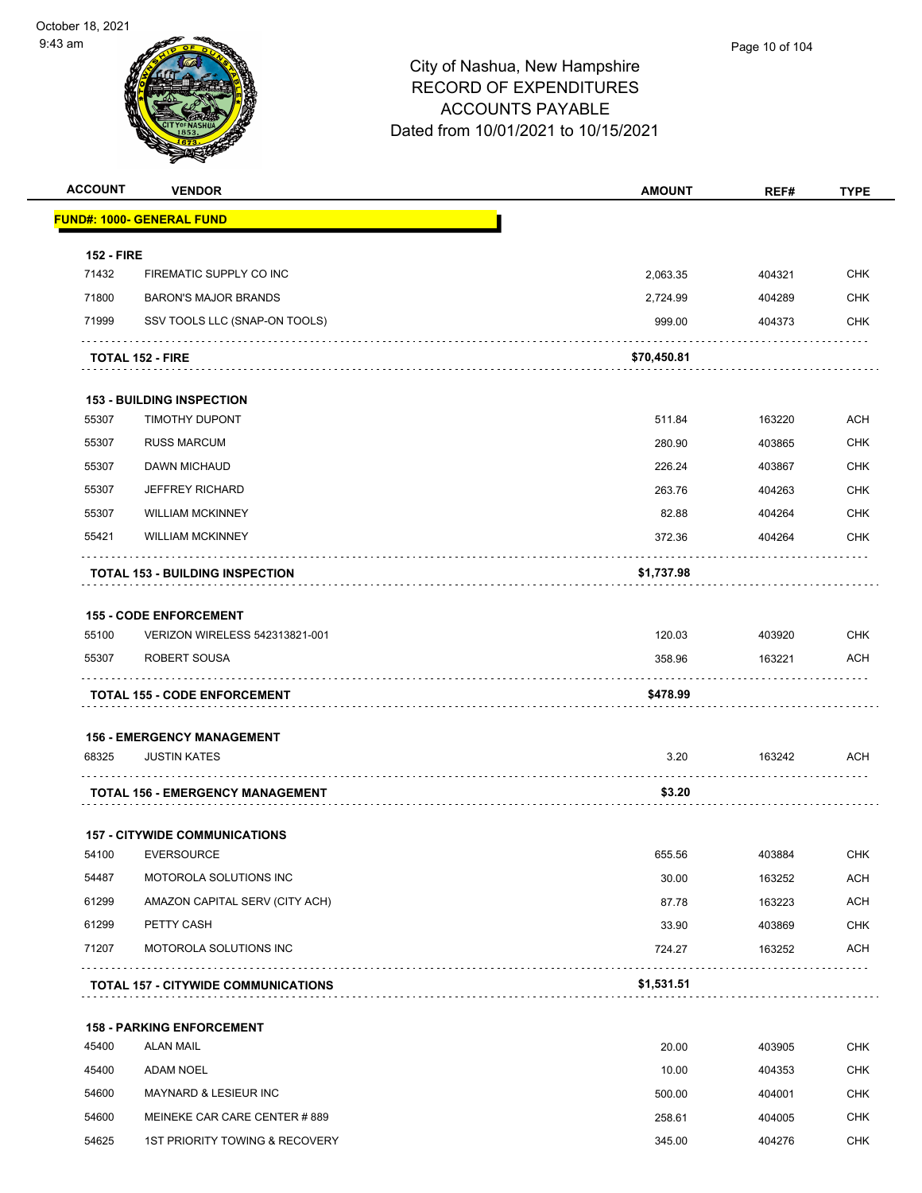City of Nashua, New Hampshire
RECORD OF EXPENDITURES
ACCOUNTS PAYABLE
Dated from 10/01/2021 to 10/15/2021

| ACCOUNT | VENDOR | AMOUNT | REF# | TYPE |
|---|---|---|---|---|
| **FUND#: 1000- GENERAL FUND** | | | | |
| **152 - FIRE** | | | | |
| 71432 | FIREMATIC SUPPLY CO INC | 2,063.35 | 404321 | CHK |
| 71800 | BARON'S MAJOR BRANDS | 2,724.99 | 404289 | CHK |
| 71999 | SSV TOOLS LLC (SNAP-ON TOOLS) | 999.00 | 404373 | CHK |
| **TOTAL 152 - FIRE** | | **$70,450.81** | | |
| **153 - BUILDING INSPECTION** | | | | |
| 55307 | TIMOTHY DUPONT | 511.84 | 163220 | ACH |
| 55307 | RUSS MARCUM | 280.90 | 403865 | CHK |
| 55307 | DAWN MICHAUD | 226.24 | 403867 | CHK |
| 55307 | JEFFREY RICHARD | 263.76 | 404263 | CHK |
| 55307 | WILLIAM MCKINNEY | 82.88 | 404264 | CHK |
| 55421 | WILLIAM MCKINNEY | 372.36 | 404264 | CHK |
| **TOTAL 153 - BUILDING INSPECTION** | | **$1,737.98** | | |
| **155 - CODE ENFORCEMENT** | | | | |
| 55100 | VERIZON WIRELESS 542313821-001 | 120.03 | 403920 | CHK |
| 55307 | ROBERT SOUSA | 358.96 | 163221 | ACH |
| **TOTAL 155 - CODE ENFORCEMENT** | | **$478.99** | | |
| **156 - EMERGENCY MANAGEMENT** | | | | |
| 68325 | JUSTIN KATES | 3.20 | 163242 | ACH |
| **TOTAL 156 - EMERGENCY MANAGEMENT** | | **$3.20** | | |
| **157 - CITYWIDE COMMUNICATIONS** | | | | |
| 54100 | EVERSOURCE | 655.56 | 403884 | CHK |
| 54487 | MOTOROLA SOLUTIONS INC | 30.00 | 163252 | ACH |
| 61299 | AMAZON CAPITAL SERV (CITY ACH) | 87.78 | 163223 | ACH |
| 61299 | PETTY CASH | 33.90 | 403869 | CHK |
| 71207 | MOTOROLA SOLUTIONS INC | 724.27 | 163252 | ACH |
| **TOTAL 157 - CITYWIDE COMMUNICATIONS** | | **$1,531.51** | | |
| **158 - PARKING ENFORCEMENT** | | | | |
| 45400 | ALAN MAIL | 20.00 | 403905 | CHK |
| 45400 | ADAM NOEL | 10.00 | 404353 | CHK |
| 54600 | MAYNARD & LESIEUR INC | 500.00 | 404001 | CHK |
| 54600 | MEINEKE CAR CARE CENTER # 889 | 258.61 | 404005 | CHK |
| 54625 | 1ST PRIORITY TOWING & RECOVERY | 345.00 | 404276 | CHK |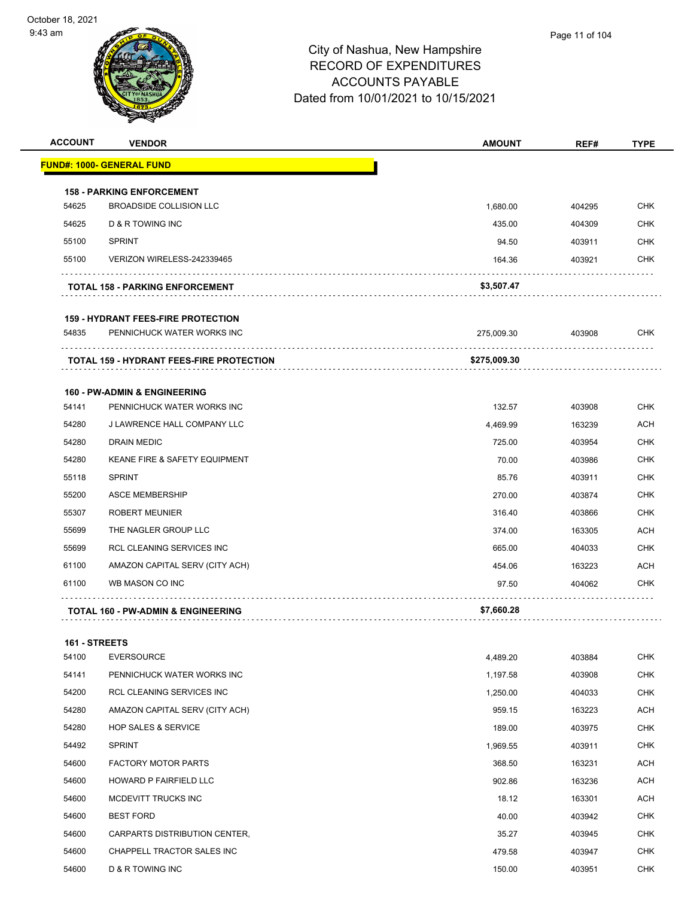# City of Nashua, New Hampshire
## RECORD OF EXPENDITURES
## ACCOUNTS PAYABLE
## Dated from 10/01/2021 to 10/15/2021

| ACCOUNT | VENDOR | AMOUNT | REF# | TYPE |
|---|---|---|---|---|
| **FUND#: 1000- GENERAL FUND** | | | | |
| **158 - PARKING ENFORCEMENT** | | | | |
| 54625 | BROADSIDE COLLISION LLC | 1,680.00 | 404295 | CHK |
| 54625 | D & R TOWING INC | 435.00 | 404309 | CHK |
| 55100 | SPRINT | 94.50 | 403911 | CHK |
| 55100 | VERIZON WIRELESS-242339465 | 164.36 | 403921 | CHK |
| | **TOTAL 158 - PARKING ENFORCEMENT** | **$3,507.47** | | |
| **159 - HYDRANT FEES-FIRE PROTECTION** | | | | |
| 54835 | PENNICHUCK WATER WORKS INC | 275,009.30 | 403908 | CHK |
| | **TOTAL 159 - HYDRANT FEES-FIRE PROTECTION** | **$275,009.30** | | |
| **160 - PW-ADMIN & ENGINEERING** | | | | |
| 54141 | PENNICHUCK WATER WORKS INC | 132.57 | 403908 | CHK |
| 54280 | J LAWRENCE HALL COMPANY LLC | 4,469.99 | 163239 | ACH |
| 54280 | DRAIN MEDIC | 725.00 | 403954 | CHK |
| 54280 | KEANE FIRE & SAFETY EQUIPMENT | 70.00 | 403986 | CHK |
| 55118 | SPRINT | 85.76 | 403911 | CHK |
| 55200 | ASCE MEMBERSHIP | 270.00 | 403874 | CHK |
| 55307 | ROBERT MEUNIER | 316.40 | 403866 | CHK |
| 55699 | THE NAGLER GROUP LLC | 374.00 | 163305 | ACH |
| 55699 | RCL CLEANING SERVICES INC | 665.00 | 404033 | CHK |
| 61100 | AMAZON CAPITAL SERV (CITY ACH) | 454.06 | 163223 | ACH |
| 61100 | WB MASON CO INC | 97.50 | 404062 | CHK |
| | **TOTAL 160 - PW-ADMIN & ENGINEERING** | **$7,660.28** | | |
| **161 - STREETS** | | | | |
| 54100 | EVERSOURCE | 4,489.20 | 403884 | CHK |
| 54141 | PENNICHUCK WATER WORKS INC | 1,197.58 | 403908 | CHK |
| 54200 | RCL CLEANING SERVICES INC | 1,250.00 | 404033 | CHK |
| 54280 | AMAZON CAPITAL SERV (CITY ACH) | 959.15 | 163223 | ACH |
| 54280 | HOP SALES & SERVICE | 189.00 | 403975 | CHK |
| 54492 | SPRINT | 1,969.55 | 403911 | CHK |
| 54600 | FACTORY MOTOR PARTS | 368.50 | 163231 | ACH |
| 54600 | HOWARD P FAIRFIELD LLC | 902.86 | 163236 | ACH |
| 54600 | MCDEVITT TRUCKS INC | 18.12 | 163301 | ACH |
| 54600 | BEST FORD | 40.00 | 403942 | CHK |
| 54600 | CARPARTS DISTRIBUTION CENTER, | 35.27 | 403945 | CHK |
| 54600 | CHAPPELL TRACTOR SALES INC | 479.58 | 403947 | CHK |
| 54600 | D & R TOWING INC | 150.00 | 403951 | CHK |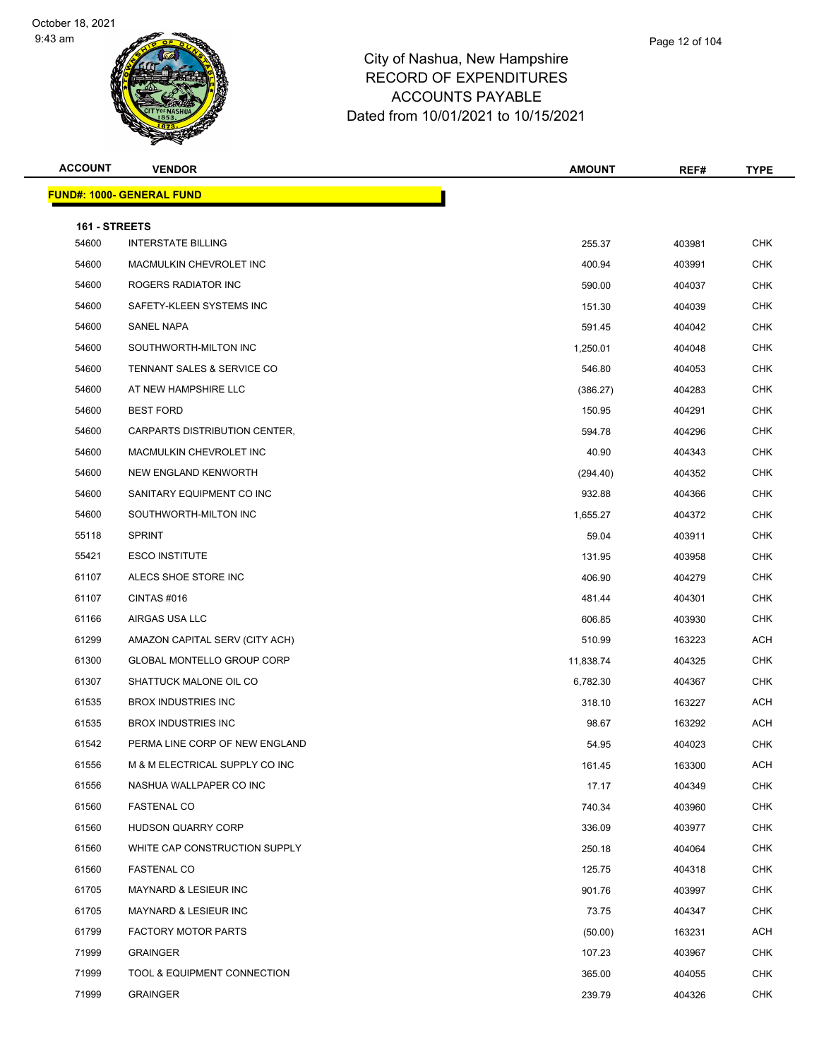City of Nashua, New Hampshire
RECORD OF EXPENDITURES
ACCOUNTS PAYABLE
Dated from 10/01/2021 to 10/15/2021

| ACCOUNT | VENDOR | AMOUNT | REF# | TYPE |
|---|---|---|---|---|

**FUND#: 1000- GENERAL FUND**

**161 - STREETS**

| ACCOUNT | VENDOR | AMOUNT | REF# | TYPE |
|---|---|---|---|---|
| 54600 | INTERSTATE BILLING | 255.37 | 403981 | CHK |
| 54600 | MACMULKIN CHEVROLET INC | 400.94 | 403991 | CHK |
| 54600 | ROGERS RADIATOR INC | 590.00 | 404037 | CHK |
| 54600 | SAFETY-KLEEN SYSTEMS INC | 151.30 | 404039 | CHK |
| 54600 | SANEL NAPA | 591.45 | 404042 | CHK |
| 54600 | SOUTHWORTH-MILTON INC | 1,250.01 | 404048 | CHK |
| 54600 | TENNANT SALES & SERVICE CO | 546.80 | 404053 | CHK |
| 54600 | AT NEW HAMPSHIRE LLC | (386.27) | 404283 | CHK |
| 54600 | BEST FORD | 150.95 | 404291 | CHK |
| 54600 | CARPARTS DISTRIBUTION CENTER, | 594.78 | 404296 | CHK |
| 54600 | MACMULKIN CHEVROLET INC | 40.90 | 404343 | CHK |
| 54600 | NEW ENGLAND KENWORTH | (294.40) | 404352 | CHK |
| 54600 | SANITARY EQUIPMENT CO INC | 932.88 | 404366 | CHK |
| 54600 | SOUTHWORTH-MILTON INC | 1,655.27 | 404372 | CHK |
| 55118 | SPRINT | 59.04 | 403911 | CHK |
| 55421 | ESCO INSTITUTE | 131.95 | 403958 | CHK |
| 61107 | ALECS SHOE STORE INC | 406.90 | 404279 | CHK |
| 61107 | CINTAS #016 | 481.44 | 404301 | CHK |
| 61166 | AIRGAS USA LLC | 606.85 | 403930 | CHK |
| 61299 | AMAZON CAPITAL SERV (CITY ACH) | 510.99 | 163223 | ACH |
| 61300 | GLOBAL MONTELLO GROUP CORP | 11,838.74 | 404325 | CHK |
| 61307 | SHATTUCK MALONE OIL CO | 6,782.30 | 404367 | CHK |
| 61535 | BROX INDUSTRIES INC | 318.10 | 163227 | ACH |
| 61535 | BROX INDUSTRIES INC | 98.67 | 163292 | ACH |
| 61542 | PERMA LINE CORP OF NEW ENGLAND | 54.95 | 404023 | CHK |
| 61556 | M & M ELECTRICAL SUPPLY CO INC | 161.45 | 163300 | ACH |
| 61556 | NASHUA WALLPAPER CO INC | 17.17 | 404349 | CHK |
| 61560 | FASTENAL CO | 740.34 | 403960 | CHK |
| 61560 | HUDSON QUARRY CORP | 336.09 | 403977 | CHK |
| 61560 | WHITE CAP CONSTRUCTION SUPPLY | 250.18 | 404064 | CHK |
| 61560 | FASTENAL CO | 125.75 | 404318 | CHK |
| 61705 | MAYNARD & LESIEUR INC | 901.76 | 403997 | CHK |
| 61705 | MAYNARD & LESIEUR INC | 73.75 | 404347 | CHK |
| 61799 | FACTORY MOTOR PARTS | (50.00) | 163231 | ACH |
| 71999 | GRAINGER | 107.23 | 403967 | CHK |
| 71999 | TOOL & EQUIPMENT CONNECTION | 365.00 | 404055 | CHK |
| 71999 | GRAINGER | 239.79 | 404326 | CHK |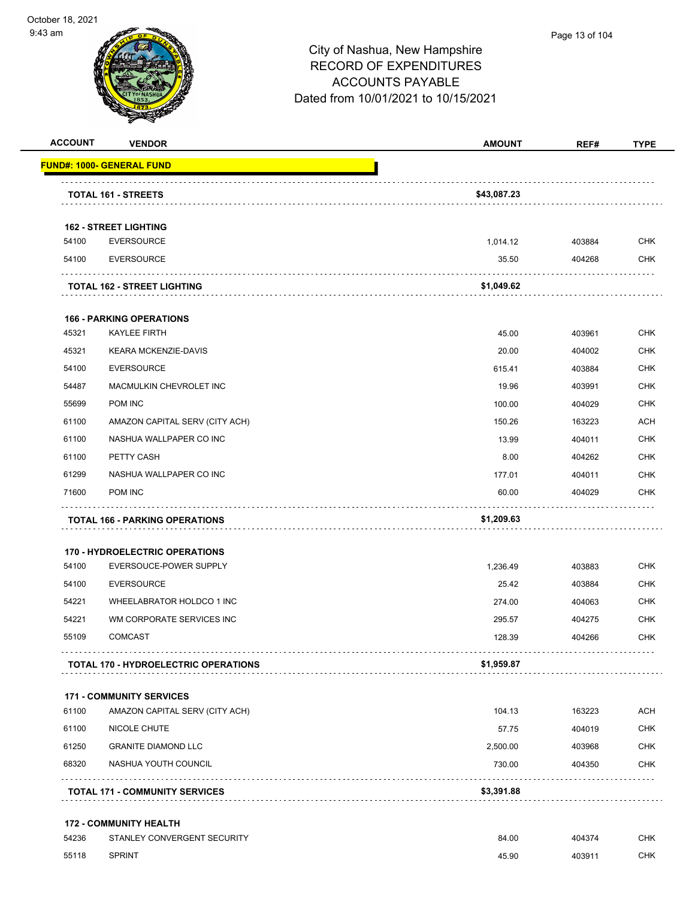# City of Nashua, New Hampshire
## RECORD OF EXPENDITURES
## ACCOUNTS PAYABLE
## Dated from 10/01/2021 to 10/15/2021

October 18, 2021
9:43 am

| ACCOUNT | VENDOR | AMOUNT | REF# | TYPE |
|---|---|---|---|---|
| **FUND#: 1000- GENERAL FUND** | | | | |
| | **TOTAL 161 - STREETS** | **$43,087.23** | | |
| **162 - STREET LIGHTING** | | | | |
| 54100 | EVERSOURCE | 1,014.12 | 403884 | CHK |
| 54100 | EVERSOURCE | 35.50 | 404268 | CHK |
| | **TOTAL 162 - STREET LIGHTING** | **$1,049.62** | | |
| **166 - PARKING OPERATIONS** | | | | |
| 45321 | KAYLEE FIRTH | 45.00 | 403961 | CHK |
| 45321 | KEARA MCKENZIE-DAVIS | 20.00 | 404002 | CHK |
| 54100 | EVERSOURCE | 615.41 | 403884 | CHK |
| 54487 | MACMULKIN CHEVROLET INC | 19.96 | 403991 | CHK |
| 55699 | POM INC | 100.00 | 404029 | CHK |
| 61100 | AMAZON CAPITAL SERV (CITY ACH) | 150.26 | 163223 | ACH |
| 61100 | NASHUA WALLPAPER CO INC | 13.99 | 404011 | CHK |
| 61100 | PETTY CASH | 8.00 | 404262 | CHK |
| 61299 | NASHUA WALLPAPER CO INC | 177.01 | 404011 | CHK |
| 71600 | POM INC | 60.00 | 404029 | CHK |
| | **TOTAL 166 - PARKING OPERATIONS** | **$1,209.63** | | |
| **170 - HYDROELECTRIC OPERATIONS** | | | | |
| 54100 | EVERSOUCE-POWER SUPPLY | 1,236.49 | 403883 | CHK |
| 54100 | EVERSOURCE | 25.42 | 403884 | CHK |
| 54221 | WHEELABRATOR HOLDCO 1 INC | 274.00 | 404063 | CHK |
| 54221 | WM CORPORATE SERVICES INC | 295.57 | 404275 | CHK |
| 55109 | COMCAST | 128.39 | 404266 | CHK |
| | **TOTAL 170 - HYDROELECTRIC OPERATIONS** | **$1,959.87** | | |
| **171 - COMMUNITY SERVICES** | | | | |
| 61100 | AMAZON CAPITAL SERV (CITY ACH) | 104.13 | 163223 | ACH |
| 61100 | NICOLE CHUTE | 57.75 | 404019 | CHK |
| 61250 | GRANITE DIAMOND LLC | 2,500.00 | 403968 | CHK |
| 68320 | NASHUA YOUTH COUNCIL | 730.00 | 404350 | CHK |
| | **TOTAL 171 - COMMUNITY SERVICES** | **$3,391.88** | | |
| **172 - COMMUNITY HEALTH** | | | | |
| 54236 | STANLEY CONVERGENT SECURITY | 84.00 | 404374 | CHK |
| 55118 | SPRINT | 45.90 | 403911 | CHK |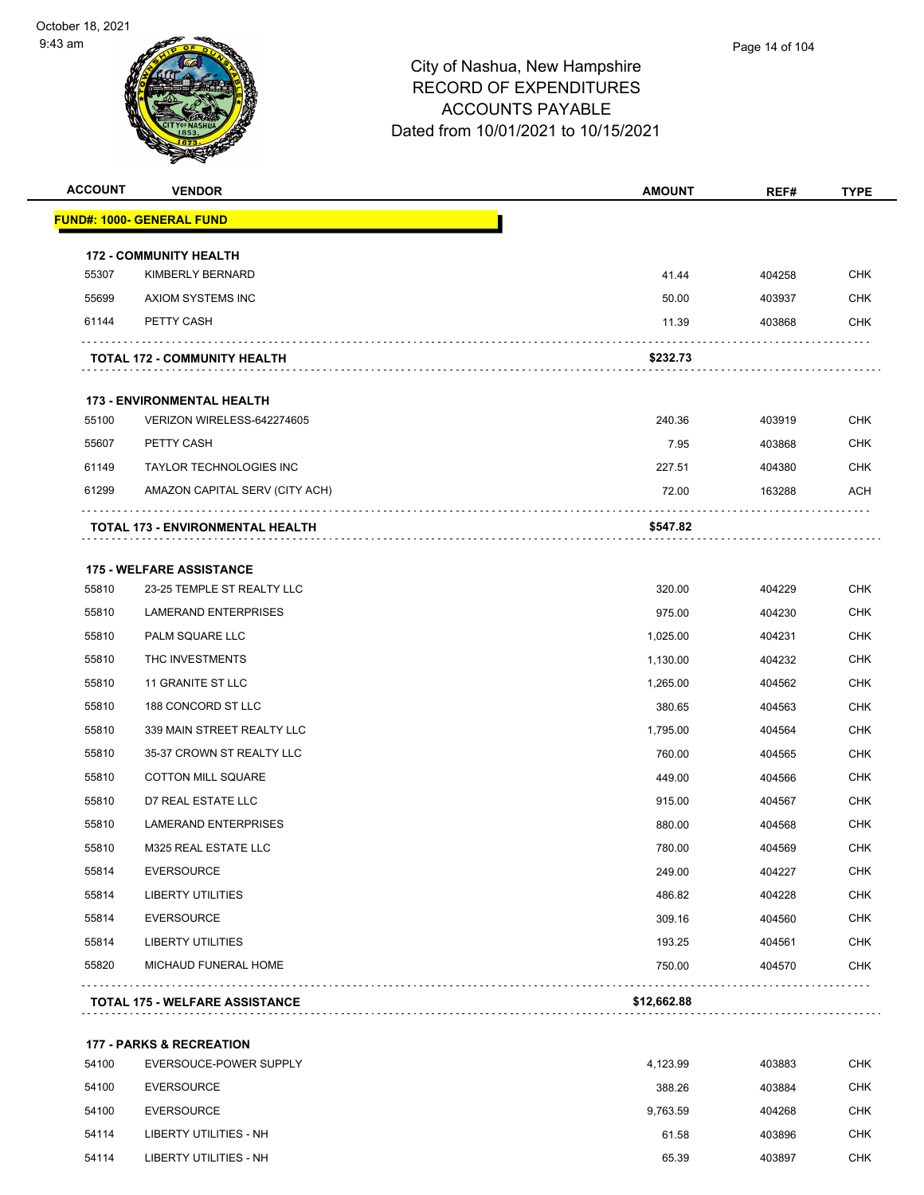# City of Nashua, New Hampshire
## RECORD OF EXPENDITURES
## ACCOUNTS PAYABLE
## Dated from 10/01/2021 to 10/15/2021

| ACCOUNT | VENDOR | AMOUNT | REF# | TYPE |
|---|---|---|---|---|
| **FUND#: 1000- GENERAL FUND** | | | | |
| **172 - COMMUNITY HEALTH** | | | | |
| 55307 | KIMBERLY BERNARD | 41.44 | 404258 | CHK |
| 55699 | AXIOM SYSTEMS INC | 50.00 | 403937 | CHK |
| 61144 | PETTY CASH | 11.39 | 403868 | CHK |
| | **TOTAL 172 - COMMUNITY HEALTH** | **$232.73** | | |
| **173 - ENVIRONMENTAL HEALTH** | | | | |
| 55100 | VERIZON WIRELESS-642274605 | 240.36 | 403919 | CHK |
| 55607 | PETTY CASH | 7.95 | 403868 | CHK |
| 61149 | TAYLOR TECHNOLOGIES INC | 227.51 | 404380 | CHK |
| 61299 | AMAZON CAPITAL SERV (CITY ACH) | 72.00 | 163288 | ACH |
| | **TOTAL 173 - ENVIRONMENTAL HEALTH** | **$547.82** | | |
| **175 - WELFARE ASSISTANCE** | | | | |
| 55810 | 23-25 TEMPLE ST REALTY LLC | 320.00 | 404229 | CHK |
| 55810 | LAMERAND ENTERPRISES | 975.00 | 404230 | CHK |
| 55810 | PALM SQUARE LLC | 1,025.00 | 404231 | CHK |
| 55810 | THC INVESTMENTS | 1,130.00 | 404232 | CHK |
| 55810 | 11 GRANITE ST LLC | 1,265.00 | 404562 | CHK |
| 55810 | 188 CONCORD ST LLC | 380.65 | 404563 | CHK |
| 55810 | 339 MAIN STREET REALTY LLC | 1,795.00 | 404564 | CHK |
| 55810 | 35-37 CROWN ST REALTY LLC | 760.00 | 404565 | CHK |
| 55810 | COTTON MILL SQUARE | 449.00 | 404566 | CHK |
| 55810 | D7 REAL ESTATE LLC | 915.00 | 404567 | CHK |
| 55810 | LAMERAND ENTERPRISES | 880.00 | 404568 | CHK |
| 55810 | M325 REAL ESTATE LLC | 780.00 | 404569 | CHK |
| 55814 | EVERSOURCE | 249.00 | 404227 | CHK |
| 55814 | LIBERTY UTILITIES | 486.82 | 404228 | CHK |
| 55814 | EVERSOURCE | 309.16 | 404560 | CHK |
| 55814 | LIBERTY UTILITIES | 193.25 | 404561 | CHK |
| 55820 | MICHAUD FUNERAL HOME | 750.00 | 404570 | CHK |
| | **TOTAL 175 - WELFARE ASSISTANCE** | **$12,662.88** | | |
| **177 - PARKS & RECREATION** | | | | |
| 54100 | EVERSOUCE-POWER SUPPLY | 4,123.99 | 403883 | CHK |
| 54100 | EVERSOURCE | 388.26 | 403884 | CHK |
| 54100 | EVERSOURCE | 9,763.59 | 404268 | CHK |
| 54114 | LIBERTY UTILITIES - NH | 61.58 | 403896 | CHK |
| 54114 | LIBERTY UTILITIES - NH | 65.39 | 403897 | CHK |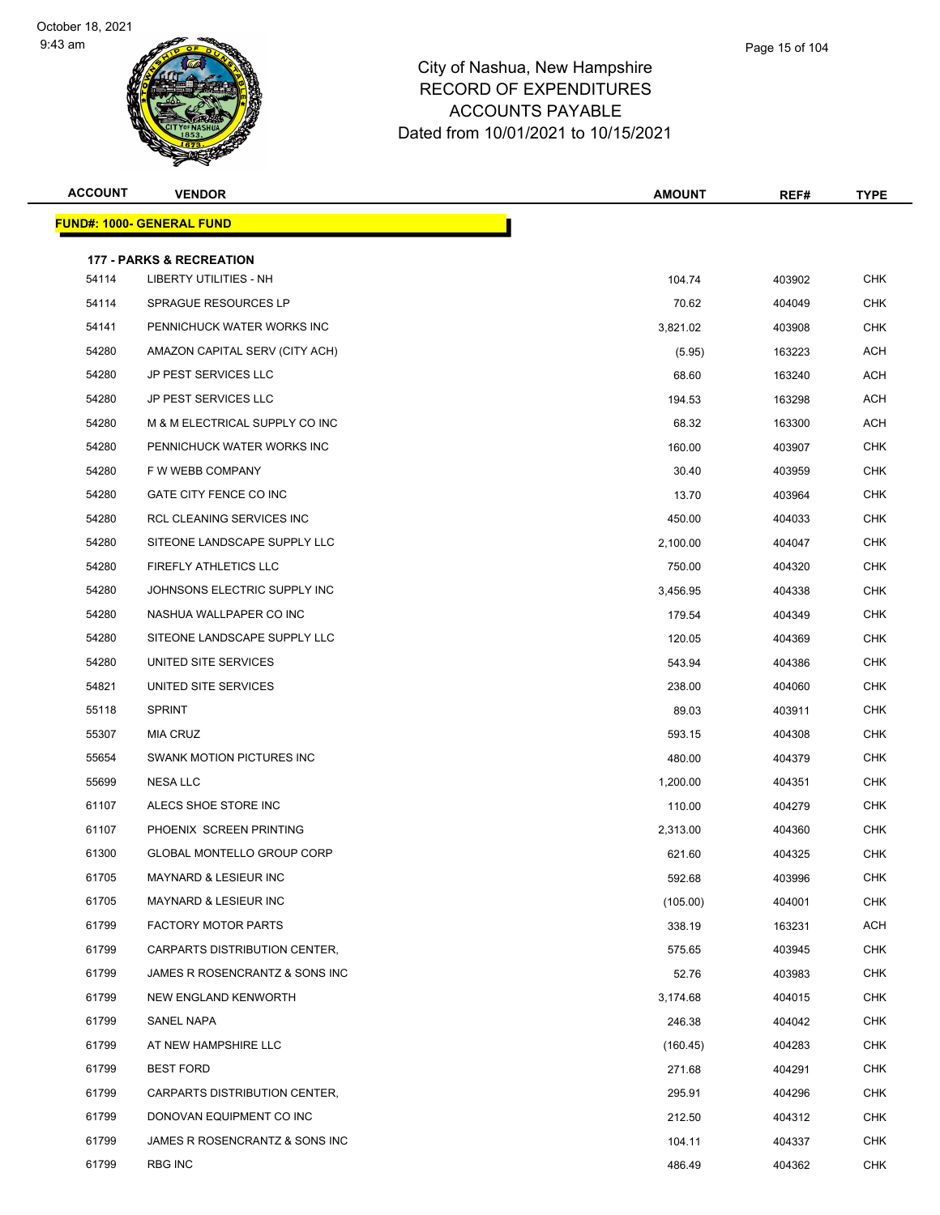# City of Nashua, New Hampshire
## RECORD OF EXPENDITURES
## ACCOUNTS PAYABLE
## Dated from 10/01/2021 to 10/15/2021

| ACCOUNT | VENDOR | AMOUNT | REF# | TYPE |
|---|---|---|---|---|
| **FUND#: 1000- GENERAL FUND** | | | | |
| **177 - PARKS & RECREATION** | | | | |
| 54114 | LIBERTY UTILITIES - NH | 104.74 | 403902 | CHK |
| 54114 | SPRAGUE RESOURCES LP | 70.62 | 404049 | CHK |
| 54141 | PENNICHUCK WATER WORKS INC | 3,821.02 | 403908 | CHK |
| 54280 | AMAZON CAPITAL SERV (CITY ACH) | (5.95) | 163223 | ACH |
| 54280 | JP PEST SERVICES LLC | 68.60 | 163240 | ACH |
| 54280 | JP PEST SERVICES LLC | 194.53 | 163298 | ACH |
| 54280 | M & M ELECTRICAL SUPPLY CO INC | 68.32 | 163300 | ACH |
| 54280 | PENNICHUCK WATER WORKS INC | 160.00 | 403907 | CHK |
| 54280 | F W WEBB COMPANY | 30.40 | 403959 | CHK |
| 54280 | GATE CITY FENCE CO INC | 13.70 | 403964 | CHK |
| 54280 | RCL CLEANING SERVICES INC | 450.00 | 404033 | CHK |
| 54280 | SITEONE LANDSCAPE SUPPLY LLC | 2,100.00 | 404047 | CHK |
| 54280 | FIREFLY ATHLETICS LLC | 750.00 | 404320 | CHK |
| 54280 | JOHNSONS ELECTRIC SUPPLY INC | 3,456.95 | 404338 | CHK |
| 54280 | NASHUA WALLPAPER CO INC | 179.54 | 404349 | CHK |
| 54280 | SITEONE LANDSCAPE SUPPLY LLC | 120.05 | 404369 | CHK |
| 54280 | UNITED SITE SERVICES | 543.94 | 404386 | CHK |
| 54821 | UNITED SITE SERVICES | 238.00 | 404060 | CHK |
| 55118 | SPRINT | 89.03 | 403911 | CHK |
| 55307 | MIA CRUZ | 593.15 | 404308 | CHK |
| 55654 | SWANK MOTION PICTURES INC | 480.00 | 404379 | CHK |
| 55699 | NESA LLC | 1,200.00 | 404351 | CHK |
| 61107 | ALECS SHOE STORE INC | 110.00 | 404279 | CHK |
| 61107 | PHOENIX SCREEN PRINTING | 2,313.00 | 404360 | CHK |
| 61300 | GLOBAL MONTELLO GROUP CORP | 621.60 | 404325 | CHK |
| 61705 | MAYNARD & LESIEUR INC | 592.68 | 403996 | CHK |
| 61705 | MAYNARD & LESIEUR INC | (105.00) | 404001 | CHK |
| 61799 | FACTORY MOTOR PARTS | 338.19 | 163231 | ACH |
| 61799 | CARPARTS DISTRIBUTION CENTER, | 575.65 | 403945 | CHK |
| 61799 | JAMES R ROSENCRANTZ & SONS INC | 52.76 | 403983 | CHK |
| 61799 | NEW ENGLAND KENWORTH | 3,174.68 | 404015 | CHK |
| 61799 | SANEL NAPA | 246.38 | 404042 | CHK |
| 61799 | AT NEW HAMPSHIRE LLC | (160.45) | 404283 | CHK |
| 61799 | BEST FORD | 271.68 | 404291 | CHK |
| 61799 | CARPARTS DISTRIBUTION CENTER, | 295.91 | 404296 | CHK |
| 61799 | DONOVAN EQUIPMENT CO INC | 212.50 | 404312 | CHK |
| 61799 | JAMES R ROSENCRANTZ & SONS INC | 104.11 | 404337 | CHK |
| 61799 | RBG INC | 486.49 | 404362 | CHK |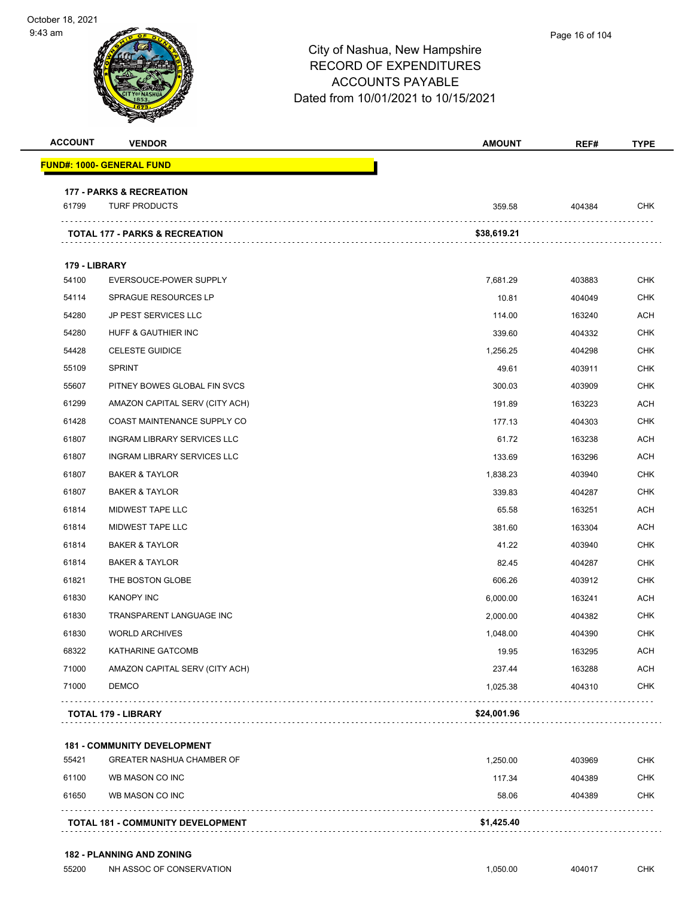City of Nashua, New Hampshire
RECORD OF EXPENDITURES
ACCOUNTS PAYABLE
Dated from 10/01/2021 to 10/15/2021

| ACCOUNT | VENDOR | AMOUNT | REF# | TYPE |
|---|---|---|---|---|
| **FUND#: 1000- GENERAL FUND** | | | | |
| **177 - PARKS & RECREATION** | | | | |
| 61799 | TURF PRODUCTS | 359.58 | 404384 | CHK |
| | **TOTAL 177 - PARKS & RECREATION** | **$38,619.21** | | |
| **179 - LIBRARY** | | | | |
| 54100 | EVERSOUCE-POWER SUPPLY | 7,681.29 | 403883 | CHK |
| 54114 | SPRAGUE RESOURCES LP | 10.81 | 404049 | CHK |
| 54280 | JP PEST SERVICES LLC | 114.00 | 163240 | ACH |
| 54280 | HUFF & GAUTHIER INC | 339.60 | 404332 | CHK |
| 54428 | CELESTE GUIDICE | 1,256.25 | 404298 | CHK |
| 55109 | SPRINT | 49.61 | 403911 | CHK |
| 55607 | PITNEY BOWES GLOBAL FIN SVCS | 300.03 | 403909 | CHK |
| 61299 | AMAZON CAPITAL SERV (CITY ACH) | 191.89 | 163223 | ACH |
| 61428 | COAST MAINTENANCE SUPPLY CO | 177.13 | 404303 | CHK |
| 61807 | INGRAM LIBRARY SERVICES LLC | 61.72 | 163238 | ACH |
| 61807 | INGRAM LIBRARY SERVICES LLC | 133.69 | 163296 | ACH |
| 61807 | BAKER & TAYLOR | 1,838.23 | 403940 | CHK |
| 61807 | BAKER & TAYLOR | 339.83 | 404287 | CHK |
| 61814 | MIDWEST TAPE LLC | 65.58 | 163251 | ACH |
| 61814 | MIDWEST TAPE LLC | 381.60 | 163304 | ACH |
| 61814 | BAKER & TAYLOR | 41.22 | 403940 | CHK |
| 61814 | BAKER & TAYLOR | 82.45 | 404287 | CHK |
| 61821 | THE BOSTON GLOBE | 606.26 | 403912 | CHK |
| 61830 | KANOPY INC | 6,000.00 | 163241 | ACH |
| 61830 | TRANSPARENT LANGUAGE INC | 2,000.00 | 404382 | CHK |
| 61830 | WORLD ARCHIVES | 1,048.00 | 404390 | CHK |
| 68322 | KATHARINE GATCOMB | 19.95 | 163295 | ACH |
| 71000 | AMAZON CAPITAL SERV (CITY ACH) | 237.44 | 163288 | ACH |
| 71000 | DEMCO | 1,025.38 | 404310 | CHK |
| | **TOTAL 179 - LIBRARY** | **$24,001.96** | | |
| **181 - COMMUNITY DEVELOPMENT** | | | | |
| 55421 | GREATER NASHUA CHAMBER OF | 1,250.00 | 403969 | CHK |
| 61100 | WB MASON CO INC | 117.34 | 404389 | CHK |
| 61650 | WB MASON CO INC | 58.06 | 404389 | CHK |
| | **TOTAL 181 - COMMUNITY DEVELOPMENT** | **$1,425.40** | | |
| **182 - PLANNING AND ZONING** | | | | |
| 55200 | NH ASSOC OF CONSERVATION | 1,050.00 | 404017 | CHK |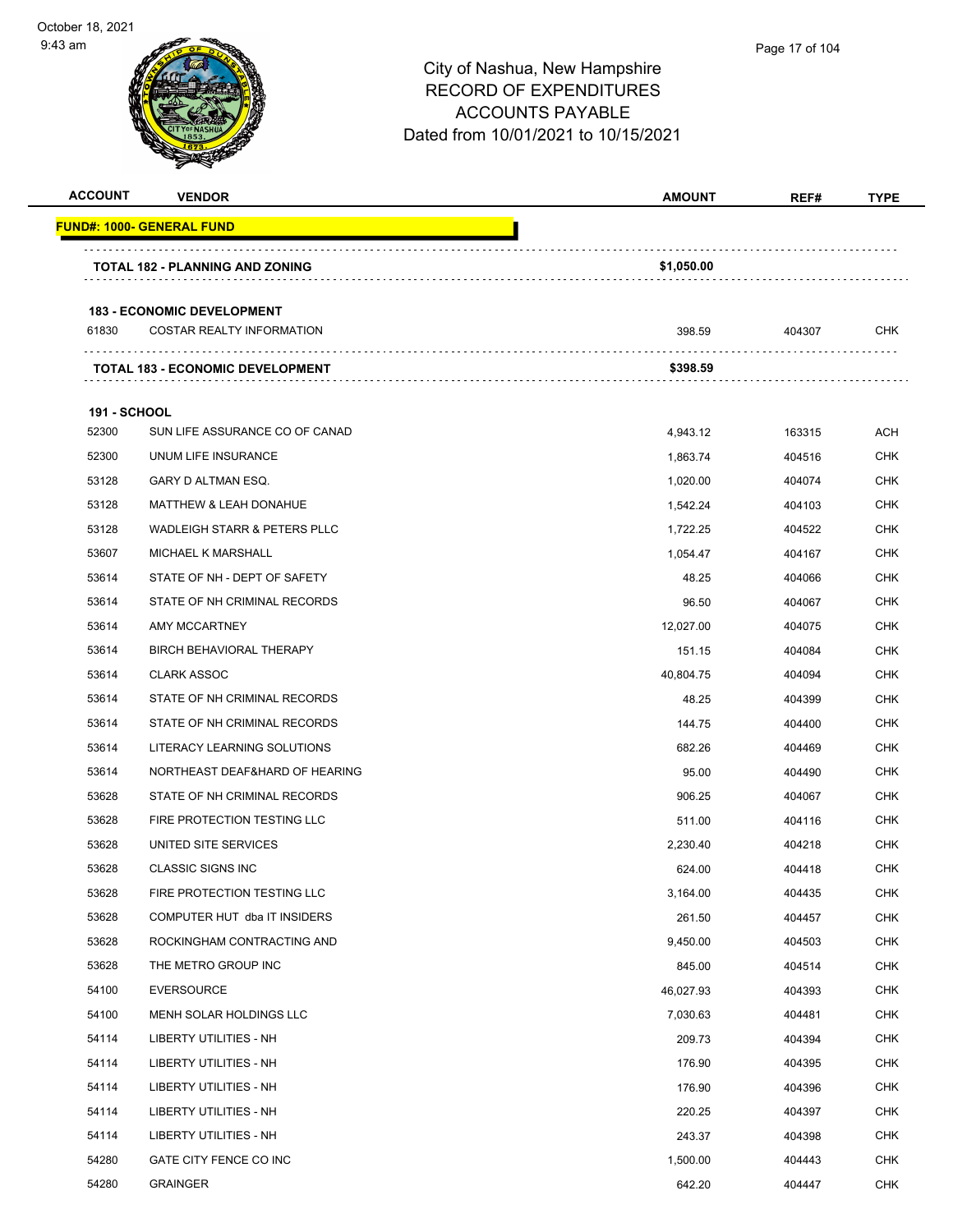# City of Nashua, New Hampshire
## RECORD OF EXPENDITURES
## ACCOUNTS PAYABLE
## Dated from 10/01/2021 to 10/15/2021

| ACCOUNT | VENDOR | AMOUNT | REF# | TYPE |
|---|---|---|---|---|
| **FUND#: 1000- GENERAL FUND** | | | | |
| | **TOTAL 182 - PLANNING AND ZONING** | **$1,050.00** | | |
| **183 - ECONOMIC DEVELOPMENT** | | | | |
| 61830 | COSTAR REALTY INFORMATION | 398.59 | 404307 | CHK |
| | **TOTAL 183 - ECONOMIC DEVELOPMENT** | **$398.59** | | |
| **191 - SCHOOL** | | | | |
| 52300 | SUN LIFE ASSURANCE CO OF CANAD | 4,943.12 | 163315 | ACH |
| 52300 | UNUM LIFE INSURANCE | 1,863.74 | 404516 | CHK |
| 53128 | GARY D ALTMAN ESQ. | 1,020.00 | 404074 | CHK |
| 53128 | MATTHEW & LEAH DONAHUE | 1,542.24 | 404103 | CHK |
| 53128 | WADLEIGH STARR & PETERS PLLC | 1,722.25 | 404522 | CHK |
| 53607 | MICHAEL K MARSHALL | 1,054.47 | 404167 | CHK |
| 53614 | STATE OF NH - DEPT OF SAFETY | 48.25 | 404066 | CHK |
| 53614 | STATE OF NH CRIMINAL RECORDS | 96.50 | 404067 | CHK |
| 53614 | AMY MCCARTNEY | 12,027.00 | 404075 | CHK |
| 53614 | BIRCH BEHAVIORAL THERAPY | 151.15 | 404084 | CHK |
| 53614 | CLARK ASSOC | 40,804.75 | 404094 | CHK |
| 53614 | STATE OF NH CRIMINAL RECORDS | 48.25 | 404399 | CHK |
| 53614 | STATE OF NH CRIMINAL RECORDS | 144.75 | 404400 | CHK |
| 53614 | LITERACY LEARNING SOLUTIONS | 682.26 | 404469 | CHK |
| 53614 | NORTHEAST DEAF&HARD OF HEARING | 95.00 | 404490 | CHK |
| 53628 | STATE OF NH CRIMINAL RECORDS | 906.25 | 404067 | CHK |
| 53628 | FIRE PROTECTION TESTING LLC | 511.00 | 404116 | CHK |
| 53628 | UNITED SITE SERVICES | 2,230.40 | 404218 | CHK |
| 53628 | CLASSIC SIGNS INC | 624.00 | 404418 | CHK |
| 53628 | FIRE PROTECTION TESTING LLC | 3,164.00 | 404435 | CHK |
| 53628 | COMPUTER HUT dba IT INSIDERS | 261.50 | 404457 | CHK |
| 53628 | ROCKINGHAM CONTRACTING AND | 9,450.00 | 404503 | CHK |
| 53628 | THE METRO GROUP INC | 845.00 | 404514 | CHK |
| 54100 | EVERSOURCE | 46,027.93 | 404393 | CHK |
| 54100 | MENH SOLAR HOLDINGS LLC | 7,030.63 | 404481 | CHK |
| 54114 | LIBERTY UTILITIES - NH | 209.73 | 404394 | CHK |
| 54114 | LIBERTY UTILITIES - NH | 176.90 | 404395 | CHK |
| 54114 | LIBERTY UTILITIES - NH | 176.90 | 404396 | CHK |
| 54114 | LIBERTY UTILITIES - NH | 220.25 | 404397 | CHK |
| 54114 | LIBERTY UTILITIES - NH | 243.37 | 404398 | CHK |
| 54280 | GATE CITY FENCE CO INC | 1,500.00 | 404443 | CHK |
| 54280 | GRAINGER | 642.20 | 404447 | CHK |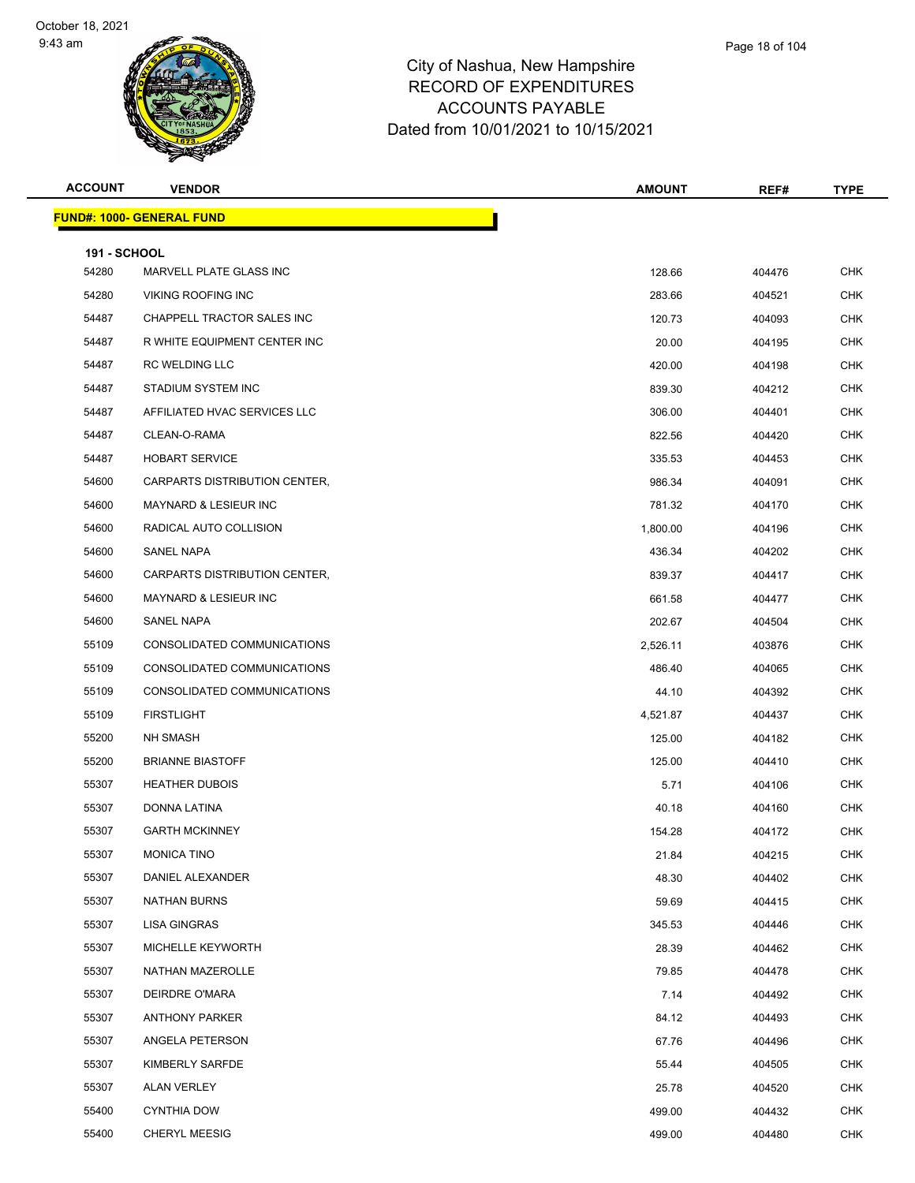# City of Nashua, New Hampshire
## RECORD OF EXPENDITURES
## ACCOUNTS PAYABLE
## Dated from 10/01/2021 to 10/15/2021

| ACCOUNT | VENDOR | AMOUNT | REF# | TYPE |
|---|---|---|---|---|
| **FUND#: 1000- GENERAL FUND** | | | | |
| **191 - SCHOOL** | | | | |
| 54280 | MARVELL PLATE GLASS INC | 128.66 | 404476 | CHK |
| 54280 | VIKING ROOFING INC | 283.66 | 404521 | CHK |
| 54487 | CHAPPELL TRACTOR SALES INC | 120.73 | 404093 | CHK |
| 54487 | R WHITE EQUIPMENT CENTER INC | 20.00 | 404195 | CHK |
| 54487 | RC WELDING LLC | 420.00 | 404198 | CHK |
| 54487 | STADIUM SYSTEM INC | 839.30 | 404212 | CHK |
| 54487 | AFFILIATED HVAC SERVICES LLC | 306.00 | 404401 | CHK |
| 54487 | CLEAN-O-RAMA | 822.56 | 404420 | CHK |
| 54487 | HOBART SERVICE | 335.53 | 404453 | CHK |
| 54600 | CARPARTS DISTRIBUTION CENTER, | 986.34 | 404091 | CHK |
| 54600 | MAYNARD & LESIEUR INC | 781.32 | 404170 | CHK |
| 54600 | RADICAL AUTO COLLISION | 1,800.00 | 404196 | CHK |
| 54600 | SANEL NAPA | 436.34 | 404202 | CHK |
| 54600 | CARPARTS DISTRIBUTION CENTER, | 839.37 | 404417 | CHK |
| 54600 | MAYNARD & LESIEUR INC | 661.58 | 404477 | CHK |
| 54600 | SANEL NAPA | 202.67 | 404504 | CHK |
| 55109 | CONSOLIDATED COMMUNICATIONS | 2,526.11 | 403876 | CHK |
| 55109 | CONSOLIDATED COMMUNICATIONS | 486.40 | 404065 | CHK |
| 55109 | CONSOLIDATED COMMUNICATIONS | 44.10 | 404392 | CHK |
| 55109 | FIRSTLIGHT | 4,521.87 | 404437 | CHK |
| 55200 | NH SMASH | 125.00 | 404182 | CHK |
| 55200 | BRIANNE BIASTOFF | 125.00 | 404410 | CHK |
| 55307 | HEATHER DUBOIS | 5.71 | 404106 | CHK |
| 55307 | DONNA LATINA | 40.18 | 404160 | CHK |
| 55307 | GARTH MCKINNEY | 154.28 | 404172 | CHK |
| 55307 | MONICA TINO | 21.84 | 404215 | CHK |
| 55307 | DANIEL ALEXANDER | 48.30 | 404402 | CHK |
| 55307 | NATHAN BURNS | 59.69 | 404415 | CHK |
| 55307 | LISA GINGRAS | 345.53 | 404446 | CHK |
| 55307 | MICHELLE KEYWORTH | 28.39 | 404462 | CHK |
| 55307 | NATHAN MAZEROLLE | 79.85 | 404478 | CHK |
| 55307 | DEIRDRE O'MARA | 7.14 | 404492 | CHK |
| 55307 | ANTHONY PARKER | 84.12 | 404493 | CHK |
| 55307 | ANGELA PETERSON | 67.76 | 404496 | CHK |
| 55307 | KIMBERLY SARFDE | 55.44 | 404505 | CHK |
| 55307 | ALAN VERLEY | 25.78 | 404520 | CHK |
| 55400 | CYNTHIA DOW | 499.00 | 404432 | CHK |
| 55400 | CHERYL MEESIG | 499.00 | 404480 | CHK |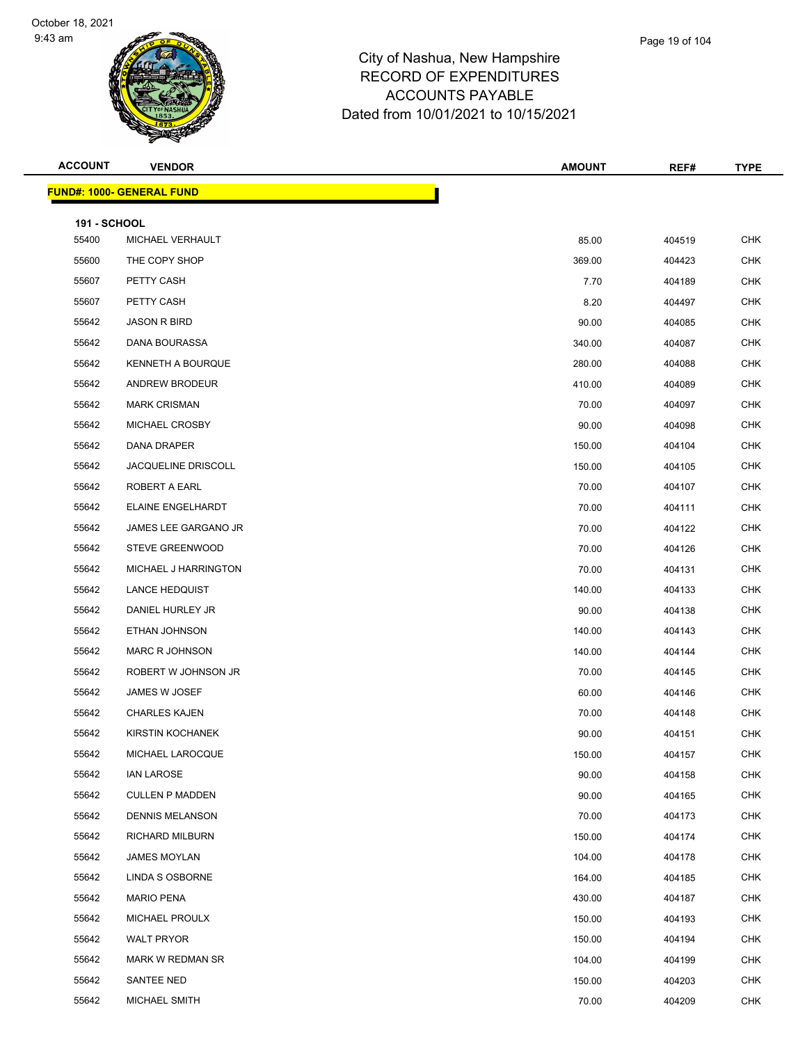# City of Nashua, New Hampshire
## RECORD OF EXPENDITURES
## ACCOUNTS PAYABLE
## Dated from 10/01/2021 to 10/15/2021

| ACCOUNT | VENDOR | AMOUNT | REF# | TYPE |
|---|---|---|---|---|
| **FUND#: 1000- GENERAL FUND** | | | | |
| **191 - SCHOOL** | | | | |
| 55400 | MICHAEL VERHAULT | 85.00 | 404519 | CHK |
| 55600 | THE COPY SHOP | 369.00 | 404423 | CHK |
| 55607 | PETTY CASH | 7.70 | 404189 | CHK |
| 55607 | PETTY CASH | 8.20 | 404497 | CHK |
| 55642 | JASON R BIRD | 90.00 | 404085 | CHK |
| 55642 | DANA BOURASSA | 340.00 | 404087 | CHK |
| 55642 | KENNETH A BOURQUE | 280.00 | 404088 | CHK |
| 55642 | ANDREW BRODEUR | 410.00 | 404089 | CHK |
| 55642 | MARK CRISMAN | 70.00 | 404097 | CHK |
| 55642 | MICHAEL CROSBY | 90.00 | 404098 | CHK |
| 55642 | DANA DRAPER | 150.00 | 404104 | CHK |
| 55642 | JACQUELINE DRISCOLL | 150.00 | 404105 | CHK |
| 55642 | ROBERT A EARL | 70.00 | 404107 | CHK |
| 55642 | ELAINE ENGELHARDT | 70.00 | 404111 | CHK |
| 55642 | JAMES LEE GARGANO JR | 70.00 | 404122 | CHK |
| 55642 | STEVE GREENWOOD | 70.00 | 404126 | CHK |
| 55642 | MICHAEL J HARRINGTON | 70.00 | 404131 | CHK |
| 55642 | LANCE HEDQUIST | 140.00 | 404133 | CHK |
| 55642 | DANIEL HURLEY JR | 90.00 | 404138 | CHK |
| 55642 | ETHAN JOHNSON | 140.00 | 404143 | CHK |
| 55642 | MARC R JOHNSON | 140.00 | 404144 | CHK |
| 55642 | ROBERT W JOHNSON JR | 70.00 | 404145 | CHK |
| 55642 | JAMES W JOSEF | 60.00 | 404146 | CHK |
| 55642 | CHARLES KAJEN | 70.00 | 404148 | CHK |
| 55642 | KIRSTIN KOCHANEK | 90.00 | 404151 | CHK |
| 55642 | MICHAEL LAROCQUE | 150.00 | 404157 | CHK |
| 55642 | IAN LAROSE | 90.00 | 404158 | CHK |
| 55642 | CULLEN P MADDEN | 90.00 | 404165 | CHK |
| 55642 | DENNIS MELANSON | 70.00 | 404173 | CHK |
| 55642 | RICHARD MILBURN | 150.00 | 404174 | CHK |
| 55642 | JAMES MOYLAN | 104.00 | 404178 | CHK |
| 55642 | LINDA S OSBORNE | 164.00 | 404185 | CHK |
| 55642 | MARIO PENA | 430.00 | 404187 | CHK |
| 55642 | MICHAEL PROULX | 150.00 | 404193 | CHK |
| 55642 | WALT PRYOR | 150.00 | 404194 | CHK |
| 55642 | MARK W REDMAN SR | 104.00 | 404199 | CHK |
| 55642 | SANTEE NED | 150.00 | 404203 | CHK |
| 55642 | MICHAEL SMITH | 70.00 | 404209 | CHK |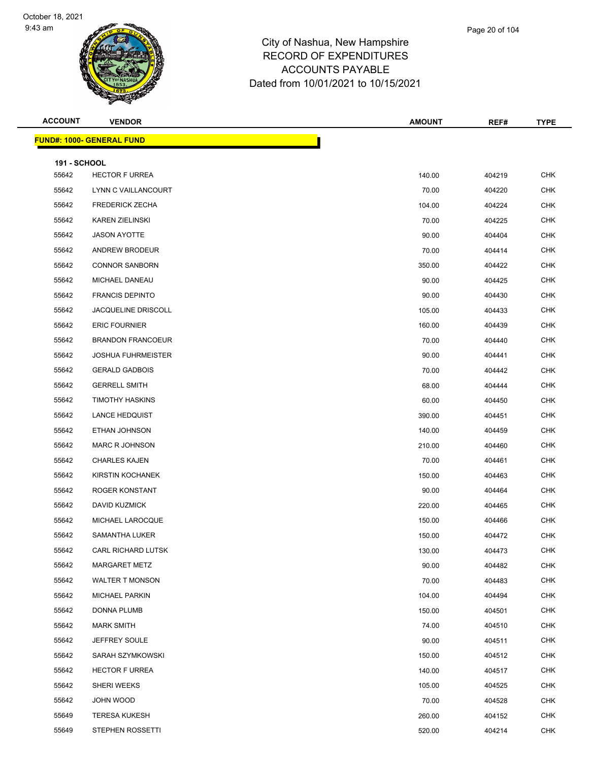# City of Nashua, New Hampshire
## RECORD OF EXPENDITURES
## ACCOUNTS PAYABLE
## Dated from 10/01/2021 to 10/15/2021

| ACCOUNT | VENDOR | AMOUNT | REF# | TYPE |
|---|---|---|---|---|
| **FUND#: 1000- GENERAL FUND** | | | | |
| **191 - SCHOOL** | | | | |
| 55642 | HECTOR F URREA | 140.00 | 404219 | CHK |
| 55642 | LYNN C VAILLANCOURT | 70.00 | 404220 | CHK |
| 55642 | FREDERICK ZECHA | 104.00 | 404224 | CHK |
| 55642 | KAREN ZIELINSKI | 70.00 | 404225 | CHK |
| 55642 | JASON AYOTTE | 90.00 | 404404 | CHK |
| 55642 | ANDREW BRODEUR | 70.00 | 404414 | CHK |
| 55642 | CONNOR SANBORN | 350.00 | 404422 | CHK |
| 55642 | MICHAEL DANEAU | 90.00 | 404425 | CHK |
| 55642 | FRANCIS DEPINTO | 90.00 | 404430 | CHK |
| 55642 | JACQUELINE DRISCOLL | 105.00 | 404433 | CHK |
| 55642 | ERIC FOURNIER | 160.00 | 404439 | CHK |
| 55642 | BRANDON FRANCOEUR | 70.00 | 404440 | CHK |
| 55642 | JOSHUA FUHRMEISTER | 90.00 | 404441 | CHK |
| 55642 | GERALD GADBOIS | 70.00 | 404442 | CHK |
| 55642 | GERRELL SMITH | 68.00 | 404444 | CHK |
| 55642 | TIMOTHY HASKINS | 60.00 | 404450 | CHK |
| 55642 | LANCE HEDQUIST | 390.00 | 404451 | CHK |
| 55642 | ETHAN JOHNSON | 140.00 | 404459 | CHK |
| 55642 | MARC R JOHNSON | 210.00 | 404460 | CHK |
| 55642 | CHARLES KAJEN | 70.00 | 404461 | CHK |
| 55642 | KIRSTIN KOCHANEK | 150.00 | 404463 | CHK |
| 55642 | ROGER KONSTANT | 90.00 | 404464 | CHK |
| 55642 | DAVID KUZMICK | 220.00 | 404465 | CHK |
| 55642 | MICHAEL LAROCQUE | 150.00 | 404466 | CHK |
| 55642 | SAMANTHA LUKER | 150.00 | 404472 | CHK |
| 55642 | CARL RICHARD LUTSK | 130.00 | 404473 | CHK |
| 55642 | MARGARET METZ | 90.00 | 404482 | CHK |
| 55642 | WALTER T MONSON | 70.00 | 404483 | CHK |
| 55642 | MICHAEL PARKIN | 104.00 | 404494 | CHK |
| 55642 | DONNA PLUMB | 150.00 | 404501 | CHK |
| 55642 | MARK SMITH | 74.00 | 404510 | CHK |
| 55642 | JEFFREY SOULE | 90.00 | 404511 | CHK |
| 55642 | SARAH SZYMKOWSKI | 150.00 | 404512 | CHK |
| 55642 | HECTOR F URREA | 140.00 | 404517 | CHK |
| 55642 | SHERI WEEKS | 105.00 | 404525 | CHK |
| 55642 | JOHN WOOD | 70.00 | 404528 | CHK |
| 55649 | TERESA KUKESH | 260.00 | 404152 | CHK |
| 55649 | STEPHEN ROSSETTI | 520.00 | 404214 | CHK |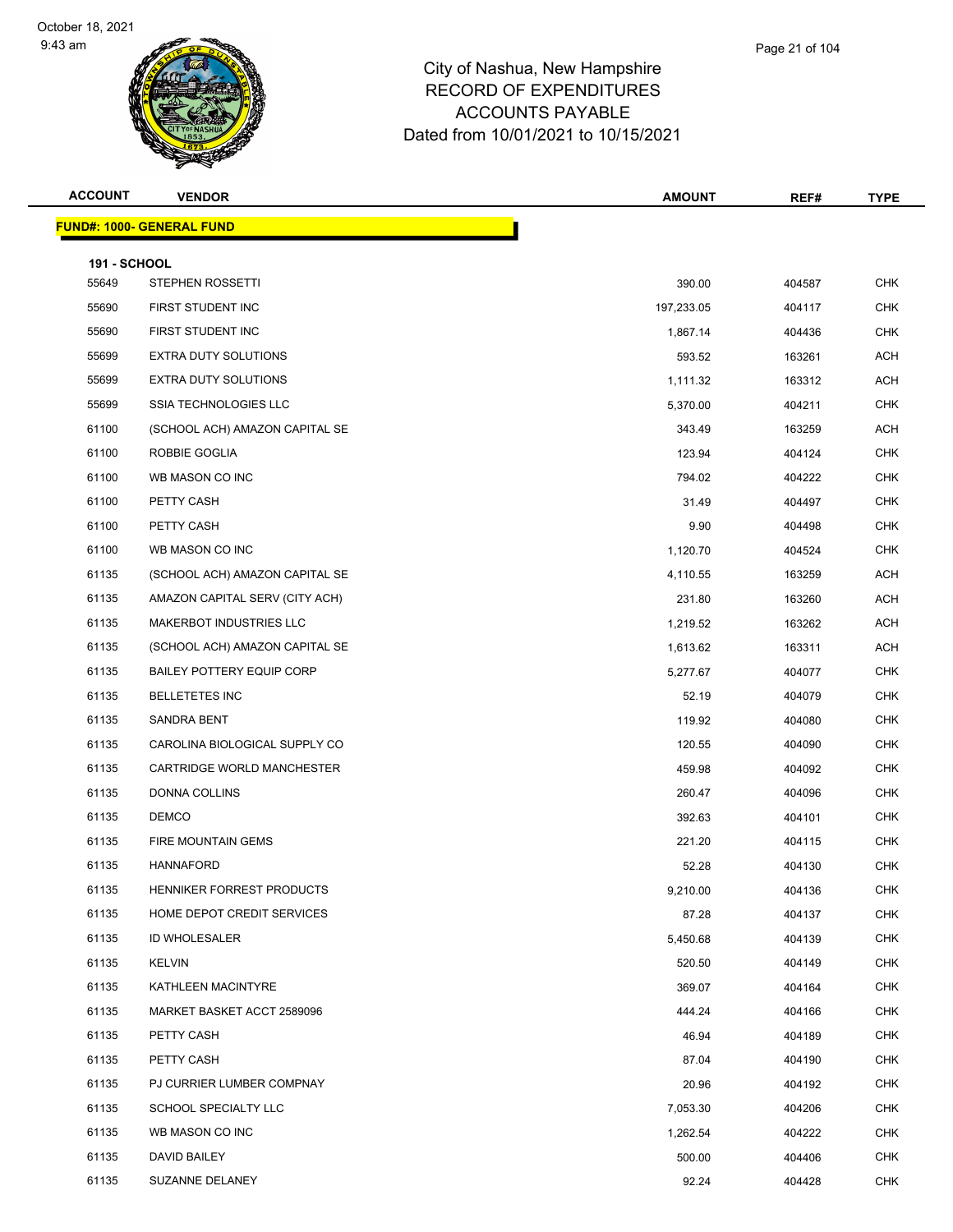# City of Nashua, New Hampshire
## RECORD OF EXPENDITURES
## ACCOUNTS PAYABLE
## Dated from 10/01/2021 to 10/15/2021

October 18, 2021
9:43 am

| ACCOUNT | VENDOR | AMOUNT | REF# | TYPE |
|---|---|---|---|---|
| **FUND#: 1000- GENERAL FUND** | | | | |
| **191 - SCHOOL** | | | | |
| 55649 | STEPHEN ROSSETTI | 390.00 | 404587 | CHK |
| 55690 | FIRST STUDENT INC | 197,233.05 | 404117 | CHK |
| 55690 | FIRST STUDENT INC | 1,867.14 | 404436 | CHK |
| 55699 | EXTRA DUTY SOLUTIONS | 593.52 | 163261 | ACH |
| 55699 | EXTRA DUTY SOLUTIONS | 1,111.32 | 163312 | ACH |
| 55699 | SSIA TECHNOLOGIES LLC | 5,370.00 | 404211 | CHK |
| 61100 | (SCHOOL ACH) AMAZON CAPITAL SE | 343.49 | 163259 | ACH |
| 61100 | ROBBIE GOGLIA | 123.94 | 404124 | CHK |
| 61100 | WB MASON CO INC | 794.02 | 404222 | CHK |
| 61100 | PETTY CASH | 31.49 | 404497 | CHK |
| 61100 | PETTY CASH | 9.90 | 404498 | CHK |
| 61100 | WB MASON CO INC | 1,120.70 | 404524 | CHK |
| 61135 | (SCHOOL ACH) AMAZON CAPITAL SE | 4,110.55 | 163259 | ACH |
| 61135 | AMAZON CAPITAL SERV (CITY ACH) | 231.80 | 163260 | ACH |
| 61135 | MAKERBOT INDUSTRIES LLC | 1,219.52 | 163262 | ACH |
| 61135 | (SCHOOL ACH) AMAZON CAPITAL SE | 1,613.62 | 163311 | ACH |
| 61135 | BAILEY POTTERY EQUIP CORP | 5,277.67 | 404077 | CHK |
| 61135 | BELLETETES INC | 52.19 | 404079 | CHK |
| 61135 | SANDRA BENT | 119.92 | 404080 | CHK |
| 61135 | CAROLINA BIOLOGICAL SUPPLY CO | 120.55 | 404090 | CHK |
| 61135 | CARTRIDGE WORLD MANCHESTER | 459.98 | 404092 | CHK |
| 61135 | DONNA COLLINS | 260.47 | 404096 | CHK |
| 61135 | DEMCO | 392.63 | 404101 | CHK |
| 61135 | FIRE MOUNTAIN GEMS | 221.20 | 404115 | CHK |
| 61135 | HANNAFORD | 52.28 | 404130 | CHK |
| 61135 | HENNIKER FORREST PRODUCTS | 9,210.00 | 404136 | CHK |
| 61135 | HOME DEPOT CREDIT SERVICES | 87.28 | 404137 | CHK |
| 61135 | ID WHOLESALER | 5,450.68 | 404139 | CHK |
| 61135 | KELVIN | 520.50 | 404149 | CHK |
| 61135 | KATHLEEN MACINTYRE | 369.07 | 404164 | CHK |
| 61135 | MARKET BASKET ACCT 2589096 | 444.24 | 404166 | CHK |
| 61135 | PETTY CASH | 46.94 | 404189 | CHK |
| 61135 | PETTY CASH | 87.04 | 404190 | CHK |
| 61135 | PJ CURRIER LUMBER COMPNAY | 20.96 | 404192 | CHK |
| 61135 | SCHOOL SPECIALTY LLC | 7,053.30 | 404206 | CHK |
| 61135 | WB MASON CO INC | 1,262.54 | 404222 | CHK |
| 61135 | DAVID BAILEY | 500.00 | 404406 | CHK |
| 61135 | SUZANNE DELANEY | 92.24 | 404428 | CHK |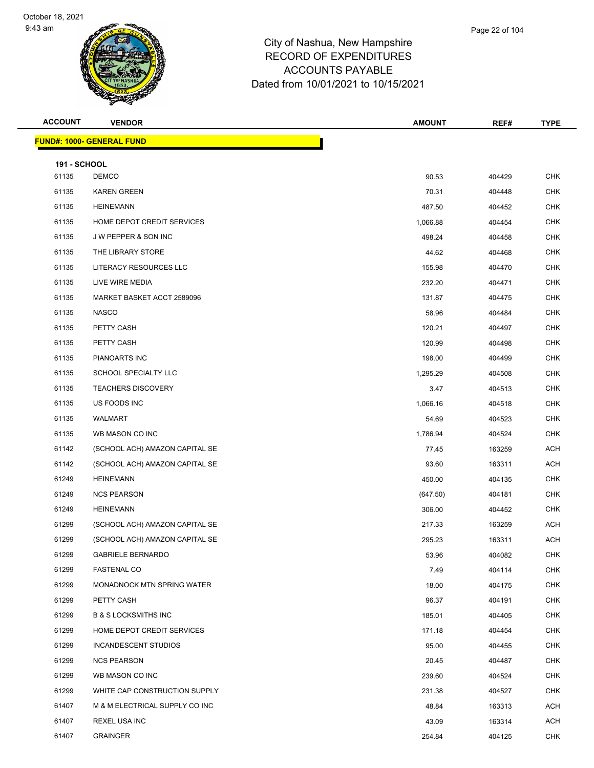City of Nashua, New Hampshire
RECORD OF EXPENDITURES
ACCOUNTS PAYABLE
Dated from 10/01/2021 to 10/15/2021

| ACCOUNT | VENDOR | AMOUNT | REF# | TYPE |
|---|---|---|---|---|
| **FUND#: 1000- GENERAL FUND** | | | | |
| **191 - SCHOOL** | | | | |
| 61135 | DEMCO | 90.53 | 404429 | CHK |
| 61135 | KAREN GREEN | 70.31 | 404448 | CHK |
| 61135 | HEINEMANN | 487.50 | 404452 | CHK |
| 61135 | HOME DEPOT CREDIT SERVICES | 1,066.88 | 404454 | CHK |
| 61135 | J W PEPPER & SON INC | 498.24 | 404458 | CHK |
| 61135 | THE LIBRARY STORE | 44.62 | 404468 | CHK |
| 61135 | LITERACY RESOURCES LLC | 155.98 | 404470 | CHK |
| 61135 | LIVE WIRE MEDIA | 232.20 | 404471 | CHK |
| 61135 | MARKET BASKET ACCT 2589096 | 131.87 | 404475 | CHK |
| 61135 | NASCO | 58.96 | 404484 | CHK |
| 61135 | PETTY CASH | 120.21 | 404497 | CHK |
| 61135 | PETTY CASH | 120.99 | 404498 | CHK |
| 61135 | PIANOARTS INC | 198.00 | 404499 | CHK |
| 61135 | SCHOOL SPECIALTY LLC | 1,295.29 | 404508 | CHK |
| 61135 | TEACHERS DISCOVERY | 3.47 | 404513 | CHK |
| 61135 | US FOODS INC | 1,066.16 | 404518 | CHK |
| 61135 | WALMART | 54.69 | 404523 | CHK |
| 61135 | WB MASON CO INC | 1,786.94 | 404524 | CHK |
| 61142 | (SCHOOL ACH) AMAZON CAPITAL SE | 77.45 | 163259 | ACH |
| 61142 | (SCHOOL ACH) AMAZON CAPITAL SE | 93.60 | 163311 | ACH |
| 61249 | HEINEMANN | 450.00 | 404135 | CHK |
| 61249 | NCS PEARSON | (647.50) | 404181 | CHK |
| 61249 | HEINEMANN | 306.00 | 404452 | CHK |
| 61299 | (SCHOOL ACH) AMAZON CAPITAL SE | 217.33 | 163259 | ACH |
| 61299 | (SCHOOL ACH) AMAZON CAPITAL SE | 295.23 | 163311 | ACH |
| 61299 | GABRIELE BERNARDO | 53.96 | 404082 | CHK |
| 61299 | FASTENAL CO | 7.49 | 404114 | CHK |
| 61299 | MONADNOCK MTN SPRING WATER | 18.00 | 404175 | CHK |
| 61299 | PETTY CASH | 96.37 | 404191 | CHK |
| 61299 | B & S LOCKSMITHS INC | 185.01 | 404405 | CHK |
| 61299 | HOME DEPOT CREDIT SERVICES | 171.18 | 404454 | CHK |
| 61299 | INCANDESCENT STUDIOS | 95.00 | 404455 | CHK |
| 61299 | NCS PEARSON | 20.45 | 404487 | CHK |
| 61299 | WB MASON CO INC | 239.60 | 404524 | CHK |
| 61299 | WHITE CAP CONSTRUCTION SUPPLY | 231.38 | 404527 | CHK |
| 61407 | M & M ELECTRICAL SUPPLY CO INC | 48.84 | 163313 | ACH |
| 61407 | REXEL USA INC | 43.09 | 163314 | ACH |
| 61407 | GRAINGER | 254.84 | 404125 | CHK |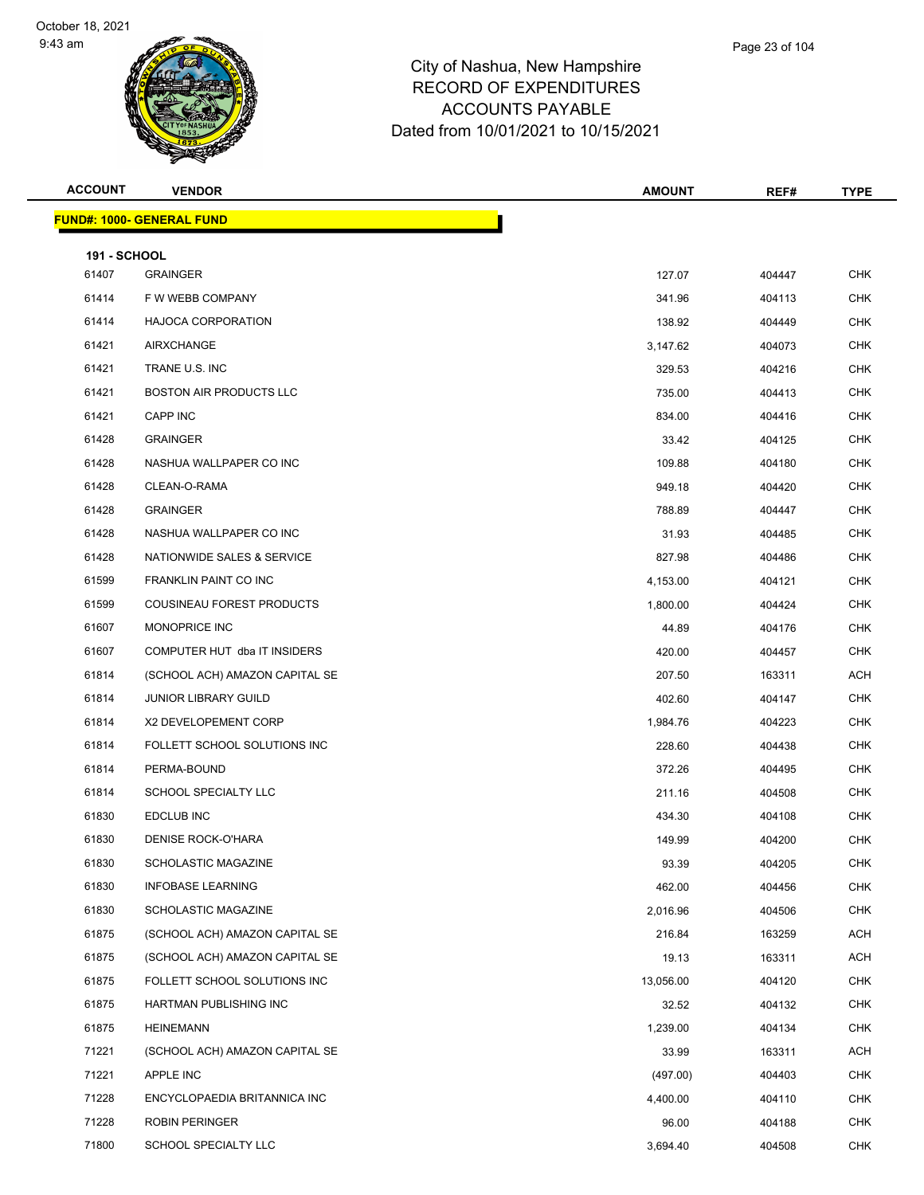# City of Nashua, New Hampshire
## RECORD OF EXPENDITURES
## ACCOUNTS PAYABLE
## Dated from 10/01/2021 to 10/15/2021

| ACCOUNT | VENDOR | AMOUNT | REF# | TYPE |
|---|---|---|---|---|
| **FUND#: 1000- GENERAL FUND** | | | | |
| **191 - SCHOOL** | | | | |
| 61407 | GRAINGER | 127.07 | 404447 | CHK |
| 61414 | F W WEBB COMPANY | 341.96 | 404113 | CHK |
| 61414 | HAJOCA CORPORATION | 138.92 | 404449 | CHK |
| 61421 | AIRXCHANGE | 3,147.62 | 404073 | CHK |
| 61421 | TRANE U.S. INC | 329.53 | 404216 | CHK |
| 61421 | BOSTON AIR PRODUCTS LLC | 735.00 | 404413 | CHK |
| 61421 | CAPP INC | 834.00 | 404416 | CHK |
| 61428 | GRAINGER | 33.42 | 404125 | CHK |
| 61428 | NASHUA WALLPAPER CO INC | 109.88 | 404180 | CHK |
| 61428 | CLEAN-O-RAMA | 949.18 | 404420 | CHK |
| 61428 | GRAINGER | 788.89 | 404447 | CHK |
| 61428 | NASHUA WALLPAPER CO INC | 31.93 | 404485 | CHK |
| 61428 | NATIONWIDE SALES & SERVICE | 827.98 | 404486 | CHK |
| 61599 | FRANKLIN PAINT CO INC | 4,153.00 | 404121 | CHK |
| 61599 | COUSINEAU FOREST PRODUCTS | 1,800.00 | 404424 | CHK |
| 61607 | MONOPRICE INC | 44.89 | 404176 | CHK |
| 61607 | COMPUTER HUT dba IT INSIDERS | 420.00 | 404457 | CHK |
| 61814 | (SCHOOL ACH) AMAZON CAPITAL SE | 207.50 | 163311 | ACH |
| 61814 | JUNIOR LIBRARY GUILD | 402.60 | 404147 | CHK |
| 61814 | X2 DEVELOPEMENT CORP | 1,984.76 | 404223 | CHK |
| 61814 | FOLLETT SCHOOL SOLUTIONS INC | 228.60 | 404438 | CHK |
| 61814 | PERMA-BOUND | 372.26 | 404495 | CHK |
| 61814 | SCHOOL SPECIALTY LLC | 211.16 | 404508 | CHK |
| 61830 | EDCLUB INC | 434.30 | 404108 | CHK |
| 61830 | DENISE ROCK-O'HARA | 149.99 | 404200 | CHK |
| 61830 | SCHOLASTIC MAGAZINE | 93.39 | 404205 | CHK |
| 61830 | INFOBASE LEARNING | 462.00 | 404456 | CHK |
| 61830 | SCHOLASTIC MAGAZINE | 2,016.96 | 404506 | CHK |
| 61875 | (SCHOOL ACH) AMAZON CAPITAL SE | 216.84 | 163259 | ACH |
| 61875 | (SCHOOL ACH) AMAZON CAPITAL SE | 19.13 | 163311 | ACH |
| 61875 | FOLLETT SCHOOL SOLUTIONS INC | 13,056.00 | 404120 | CHK |
| 61875 | HARTMAN PUBLISHING INC | 32.52 | 404132 | CHK |
| 61875 | HEINEMANN | 1,239.00 | 404134 | CHK |
| 71221 | (SCHOOL ACH) AMAZON CAPITAL SE | 33.99 | 163311 | ACH |
| 71221 | APPLE INC | (497.00) | 404403 | CHK |
| 71228 | ENCYCLOPAEDIA BRITANNICA INC | 4,400.00 | 404110 | CHK |
| 71228 | ROBIN PERINGER | 96.00 | 404188 | CHK |
| 71800 | SCHOOL SPECIALTY LLC | 3,694.40 | 404508 | CHK |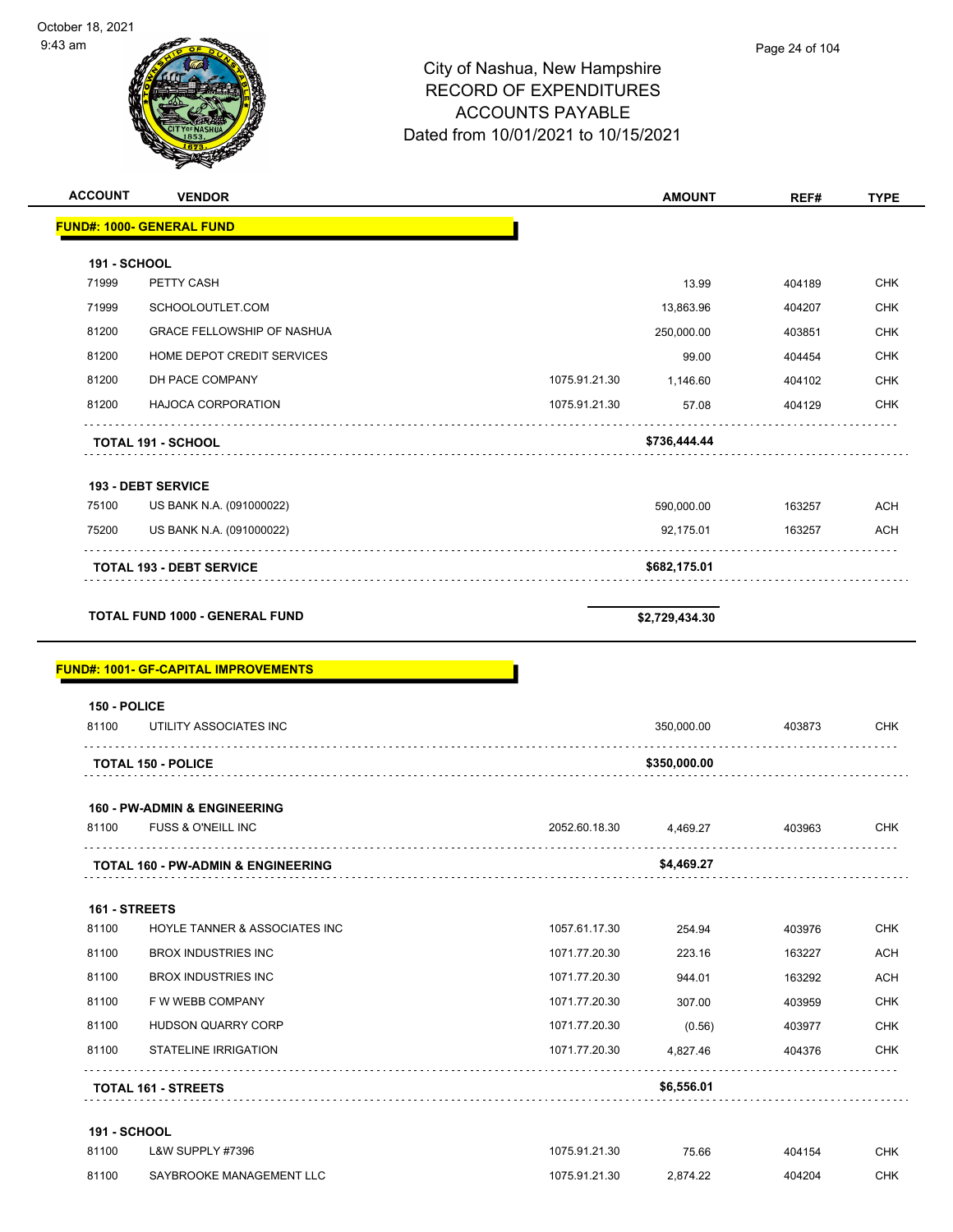City of Nashua, New Hampshire
RECORD OF EXPENDITURES
ACCOUNTS PAYABLE
Dated from 10/01/2021 to 10/15/2021

| ACCOUNT | VENDOR | | AMOUNT | REF# | TYPE |
|---|---|---|---|---|---|
| **FUND#: 1000- GENERAL FUND** | | | | | |
| **191 - SCHOOL** | | | | | |
| 71999 | PETTY CASH | | 13.99 | 404189 | CHK |
| 71999 | SCHOOLOUTLET.COM | | 13,863.96 | 404207 | CHK |
| 81200 | GRACE FELLOWSHIP OF NASHUA | | 250,000.00 | 403851 | CHK |
| 81200 | HOME DEPOT CREDIT SERVICES | | 99.00 | 404454 | CHK |
| 81200 | DH PACE COMPANY | 1075.91.21.30 | 1,146.60 | 404102 | CHK |
| 81200 | HAJOCA CORPORATION | 1075.91.21.30 | 57.08 | 404129 | CHK |
| **TOTAL 191 - SCHOOL** | | | **$736,444.44** | | |
| **193 - DEBT SERVICE** | | | | | |
| 75100 | US BANK N.A. (091000022) | | 590,000.00 | 163257 | ACH |
| 75200 | US BANK N.A. (091000022) | | 92,175.01 | 163257 | ACH |
| **TOTAL 193 - DEBT SERVICE** | | | **$682,175.01** | | |
| **TOTAL FUND 1000 - GENERAL FUND** | | | **$2,729,434.30** | | |
| **FUND#: 1001- GF-CAPITAL IMPROVEMENTS** | | | | | |
| **150 - POLICE** | | | | | |
| 81100 | UTILITY ASSOCIATES INC | | 350,000.00 | 403873 | CHK |
| **TOTAL 150 - POLICE** | | | **$350,000.00** | | |
| **160 - PW-ADMIN & ENGINEERING** | | | | | |
| 81100 | FUSS & O'NEILL INC | 2052.60.18.30 | 4,469.27 | 403963 | CHK |
| **TOTAL 160 - PW-ADMIN & ENGINEERING** | | | **$4,469.27** | | |
| **161 - STREETS** | | | | | |
| 81100 | HOYLE TANNER & ASSOCIATES INC | 1057.61.17.30 | 254.94 | 403976 | CHK |
| 81100 | BROX INDUSTRIES INC | 1071.77.20.30 | 223.16 | 163227 | ACH |
| 81100 | BROX INDUSTRIES INC | 1071.77.20.30 | 944.01 | 163292 | ACH |
| 81100 | F W WEBB COMPANY | 1071.77.20.30 | 307.00 | 403959 | CHK |
| 81100 | HUDSON QUARRY CORP | 1071.77.20.30 | (0.56) | 403977 | CHK |
| 81100 | STATELINE IRRIGATION | 1071.77.20.30 | 4,827.46 | 404376 | CHK |
| **TOTAL 161 - STREETS** | | | **$6,556.01** | | |
| **191 - SCHOOL** | | | | | |
| 81100 | L&W SUPPLY #7396 | 1075.91.21.30 | 75.66 | 404154 | CHK |
| 81100 | SAYBROOKE MANAGEMENT LLC | 1075.91.21.30 | 2,874.22 | 404204 | CHK |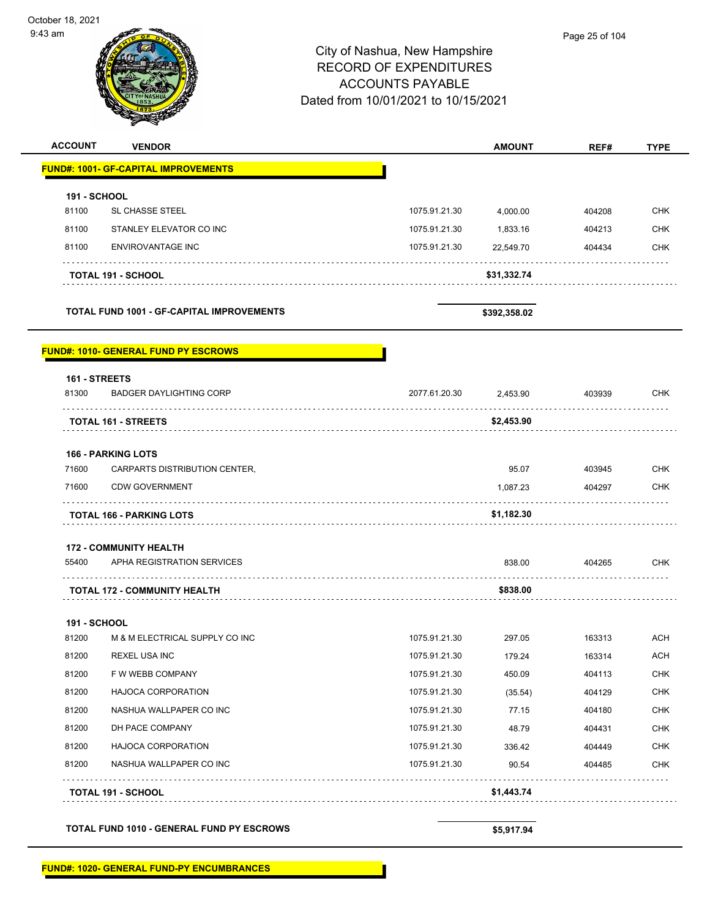City of Nashua, New Hampshire
RECORD OF EXPENDITURES
ACCOUNTS PAYABLE
Dated from 10/01/2021 to 10/15/2021

| ACCOUNT | VENDOR | | AMOUNT | REF# | TYPE |
|---|---|---|---|---|---|
| **FUND#: 1001- GF-CAPITAL IMPROVEMENTS** | | | | | |
| **191 - SCHOOL** | | | | | |
| 81100 | SL CHASSE STEEL | 1075.91.21.30 | 4,000.00 | 404208 | CHK |
| 81100 | STANLEY ELEVATOR CO INC | 1075.91.21.30 | 1,833.16 | 404213 | CHK |
| 81100 | ENVIROVANTAGE INC | 1075.91.21.30 | 22,549.70 | 404434 | CHK |
| | **TOTAL 191 - SCHOOL** | | **$31,332.74** | | |
| | **TOTAL FUND 1001 - GF-CAPITAL IMPROVEMENTS** | | **$392,358.02** | | |
| **FUND#: 1010- GENERAL FUND PY ESCROWS** | | | | | |
| **161 - STREETS** | | | | | |
| 81300 | BADGER DAYLIGHTING CORP | 2077.61.20.30 | 2,453.90 | 403939 | CHK |
| | **TOTAL 161 - STREETS** | | **$2,453.90** | | |
| **166 - PARKING LOTS** | | | | | |
| 71600 | CARPARTS DISTRIBUTION CENTER, | | 95.07 | 403945 | CHK |
| 71600 | CDW GOVERNMENT | | 1,087.23 | 404297 | CHK |
| | **TOTAL 166 - PARKING LOTS** | | **$1,182.30** | | |
| **172 - COMMUNITY HEALTH** | | | | | |
| 55400 | APHA REGISTRATION SERVICES | | 838.00 | 404265 | CHK |
| | **TOTAL 172 - COMMUNITY HEALTH** | | **$838.00** | | |
| **191 - SCHOOL** | | | | | |
| 81200 | M & M ELECTRICAL SUPPLY CO INC | 1075.91.21.30 | 297.05 | 163313 | ACH |
| 81200 | REXEL USA INC | 1075.91.21.30 | 179.24 | 163314 | ACH |
| 81200 | F W WEBB COMPANY | 1075.91.21.30 | 450.09 | 404113 | CHK |
| 81200 | HAJOCA CORPORATION | 1075.91.21.30 | (35.54) | 404129 | CHK |
| 81200 | NASHUA WALLPAPER CO INC | 1075.91.21.30 | 77.15 | 404180 | CHK |
| 81200 | DH PACE COMPANY | 1075.91.21.30 | 48.79 | 404431 | CHK |
| 81200 | HAJOCA CORPORATION | 1075.91.21.30 | 336.42 | 404449 | CHK |
| 81200 | NASHUA WALLPAPER CO INC | 1075.91.21.30 | 90.54 | 404485 | CHK |
| | **TOTAL 191 - SCHOOL** | | **$1,443.74** | | |
| | **TOTAL FUND 1010 - GENERAL FUND PY ESCROWS** | | **$5,917.94** | | |
| **FUND#: 1020- GENERAL FUND-PY ENCUMBRANCES** | | | | | |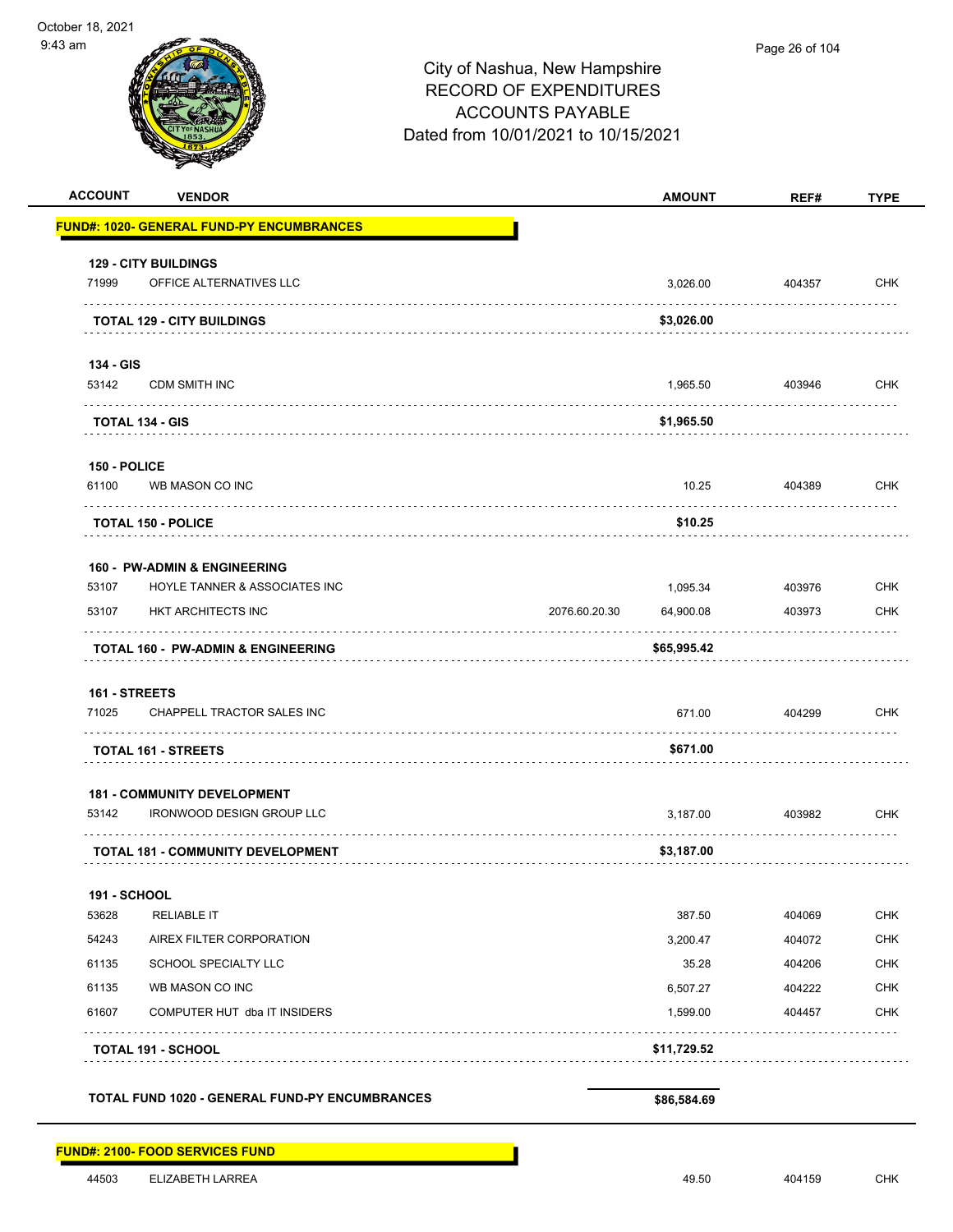City of Nashua, New Hampshire
RECORD OF EXPENDITURES
ACCOUNTS PAYABLE
Dated from 10/01/2021 to 10/15/2021

| ACCOUNT | VENDOR | | AMOUNT | REF# | TYPE |
|---|---|---|---|---|---|
| **FUND#: 1020- GENERAL FUND-PY ENCUMBRANCES** | | | | | |
| **129 - CITY BUILDINGS** | | | | | |
| 71999 | OFFICE ALTERNATIVES LLC | | 3,026.00 | 404357 | CHK |
| | **TOTAL 129 - CITY BUILDINGS** | | **$3,026.00** | | |
| **134 - GIS** | | | | | |
| 53142 | CDM SMITH INC | | 1,965.50 | 403946 | CHK |
| | **TOTAL 134 - GIS** | | **$1,965.50** | | |
| **150 - POLICE** | | | | | |
| 61100 | WB MASON CO INC | | 10.25 | 404389 | CHK |
| | **TOTAL 150 - POLICE** | | **$10.25** | | |
| **160 - PW-ADMIN & ENGINEERING** | | | | | |
| 53107 | HOYLE TANNER & ASSOCIATES INC | | 1,095.34 | 403976 | CHK |
| 53107 | HKT ARCHITECTS INC | 2076.60.20.30 | 64,900.08 | 403973 | CHK |
| | **TOTAL 160 - PW-ADMIN & ENGINEERING** | | **$65,995.42** | | |
| **161 - STREETS** | | | | | |
| 71025 | CHAPPELL TRACTOR SALES INC | | 671.00 | 404299 | CHK |
| | **TOTAL 161 - STREETS** | | **$671.00** | | |
| **181 - COMMUNITY DEVELOPMENT** | | | | | |
| 53142 | IRONWOOD DESIGN GROUP LLC | | 3,187.00 | 403982 | CHK |
| | **TOTAL 181 - COMMUNITY DEVELOPMENT** | | **$3,187.00** | | |
| **191 - SCHOOL** | | | | | |
| 53628 | RELIABLE IT | | 387.50 | 404069 | CHK |
| 54243 | AIREX FILTER CORPORATION | | 3,200.47 | 404072 | CHK |
| 61135 | SCHOOL SPECIALTY LLC | | 35.28 | 404206 | CHK |
| 61135 | WB MASON CO INC | | 6,507.27 | 404222 | CHK |
| 61607 | COMPUTER HUT dba IT INSIDERS | | 1,599.00 | 404457 | CHK |
| | **TOTAL 191 - SCHOOL** | | **$11,729.52** | | |
| | **TOTAL FUND 1020 - GENERAL FUND-PY ENCUMBRANCES** | | **$86,584.69** | | |
| **FUND#: 2100- FOOD SERVICES FUND** | | | | | |
| 44503 | ELIZABETH LARREA | | 49.50 | 404159 | CHK |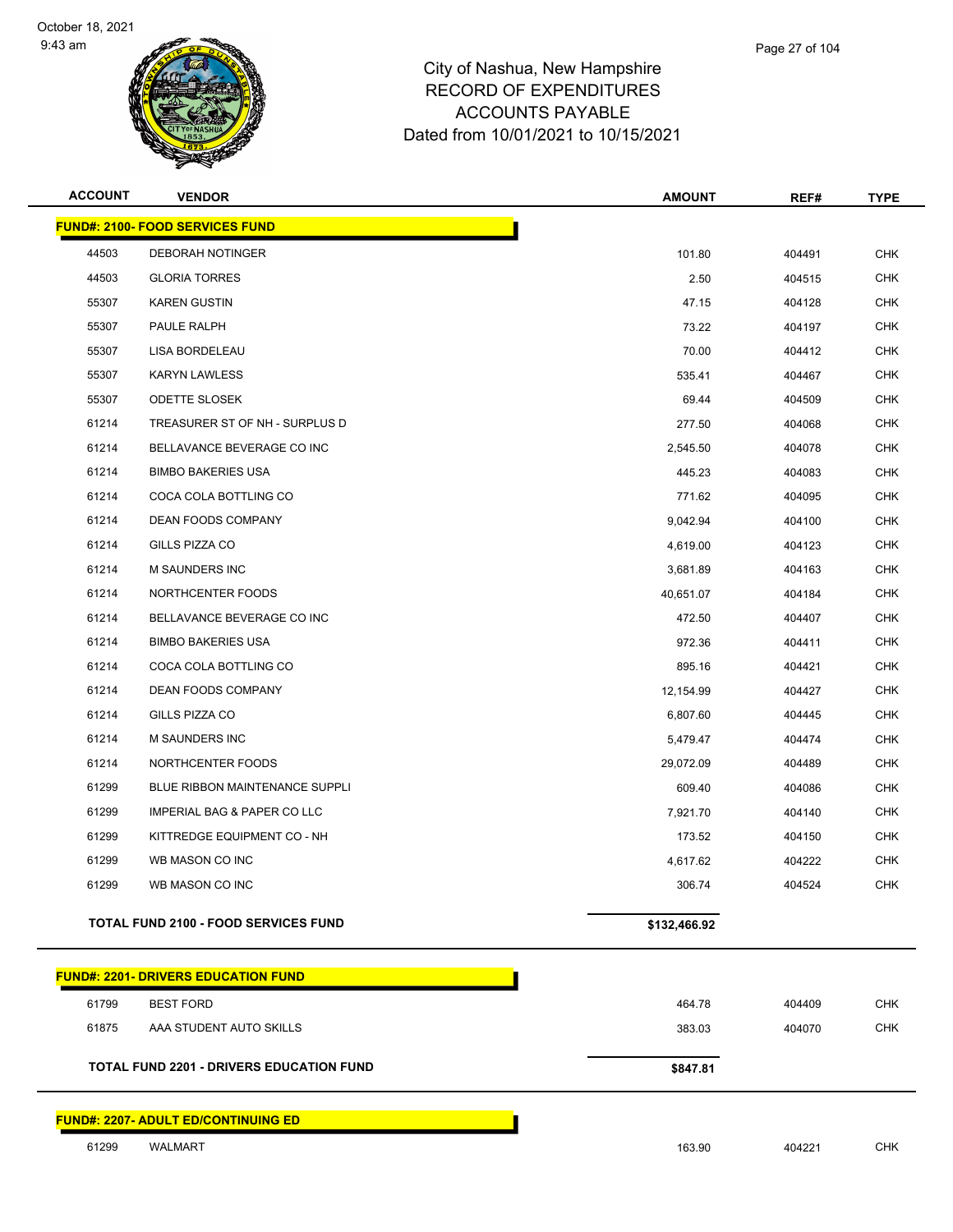# City of Nashua, New Hampshire
## RECORD OF EXPENDITURES
## ACCOUNTS PAYABLE
### Dated from 10/01/2021 to 10/15/2021

| ACCOUNT | VENDOR | AMOUNT | REF# | TYPE |
|---|---|---|---|---|
| **FUND#: 2100- FOOD SERVICES FUND** | | | | |
| 44503 | DEBORAH NOTINGER | 101.80 | 404491 | CHK |
| 44503 | GLORIA TORRES | 2.50 | 404515 | CHK |
| 55307 | KAREN GUSTIN | 47.15 | 404128 | CHK |
| 55307 | PAULE RALPH | 73.22 | 404197 | CHK |
| 55307 | LISA BORDELEAU | 70.00 | 404412 | CHK |
| 55307 | KARYN LAWLESS | 535.41 | 404467 | CHK |
| 55307 | ODETTE SLOSEK | 69.44 | 404509 | CHK |
| 61214 | TREASURER ST OF NH - SURPLUS D | 277.50 | 404068 | CHK |
| 61214 | BELLAVANCE BEVERAGE CO INC | 2,545.50 | 404078 | CHK |
| 61214 | BIMBO BAKERIES USA | 445.23 | 404083 | CHK |
| 61214 | COCA COLA BOTTLING CO | 771.62 | 404095 | CHK |
| 61214 | DEAN FOODS COMPANY | 9,042.94 | 404100 | CHK |
| 61214 | GILLS PIZZA CO | 4,619.00 | 404123 | CHK |
| 61214 | M SAUNDERS INC | 3,681.89 | 404163 | CHK |
| 61214 | NORTHCENTER FOODS | 40,651.07 | 404184 | CHK |
| 61214 | BELLAVANCE BEVERAGE CO INC | 472.50 | 404407 | CHK |
| 61214 | BIMBO BAKERIES USA | 972.36 | 404411 | CHK |
| 61214 | COCA COLA BOTTLING CO | 895.16 | 404421 | CHK |
| 61214 | DEAN FOODS COMPANY | 12,154.99 | 404427 | CHK |
| 61214 | GILLS PIZZA CO | 6,807.60 | 404445 | CHK |
| 61214 | M SAUNDERS INC | 5,479.47 | 404474 | CHK |
| 61214 | NORTHCENTER FOODS | 29,072.09 | 404489 | CHK |
| 61299 | BLUE RIBBON MAINTENANCE SUPPLI | 609.40 | 404086 | CHK |
| 61299 | IMPERIAL BAG & PAPER CO LLC | 7,921.70 | 404140 | CHK |
| 61299 | KITTREDGE EQUIPMENT CO - NH | 173.52 | 404150 | CHK |
| 61299 | WB MASON CO INC | 4,617.62 | 404222 | CHK |
| 61299 | WB MASON CO INC | 306.74 | 404524 | CHK |
| | **TOTAL FUND 2100 - FOOD SERVICES FUND** | **$132,466.92** | | |
| **FUND#: 2201- DRIVERS EDUCATION FUND** | | | | |
| 61799 | BEST FORD | 464.78 | 404409 | CHK |
| 61875 | AAA STUDENT AUTO SKILLS | 383.03 | 404070 | CHK |
| | **TOTAL FUND 2201 - DRIVERS EDUCATION FUND** | **$847.81** | | |
| **FUND#: 2207- ADULT ED/CONTINUING ED** | | | | |
| 61299 | WALMART | 163.90 | 404221 | CHK |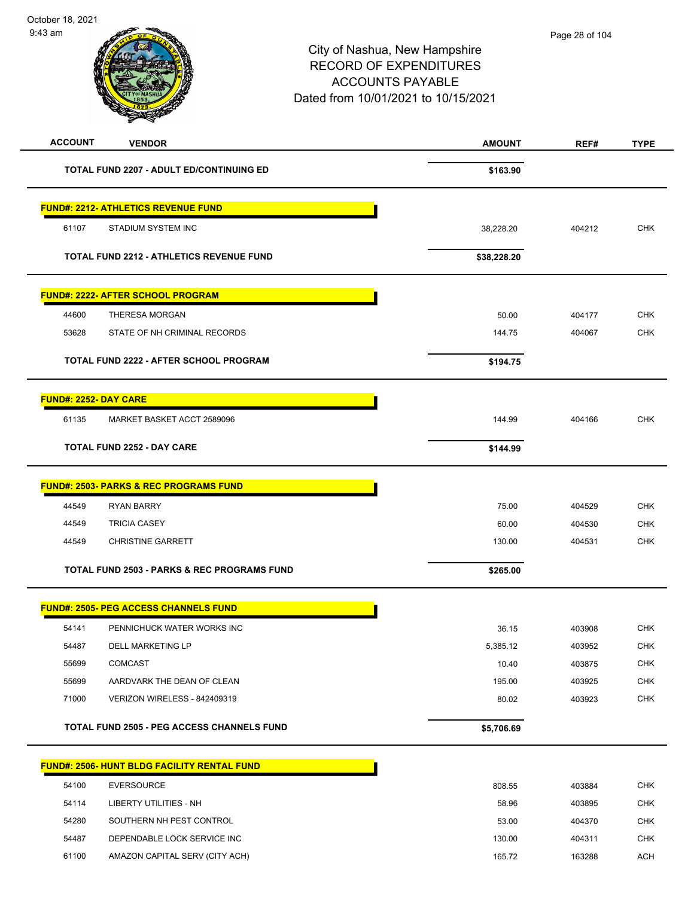City of Nashua, New Hampshire
RECORD OF EXPENDITURES
ACCOUNTS PAYABLE
Dated from 10/01/2021 to 10/15/2021

| ACCOUNT | VENDOR | AMOUNT | REF# | TYPE |
|---|---|---|---|---|
| | **TOTAL FUND 2207 - ADULT ED/CONTINUING ED** | **$163.90** | | |
| **FUND#: 2212- ATHLETICS REVENUE FUND** | | | | |
| 61107 | STADIUM SYSTEM INC | 38,228.20 | 404212 | CHK |
| | **TOTAL FUND 2212 - ATHLETICS REVENUE FUND** | **$38,228.20** | | |
| **FUND#: 2222- AFTER SCHOOL PROGRAM** | | | | |
| 44600 | THERESA MORGAN | 50.00 | 404177 | CHK |
| 53628 | STATE OF NH CRIMINAL RECORDS | 144.75 | 404067 | CHK |
| | **TOTAL FUND 2222 - AFTER SCHOOL PROGRAM** | **$194.75** | | |
| **FUND#: 2252- DAY CARE** | | | | |
| 61135 | MARKET BASKET ACCT 2589096 | 144.99 | 404166 | CHK |
| | **TOTAL FUND 2252 - DAY CARE** | **$144.99** | | |
| **FUND#: 2503- PARKS & REC PROGRAMS FUND** | | | | |
| 44549 | RYAN BARRY | 75.00 | 404529 | CHK |
| 44549 | TRICIA CASEY | 60.00 | 404530 | CHK |
| 44549 | CHRISTINE GARRETT | 130.00 | 404531 | CHK |
| | **TOTAL FUND 2503 - PARKS & REC PROGRAMS FUND** | **$265.00** | | |
| **FUND#: 2505- PEG ACCESS CHANNELS FUND** | | | | |
| 54141 | PENNICHUCK WATER WORKS INC | 36.15 | 403908 | CHK |
| 54487 | DELL MARKETING LP | 5,385.12 | 403952 | CHK |
| 55699 | COMCAST | 10.40 | 403875 | CHK |
| 55699 | AARDVARK THE DEAN OF CLEAN | 195.00 | 403925 | CHK |
| 71000 | VERIZON WIRELESS - 842409319 | 80.02 | 403923 | CHK |
| | **TOTAL FUND 2505 - PEG ACCESS CHANNELS FUND** | **$5,706.69** | | |
| **FUND#: 2506- HUNT BLDG FACILITY RENTAL FUND** | | | | |
| 54100 | EVERSOURCE | 808.55 | 403884 | CHK |
| 54114 | LIBERTY UTILITIES - NH | 58.96 | 403895 | CHK |
| 54280 | SOUTHERN NH PEST CONTROL | 53.00 | 404370 | CHK |
| 54487 | DEPENDABLE LOCK SERVICE INC | 130.00 | 404311 | CHK |
| 61100 | AMAZON CAPITAL SERV (CITY ACH) | 165.72 | 163288 | ACH |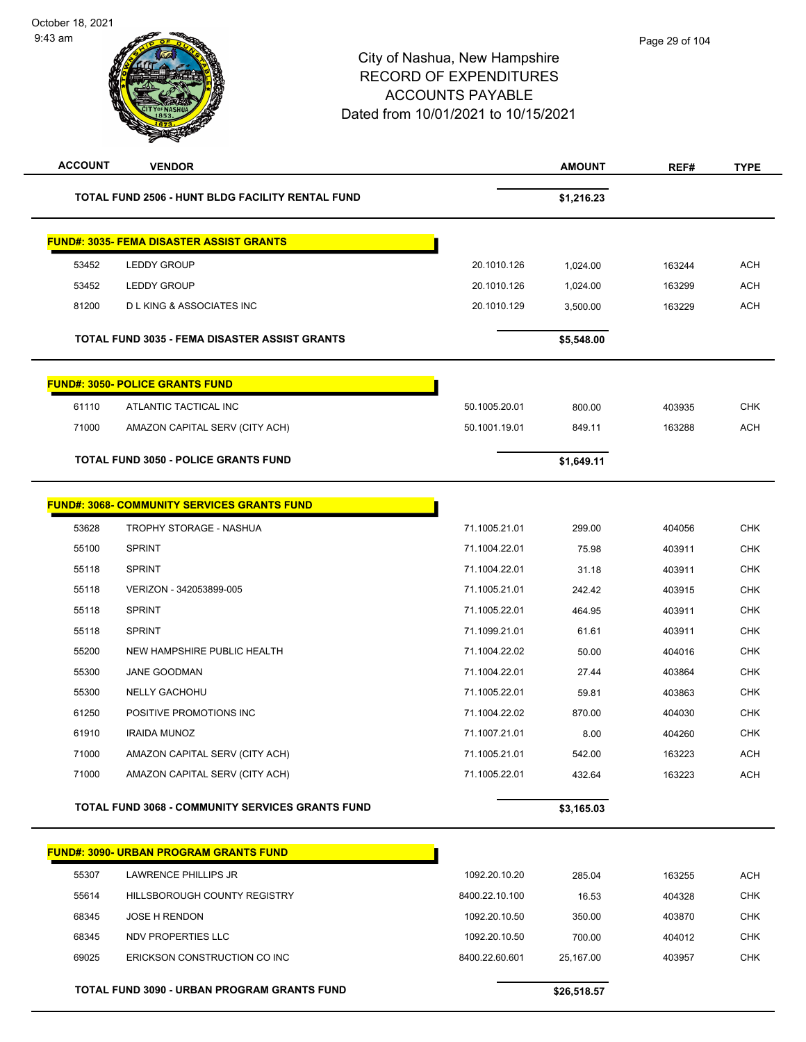# City of Nashua, New Hampshire
## RECORD OF EXPENDITURES
## ACCOUNTS PAYABLE
## Dated from 10/01/2021 to 10/15/2021

| ACCOUNT | VENDOR | | AMOUNT | REF# | TYPE |
|---|---|---|---|---|---|
| | **TOTAL FUND 2506 - HUNT BLDG FACILITY RENTAL FUND** | | **$1,216.23** | | |
| | **FUND#: 3035- FEMA DISASTER ASSIST GRANTS** | | | | |
| 53452 | LEDDY GROUP | 20.1010.126 | 1,024.00 | 163244 | ACH |
| 53452 | LEDDY GROUP | 20.1010.126 | 1,024.00 | 163299 | ACH |
| 81200 | D L KING & ASSOCIATES INC | 20.1010.129 | 3,500.00 | 163229 | ACH |
| | **TOTAL FUND 3035 - FEMA DISASTER ASSIST GRANTS** | | **$5,548.00** | | |
| | **FUND#: 3050- POLICE GRANTS FUND** | | | | |
| 61110 | ATLANTIC TACTICAL INC | 50.1005.20.01 | 800.00 | 403935 | CHK |
| 71000 | AMAZON CAPITAL SERV (CITY ACH) | 50.1001.19.01 | 849.11 | 163288 | ACH |
| | **TOTAL FUND 3050 - POLICE GRANTS FUND** | | **$1,649.11** | | |
| | **FUND#: 3068- COMMUNITY SERVICES GRANTS FUND** | | | | |
| 53628 | TROPHY STORAGE - NASHUA | 71.1005.21.01 | 299.00 | 404056 | CHK |
| 55100 | SPRINT | 71.1004.22.01 | 75.98 | 403911 | CHK |
| 55118 | SPRINT | 71.1004.22.01 | 31.18 | 403911 | CHK |
| 55118 | VERIZON - 342053899-005 | 71.1005.21.01 | 242.42 | 403915 | CHK |
| 55118 | SPRINT | 71.1005.22.01 | 464.95 | 403911 | CHK |
| 55118 | SPRINT | 71.1099.21.01 | 61.61 | 403911 | CHK |
| 55200 | NEW HAMPSHIRE PUBLIC HEALTH | 71.1004.22.02 | 50.00 | 404016 | CHK |
| 55300 | JANE GOODMAN | 71.1004.22.01 | 27.44 | 403864 | CHK |
| 55300 | NELLY GACHOHU | 71.1005.22.01 | 59.81 | 403863 | CHK |
| 61250 | POSITIVE PROMOTIONS INC | 71.1004.22.02 | 870.00 | 404030 | CHK |
| 61910 | IRAIDA MUNOZ | 71.1007.21.01 | 8.00 | 404260 | CHK |
| 71000 | AMAZON CAPITAL SERV (CITY ACH) | 71.1005.21.01 | 542.00 | 163223 | ACH |
| 71000 | AMAZON CAPITAL SERV (CITY ACH) | 71.1005.22.01 | 432.64 | 163223 | ACH |
| | **TOTAL FUND 3068 - COMMUNITY SERVICES GRANTS FUND** | | **$3,165.03** | | |
| | **FUND#: 3090- URBAN PROGRAM GRANTS FUND** | | | | |
| 55307 | LAWRENCE PHILLIPS JR | 1092.20.10.20 | 285.04 | 163255 | ACH |
| 55614 | HILLSBOROUGH COUNTY REGISTRY | 8400.22.10.100 | 16.53 | 404328 | CHK |
| 68345 | JOSE H RENDON | 1092.20.10.50 | 350.00 | 403870 | CHK |
| 68345 | NDV PROPERTIES LLC | 1092.20.10.50 | 700.00 | 404012 | CHK |
| 69025 | ERICKSON CONSTRUCTION CO INC | 8400.22.60.601 | 25,167.00 | 403957 | CHK |
| | **TOTAL FUND 3090 - URBAN PROGRAM GRANTS FUND** | | **$26,518.57** | | |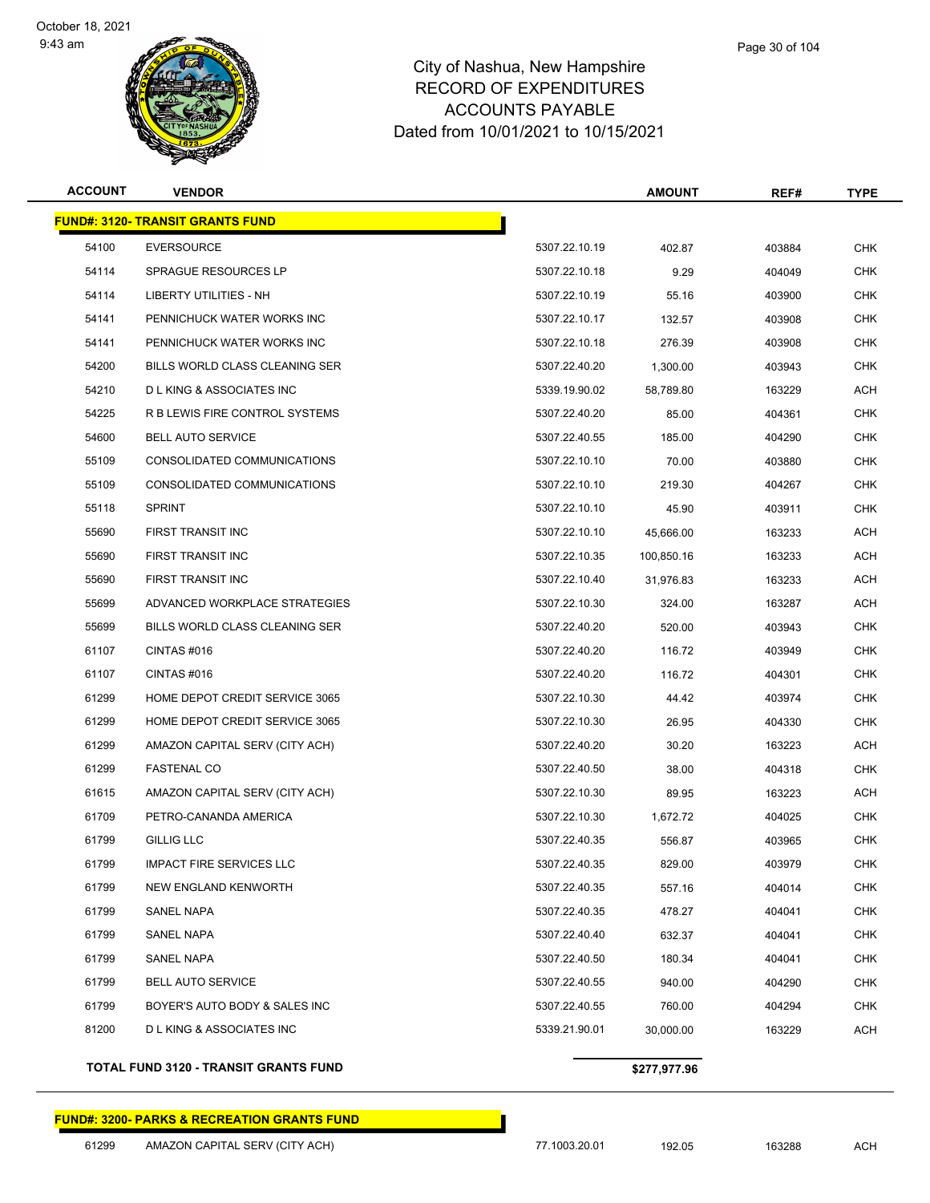# City of Nashua, New Hampshire
## RECORD OF EXPENDITURES
## ACCOUNTS PAYABLE
### Dated from 10/01/2021 to 10/15/2021

| ACCOUNT | VENDOR | | AMOUNT | REF# | TYPE |
|---|---|---|---|---|---|
| **FUND#: 3120- TRANSIT GRANTS FUND** | | | | | |
| 54100 | EVERSOURCE | 5307.22.10.19 | 402.87 | 403884 | CHK |
| 54114 | SPRAGUE RESOURCES LP | 5307.22.10.18 | 9.29 | 404049 | CHK |
| 54114 | LIBERTY UTILITIES - NH | 5307.22.10.19 | 55.16 | 403900 | CHK |
| 54141 | PENNICHUCK WATER WORKS INC | 5307.22.10.17 | 132.57 | 403908 | CHK |
| 54141 | PENNICHUCK WATER WORKS INC | 5307.22.10.18 | 276.39 | 403908 | CHK |
| 54200 | BILLS WORLD CLASS CLEANING SER | 5307.22.40.20 | 1,300.00 | 403943 | CHK |
| 54210 | D L KING & ASSOCIATES INC | 5339.19.90.02 | 58,789.80 | 163229 | ACH |
| 54225 | R B LEWIS FIRE CONTROL SYSTEMS | 5307.22.40.20 | 85.00 | 404361 | CHK |
| 54600 | BELL AUTO SERVICE | 5307.22.40.55 | 185.00 | 404290 | CHK |
| 55109 | CONSOLIDATED COMMUNICATIONS | 5307.22.10.10 | 70.00 | 403880 | CHK |
| 55109 | CONSOLIDATED COMMUNICATIONS | 5307.22.10.10 | 219.30 | 404267 | CHK |
| 55118 | SPRINT | 5307.22.10.10 | 45.90 | 403911 | CHK |
| 55690 | FIRST TRANSIT INC | 5307.22.10.10 | 45,666.00 | 163233 | ACH |
| 55690 | FIRST TRANSIT INC | 5307.22.10.35 | 100,850.16 | 163233 | ACH |
| 55690 | FIRST TRANSIT INC | 5307.22.10.40 | 31,976.83 | 163233 | ACH |
| 55699 | ADVANCED WORKPLACE STRATEGIES | 5307.22.10.30 | 324.00 | 163287 | ACH |
| 55699 | BILLS WORLD CLASS CLEANING SER | 5307.22.40.20 | 520.00 | 403943 | CHK |
| 61107 | CINTAS #016 | 5307.22.40.20 | 116.72 | 403949 | CHK |
| 61107 | CINTAS #016 | 5307.22.40.20 | 116.72 | 404301 | CHK |
| 61299 | HOME DEPOT CREDIT SERVICE 3065 | 5307.22.10.30 | 44.42 | 403974 | CHK |
| 61299 | HOME DEPOT CREDIT SERVICE 3065 | 5307.22.10.30 | 26.95 | 404330 | CHK |
| 61299 | AMAZON CAPITAL SERV (CITY ACH) | 5307.22.40.20 | 30.20 | 163223 | ACH |
| 61299 | FASTENAL CO | 5307.22.40.50 | 38.00 | 404318 | CHK |
| 61615 | AMAZON CAPITAL SERV (CITY ACH) | 5307.22.10.30 | 89.95 | 163223 | ACH |
| 61709 | PETRO-CANANDA AMERICA | 5307.22.10.30 | 1,672.72 | 404025 | CHK |
| 61799 | GILLIG LLC | 5307.22.40.35 | 556.87 | 403965 | CHK |
| 61799 | IMPACT FIRE SERVICES LLC | 5307.22.40.35 | 829.00 | 403979 | CHK |
| 61799 | NEW ENGLAND KENWORTH | 5307.22.40.35 | 557.16 | 404014 | CHK |
| 61799 | SANEL NAPA | 5307.22.40.35 | 478.27 | 404041 | CHK |
| 61799 | SANEL NAPA | 5307.22.40.40 | 632.37 | 404041 | CHK |
| 61799 | SANEL NAPA | 5307.22.40.50 | 180.34 | 404041 | CHK |
| 61799 | BELL AUTO SERVICE | 5307.22.40.55 | 940.00 | 404290 | CHK |
| 61799 | BOYER'S AUTO BODY & SALES INC | 5307.22.40.55 | 760.00 | 404294 | CHK |
| 81200 | D L KING & ASSOCIATES INC | 5339.21.90.01 | 30,000.00 | 163229 | ACH |
| **TOTAL FUND 3120 - TRANSIT GRANTS FUND** | | | **$277,977.96** | | |

| ACCOUNT | VENDOR | | AMOUNT | REF# | TYPE |
|---|---|---|---|---|---|
| **FUND#: 3200- PARKS & RECREATION GRANTS FUND** | | | | | |
| 61299 | AMAZON CAPITAL SERV (CITY ACH) | 77.1003.20.01 | 192.05 | 163288 | ACH |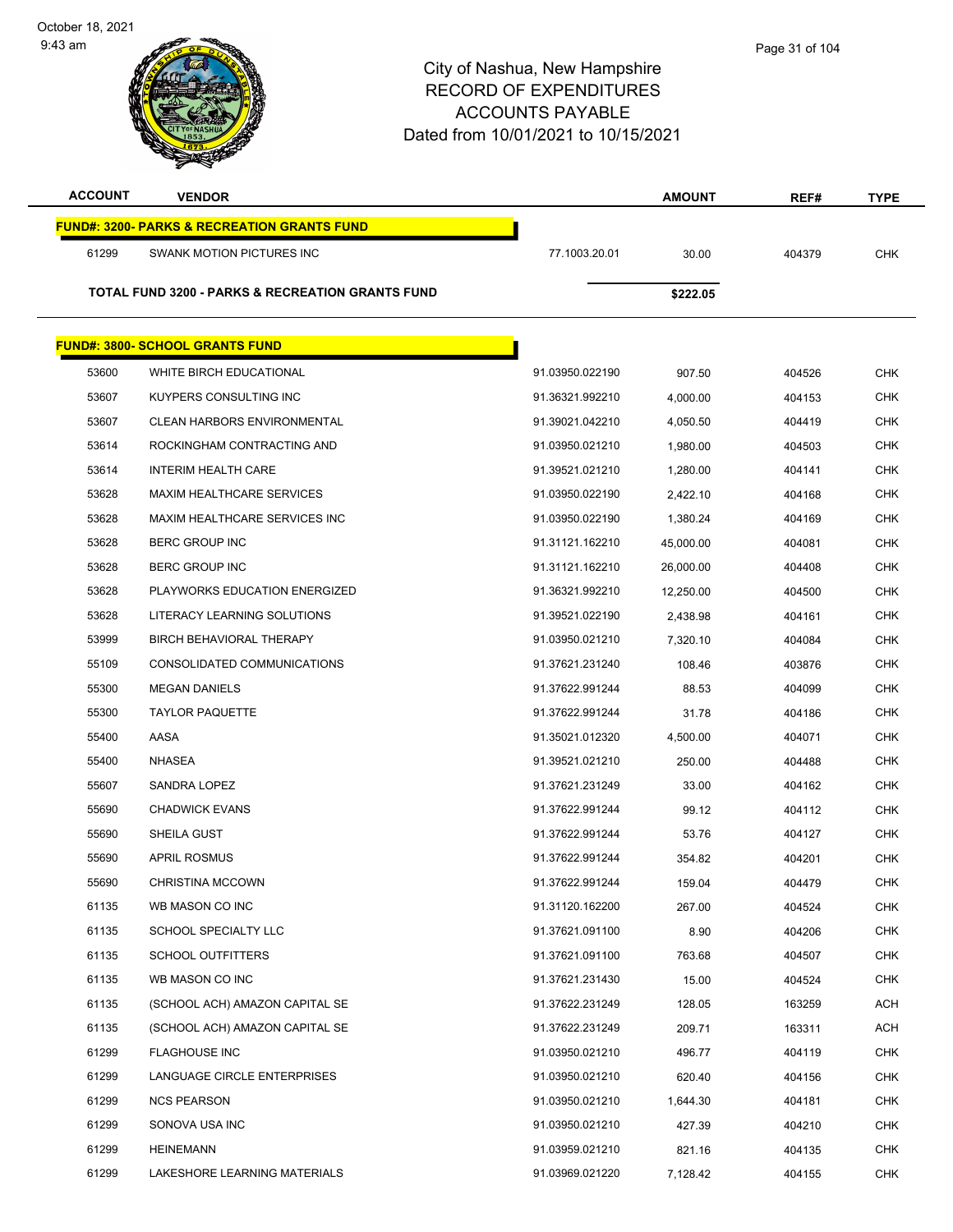# City of Nashua, New Hampshire
## RECORD OF EXPENDITURES
## ACCOUNTS PAYABLE
### Dated from 10/01/2021 to 10/15/2021

| ACCOUNT | VENDOR | | AMOUNT | REF# | TYPE |
|---|---|---|---|---|---|
| **FUND#: 3200- PARKS & RECREATION GRANTS FUND** | | | | | |
| 61299 | SWANK MOTION PICTURES INC | 77.1003.20.01 | 30.00 | 404379 | CHK |
| **TOTAL FUND 3200 - PARKS & RECREATION GRANTS FUND** | | | **$222.05** | | |

| ACCOUNT | VENDOR | | AMOUNT | REF# | TYPE |
|---|---|---|---|---|---|
| **FUND#: 3800- SCHOOL GRANTS FUND** | | | | | |
| 53600 | WHITE BIRCH EDUCATIONAL | 91.03950.022190 | 907.50 | 404526 | CHK |
| 53607 | KUYPERS CONSULTING INC | 91.36321.992210 | 4,000.00 | 404153 | CHK |
| 53607 | CLEAN HARBORS ENVIRONMENTAL | 91.39021.042210 | 4,050.50 | 404419 | CHK |
| 53614 | ROCKINGHAM CONTRACTING AND | 91.03950.021210 | 1,980.00 | 404503 | CHK |
| 53614 | INTERIM HEALTH CARE | 91.39521.021210 | 1,280.00 | 404141 | CHK |
| 53628 | MAXIM HEALTHCARE SERVICES | 91.03950.022190 | 2,422.10 | 404168 | CHK |
| 53628 | MAXIM HEALTHCARE SERVICES INC | 91.03950.022190 | 1,380.24 | 404169 | CHK |
| 53628 | BERC GROUP INC | 91.31121.162210 | 45,000.00 | 404081 | CHK |
| 53628 | BERC GROUP INC | 91.31121.162210 | 26,000.00 | 404408 | CHK |
| 53628 | PLAYWORKS EDUCATION ENERGIZED | 91.36321.992210 | 12,250.00 | 404500 | CHK |
| 53628 | LITERACY LEARNING SOLUTIONS | 91.39521.022190 | 2,438.98 | 404161 | CHK |
| 53999 | BIRCH BEHAVIORAL THERAPY | 91.03950.021210 | 7,320.10 | 404084 | CHK |
| 55109 | CONSOLIDATED COMMUNICATIONS | 91.37621.231240 | 108.46 | 403876 | CHK |
| 55300 | MEGAN DANIELS | 91.37622.991244 | 88.53 | 404099 | CHK |
| 55300 | TAYLOR PAQUETTE | 91.37622.991244 | 31.78 | 404186 | CHK |
| 55400 | AASA | 91.35021.012320 | 4,500.00 | 404071 | CHK |
| 55400 | NHASEA | 91.39521.021210 | 250.00 | 404488 | CHK |
| 55607 | SANDRA LOPEZ | 91.37621.231249 | 33.00 | 404162 | CHK |
| 55690 | CHADWICK EVANS | 91.37622.991244 | 99.12 | 404112 | CHK |
| 55690 | SHEILA GUST | 91.37622.991244 | 53.76 | 404127 | CHK |
| 55690 | APRIL ROSMUS | 91.37622.991244 | 354.82 | 404201 | CHK |
| 55690 | CHRISTINA MCCOWN | 91.37622.991244 | 159.04 | 404479 | CHK |
| 61135 | WB MASON CO INC | 91.31120.162200 | 267.00 | 404524 | CHK |
| 61135 | SCHOOL SPECIALTY LLC | 91.37621.091100 | 8.90 | 404206 | CHK |
| 61135 | SCHOOL OUTFITTERS | 91.37621.091100 | 763.68 | 404507 | CHK |
| 61135 | WB MASON CO INC | 91.37621.231430 | 15.00 | 404524 | CHK |
| 61135 | (SCHOOL ACH) AMAZON CAPITAL SE | 91.37622.231249 | 128.05 | 163259 | ACH |
| 61135 | (SCHOOL ACH) AMAZON CAPITAL SE | 91.37622.231249 | 209.71 | 163311 | ACH |
| 61299 | FLAGHOUSE INC | 91.03950.021210 | 496.77 | 404119 | CHK |
| 61299 | LANGUAGE CIRCLE ENTERPRISES | 91.03950.021210 | 620.40 | 404156 | CHK |
| 61299 | NCS PEARSON | 91.03950.021210 | 1,644.30 | 404181 | CHK |
| 61299 | SONOVA USA INC | 91.03950.021210 | 427.39 | 404210 | CHK |
| 61299 | HEINEMANN | 91.03959.021210 | 821.16 | 404135 | CHK |
| 61299 | LAKESHORE LEARNING MATERIALS | 91.03969.021220 | 7,128.42 | 404155 | CHK |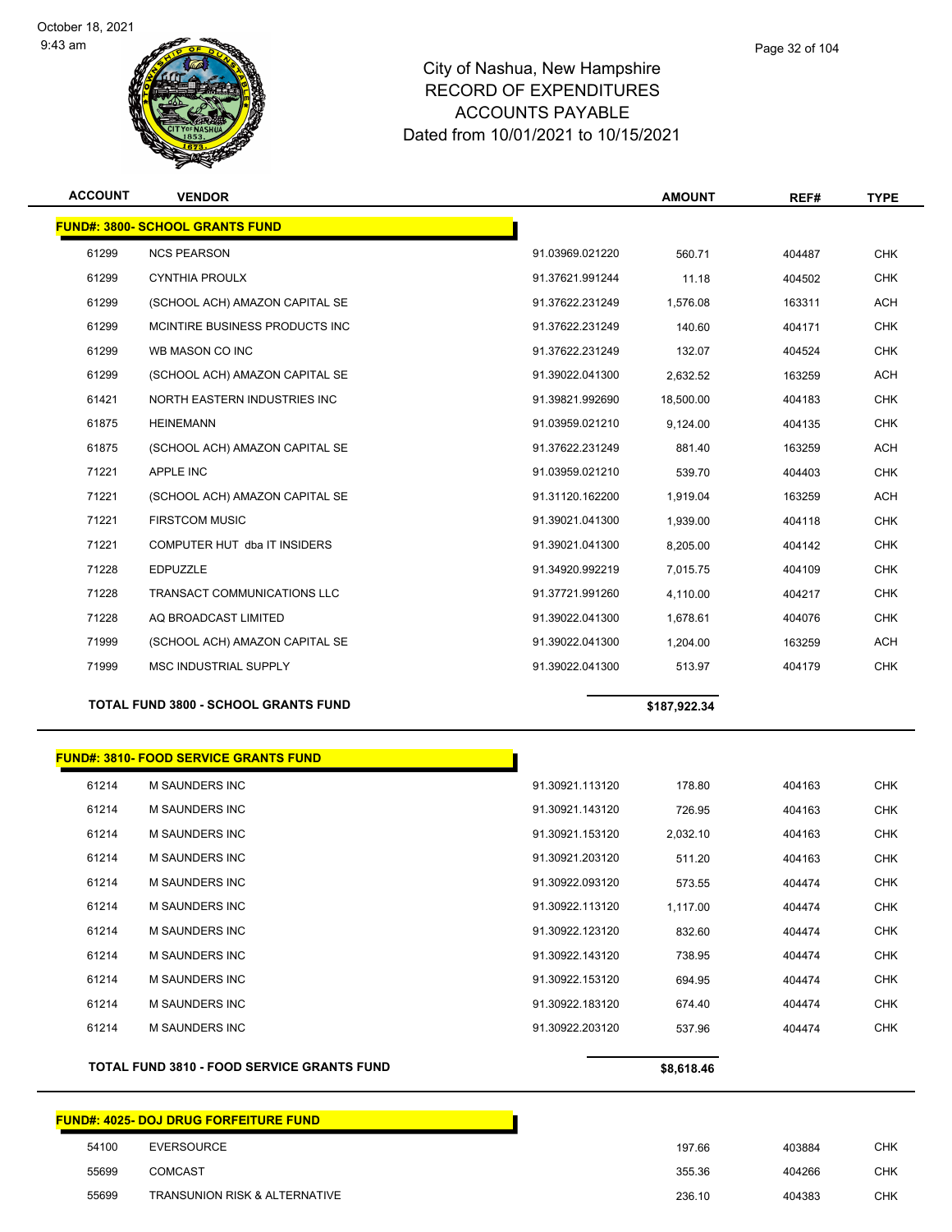# City of Nashua, New Hampshire
# RECORD OF EXPENDITURES
# ACCOUNTS PAYABLE
# Dated from 10/01/2021 to 10/15/2021

October 18, 2021
9:43 am

| ACCOUNT | VENDOR | | AMOUNT | REF# | TYPE |
|---|---|---|---|---|---|
| **FUND#: 3800- SCHOOL GRANTS FUND** | | | | | |
| 61299 | NCS PEARSON | 91.03969.021220 | 560.71 | 404487 | CHK |
| 61299 | CYNTHIA PROULX | 91.37621.991244 | 11.18 | 404502 | CHK |
| 61299 | (SCHOOL ACH) AMAZON CAPITAL SE | 91.37622.231249 | 1,576.08 | 163311 | ACH |
| 61299 | MCINTIRE BUSINESS PRODUCTS INC | 91.37622.231249 | 140.60 | 404171 | CHK |
| 61299 | WB MASON CO INC | 91.37622.231249 | 132.07 | 404524 | CHK |
| 61299 | (SCHOOL ACH) AMAZON CAPITAL SE | 91.39022.041300 | 2,632.52 | 163259 | ACH |
| 61421 | NORTH EASTERN INDUSTRIES INC | 91.39821.992690 | 18,500.00 | 404183 | CHK |
| 61875 | HEINEMANN | 91.03959.021210 | 9,124.00 | 404135 | CHK |
| 61875 | (SCHOOL ACH) AMAZON CAPITAL SE | 91.37622.231249 | 881.40 | 163259 | ACH |
| 71221 | APPLE INC | 91.03959.021210 | 539.70 | 404403 | CHK |
| 71221 | (SCHOOL ACH) AMAZON CAPITAL SE | 91.31120.162200 | 1,919.04 | 163259 | ACH |
| 71221 | FIRSTCOM MUSIC | 91.39021.041300 | 1,939.00 | 404118 | CHK |
| 71221 | COMPUTER HUT dba IT INSIDERS | 91.39021.041300 | 8,205.00 | 404142 | CHK |
| 71228 | EDPUZZLE | 91.34920.992219 | 7,015.75 | 404109 | CHK |
| 71228 | TRANSACT COMMUNICATIONS LLC | 91.37721.991260 | 4,110.00 | 404217 | CHK |
| 71228 | AQ BROADCAST LIMITED | 91.39022.041300 | 1,678.61 | 404076 | CHK |
| 71999 | (SCHOOL ACH) AMAZON CAPITAL SE | 91.39022.041300 | 1,204.00 | 163259 | ACH |
| 71999 | MSC INDUSTRIAL SUPPLY | 91.39022.041300 | 513.97 | 404179 | CHK |
| **TOTAL FUND 3800 - SCHOOL GRANTS FUND** | | | **$187,922.34** | | |
| **FUND#: 3810- FOOD SERVICE GRANTS FUND** | | | | | |
| 61214 | M SAUNDERS INC | 91.30921.113120 | 178.80 | 404163 | CHK |
| 61214 | M SAUNDERS INC | 91.30921.143120 | 726.95 | 404163 | CHK |
| 61214 | M SAUNDERS INC | 91.30921.153120 | 2,032.10 | 404163 | CHK |
| 61214 | M SAUNDERS INC | 91.30921.203120 | 511.20 | 404163 | CHK |
| 61214 | M SAUNDERS INC | 91.30922.093120 | 573.55 | 404474 | CHK |
| 61214 | M SAUNDERS INC | 91.30922.113120 | 1,117.00 | 404474 | CHK |
| 61214 | M SAUNDERS INC | 91.30922.123120 | 832.60 | 404474 | CHK |
| 61214 | M SAUNDERS INC | 91.30922.143120 | 738.95 | 404474 | CHK |
| 61214 | M SAUNDERS INC | 91.30922.153120 | 694.95 | 404474 | CHK |
| 61214 | M SAUNDERS INC | 91.30922.183120 | 674.40 | 404474 | CHK |
| 61214 | M SAUNDERS INC | 91.30922.203120 | 537.96 | 404474 | CHK |
| **TOTAL FUND 3810 - FOOD SERVICE GRANTS FUND** | | | **$8,618.46** | | |
| **FUND#: 4025- DOJ DRUG FORFEITURE FUND** | | | | | |
| 54100 | EVERSOURCE | | 197.66 | 403884 | CHK |
| 55699 | COMCAST | | 355.36 | 404266 | CHK |
| 55699 | TRANSUNION RISK & ALTERNATIVE | | 236.10 | 404383 | CHK |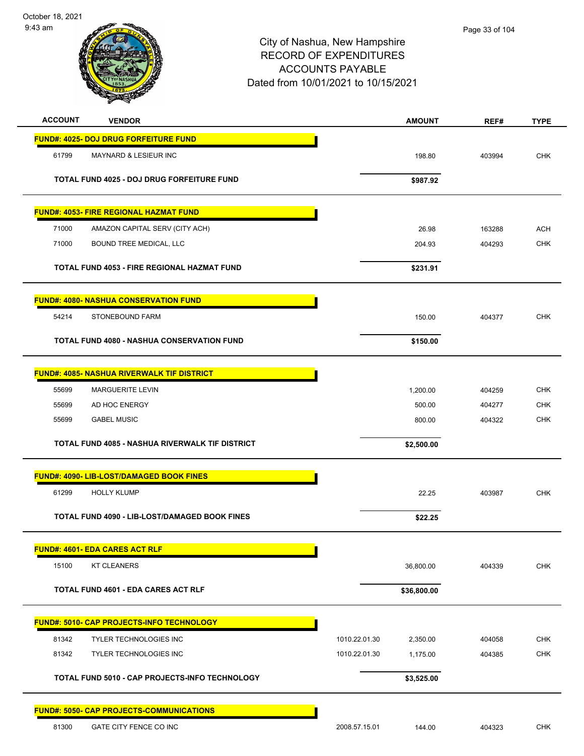City of Nashua, New Hampshire
RECORD OF EXPENDITURES
ACCOUNTS PAYABLE
Dated from 10/01/2021 to 10/15/2021

| ACCOUNT | VENDOR | | AMOUNT | REF# | TYPE |
|---|---|---|---|---|---|
| **FUND#: 4025- DOJ DRUG FORFEITURE FUND** | | | | | |
| 61799 | MAYNARD & LESIEUR INC | | 198.80 | 403994 | CHK |
| | **TOTAL FUND 4025 - DOJ DRUG FORFEITURE FUND** | | **$987.92** | | |
| **FUND#: 4053- FIRE REGIONAL HAZMAT FUND** | | | | | |
| 71000 | AMAZON CAPITAL SERV (CITY ACH) | | 26.98 | 163288 | ACH |
| 71000 | BOUND TREE MEDICAL, LLC | | 204.93 | 404293 | CHK |
| | **TOTAL FUND 4053 - FIRE REGIONAL HAZMAT FUND** | | **$231.91** | | |
| **FUND#: 4080- NASHUA CONSERVATION FUND** | | | | | |
| 54214 | STONEBOUND FARM | | 150.00 | 404377 | CHK |
| | **TOTAL FUND 4080 - NASHUA CONSERVATION FUND** | | **$150.00** | | |
| **FUND#: 4085- NASHUA RIVERWALK TIF DISTRICT** | | | | | |
| 55699 | MARGUERITE LEVIN | | 1,200.00 | 404259 | CHK |
| 55699 | AD HOC ENERGY | | 500.00 | 404277 | CHK |
| 55699 | GABEL MUSIC | | 800.00 | 404322 | CHK |
| | **TOTAL FUND 4085 - NASHUA RIVERWALK TIF DISTRICT** | | **$2,500.00** | | |
| **FUND#: 4090- LIB-LOST/DAMAGED BOOK FINES** | | | | | |
| 61299 | HOLLY KLUMP | | 22.25 | 403987 | CHK |
| | **TOTAL FUND 4090 - LIB-LOST/DAMAGED BOOK FINES** | | **$22.25** | | |
| **FUND#: 4601- EDA CARES ACT RLF** | | | | | |
| 15100 | KT CLEANERS | | 36,800.00 | 404339 | CHK |
| | **TOTAL FUND 4601 - EDA CARES ACT RLF** | | **$36,800.00** | | |
| **FUND#: 5010- CAP PROJECTS-INFO TECHNOLOGY** | | | | | |
| 81342 | TYLER TECHNOLOGIES INC | 1010.22.01.30 | 2,350.00 | 404058 | CHK |
| 81342 | TYLER TECHNOLOGIES INC | 1010.22.01.30 | 1,175.00 | 404385 | CHK |
| | **TOTAL FUND 5010 - CAP PROJECTS-INFO TECHNOLOGY** | | **$3,525.00** | | |
| **FUND#: 5050- CAP PROJECTS-COMMUNICATIONS** | | | | | |
| 81300 | GATE CITY FENCE CO INC | 2008.57.15.01 | 144.00 | 404323 | CHK |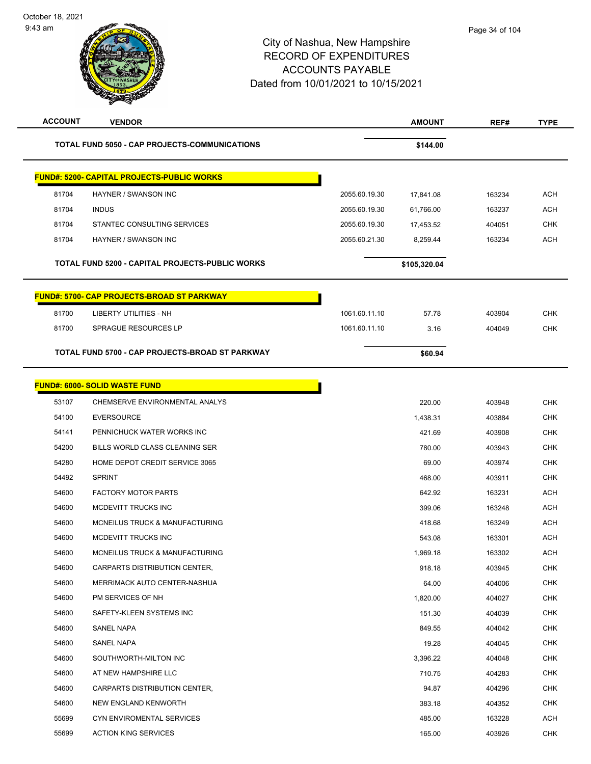City of Nashua, New Hampshire
RECORD OF EXPENDITURES
ACCOUNTS PAYABLE
Dated from 10/01/2021 to 10/15/2021

| ACCOUNT | VENDOR | | AMOUNT | REF# | TYPE |
|---|---|---|---|---|---|
| | **TOTAL FUND 5050 - CAP PROJECTS-COMMUNICATIONS** | | **$144.00** | | |
| **FUND#: 5200- CAPITAL PROJECTS-PUBLIC WORKS** | | | | | |
| 81704 | HAYNER / SWANSON INC | 2055.60.19.30 | 17,841.08 | 163234 | ACH |
| 81704 | INDUS | 2055.60.19.30 | 61,766.00 | 163237 | ACH |
| 81704 | STANTEC CONSULTING SERVICES | 2055.60.19.30 | 17,453.52 | 404051 | CHK |
| 81704 | HAYNER / SWANSON INC | 2055.60.21.30 | 8,259.44 | 163234 | ACH |
| | **TOTAL FUND 5200 - CAPITAL PROJECTS-PUBLIC WORKS** | | **$105,320.04** | | |
| **FUND#: 5700- CAP PROJECTS-BROAD ST PARKWAY** | | | | | |
| 81700 | LIBERTY UTILITIES - NH | 1061.60.11.10 | 57.78 | 403904 | CHK |
| 81700 | SPRAGUE RESOURCES LP | 1061.60.11.10 | 3.16 | 404049 | CHK |
| | **TOTAL FUND 5700 - CAP PROJECTS-BROAD ST PARKWAY** | | **$60.94** | | |
| **FUND#: 6000- SOLID WASTE FUND** | | | | | |
| 53107 | CHEMSERVE ENVIRONMENTAL ANALYS | | 220.00 | 403948 | CHK |
| 54100 | EVERSOURCE | | 1,438.31 | 403884 | CHK |
| 54141 | PENNICHUCK WATER WORKS INC | | 421.69 | 403908 | CHK |
| 54200 | BILLS WORLD CLASS CLEANING SER | | 780.00 | 403943 | CHK |
| 54280 | HOME DEPOT CREDIT SERVICE 3065 | | 69.00 | 403974 | CHK |
| 54492 | SPRINT | | 468.00 | 403911 | CHK |
| 54600 | FACTORY MOTOR PARTS | | 642.92 | 163231 | ACH |
| 54600 | MCDEVITT TRUCKS INC | | 399.06 | 163248 | ACH |
| 54600 | MCNEILUS TRUCK & MANUFACTURING | | 418.68 | 163249 | ACH |
| 54600 | MCDEVITT TRUCKS INC | | 543.08 | 163301 | ACH |
| 54600 | MCNEILUS TRUCK & MANUFACTURING | | 1,969.18 | 163302 | ACH |
| 54600 | CARPARTS DISTRIBUTION CENTER, | | 918.18 | 403945 | CHK |
| 54600 | MERRIMACK AUTO CENTER-NASHUA | | 64.00 | 404006 | CHK |
| 54600 | PM SERVICES OF NH | | 1,820.00 | 404027 | CHK |
| 54600 | SAFETY-KLEEN SYSTEMS INC | | 151.30 | 404039 | CHK |
| 54600 | SANEL NAPA | | 849.55 | 404042 | CHK |
| 54600 | SANEL NAPA | | 19.28 | 404045 | CHK |
| 54600 | SOUTHWORTH-MILTON INC | | 3,396.22 | 404048 | CHK |
| 54600 | AT NEW HAMPSHIRE LLC | | 710.75 | 404283 | CHK |
| 54600 | CARPARTS DISTRIBUTION CENTER, | | 94.87 | 404296 | CHK |
| 54600 | NEW ENGLAND KENWORTH | | 383.18 | 404352 | CHK |
| 55699 | CYN ENVIROMENTAL SERVICES | | 485.00 | 163228 | ACH |
| 55699 | ACTION KING SERVICES | | 165.00 | 403926 | CHK |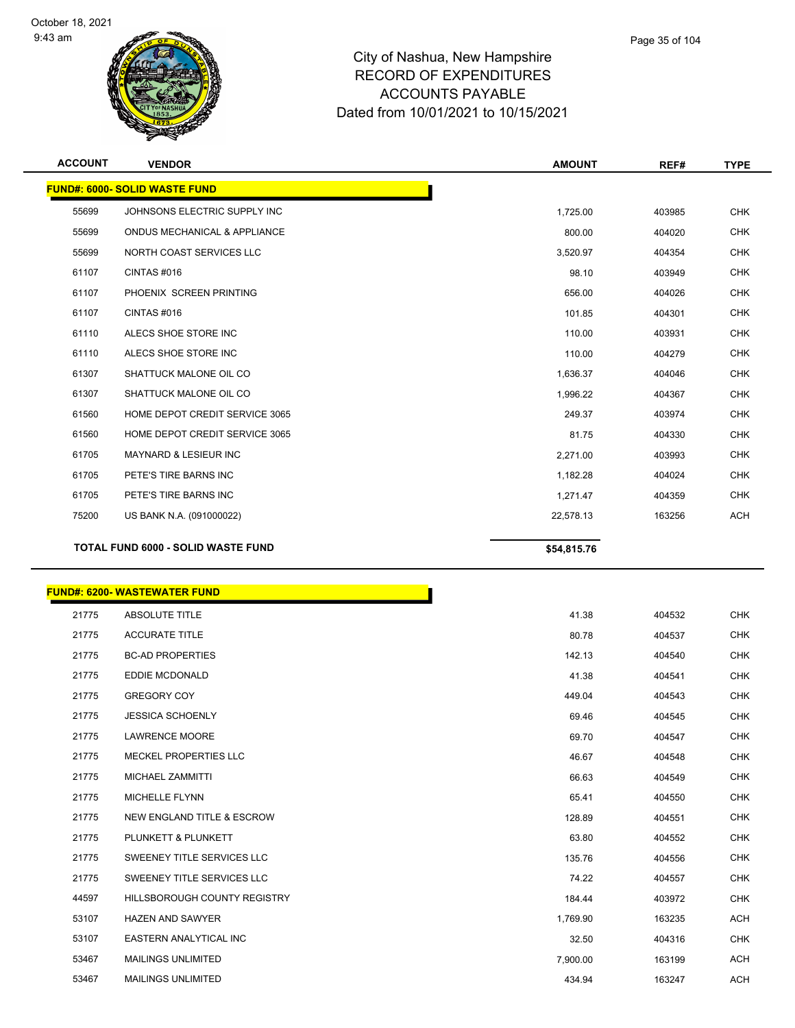# City of Nashua, New Hampshire
# RECORD OF EXPENDITURES
# ACCOUNTS PAYABLE
# Dated from 10/01/2021 to 10/15/2021

| ACCOUNT | VENDOR | AMOUNT | REF# | TYPE |
|---|---|---|---|---|
| **FUND#: 6000- SOLID WASTE FUND** | | | | |
| 55699 | JOHNSONS ELECTRIC SUPPLY INC | 1,725.00 | 403985 | CHK |
| 55699 | ONDUS MECHANICAL & APPLIANCE | 800.00 | 404020 | CHK |
| 55699 | NORTH COAST SERVICES LLC | 3,520.97 | 404354 | CHK |
| 61107 | CINTAS #016 | 98.10 | 403949 | CHK |
| 61107 | PHOENIX SCREEN PRINTING | 656.00 | 404026 | CHK |
| 61107 | CINTAS #016 | 101.85 | 404301 | CHK |
| 61110 | ALECS SHOE STORE INC | 110.00 | 403931 | CHK |
| 61110 | ALECS SHOE STORE INC | 110.00 | 404279 | CHK |
| 61307 | SHATTUCK MALONE OIL CO | 1,636.37 | 404046 | CHK |
| 61307 | SHATTUCK MALONE OIL CO | 1,996.22 | 404367 | CHK |
| 61560 | HOME DEPOT CREDIT SERVICE 3065 | 249.37 | 403974 | CHK |
| 61560 | HOME DEPOT CREDIT SERVICE 3065 | 81.75 | 404330 | CHK |
| 61705 | MAYNARD & LESIEUR INC | 2,271.00 | 403993 | CHK |
| 61705 | PETE'S TIRE BARNS INC | 1,182.28 | 404024 | CHK |
| 61705 | PETE'S TIRE BARNS INC | 1,271.47 | 404359 | CHK |
| 75200 | US BANK N.A. (091000022) | 22,578.13 | 163256 | ACH |
| **TOTAL FUND 6000 - SOLID WASTE FUND** | | **$54,815.76** | | |

| ACCOUNT | VENDOR | AMOUNT | REF# | TYPE |
|---|---|---|---|---|
| **FUND#: 6200- WASTEWATER FUND** | | | | |
| 21775 | ABSOLUTE TITLE | 41.38 | 404532 | CHK |
| 21775 | ACCURATE TITLE | 80.78 | 404537 | CHK |
| 21775 | BC-AD PROPERTIES | 142.13 | 404540 | CHK |
| 21775 | EDDIE MCDONALD | 41.38 | 404541 | CHK |
| 21775 | GREGORY COY | 449.04 | 404543 | CHK |
| 21775 | JESSICA SCHOENLY | 69.46 | 404545 | CHK |
| 21775 | LAWRENCE MOORE | 69.70 | 404547 | CHK |
| 21775 | MECKEL PROPERTIES LLC | 46.67 | 404548 | CHK |
| 21775 | MICHAEL ZAMMITTI | 66.63 | 404549 | CHK |
| 21775 | MICHELLE FLYNN | 65.41 | 404550 | CHK |
| 21775 | NEW ENGLAND TITLE & ESCROW | 128.89 | 404551 | CHK |
| 21775 | PLUNKETT & PLUNKETT | 63.80 | 404552 | CHK |
| 21775 | SWEENEY TITLE SERVICES LLC | 135.76 | 404556 | CHK |
| 21775 | SWEENEY TITLE SERVICES LLC | 74.22 | 404557 | CHK |
| 44597 | HILLSBOROUGH COUNTY REGISTRY | 184.44 | 403972 | CHK |
| 53107 | HAZEN AND SAWYER | 1,769.90 | 163235 | ACH |
| 53107 | EASTERN ANALYTICAL INC | 32.50 | 404316 | CHK |
| 53467 | MAILINGS UNLIMITED | 7,900.00 | 163199 | ACH |
| 53467 | MAILINGS UNLIMITED | 434.94 | 163247 | ACH |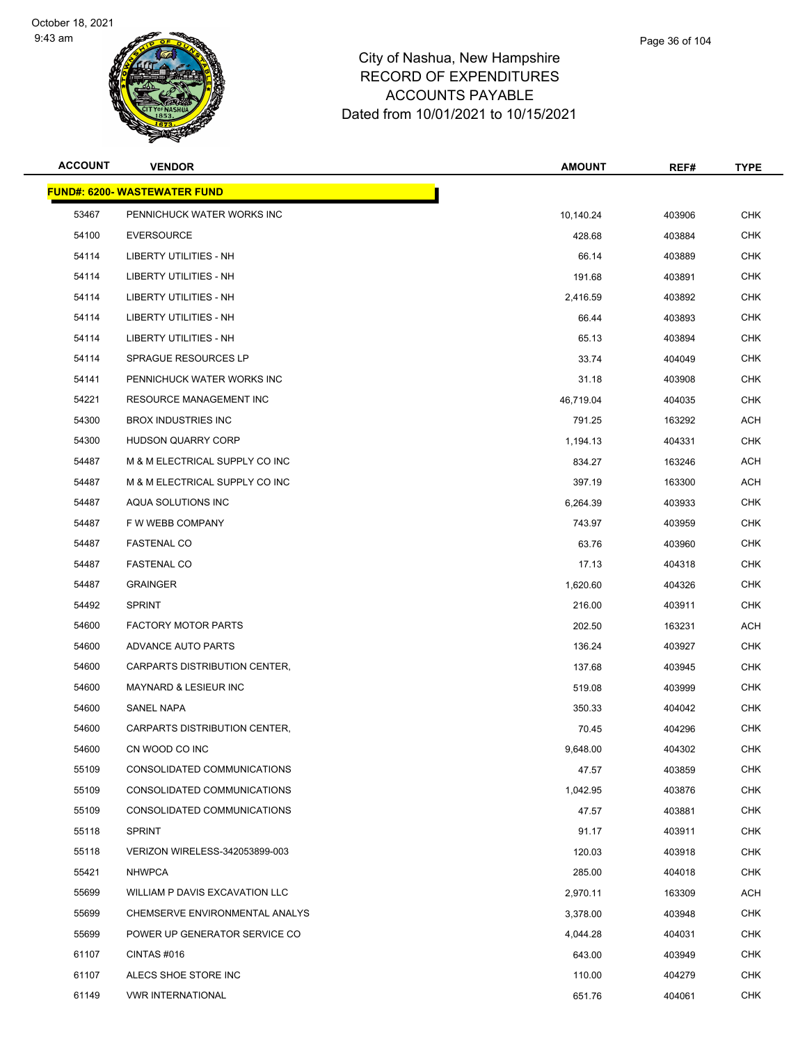City of Nashua, New Hampshire
RECORD OF EXPENDITURES
ACCOUNTS PAYABLE
Dated from 10/01/2021 to 10/15/2021

| ACCOUNT | VENDOR | AMOUNT | REF# | TYPE |
|---|---|---|---|---|
| **FUND#: 6200- WASTEWATER FUND** | | | | |
| 53467 | PENNICHUCK WATER WORKS INC | 10,140.24 | 403906 | CHK |
| 54100 | EVERSOURCE | 428.68 | 403884 | CHK |
| 54114 | LIBERTY UTILITIES - NH | 66.14 | 403889 | CHK |
| 54114 | LIBERTY UTILITIES - NH | 191.68 | 403891 | CHK |
| 54114 | LIBERTY UTILITIES - NH | 2,416.59 | 403892 | CHK |
| 54114 | LIBERTY UTILITIES - NH | 66.44 | 403893 | CHK |
| 54114 | LIBERTY UTILITIES - NH | 65.13 | 403894 | CHK |
| 54114 | SPRAGUE RESOURCES LP | 33.74 | 404049 | CHK |
| 54141 | PENNICHUCK WATER WORKS INC | 31.18 | 403908 | CHK |
| 54221 | RESOURCE MANAGEMENT INC | 46,719.04 | 404035 | CHK |
| 54300 | BROX INDUSTRIES INC | 791.25 | 163292 | ACH |
| 54300 | HUDSON QUARRY CORP | 1,194.13 | 404331 | CHK |
| 54487 | M & M ELECTRICAL SUPPLY CO INC | 834.27 | 163246 | ACH |
| 54487 | M & M ELECTRICAL SUPPLY CO INC | 397.19 | 163300 | ACH |
| 54487 | AQUA SOLUTIONS INC | 6,264.39 | 403933 | CHK |
| 54487 | F W WEBB COMPANY | 743.97 | 403959 | CHK |
| 54487 | FASTENAL CO | 63.76 | 403960 | CHK |
| 54487 | FASTENAL CO | 17.13 | 404318 | CHK |
| 54487 | GRAINGER | 1,620.60 | 404326 | CHK |
| 54492 | SPRINT | 216.00 | 403911 | CHK |
| 54600 | FACTORY MOTOR PARTS | 202.50 | 163231 | ACH |
| 54600 | ADVANCE AUTO PARTS | 136.24 | 403927 | CHK |
| 54600 | CARPARTS DISTRIBUTION CENTER, | 137.68 | 403945 | CHK |
| 54600 | MAYNARD & LESIEUR INC | 519.08 | 403999 | CHK |
| 54600 | SANEL NAPA | 350.33 | 404042 | CHK |
| 54600 | CARPARTS DISTRIBUTION CENTER, | 70.45 | 404296 | CHK |
| 54600 | CN WOOD CO INC | 9,648.00 | 404302 | CHK |
| 55109 | CONSOLIDATED COMMUNICATIONS | 47.57 | 403859 | CHK |
| 55109 | CONSOLIDATED COMMUNICATIONS | 1,042.95 | 403876 | CHK |
| 55109 | CONSOLIDATED COMMUNICATIONS | 47.57 | 403881 | CHK |
| 55118 | SPRINT | 91.17 | 403911 | CHK |
| 55118 | VERIZON WIRELESS-342053899-003 | 120.03 | 403918 | CHK |
| 55421 | NHWPCA | 285.00 | 404018 | CHK |
| 55699 | WILLIAM P DAVIS EXCAVATION LLC | 2,970.11 | 163309 | ACH |
| 55699 | CHEMSERVE ENVIRONMENTAL ANALYS | 3,378.00 | 403948 | CHK |
| 55699 | POWER UP GENERATOR SERVICE CO | 4,044.28 | 404031 | CHK |
| 61107 | CINTAS #016 | 643.00 | 403949 | CHK |
| 61107 | ALECS SHOE STORE INC | 110.00 | 404279 | CHK |
| 61149 | VWR INTERNATIONAL | 651.76 | 404061 | CHK |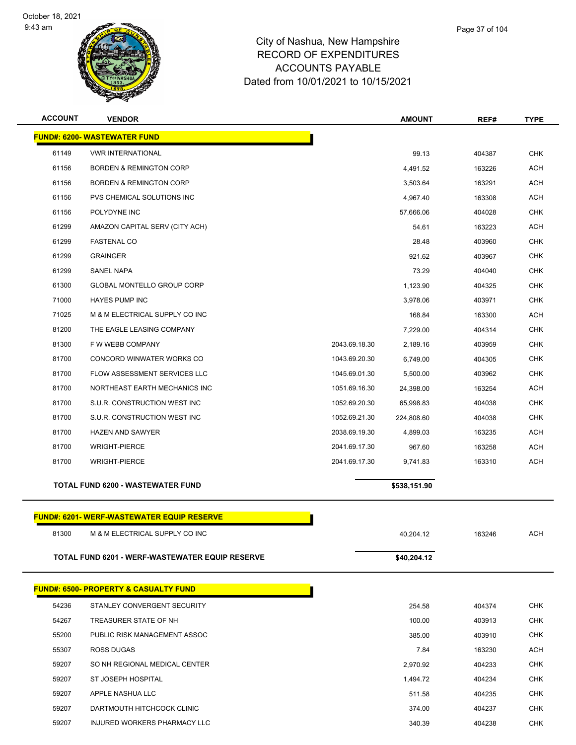City of Nashua, New Hampshire
RECORD OF EXPENDITURES
ACCOUNTS PAYABLE
Dated from 10/01/2021 to 10/15/2021

| ACCOUNT | VENDOR | | AMOUNT | REF# | TYPE |
|---|---|---|---|---|---|
| **FUND#: 6200- WASTEWATER FUND** | | | | | |
| 61149 | VWR INTERNATIONAL | | 99.13 | 404387 | CHK |
| 61156 | BORDEN & REMINGTON CORP | | 4,491.52 | 163226 | ACH |
| 61156 | BORDEN & REMINGTON CORP | | 3,503.64 | 163291 | ACH |
| 61156 | PVS CHEMICAL SOLUTIONS INC | | 4,967.40 | 163308 | ACH |
| 61156 | POLYDYNE INC | | 57,666.06 | 404028 | CHK |
| 61299 | AMAZON CAPITAL SERV (CITY ACH) | | 54.61 | 163223 | ACH |
| 61299 | FASTENAL CO | | 28.48 | 403960 | CHK |
| 61299 | GRAINGER | | 921.62 | 403967 | CHK |
| 61299 | SANEL NAPA | | 73.29 | 404040 | CHK |
| 61300 | GLOBAL MONTELLO GROUP CORP | | 1,123.90 | 404325 | CHK |
| 71000 | HAYES PUMP INC | | 3,978.06 | 403971 | CHK |
| 71025 | M & M ELECTRICAL SUPPLY CO INC | | 168.84 | 163300 | ACH |
| 81200 | THE EAGLE LEASING COMPANY | | 7,229.00 | 404314 | CHK |
| 81300 | F W WEBB COMPANY | 2043.69.18.30 | 2,189.16 | 403959 | CHK |
| 81700 | CONCORD WINWATER WORKS CO | 1043.69.20.30 | 6,749.00 | 404305 | CHK |
| 81700 | FLOW ASSESSMENT SERVICES LLC | 1045.69.01.30 | 5,500.00 | 403962 | CHK |
| 81700 | NORTHEAST EARTH MECHANICS INC | 1051.69.16.30 | 24,398.00 | 163254 | ACH |
| 81700 | S.U.R. CONSTRUCTION WEST INC | 1052.69.20.30 | 65,998.83 | 404038 | CHK |
| 81700 | S.U.R. CONSTRUCTION WEST INC | 1052.69.21.30 | 224,808.60 | 404038 | CHK |
| 81700 | HAZEN AND SAWYER | 2038.69.19.30 | 4,899.03 | 163235 | ACH |
| 81700 | WRIGHT-PIERCE | 2041.69.17.30 | 967.60 | 163258 | ACH |
| 81700 | WRIGHT-PIERCE | 2041.69.17.30 | 9,741.83 | 163310 | ACH |
| **TOTAL FUND 6200 - WASTEWATER FUND** | | | **$538,151.90** | | |

| ACCOUNT | VENDOR | | AMOUNT | REF# | TYPE |
|---|---|---|---|---|---|
| **FUND#: 6201- WERF-WASTEWATER EQUIP RESERVE** | | | | | |
| 81300 | M & M ELECTRICAL SUPPLY CO INC | | 40,204.12 | 163246 | ACH |
| **TOTAL FUND 6201 - WERF-WASTEWATER EQUIP RESERVE** | | | **$40,204.12** | | |

| ACCOUNT | VENDOR | | AMOUNT | REF# | TYPE |
|---|---|---|---|---|---|
| **FUND#: 6500- PROPERTY & CASUALTY FUND** | | | | | |
| 54236 | STANLEY CONVERGENT SECURITY | | 254.58 | 404374 | CHK |
| 54267 | TREASURER STATE OF NH | | 100.00 | 403913 | CHK |
| 55200 | PUBLIC RISK MANAGEMENT ASSOC | | 385.00 | 403910 | CHK |
| 55307 | ROSS DUGAS | | 7.84 | 163230 | ACH |
| 59207 | SO NH REGIONAL MEDICAL CENTER | | 2,970.92 | 404233 | CHK |
| 59207 | ST JOSEPH HOSPITAL | | 1,494.72 | 404234 | CHK |
| 59207 | APPLE NASHUA LLC | | 511.58 | 404235 | CHK |
| 59207 | DARTMOUTH HITCHCOCK CLINIC | | 374.00 | 404237 | CHK |
| 59207 | INJURED WORKERS PHARMACY LLC | | 340.39 | 404238 | CHK |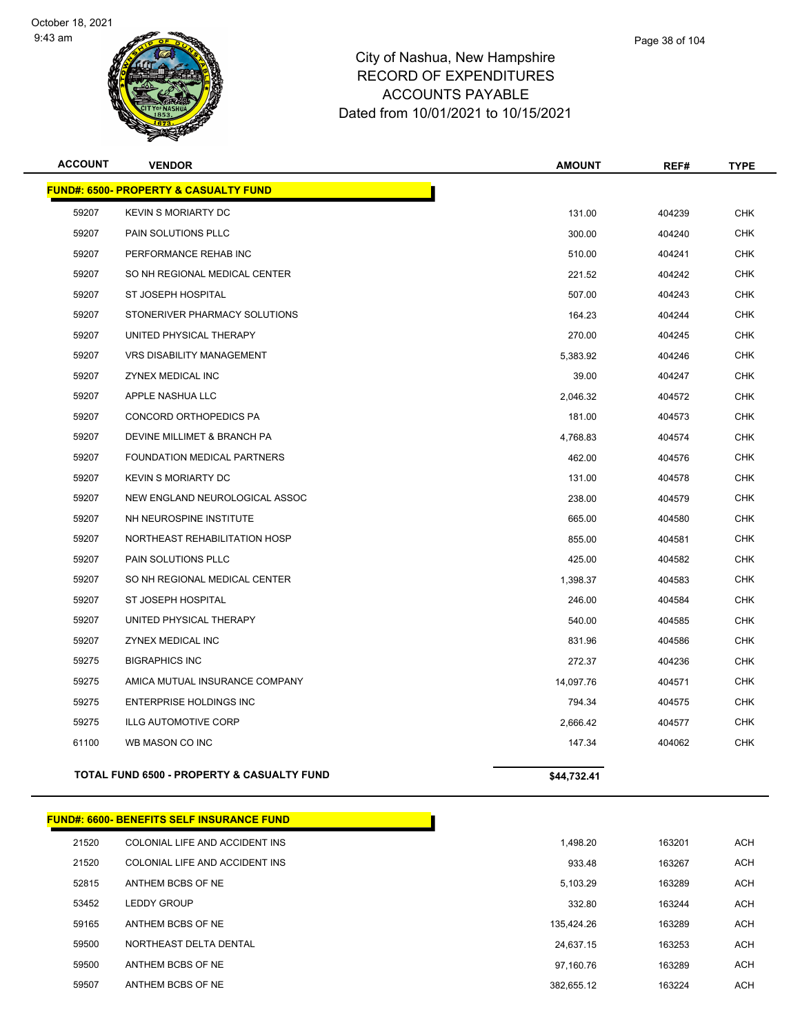# City of Nashua, New Hampshire
# RECORD OF EXPENDITURES
# ACCOUNTS PAYABLE
# Dated from 10/01/2021 to 10/15/2021

| ACCOUNT | VENDOR | AMOUNT | REF# | TYPE |
|---|---|---|---|---|
| **FUND#: 6500- PROPERTY & CASUALTY FUND** | | | | |
| 59207 | KEVIN S MORIARTY DC | 131.00 | 404239 | CHK |
| 59207 | PAIN SOLUTIONS PLLC | 300.00 | 404240 | CHK |
| 59207 | PERFORMANCE REHAB INC | 510.00 | 404241 | CHK |
| 59207 | SO NH REGIONAL MEDICAL CENTER | 221.52 | 404242 | CHK |
| 59207 | ST JOSEPH HOSPITAL | 507.00 | 404243 | CHK |
| 59207 | STONERIVER PHARMACY SOLUTIONS | 164.23 | 404244 | CHK |
| 59207 | UNITED PHYSICAL THERAPY | 270.00 | 404245 | CHK |
| 59207 | VRS DISABILITY MANAGEMENT | 5,383.92 | 404246 | CHK |
| 59207 | ZYNEX MEDICAL INC | 39.00 | 404247 | CHK |
| 59207 | APPLE NASHUA LLC | 2,046.32 | 404572 | CHK |
| 59207 | CONCORD ORTHOPEDICS PA | 181.00 | 404573 | CHK |
| 59207 | DEVINE MILLIMET & BRANCH PA | 4,768.83 | 404574 | CHK |
| 59207 | FOUNDATION MEDICAL PARTNERS | 462.00 | 404576 | CHK |
| 59207 | KEVIN S MORIARTY DC | 131.00 | 404578 | CHK |
| 59207 | NEW ENGLAND NEUROLOGICAL ASSOC | 238.00 | 404579 | CHK |
| 59207 | NH NEUROSPINE INSTITUTE | 665.00 | 404580 | CHK |
| 59207 | NORTHEAST REHABILITATION HOSP | 855.00 | 404581 | CHK |
| 59207 | PAIN SOLUTIONS PLLC | 425.00 | 404582 | CHK |
| 59207 | SO NH REGIONAL MEDICAL CENTER | 1,398.37 | 404583 | CHK |
| 59207 | ST JOSEPH HOSPITAL | 246.00 | 404584 | CHK |
| 59207 | UNITED PHYSICAL THERAPY | 540.00 | 404585 | CHK |
| 59207 | ZYNEX MEDICAL INC | 831.96 | 404586 | CHK |
| 59275 | BIGRAPHICS INC | 272.37 | 404236 | CHK |
| 59275 | AMICA MUTUAL INSURANCE COMPANY | 14,097.76 | 404571 | CHK |
| 59275 | ENTERPRISE HOLDINGS INC | 794.34 | 404575 | CHK |
| 59275 | ILLG AUTOMOTIVE CORP | 2,666.42 | 404577 | CHK |
| 61100 | WB MASON CO INC | 147.34 | 404062 | CHK |
| **TOTAL FUND 6500 - PROPERTY & CASUALTY FUND** | | **$44,732.41** | | |

| ACCOUNT | VENDOR | AMOUNT | REF# | TYPE |
|---|---|---|---|---|
| **FUND#: 6600- BENEFITS SELF INSURANCE FUND** | | | | |
| 21520 | COLONIAL LIFE AND ACCIDENT INS | 1,498.20 | 163201 | ACH |
| 21520 | COLONIAL LIFE AND ACCIDENT INS | 933.48 | 163267 | ACH |
| 52815 | ANTHEM BCBS OF NE | 5,103.29 | 163289 | ACH |
| 53452 | LEDDY GROUP | 332.80 | 163244 | ACH |
| 59165 | ANTHEM BCBS OF NE | 135,424.26 | 163289 | ACH |
| 59500 | NORTHEAST DELTA DENTAL | 24,637.15 | 163253 | ACH |
| 59500 | ANTHEM BCBS OF NE | 97,160.76 | 163289 | ACH |
| 59507 | ANTHEM BCBS OF NE | 382,655.12 | 163224 | ACH |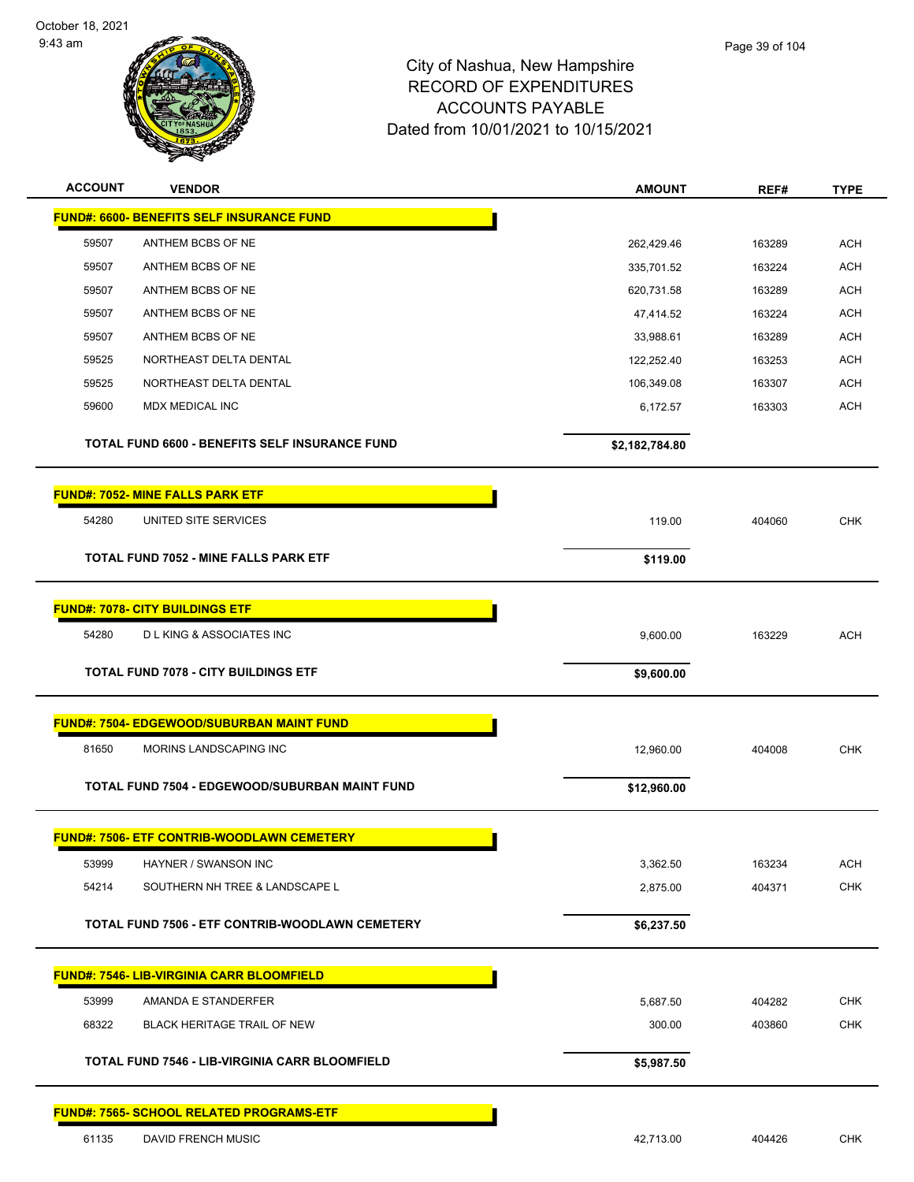City of Nashua, New Hampshire
RECORD OF EXPENDITURES
ACCOUNTS PAYABLE
Dated from 10/01/2021 to 10/15/2021

| ACCOUNT | VENDOR | AMOUNT | REF# | TYPE |
|---|---|---|---|---|
| **FUND#: 6600- BENEFITS SELF INSURANCE FUND** | | | | |
| 59507 | ANTHEM BCBS OF NE | 262,429.46 | 163289 | ACH |
| 59507 | ANTHEM BCBS OF NE | 335,701.52 | 163224 | ACH |
| 59507 | ANTHEM BCBS OF NE | 620,731.58 | 163289 | ACH |
| 59507 | ANTHEM BCBS OF NE | 47,414.52 | 163224 | ACH |
| 59507 | ANTHEM BCBS OF NE | 33,988.61 | 163289 | ACH |
| 59525 | NORTHEAST DELTA DENTAL | 122,252.40 | 163253 | ACH |
| 59525 | NORTHEAST DELTA DENTAL | 106,349.08 | 163307 | ACH |
| 59600 | MDX MEDICAL INC | 6,172.57 | 163303 | ACH |
| | **TOTAL FUND 6600 - BENEFITS SELF INSURANCE FUND** | **$2,182,784.80** | | |
| **FUND#: 7052- MINE FALLS PARK ETF** | | | | |
| 54280 | UNITED SITE SERVICES | 119.00 | 404060 | CHK |
| | **TOTAL FUND 7052 - MINE FALLS PARK ETF** | **$119.00** | | |
| **FUND#: 7078- CITY BUILDINGS ETF** | | | | |
| 54280 | D L KING & ASSOCIATES INC | 9,600.00 | 163229 | ACH |
| | **TOTAL FUND 7078 - CITY BUILDINGS ETF** | **$9,600.00** | | |
| **FUND#: 7504- EDGEWOOD/SUBURBAN MAINT FUND** | | | | |
| 81650 | MORINS LANDSCAPING INC | 12,960.00 | 404008 | CHK |
| | **TOTAL FUND 7504 - EDGEWOOD/SUBURBAN MAINT FUND** | **$12,960.00** | | |
| **FUND#: 7506- ETF CONTRIB-WOODLAWN CEMETERY** | | | | |
| 53999 | HAYNER / SWANSON INC | 3,362.50 | 163234 | ACH |
| 54214 | SOUTHERN NH TREE & LANDSCAPE L | 2,875.00 | 404371 | CHK |
| | **TOTAL FUND 7506 - ETF CONTRIB-WOODLAWN CEMETERY** | **$6,237.50** | | |
| **FUND#: 7546- LIB-VIRGINIA CARR BLOOMFIELD** | | | | |
| 53999 | AMANDA E STANDERFER | 5,687.50 | 404282 | CHK |
| 68322 | BLACK HERITAGE TRAIL OF NEW | 300.00 | 403860 | CHK |
| | **TOTAL FUND 7546 - LIB-VIRGINIA CARR BLOOMFIELD** | **$5,987.50** | | |
| **FUND#: 7565- SCHOOL RELATED PROGRAMS-ETF** | | | | |
| 61135 | DAVID FRENCH MUSIC | 42,713.00 | 404426 | CHK |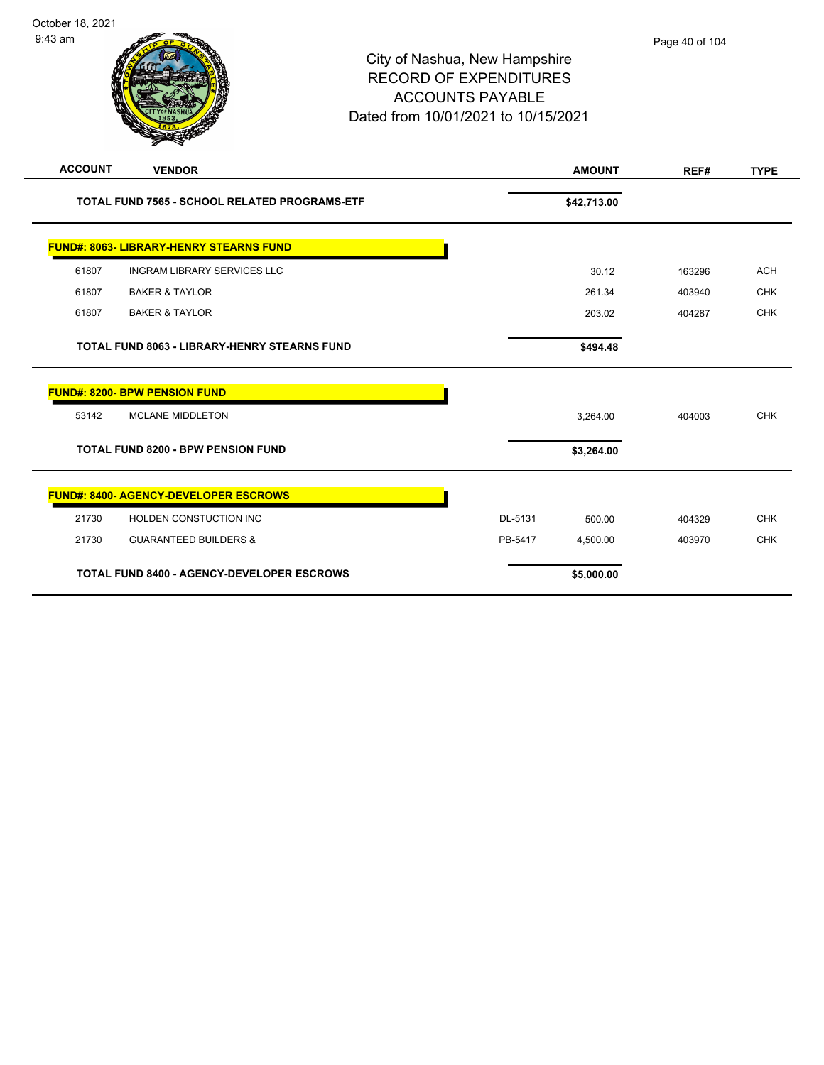City of Nashua, New Hampshire
RECORD OF EXPENDITURES
ACCOUNTS PAYABLE
Dated from 10/01/2021 to 10/15/2021

| ACCOUNT | VENDOR | | AMOUNT | REF# | TYPE |
|---|---|---|---|---|---|
| | **TOTAL FUND 7565 - SCHOOL RELATED PROGRAMS-ETF** | | **$42,713.00** | | |
| | **FUND#: 8063- LIBRARY-HENRY STEARNS FUND** | | | | |
| 61807 | INGRAM LIBRARY SERVICES LLC | | 30.12 | 163296 | ACH |
| 61807 | BAKER & TAYLOR | | 261.34 | 403940 | CHK |
| 61807 | BAKER & TAYLOR | | 203.02 | 404287 | CHK |
| | **TOTAL FUND 8063 - LIBRARY-HENRY STEARNS FUND** | | **$494.48** | | |
| | **FUND#: 8200- BPW PENSION FUND** | | | | |
| 53142 | MCLANE MIDDLETON | | 3,264.00 | 404003 | CHK |
| | **TOTAL FUND 8200 - BPW PENSION FUND** | | **$3,264.00** | | |
| | **FUND#: 8400- AGENCY-DEVELOPER ESCROWS** | | | | |
| 21730 | HOLDEN CONSTUCTION INC | DL-5131 | 500.00 | 404329 | CHK |
| 21730 | GUARANTEED BUILDERS & | PB-5417 | 4,500.00 | 403970 | CHK |
| | **TOTAL FUND 8400 - AGENCY-DEVELOPER ESCROWS** | | **$5,000.00** | | |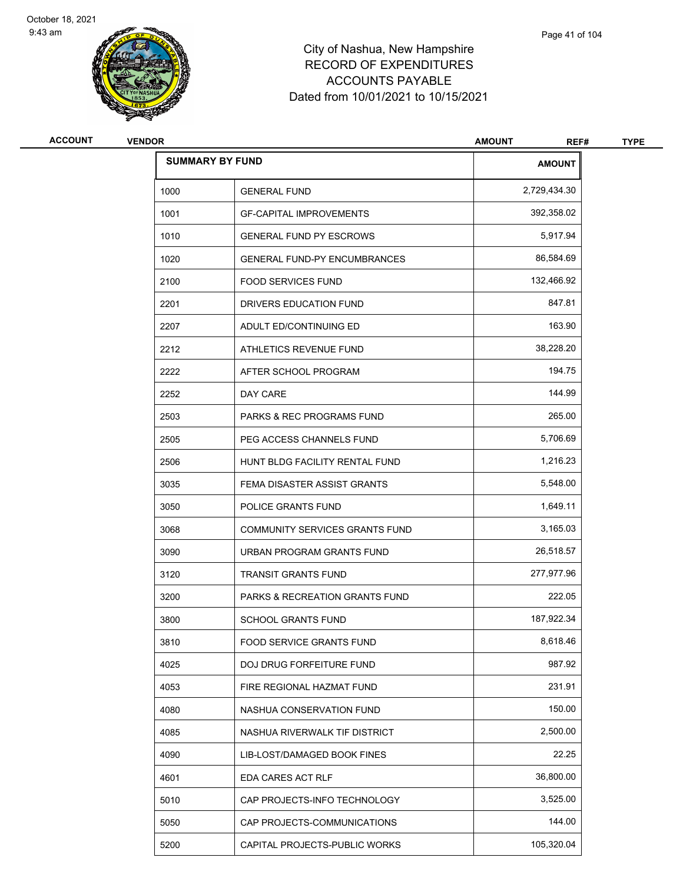# City of Nashua, New Hampshire
## RECORD OF EXPENDITURES
## ACCOUNTS PAYABLE
## Dated from 10/01/2021 to 10/15/2021

| ACCOUNT | VENDOR | AMOUNT | REF# | TYPE |
|---|---|---|---|---|

**SUMMARY BY FUND**

| Fund | Description | AMOUNT |
|---|---|---|
| 1000 | GENERAL FUND | 2,729,434.30 |
| 1001 | GF-CAPITAL IMPROVEMENTS | 392,358.02 |
| 1010 | GENERAL FUND PY ESCROWS | 5,917.94 |
| 1020 | GENERAL FUND-PY ENCUMBRANCES | 86,584.69 |
| 2100 | FOOD SERVICES FUND | 132,466.92 |
| 2201 | DRIVERS EDUCATION FUND | 847.81 |
| 2207 | ADULT ED/CONTINUING ED | 163.90 |
| 2212 | ATHLETICS REVENUE FUND | 38,228.20 |
| 2222 | AFTER SCHOOL PROGRAM | 194.75 |
| 2252 | DAY CARE | 144.99 |
| 2503 | PARKS & REC PROGRAMS FUND | 265.00 |
| 2505 | PEG ACCESS CHANNELS FUND | 5,706.69 |
| 2506 | HUNT BLDG FACILITY RENTAL FUND | 1,216.23 |
| 3035 | FEMA DISASTER ASSIST GRANTS | 5,548.00 |
| 3050 | POLICE GRANTS FUND | 1,649.11 |
| 3068 | COMMUNITY SERVICES GRANTS FUND | 3,165.03 |
| 3090 | URBAN PROGRAM GRANTS FUND | 26,518.57 |
| 3120 | TRANSIT GRANTS FUND | 277,977.96 |
| 3200 | PARKS & RECREATION GRANTS FUND | 222.05 |
| 3800 | SCHOOL GRANTS FUND | 187,922.34 |
| 3810 | FOOD SERVICE GRANTS FUND | 8,618.46 |
| 4025 | DOJ DRUG FORFEITURE FUND | 987.92 |
| 4053 | FIRE REGIONAL HAZMAT FUND | 231.91 |
| 4080 | NASHUA CONSERVATION FUND | 150.00 |
| 4085 | NASHUA RIVERWALK TIF DISTRICT | 2,500.00 |
| 4090 | LIB-LOST/DAMAGED BOOK FINES | 22.25 |
| 4601 | EDA CARES ACT RLF | 36,800.00 |
| 5010 | CAP PROJECTS-INFO TECHNOLOGY | 3,525.00 |
| 5050 | CAP PROJECTS-COMMUNICATIONS | 144.00 |
| 5200 | CAPITAL PROJECTS-PUBLIC WORKS | 105,320.04 |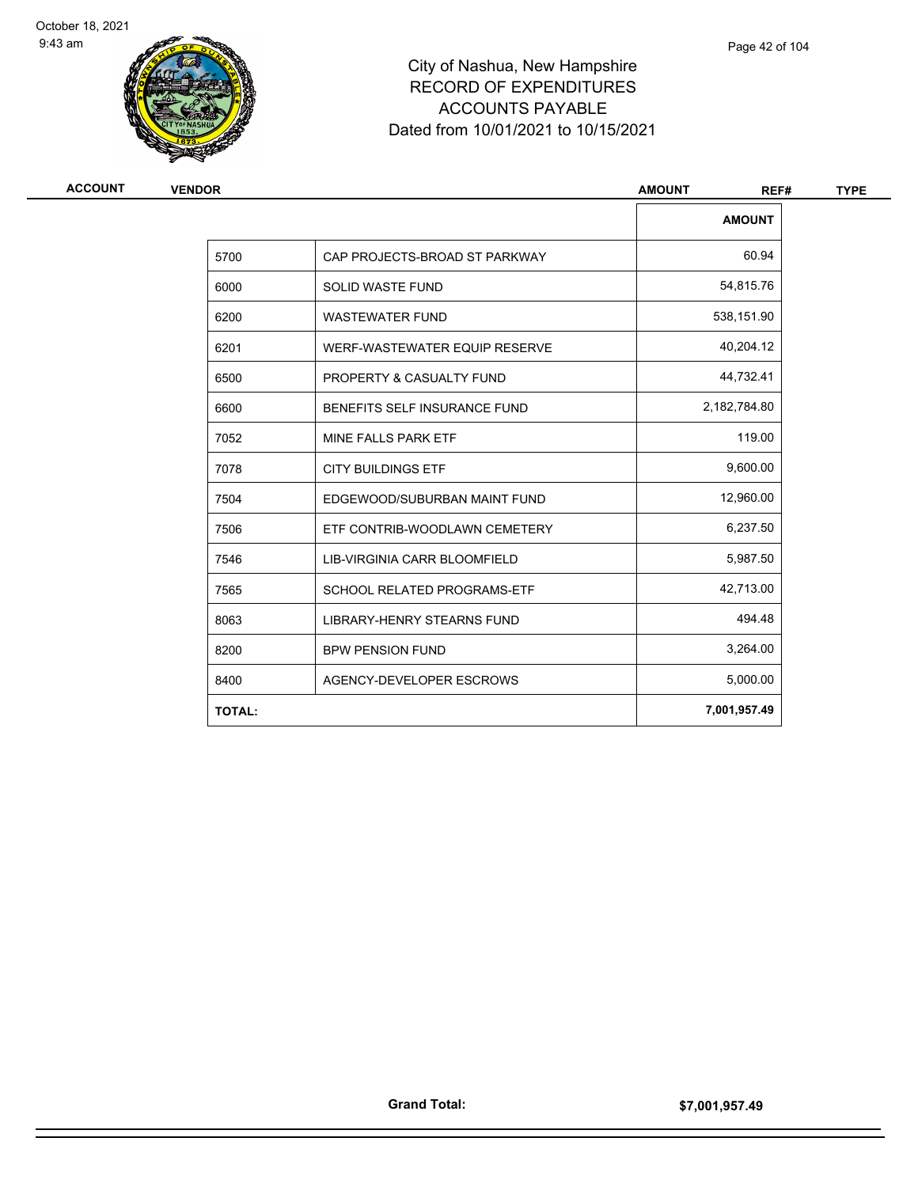| ACCOUNT | VENDOR | AMOUNT | REF# | TYPE |
|---|---|---|---|---|

| | | AMOUNT |
|---|---|---|
| 5700 | CAP PROJECTS-BROAD ST PARKWAY | 60.94 |
| 6000 | SOLID WASTE FUND | 54,815.76 |
| 6200 | WASTEWATER FUND | 538,151.90 |
| 6201 | WERF-WASTEWATER EQUIP RESERVE | 40,204.12 |
| 6500 | PROPERTY & CASUALTY FUND | 44,732.41 |
| 6600 | BENEFITS SELF INSURANCE FUND | 2,182,784.80 |
| 7052 | MINE FALLS PARK ETF | 119.00 |
| 7078 | CITY BUILDINGS ETF | 9,600.00 |
| 7504 | EDGEWOOD/SUBURBAN MAINT FUND | 12,960.00 |
| 7506 | ETF CONTRIB-WOODLAWN CEMETERY | 6,237.50 |
| 7546 | LIB-VIRGINIA CARR BLOOMFIELD | 5,987.50 |
| 7565 | SCHOOL RELATED PROGRAMS-ETF | 42,713.00 |
| 8063 | LIBRARY-HENRY STEARNS FUND | 494.48 |
| 8200 | BPW PENSION FUND | 3,264.00 |
| 8400 | AGENCY-DEVELOPER ESCROWS | 5,000.00 |
| **TOTAL:** | | **7,001,957.49** |

**Grand Total:** **$7,001,957.49**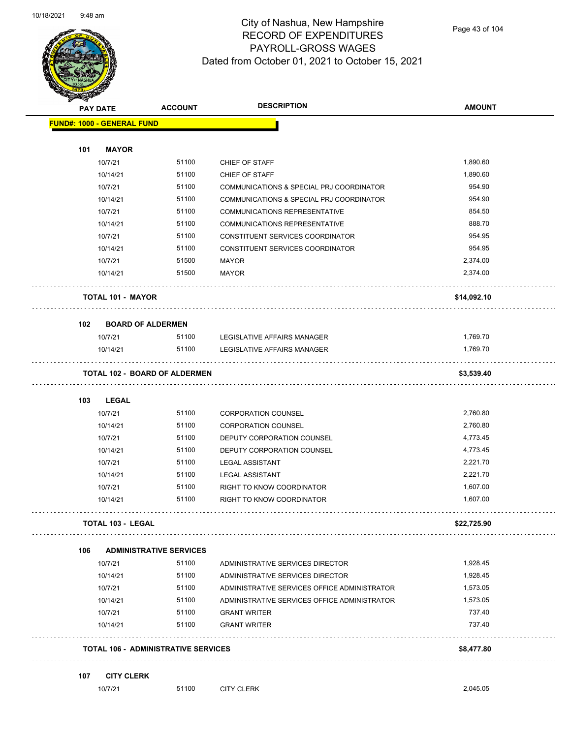# City of Nashua, New Hampshire
# RECORD OF EXPENDITURES
# PAYROLL-GROSS WAGES
## Dated from October 01, 2021 to October 15, 2021

| PAY DATE | ACCOUNT | DESCRIPTION | AMOUNT |
|---|---|---|---|
| **FUND#: 1000 - GENERAL FUND** | | | |
| **101 MAYOR** | | | |
| 10/7/21 | 51100 | CHIEF OF STAFF | 1,890.60 |
| 10/14/21 | 51100 | CHIEF OF STAFF | 1,890.60 |
| 10/7/21 | 51100 | COMMUNICATIONS & SPECIAL PRJ COORDINATOR | 954.90 |
| 10/14/21 | 51100 | COMMUNICATIONS & SPECIAL PRJ COORDINATOR | 954.90 |
| 10/7/21 | 51100 | COMMUNICATIONS REPRESENTATIVE | 854.50 |
| 10/14/21 | 51100 | COMMUNICATIONS REPRESENTATIVE | 888.70 |
| 10/7/21 | 51100 | CONSTITUENT SERVICES COORDINATOR | 954.95 |
| 10/14/21 | 51100 | CONSTITUENT SERVICES COORDINATOR | 954.95 |
| 10/7/21 | 51500 | MAYOR | 2,374.00 |
| 10/14/21 | 51500 | MAYOR | 2,374.00 |
| **TOTAL 101 - MAYOR** | | | **$14,092.10** |
| **102 BOARD OF ALDERMEN** | | | |
| 10/7/21 | 51100 | LEGISLATIVE AFFAIRS MANAGER | 1,769.70 |
| 10/14/21 | 51100 | LEGISLATIVE AFFAIRS MANAGER | 1,769.70 |
| **TOTAL 102 - BOARD OF ALDERMEN** | | | **$3,539.40** |
| **103 LEGAL** | | | |
| 10/7/21 | 51100 | CORPORATION COUNSEL | 2,760.80 |
| 10/14/21 | 51100 | CORPORATION COUNSEL | 2,760.80 |
| 10/7/21 | 51100 | DEPUTY CORPORATION COUNSEL | 4,773.45 |
| 10/14/21 | 51100 | DEPUTY CORPORATION COUNSEL | 4,773.45 |
| 10/7/21 | 51100 | LEGAL ASSISTANT | 2,221.70 |
| 10/14/21 | 51100 | LEGAL ASSISTANT | 2,221.70 |
| 10/7/21 | 51100 | RIGHT TO KNOW COORDINATOR | 1,607.00 |
| 10/14/21 | 51100 | RIGHT TO KNOW COORDINATOR | 1,607.00 |
| **TOTAL 103 - LEGAL** | | | **$22,725.90** |
| **106 ADMINISTRATIVE SERVICES** | | | |
| 10/7/21 | 51100 | ADMINISTRATIVE SERVICES DIRECTOR | 1,928.45 |
| 10/14/21 | 51100 | ADMINISTRATIVE SERVICES DIRECTOR | 1,928.45 |
| 10/7/21 | 51100 | ADMINISTRATIVE SERVICES OFFICE ADMINISTRATOR | 1,573.05 |
| 10/14/21 | 51100 | ADMINISTRATIVE SERVICES OFFICE ADMINISTRATOR | 1,573.05 |
| 10/7/21 | 51100 | GRANT WRITER | 737.40 |
| 10/14/21 | 51100 | GRANT WRITER | 737.40 |
| **TOTAL 106 - ADMINISTRATIVE SERVICES** | | | **$8,477.80** |
| **107 CITY CLERK** | | | |
| 10/7/21 | 51100 | CITY CLERK | 2,045.05 |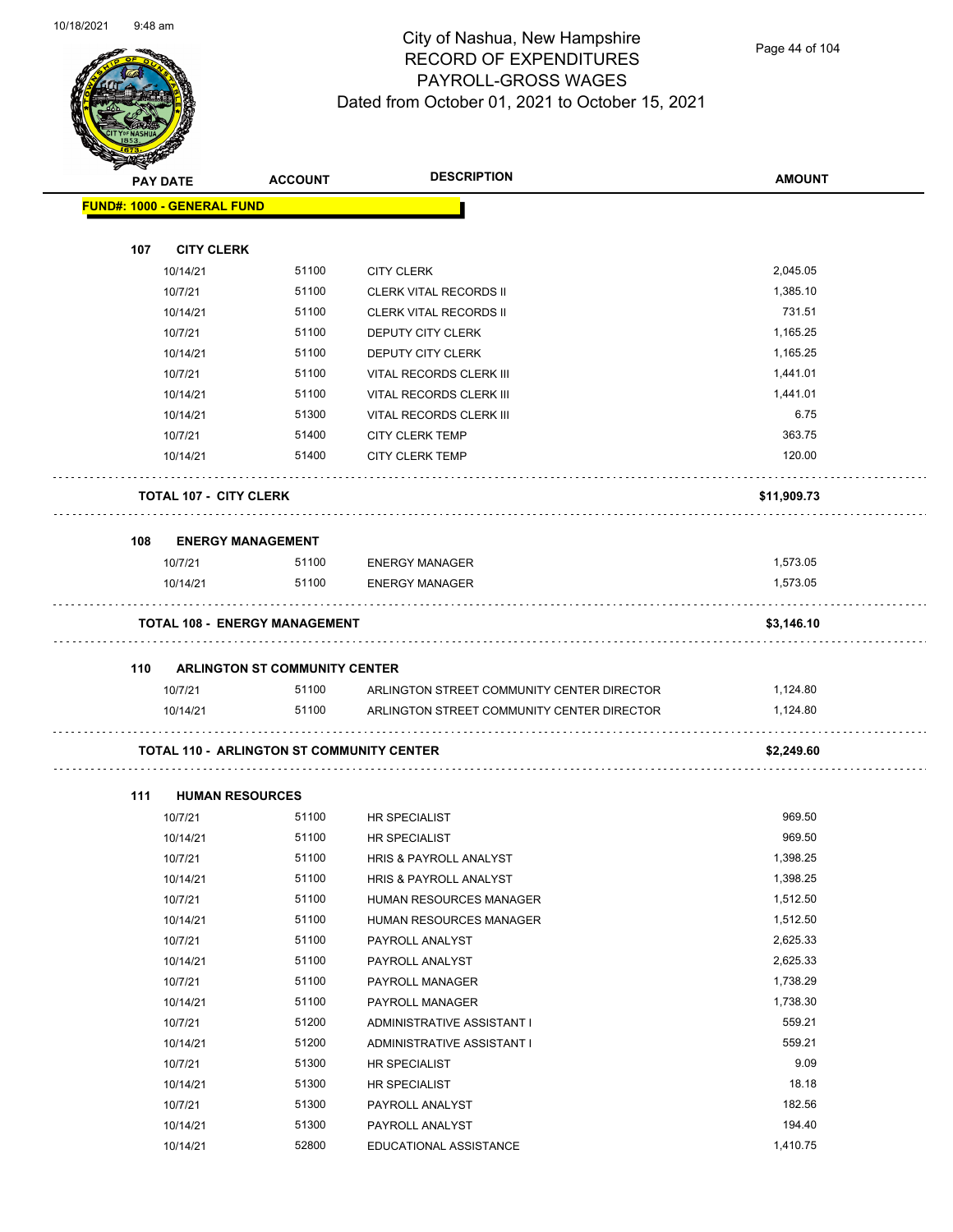# City of Nashua, New Hampshire
# RECORD OF EXPENDITURES
# PAYROLL-GROSS WAGES
# Dated from October 01, 2021 to October 15, 2021

| PAY DATE | ACCOUNT | DESCRIPTION | AMOUNT |
|---|---|---|---|
| **FUND#: 1000 - GENERAL FUND** | | | |
| **107 CITY CLERK** | | | |
| 10/14/21 | 51100 | CITY CLERK | 2,045.05 |
| 10/7/21 | 51100 | CLERK VITAL RECORDS II | 1,385.10 |
| 10/14/21 | 51100 | CLERK VITAL RECORDS II | 731.51 |
| 10/7/21 | 51100 | DEPUTY CITY CLERK | 1,165.25 |
| 10/14/21 | 51100 | DEPUTY CITY CLERK | 1,165.25 |
| 10/7/21 | 51100 | VITAL RECORDS CLERK III | 1,441.01 |
| 10/14/21 | 51100 | VITAL RECORDS CLERK III | 1,441.01 |
| 10/14/21 | 51300 | VITAL RECORDS CLERK III | 6.75 |
| 10/7/21 | 51400 | CITY CLERK TEMP | 363.75 |
| 10/14/21 | 51400 | CITY CLERK TEMP | 120.00 |
| **TOTAL 107 - CITY CLERK** | | | **$11,909.73** |
| **108 ENERGY MANAGEMENT** | | | |
| 10/7/21 | 51100 | ENERGY MANAGER | 1,573.05 |
| 10/14/21 | 51100 | ENERGY MANAGER | 1,573.05 |
| **TOTAL 108 - ENERGY MANAGEMENT** | | | **$3,146.10** |
| **110 ARLINGTON ST COMMUNITY CENTER** | | | |
| 10/7/21 | 51100 | ARLINGTON STREET COMMUNITY CENTER DIRECTOR | 1,124.80 |
| 10/14/21 | 51100 | ARLINGTON STREET COMMUNITY CENTER DIRECTOR | 1,124.80 |
| **TOTAL 110 - ARLINGTON ST COMMUNITY CENTER** | | | **$2,249.60** |
| **111 HUMAN RESOURCES** | | | |
| 10/7/21 | 51100 | HR SPECIALIST | 969.50 |
| 10/14/21 | 51100 | HR SPECIALIST | 969.50 |
| 10/7/21 | 51100 | HRIS & PAYROLL ANALYST | 1,398.25 |
| 10/14/21 | 51100 | HRIS & PAYROLL ANALYST | 1,398.25 |
| 10/7/21 | 51100 | HUMAN RESOURCES MANAGER | 1,512.50 |
| 10/14/21 | 51100 | HUMAN RESOURCES MANAGER | 1,512.50 |
| 10/7/21 | 51100 | PAYROLL ANALYST | 2,625.33 |
| 10/14/21 | 51100 | PAYROLL ANALYST | 2,625.33 |
| 10/7/21 | 51100 | PAYROLL MANAGER | 1,738.29 |
| 10/14/21 | 51100 | PAYROLL MANAGER | 1,738.30 |
| 10/7/21 | 51200 | ADMINISTRATIVE ASSISTANT I | 559.21 |
| 10/14/21 | 51200 | ADMINISTRATIVE ASSISTANT I | 559.21 |
| 10/7/21 | 51300 | HR SPECIALIST | 9.09 |
| 10/14/21 | 51300 | HR SPECIALIST | 18.18 |
| 10/7/21 | 51300 | PAYROLL ANALYST | 182.56 |
| 10/14/21 | 51300 | PAYROLL ANALYST | 194.40 |
| 10/14/21 | 52800 | EDUCATIONAL ASSISTANCE | 1,410.75 |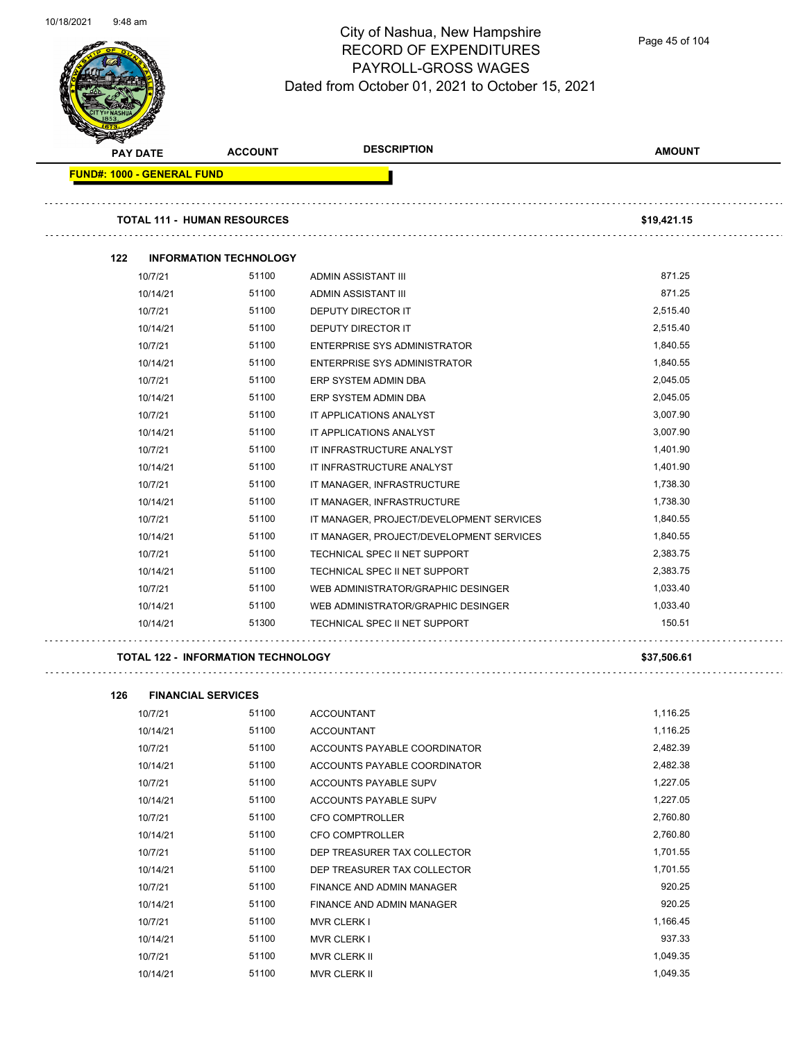City of Nashua, New Hampshire
RECORD OF EXPENDITURES
PAYROLL-GROSS WAGES
Dated from October 01, 2021 to October 15, 2021

| PAY DATE | ACCOUNT | DESCRIPTION | AMOUNT |
|---|---|---|---|
| **FUND#: 1000 - GENERAL FUND** | | | |
| **TOTAL 111 - HUMAN RESOURCES** | | | **$19,421.15** |
| **122 INFORMATION TECHNOLOGY** | | | |
| 10/7/21 | 51100 | ADMIN ASSISTANT III | 871.25 |
| 10/14/21 | 51100 | ADMIN ASSISTANT III | 871.25 |
| 10/7/21 | 51100 | DEPUTY DIRECTOR IT | 2,515.40 |
| 10/14/21 | 51100 | DEPUTY DIRECTOR IT | 2,515.40 |
| 10/7/21 | 51100 | ENTERPRISE SYS ADMINISTRATOR | 1,840.55 |
| 10/14/21 | 51100 | ENTERPRISE SYS ADMINISTRATOR | 1,840.55 |
| 10/7/21 | 51100 | ERP SYSTEM ADMIN DBA | 2,045.05 |
| 10/14/21 | 51100 | ERP SYSTEM ADMIN DBA | 2,045.05 |
| 10/7/21 | 51100 | IT APPLICATIONS ANALYST | 3,007.90 |
| 10/14/21 | 51100 | IT APPLICATIONS ANALYST | 3,007.90 |
| 10/7/21 | 51100 | IT INFRASTRUCTURE ANALYST | 1,401.90 |
| 10/14/21 | 51100 | IT INFRASTRUCTURE ANALYST | 1,401.90 |
| 10/7/21 | 51100 | IT MANAGER, INFRASTRUCTURE | 1,738.30 |
| 10/14/21 | 51100 | IT MANAGER, INFRASTRUCTURE | 1,738.30 |
| 10/7/21 | 51100 | IT MANAGER, PROJECT/DEVELOPMENT SERVICES | 1,840.55 |
| 10/14/21 | 51100 | IT MANAGER, PROJECT/DEVELOPMENT SERVICES | 1,840.55 |
| 10/7/21 | 51100 | TECHNICAL SPEC II NET SUPPORT | 2,383.75 |
| 10/14/21 | 51100 | TECHNICAL SPEC II NET SUPPORT | 2,383.75 |
| 10/7/21 | 51100 | WEB ADMINISTRATOR/GRAPHIC DESINGER | 1,033.40 |
| 10/14/21 | 51100 | WEB ADMINISTRATOR/GRAPHIC DESINGER | 1,033.40 |
| 10/14/21 | 51300 | TECHNICAL SPEC II NET SUPPORT | 150.51 |
| **TOTAL 122 - INFORMATION TECHNOLOGY** | | | **$37,506.61** |
| **126 FINANCIAL SERVICES** | | | |
| 10/7/21 | 51100 | ACCOUNTANT | 1,116.25 |
| 10/14/21 | 51100 | ACCOUNTANT | 1,116.25 |
| 10/7/21 | 51100 | ACCOUNTS PAYABLE COORDINATOR | 2,482.39 |
| 10/14/21 | 51100 | ACCOUNTS PAYABLE COORDINATOR | 2,482.38 |
| 10/7/21 | 51100 | ACCOUNTS PAYABLE SUPV | 1,227.05 |
| 10/14/21 | 51100 | ACCOUNTS PAYABLE SUPV | 1,227.05 |
| 10/7/21 | 51100 | CFO COMPTROLLER | 2,760.80 |
| 10/14/21 | 51100 | CFO COMPTROLLER | 2,760.80 |
| 10/7/21 | 51100 | DEP TREASURER TAX COLLECTOR | 1,701.55 |
| 10/14/21 | 51100 | DEP TREASURER TAX COLLECTOR | 1,701.55 |
| 10/7/21 | 51100 | FINANCE AND ADMIN MANAGER | 920.25 |
| 10/14/21 | 51100 | FINANCE AND ADMIN MANAGER | 920.25 |
| 10/7/21 | 51100 | MVR CLERK I | 1,166.45 |
| 10/14/21 | 51100 | MVR CLERK I | 937.33 |
| 10/7/21 | 51100 | MVR CLERK II | 1,049.35 |
| 10/14/21 | 51100 | MVR CLERK II | 1,049.35 |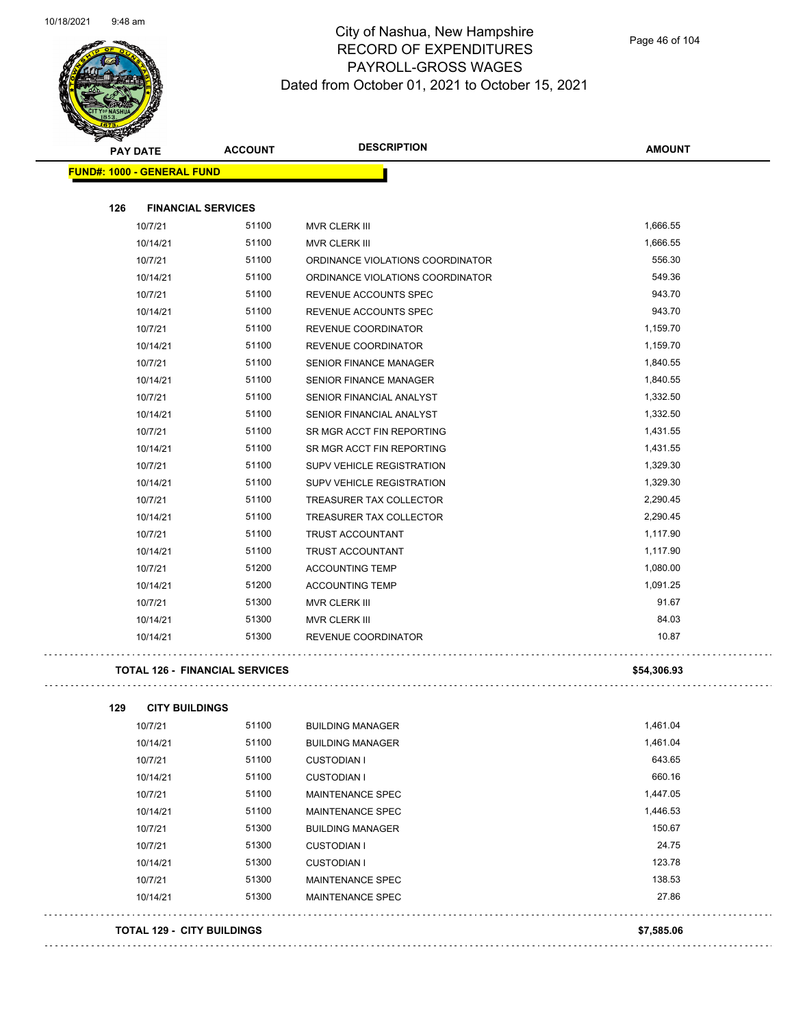# City of Nashua, New Hampshire
## RECORD OF EXPENDITURES
## PAYROLL-GROSS WAGES
## Dated from October 01, 2021 to October 15, 2021

| PAY DATE | ACCOUNT | DESCRIPTION | AMOUNT |
|---|---|---|---|
| **FUND#: 1000 - GENERAL FUND** | | | |
| **126 FINANCIAL SERVICES** | | | |
| 10/7/21 | 51100 | MVR CLERK III | 1,666.55 |
| 10/14/21 | 51100 | MVR CLERK III | 1,666.55 |
| 10/7/21 | 51100 | ORDINANCE VIOLATIONS COORDINATOR | 556.30 |
| 10/14/21 | 51100 | ORDINANCE VIOLATIONS COORDINATOR | 549.36 |
| 10/7/21 | 51100 | REVENUE ACCOUNTS SPEC | 943.70 |
| 10/14/21 | 51100 | REVENUE ACCOUNTS SPEC | 943.70 |
| 10/7/21 | 51100 | REVENUE COORDINATOR | 1,159.70 |
| 10/14/21 | 51100 | REVENUE COORDINATOR | 1,159.70 |
| 10/7/21 | 51100 | SENIOR FINANCE MANAGER | 1,840.55 |
| 10/14/21 | 51100 | SENIOR FINANCE MANAGER | 1,840.55 |
| 10/7/21 | 51100 | SENIOR FINANCIAL ANALYST | 1,332.50 |
| 10/14/21 | 51100 | SENIOR FINANCIAL ANALYST | 1,332.50 |
| 10/7/21 | 51100 | SR MGR ACCT FIN REPORTING | 1,431.55 |
| 10/14/21 | 51100 | SR MGR ACCT FIN REPORTING | 1,431.55 |
| 10/7/21 | 51100 | SUPV VEHICLE REGISTRATION | 1,329.30 |
| 10/14/21 | 51100 | SUPV VEHICLE REGISTRATION | 1,329.30 |
| 10/7/21 | 51100 | TREASURER TAX COLLECTOR | 2,290.45 |
| 10/14/21 | 51100 | TREASURER TAX COLLECTOR | 2,290.45 |
| 10/7/21 | 51100 | TRUST ACCOUNTANT | 1,117.90 |
| 10/14/21 | 51100 | TRUST ACCOUNTANT | 1,117.90 |
| 10/7/21 | 51200 | ACCOUNTING TEMP | 1,080.00 |
| 10/14/21 | 51200 | ACCOUNTING TEMP | 1,091.25 |
| 10/7/21 | 51300 | MVR CLERK III | 91.67 |
| 10/14/21 | 51300 | MVR CLERK III | 84.03 |
| 10/14/21 | 51300 | REVENUE COORDINATOR | 10.87 |
| **TOTAL 126 - FINANCIAL SERVICES** | | | **$54,306.93** |
| **129 CITY BUILDINGS** | | | |
| 10/7/21 | 51100 | BUILDING MANAGER | 1,461.04 |
| 10/14/21 | 51100 | BUILDING MANAGER | 1,461.04 |
| 10/7/21 | 51100 | CUSTODIAN I | 643.65 |
| 10/14/21 | 51100 | CUSTODIAN I | 660.16 |
| 10/7/21 | 51100 | MAINTENANCE SPEC | 1,447.05 |
| 10/14/21 | 51100 | MAINTENANCE SPEC | 1,446.53 |
| 10/7/21 | 51300 | BUILDING MANAGER | 150.67 |
| 10/7/21 | 51300 | CUSTODIAN I | 24.75 |
| 10/14/21 | 51300 | CUSTODIAN I | 123.78 |
| 10/7/21 | 51300 | MAINTENANCE SPEC | 138.53 |
| 10/14/21 | 51300 | MAINTENANCE SPEC | 27.86 |
| **TOTAL 129 - CITY BUILDINGS** | | | **$7,585.06** |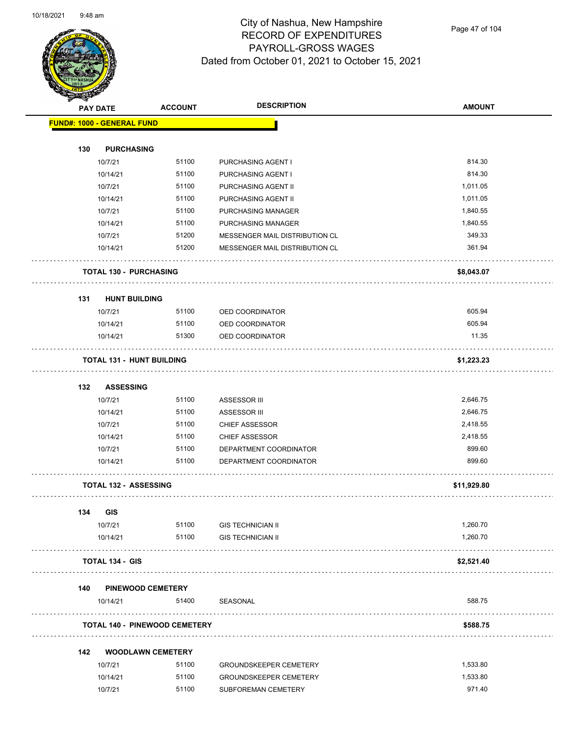# City of Nashua, New Hampshire
## RECORD OF EXPENDITURES
## PAYROLL-GROSS WAGES
### Dated from October 01, 2021 to October 15, 2021

| PAY DATE | ACCOUNT | DESCRIPTION | AMOUNT |
|---|---|---|---|
| **FUND#: 1000 - GENERAL FUND** | | | |
| **130 PURCHASING** | | | |
| 10/7/21 | 51100 | PURCHASING AGENT I | 814.30 |
| 10/14/21 | 51100 | PURCHASING AGENT I | 814.30 |
| 10/7/21 | 51100 | PURCHASING AGENT II | 1,011.05 |
| 10/14/21 | 51100 | PURCHASING AGENT II | 1,011.05 |
| 10/7/21 | 51100 | PURCHASING MANAGER | 1,840.55 |
| 10/14/21 | 51100 | PURCHASING MANAGER | 1,840.55 |
| 10/7/21 | 51200 | MESSENGER MAIL DISTRIBUTION CL | 349.33 |
| 10/14/21 | 51200 | MESSENGER MAIL DISTRIBUTION CL | 361.94 |
| **TOTAL 130 - PURCHASING** | | | **$8,043.07** |
| **131 HUNT BUILDING** | | | |
| 10/7/21 | 51100 | OED COORDINATOR | 605.94 |
| 10/14/21 | 51100 | OED COORDINATOR | 605.94 |
| 10/14/21 | 51300 | OED COORDINATOR | 11.35 |
| **TOTAL 131 - HUNT BUILDING** | | | **$1,223.23** |
| **132 ASSESSING** | | | |
| 10/7/21 | 51100 | ASSESSOR III | 2,646.75 |
| 10/14/21 | 51100 | ASSESSOR III | 2,646.75 |
| 10/7/21 | 51100 | CHIEF ASSESSOR | 2,418.55 |
| 10/14/21 | 51100 | CHIEF ASSESSOR | 2,418.55 |
| 10/7/21 | 51100 | DEPARTMENT COORDINATOR | 899.60 |
| 10/14/21 | 51100 | DEPARTMENT COORDINATOR | 899.60 |
| **TOTAL 132 - ASSESSING** | | | **$11,929.80** |
| **134 GIS** | | | |
| 10/7/21 | 51100 | GIS TECHNICIAN II | 1,260.70 |
| 10/14/21 | 51100 | GIS TECHNICIAN II | 1,260.70 |
| **TOTAL 134 - GIS** | | | **$2,521.40** |
| **140 PINEWOOD CEMETERY** | | | |
| 10/14/21 | 51400 | SEASONAL | 588.75 |
| **TOTAL 140 - PINEWOOD CEMETERY** | | | **$588.75** |
| **142 WOODLAWN CEMETERY** | | | |
| 10/7/21 | 51100 | GROUNDSKEEPER CEMETERY | 1,533.80 |
| 10/14/21 | 51100 | GROUNDSKEEPER CEMETERY | 1,533.80 |
| 10/7/21 | 51100 | SUBFOREMAN CEMETERY | 971.40 |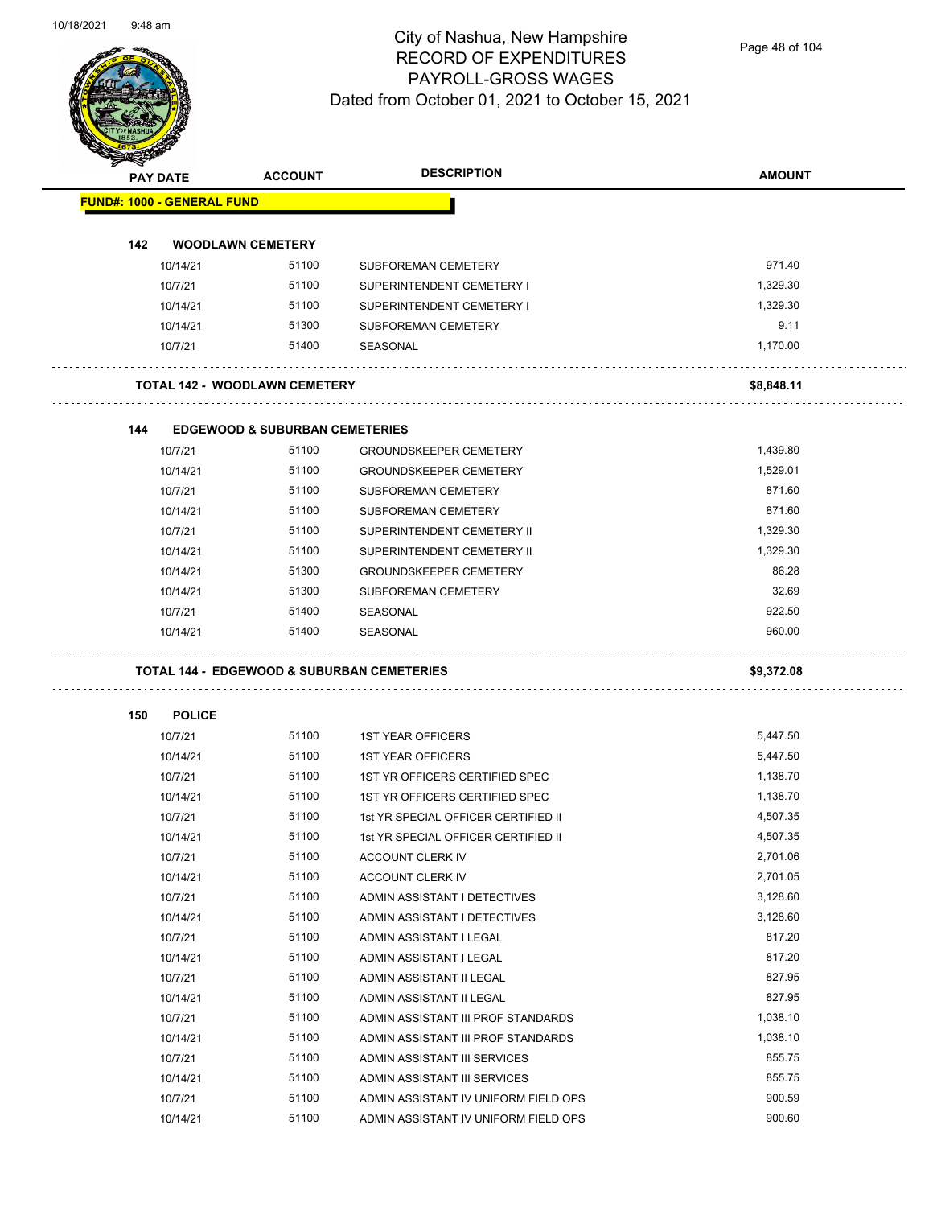# City of Nashua, New Hampshire
## RECORD OF EXPENDITURES
## PAYROLL-GROSS WAGES
### Dated from October 01, 2021 to October 15, 2021

10/18/2021 9:48 am

| PAY DATE | ACCOUNT | DESCRIPTION | AMOUNT |
|---|---|---|---|
| **FUND#: 1000 - GENERAL FUND** | | | |
| **142 WOODLAWN CEMETERY** | | | |
| 10/14/21 | 51100 | SUBFOREMAN CEMETERY | 971.40 |
| 10/7/21 | 51100 | SUPERINTENDENT CEMETERY I | 1,329.30 |
| 10/14/21 | 51100 | SUPERINTENDENT CEMETERY I | 1,329.30 |
| 10/14/21 | 51300 | SUBFOREMAN CEMETERY | 9.11 |
| 10/7/21 | 51400 | SEASONAL | 1,170.00 |
| **TOTAL 142 - WOODLAWN CEMETERY** | | | **$8,848.11** |
| **144 EDGEWOOD & SUBURBAN CEMETERIES** | | | |
| 10/7/21 | 51100 | GROUNDSKEEPER CEMETERY | 1,439.80 |
| 10/14/21 | 51100 | GROUNDSKEEPER CEMETERY | 1,529.01 |
| 10/7/21 | 51100 | SUBFOREMAN CEMETERY | 871.60 |
| 10/14/21 | 51100 | SUBFOREMAN CEMETERY | 871.60 |
| 10/7/21 | 51100 | SUPERINTENDENT CEMETERY II | 1,329.30 |
| 10/14/21 | 51100 | SUPERINTENDENT CEMETERY II | 1,329.30 |
| 10/14/21 | 51300 | GROUNDSKEEPER CEMETERY | 86.28 |
| 10/14/21 | 51300 | SUBFOREMAN CEMETERY | 32.69 |
| 10/7/21 | 51400 | SEASONAL | 922.50 |
| 10/14/21 | 51400 | SEASONAL | 960.00 |
| **TOTAL 144 - EDGEWOOD & SUBURBAN CEMETERIES** | | | **$9,372.08** |
| **150 POLICE** | | | |
| 10/7/21 | 51100 | 1ST YEAR OFFICERS | 5,447.50 |
| 10/14/21 | 51100 | 1ST YEAR OFFICERS | 5,447.50 |
| 10/7/21 | 51100 | 1ST YR OFFICERS CERTIFIED SPEC | 1,138.70 |
| 10/14/21 | 51100 | 1ST YR OFFICERS CERTIFIED SPEC | 1,138.70 |
| 10/7/21 | 51100 | 1st YR SPECIAL OFFICER CERTIFIED II | 4,507.35 |
| 10/14/21 | 51100 | 1st YR SPECIAL OFFICER CERTIFIED II | 4,507.35 |
| 10/7/21 | 51100 | ACCOUNT CLERK IV | 2,701.06 |
| 10/14/21 | 51100 | ACCOUNT CLERK IV | 2,701.05 |
| 10/7/21 | 51100 | ADMIN ASSISTANT I DETECTIVES | 3,128.60 |
| 10/14/21 | 51100 | ADMIN ASSISTANT I DETECTIVES | 3,128.60 |
| 10/7/21 | 51100 | ADMIN ASSISTANT I LEGAL | 817.20 |
| 10/14/21 | 51100 | ADMIN ASSISTANT I LEGAL | 817.20 |
| 10/7/21 | 51100 | ADMIN ASSISTANT II LEGAL | 827.95 |
| 10/14/21 | 51100 | ADMIN ASSISTANT II LEGAL | 827.95 |
| 10/7/21 | 51100 | ADMIN ASSISTANT III PROF STANDARDS | 1,038.10 |
| 10/14/21 | 51100 | ADMIN ASSISTANT III PROF STANDARDS | 1,038.10 |
| 10/7/21 | 51100 | ADMIN ASSISTANT III SERVICES | 855.75 |
| 10/14/21 | 51100 | ADMIN ASSISTANT III SERVICES | 855.75 |
| 10/7/21 | 51100 | ADMIN ASSISTANT IV UNIFORM FIELD OPS | 900.59 |
| 10/14/21 | 51100 | ADMIN ASSISTANT IV UNIFORM FIELD OPS | 900.60 |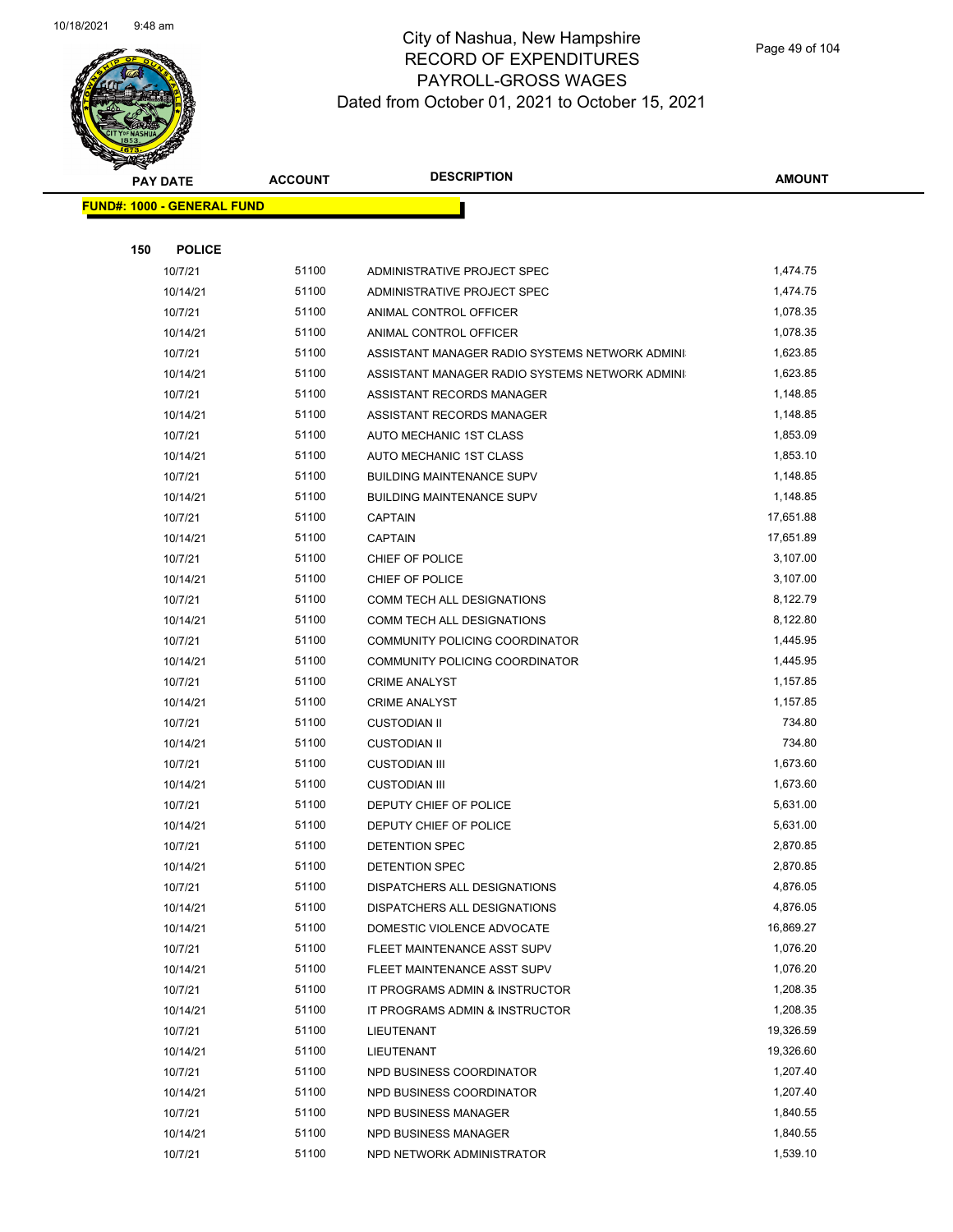# City of Nashua, New Hampshire
## RECORD OF EXPENDITURES
## PAYROLL-GROSS WAGES
### Dated from October 01, 2021 to October 15, 2021

**FUND#: 1000 - GENERAL FUND**

**150 POLICE**

| PAY DATE | ACCOUNT | DESCRIPTION | AMOUNT |
|---|---|---|---|
| 10/7/21 | 51100 | ADMINISTRATIVE PROJECT SPEC | 1,474.75 |
| 10/14/21 | 51100 | ADMINISTRATIVE PROJECT SPEC | 1,474.75 |
| 10/7/21 | 51100 | ANIMAL CONTROL OFFICER | 1,078.35 |
| 10/14/21 | 51100 | ANIMAL CONTROL OFFICER | 1,078.35 |
| 10/7/21 | 51100 | ASSISTANT MANAGER RADIO SYSTEMS NETWORK ADMINI | 1,623.85 |
| 10/14/21 | 51100 | ASSISTANT MANAGER RADIO SYSTEMS NETWORK ADMINI | 1,623.85 |
| 10/7/21 | 51100 | ASSISTANT RECORDS MANAGER | 1,148.85 |
| 10/14/21 | 51100 | ASSISTANT RECORDS MANAGER | 1,148.85 |
| 10/7/21 | 51100 | AUTO MECHANIC 1ST CLASS | 1,853.09 |
| 10/14/21 | 51100 | AUTO MECHANIC 1ST CLASS | 1,853.10 |
| 10/7/21 | 51100 | BUILDING MAINTENANCE SUPV | 1,148.85 |
| 10/14/21 | 51100 | BUILDING MAINTENANCE SUPV | 1,148.85 |
| 10/7/21 | 51100 | CAPTAIN | 17,651.88 |
| 10/14/21 | 51100 | CAPTAIN | 17,651.89 |
| 10/7/21 | 51100 | CHIEF OF POLICE | 3,107.00 |
| 10/14/21 | 51100 | CHIEF OF POLICE | 3,107.00 |
| 10/7/21 | 51100 | COMM TECH ALL DESIGNATIONS | 8,122.79 |
| 10/14/21 | 51100 | COMM TECH ALL DESIGNATIONS | 8,122.80 |
| 10/7/21 | 51100 | COMMUNITY POLICING COORDINATOR | 1,445.95 |
| 10/14/21 | 51100 | COMMUNITY POLICING COORDINATOR | 1,445.95 |
| 10/7/21 | 51100 | CRIME ANALYST | 1,157.85 |
| 10/14/21 | 51100 | CRIME ANALYST | 1,157.85 |
| 10/7/21 | 51100 | CUSTODIAN II | 734.80 |
| 10/14/21 | 51100 | CUSTODIAN II | 734.80 |
| 10/7/21 | 51100 | CUSTODIAN III | 1,673.60 |
| 10/14/21 | 51100 | CUSTODIAN III | 1,673.60 |
| 10/7/21 | 51100 | DEPUTY CHIEF OF POLICE | 5,631.00 |
| 10/14/21 | 51100 | DEPUTY CHIEF OF POLICE | 5,631.00 |
| 10/7/21 | 51100 | DETENTION SPEC | 2,870.85 |
| 10/14/21 | 51100 | DETENTION SPEC | 2,870.85 |
| 10/7/21 | 51100 | DISPATCHERS ALL DESIGNATIONS | 4,876.05 |
| 10/14/21 | 51100 | DISPATCHERS ALL DESIGNATIONS | 4,876.05 |
| 10/14/21 | 51100 | DOMESTIC VIOLENCE ADVOCATE | 16,869.27 |
| 10/7/21 | 51100 | FLEET MAINTENANCE ASST SUPV | 1,076.20 |
| 10/14/21 | 51100 | FLEET MAINTENANCE ASST SUPV | 1,076.20 |
| 10/7/21 | 51100 | IT PROGRAMS ADMIN & INSTRUCTOR | 1,208.35 |
| 10/14/21 | 51100 | IT PROGRAMS ADMIN & INSTRUCTOR | 1,208.35 |
| 10/7/21 | 51100 | LIEUTENANT | 19,326.59 |
| 10/14/21 | 51100 | LIEUTENANT | 19,326.60 |
| 10/7/21 | 51100 | NPD BUSINESS COORDINATOR | 1,207.40 |
| 10/14/21 | 51100 | NPD BUSINESS COORDINATOR | 1,207.40 |
| 10/7/21 | 51100 | NPD BUSINESS MANAGER | 1,840.55 |
| 10/14/21 | 51100 | NPD BUSINESS MANAGER | 1,840.55 |
| 10/7/21 | 51100 | NPD NETWORK ADMINISTRATOR | 1,539.10 |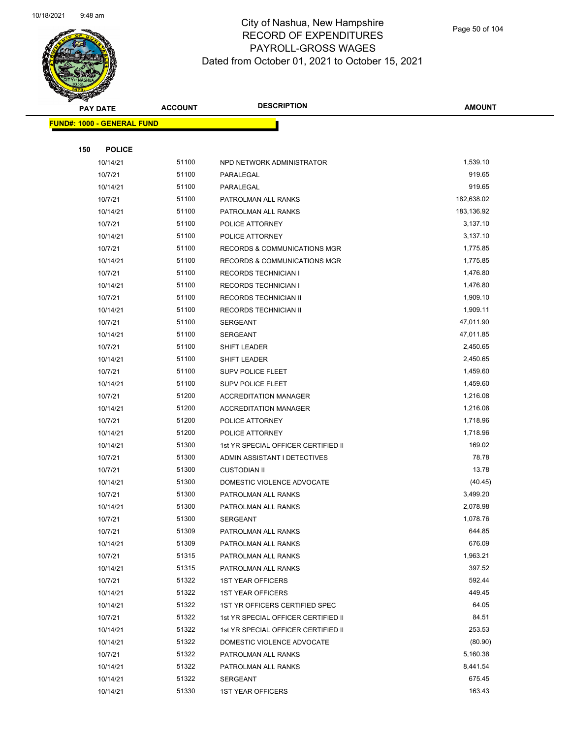# City of Nashua, New Hampshire
## RECORD OF EXPENDITURES
## PAYROLL-GROSS WAGES
## Dated from October 01, 2021 to October 15, 2021

**FUND#: 1000 - GENERAL FUND**

**150 POLICE**

| PAY DATE | ACCOUNT | DESCRIPTION | AMOUNT |
|---|---|---|---|
| 10/14/21 | 51100 | NPD NETWORK ADMINISTRATOR | 1,539.10 |
| 10/7/21 | 51100 | PARALEGAL | 919.65 |
| 10/14/21 | 51100 | PARALEGAL | 919.65 |
| 10/7/21 | 51100 | PATROLMAN ALL RANKS | 182,638.02 |
| 10/14/21 | 51100 | PATROLMAN ALL RANKS | 183,136.92 |
| 10/7/21 | 51100 | POLICE ATTORNEY | 3,137.10 |
| 10/14/21 | 51100 | POLICE ATTORNEY | 3,137.10 |
| 10/7/21 | 51100 | RECORDS & COMMUNICATIONS MGR | 1,775.85 |
| 10/14/21 | 51100 | RECORDS & COMMUNICATIONS MGR | 1,775.85 |
| 10/7/21 | 51100 | RECORDS TECHNICIAN I | 1,476.80 |
| 10/14/21 | 51100 | RECORDS TECHNICIAN I | 1,476.80 |
| 10/7/21 | 51100 | RECORDS TECHNICIAN II | 1,909.10 |
| 10/14/21 | 51100 | RECORDS TECHNICIAN II | 1,909.11 |
| 10/7/21 | 51100 | SERGEANT | 47,011.90 |
| 10/14/21 | 51100 | SERGEANT | 47,011.85 |
| 10/7/21 | 51100 | SHIFT LEADER | 2,450.65 |
| 10/14/21 | 51100 | SHIFT LEADER | 2,450.65 |
| 10/7/21 | 51100 | SUPV POLICE FLEET | 1,459.60 |
| 10/14/21 | 51100 | SUPV POLICE FLEET | 1,459.60 |
| 10/7/21 | 51200 | ACCREDITATION MANAGER | 1,216.08 |
| 10/14/21 | 51200 | ACCREDITATION MANAGER | 1,216.08 |
| 10/7/21 | 51200 | POLICE ATTORNEY | 1,718.96 |
| 10/14/21 | 51200 | POLICE ATTORNEY | 1,718.96 |
| 10/14/21 | 51300 | 1st YR SPECIAL OFFICER CERTIFIED II | 169.02 |
| 10/7/21 | 51300 | ADMIN ASSISTANT I DETECTIVES | 78.78 |
| 10/7/21 | 51300 | CUSTODIAN II | 13.78 |
| 10/14/21 | 51300 | DOMESTIC VIOLENCE ADVOCATE | (40.45) |
| 10/7/21 | 51300 | PATROLMAN ALL RANKS | 3,499.20 |
| 10/14/21 | 51300 | PATROLMAN ALL RANKS | 2,078.98 |
| 10/7/21 | 51300 | SERGEANT | 1,078.76 |
| 10/7/21 | 51309 | PATROLMAN ALL RANKS | 644.85 |
| 10/14/21 | 51309 | PATROLMAN ALL RANKS | 676.09 |
| 10/7/21 | 51315 | PATROLMAN ALL RANKS | 1,963.21 |
| 10/14/21 | 51315 | PATROLMAN ALL RANKS | 397.52 |
| 10/7/21 | 51322 | 1ST YEAR OFFICERS | 592.44 |
| 10/14/21 | 51322 | 1ST YEAR OFFICERS | 449.45 |
| 10/14/21 | 51322 | 1ST YR OFFICERS CERTIFIED SPEC | 64.05 |
| 10/7/21 | 51322 | 1st YR SPECIAL OFFICER CERTIFIED II | 84.51 |
| 10/14/21 | 51322 | 1st YR SPECIAL OFFICER CERTIFIED II | 253.53 |
| 10/14/21 | 51322 | DOMESTIC VIOLENCE ADVOCATE | (80.90) |
| 10/7/21 | 51322 | PATROLMAN ALL RANKS | 5,160.38 |
| 10/14/21 | 51322 | PATROLMAN ALL RANKS | 8,441.54 |
| 10/14/21 | 51322 | SERGEANT | 675.45 |
| 10/14/21 | 51330 | 1ST YEAR OFFICERS | 163.43 |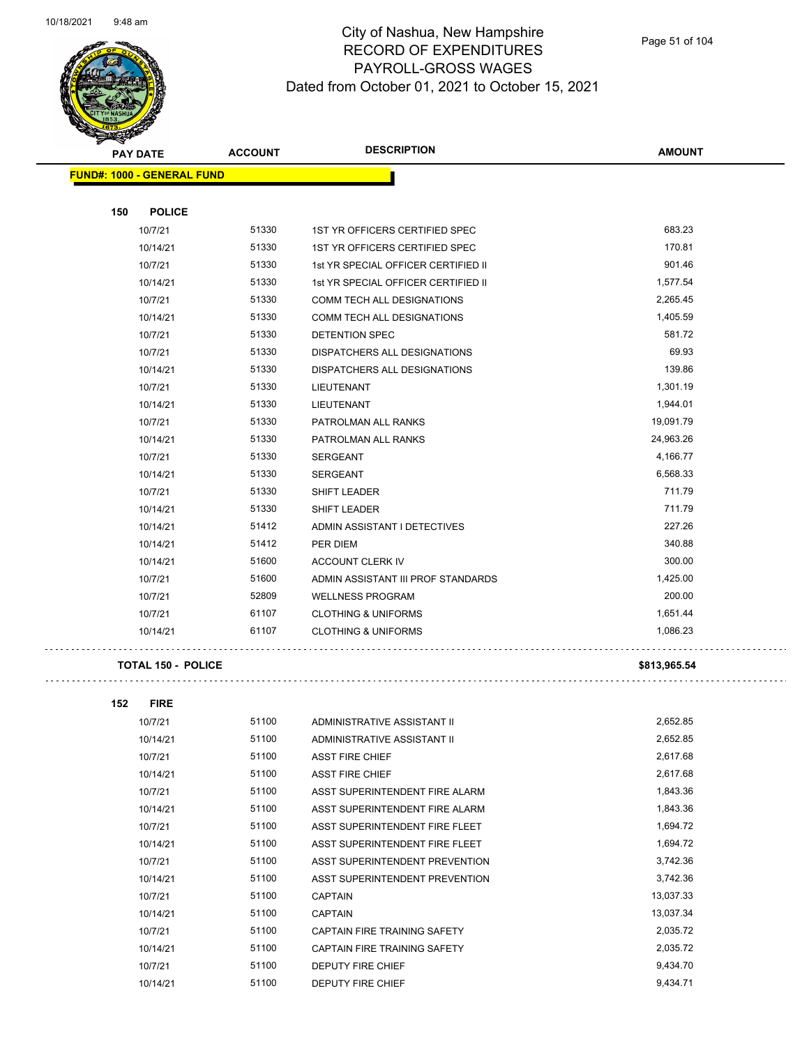City of Nashua, New Hampshire
RECORD OF EXPENDITURES
PAYROLL-GROSS WAGES
Dated from October 01, 2021 to October 15, 2021

| PAY DATE | ACCOUNT | DESCRIPTION | AMOUNT |
|---|---|---|---|
| **FUND#: 1000 - GENERAL FUND** | | | |
| **150 POLICE** | | | |
| 10/7/21 | 51330 | 1ST YR OFFICERS CERTIFIED SPEC | 683.23 |
| 10/14/21 | 51330 | 1ST YR OFFICERS CERTIFIED SPEC | 170.81 |
| 10/7/21 | 51330 | 1st YR SPECIAL OFFICER CERTIFIED II | 901.46 |
| 10/14/21 | 51330 | 1st YR SPECIAL OFFICER CERTIFIED II | 1,577.54 |
| 10/7/21 | 51330 | COMM TECH ALL DESIGNATIONS | 2,265.45 |
| 10/14/21 | 51330 | COMM TECH ALL DESIGNATIONS | 1,405.59 |
| 10/7/21 | 51330 | DETENTION SPEC | 581.72 |
| 10/7/21 | 51330 | DISPATCHERS ALL DESIGNATIONS | 69.93 |
| 10/14/21 | 51330 | DISPATCHERS ALL DESIGNATIONS | 139.86 |
| 10/7/21 | 51330 | LIEUTENANT | 1,301.19 |
| 10/14/21 | 51330 | LIEUTENANT | 1,944.01 |
| 10/7/21 | 51330 | PATROLMAN ALL RANKS | 19,091.79 |
| 10/14/21 | 51330 | PATROLMAN ALL RANKS | 24,963.26 |
| 10/7/21 | 51330 | SERGEANT | 4,166.77 |
| 10/14/21 | 51330 | SERGEANT | 6,568.33 |
| 10/7/21 | 51330 | SHIFT LEADER | 711.79 |
| 10/14/21 | 51330 | SHIFT LEADER | 711.79 |
| 10/14/21 | 51412 | ADMIN ASSISTANT I DETECTIVES | 227.26 |
| 10/14/21 | 51412 | PER DIEM | 340.88 |
| 10/14/21 | 51600 | ACCOUNT CLERK IV | 300.00 |
| 10/7/21 | 51600 | ADMIN ASSISTANT III PROF STANDARDS | 1,425.00 |
| 10/7/21 | 52809 | WELLNESS PROGRAM | 200.00 |
| 10/7/21 | 61107 | CLOTHING & UNIFORMS | 1,651.44 |
| 10/14/21 | 61107 | CLOTHING & UNIFORMS | 1,086.23 |
| **TOTAL 150 - POLICE** | | | **$813,965.54** |
| **152 FIRE** | | | |
| 10/7/21 | 51100 | ADMINISTRATIVE ASSISTANT II | 2,652.85 |
| 10/14/21 | 51100 | ADMINISTRATIVE ASSISTANT II | 2,652.85 |
| 10/7/21 | 51100 | ASST FIRE CHIEF | 2,617.68 |
| 10/14/21 | 51100 | ASST FIRE CHIEF | 2,617.68 |
| 10/7/21 | 51100 | ASST SUPERINTENDENT FIRE ALARM | 1,843.36 |
| 10/14/21 | 51100 | ASST SUPERINTENDENT FIRE ALARM | 1,843.36 |
| 10/7/21 | 51100 | ASST SUPERINTENDENT FIRE FLEET | 1,694.72 |
| 10/14/21 | 51100 | ASST SUPERINTENDENT FIRE FLEET | 1,694.72 |
| 10/7/21 | 51100 | ASST SUPERINTENDENT PREVENTION | 3,742.36 |
| 10/14/21 | 51100 | ASST SUPERINTENDENT PREVENTION | 3,742.36 |
| 10/7/21 | 51100 | CAPTAIN | 13,037.33 |
| 10/14/21 | 51100 | CAPTAIN | 13,037.34 |
| 10/7/21 | 51100 | CAPTAIN FIRE TRAINING SAFETY | 2,035.72 |
| 10/14/21 | 51100 | CAPTAIN FIRE TRAINING SAFETY | 2,035.72 |
| 10/7/21 | 51100 | DEPUTY FIRE CHIEF | 9,434.70 |
| 10/14/21 | 51100 | DEPUTY FIRE CHIEF | 9,434.71 |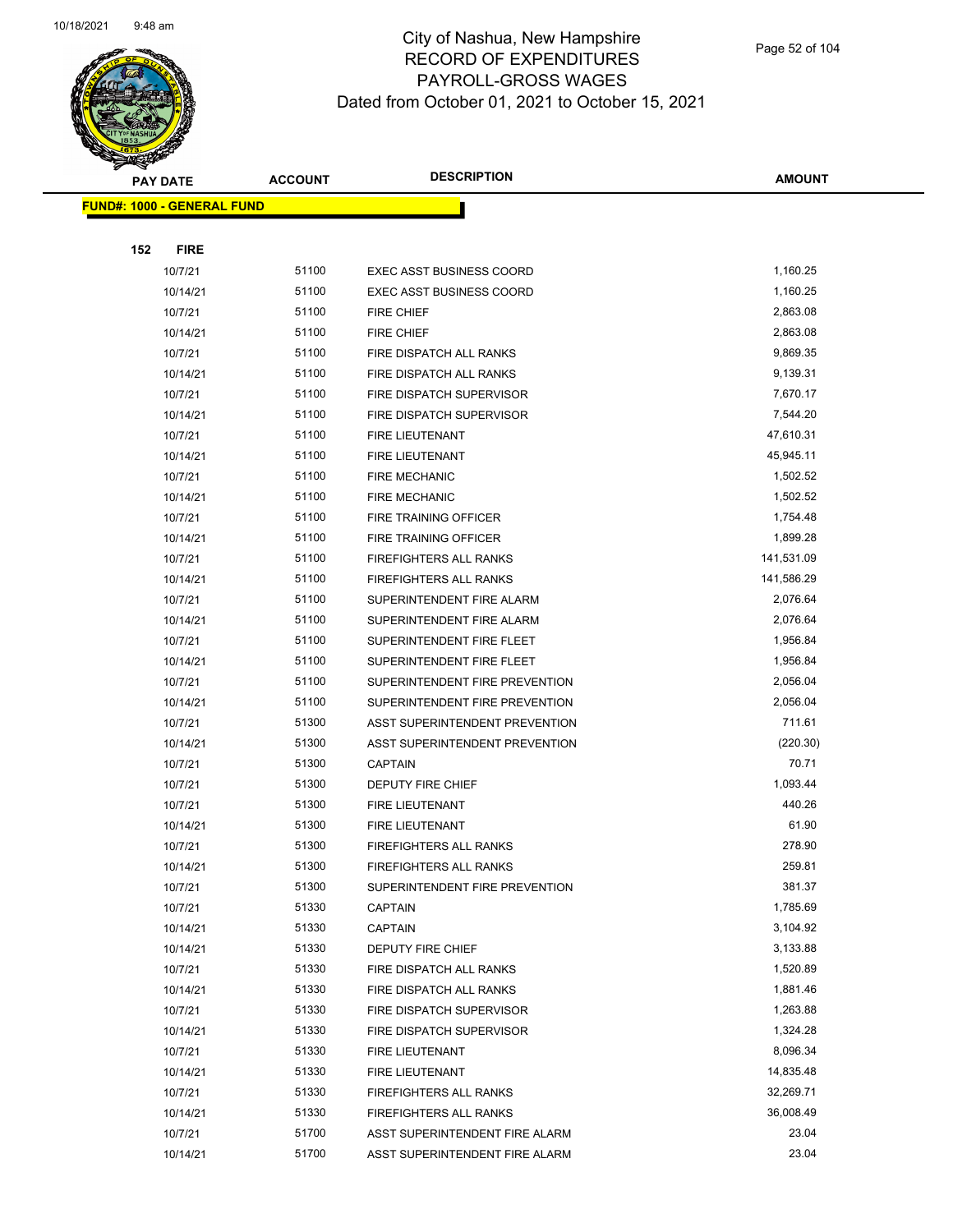# City of Nashua, New Hampshire
## RECORD OF EXPENDITURES
## PAYROLL-GROSS WAGES
## Dated from October 01, 2021 to October 15, 2021

| PAY DATE | ACCOUNT | DESCRIPTION | AMOUNT |
|---|---|---|---|
| **FUND#: 1000 - GENERAL FUND** | | | |
| **152 FIRE** | | | |
| 10/7/21 | 51100 | EXEC ASST BUSINESS COORD | 1,160.25 |
| 10/14/21 | 51100 | EXEC ASST BUSINESS COORD | 1,160.25 |
| 10/7/21 | 51100 | FIRE CHIEF | 2,863.08 |
| 10/14/21 | 51100 | FIRE CHIEF | 2,863.08 |
| 10/7/21 | 51100 | FIRE DISPATCH ALL RANKS | 9,869.35 |
| 10/14/21 | 51100 | FIRE DISPATCH ALL RANKS | 9,139.31 |
| 10/7/21 | 51100 | FIRE DISPATCH SUPERVISOR | 7,670.17 |
| 10/14/21 | 51100 | FIRE DISPATCH SUPERVISOR | 7,544.20 |
| 10/7/21 | 51100 | FIRE LIEUTENANT | 47,610.31 |
| 10/14/21 | 51100 | FIRE LIEUTENANT | 45,945.11 |
| 10/7/21 | 51100 | FIRE MECHANIC | 1,502.52 |
| 10/14/21 | 51100 | FIRE MECHANIC | 1,502.52 |
| 10/7/21 | 51100 | FIRE TRAINING OFFICER | 1,754.48 |
| 10/14/21 | 51100 | FIRE TRAINING OFFICER | 1,899.28 |
| 10/7/21 | 51100 | FIREFIGHTERS ALL RANKS | 141,531.09 |
| 10/14/21 | 51100 | FIREFIGHTERS ALL RANKS | 141,586.29 |
| 10/7/21 | 51100 | SUPERINTENDENT FIRE ALARM | 2,076.64 |
| 10/14/21 | 51100 | SUPERINTENDENT FIRE ALARM | 2,076.64 |
| 10/7/21 | 51100 | SUPERINTENDENT FIRE FLEET | 1,956.84 |
| 10/14/21 | 51100 | SUPERINTENDENT FIRE FLEET | 1,956.84 |
| 10/7/21 | 51100 | SUPERINTENDENT FIRE PREVENTION | 2,056.04 |
| 10/14/21 | 51100 | SUPERINTENDENT FIRE PREVENTION | 2,056.04 |
| 10/7/21 | 51300 | ASST SUPERINTENDENT PREVENTION | 711.61 |
| 10/14/21 | 51300 | ASST SUPERINTENDENT PREVENTION | (220.30) |
| 10/7/21 | 51300 | CAPTAIN | 70.71 |
| 10/7/21 | 51300 | DEPUTY FIRE CHIEF | 1,093.44 |
| 10/7/21 | 51300 | FIRE LIEUTENANT | 440.26 |
| 10/14/21 | 51300 | FIRE LIEUTENANT | 61.90 |
| 10/7/21 | 51300 | FIREFIGHTERS ALL RANKS | 278.90 |
| 10/14/21 | 51300 | FIREFIGHTERS ALL RANKS | 259.81 |
| 10/7/21 | 51300 | SUPERINTENDENT FIRE PREVENTION | 381.37 |
| 10/7/21 | 51330 | CAPTAIN | 1,785.69 |
| 10/14/21 | 51330 | CAPTAIN | 3,104.92 |
| 10/14/21 | 51330 | DEPUTY FIRE CHIEF | 3,133.88 |
| 10/7/21 | 51330 | FIRE DISPATCH ALL RANKS | 1,520.89 |
| 10/14/21 | 51330 | FIRE DISPATCH ALL RANKS | 1,881.46 |
| 10/7/21 | 51330 | FIRE DISPATCH SUPERVISOR | 1,263.88 |
| 10/14/21 | 51330 | FIRE DISPATCH SUPERVISOR | 1,324.28 |
| 10/7/21 | 51330 | FIRE LIEUTENANT | 8,096.34 |
| 10/14/21 | 51330 | FIRE LIEUTENANT | 14,835.48 |
| 10/7/21 | 51330 | FIREFIGHTERS ALL RANKS | 32,269.71 |
| 10/14/21 | 51330 | FIREFIGHTERS ALL RANKS | 36,008.49 |
| 10/7/21 | 51700 | ASST SUPERINTENDENT FIRE ALARM | 23.04 |
| 10/14/21 | 51700 | ASST SUPERINTENDENT FIRE ALARM | 23.04 |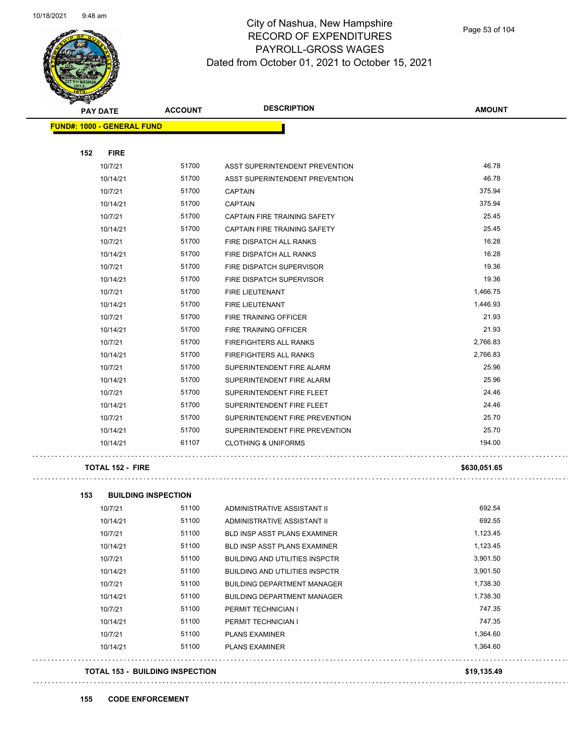City of Nashua, New Hampshire
RECORD OF EXPENDITURES
PAYROLL-GROSS WAGES
Dated from October 01, 2021 to October 15, 2021

| PAY DATE | ACCOUNT | DESCRIPTION | AMOUNT |
|---|---|---|---|
| **FUND#: 1000 - GENERAL FUND** | | | |
| **152 FIRE** | | | |
| 10/7/21 | 51700 | ASST SUPERINTENDENT PREVENTION | 46.78 |
| 10/14/21 | 51700 | ASST SUPERINTENDENT PREVENTION | 46.78 |
| 10/7/21 | 51700 | CAPTAIN | 375.94 |
| 10/14/21 | 51700 | CAPTAIN | 375.94 |
| 10/7/21 | 51700 | CAPTAIN FIRE TRAINING SAFETY | 25.45 |
| 10/14/21 | 51700 | CAPTAIN FIRE TRAINING SAFETY | 25.45 |
| 10/7/21 | 51700 | FIRE DISPATCH ALL RANKS | 16.28 |
| 10/14/21 | 51700 | FIRE DISPATCH ALL RANKS | 16.28 |
| 10/7/21 | 51700 | FIRE DISPATCH SUPERVISOR | 19.36 |
| 10/14/21 | 51700 | FIRE DISPATCH SUPERVISOR | 19.36 |
| 10/7/21 | 51700 | FIRE LIEUTENANT | 1,466.75 |
| 10/14/21 | 51700 | FIRE LIEUTENANT | 1,446.93 |
| 10/7/21 | 51700 | FIRE TRAINING OFFICER | 21.93 |
| 10/14/21 | 51700 | FIRE TRAINING OFFICER | 21.93 |
| 10/7/21 | 51700 | FIREFIGHTERS ALL RANKS | 2,766.83 |
| 10/14/21 | 51700 | FIREFIGHTERS ALL RANKS | 2,766.83 |
| 10/7/21 | 51700 | SUPERINTENDENT FIRE ALARM | 25.96 |
| 10/14/21 | 51700 | SUPERINTENDENT FIRE ALARM | 25.96 |
| 10/7/21 | 51700 | SUPERINTENDENT FIRE FLEET | 24.46 |
| 10/14/21 | 51700 | SUPERINTENDENT FIRE FLEET | 24.46 |
| 10/7/21 | 51700 | SUPERINTENDENT FIRE PREVENTION | 25.70 |
| 10/14/21 | 51700 | SUPERINTENDENT FIRE PREVENTION | 25.70 |
| 10/14/21 | 61107 | CLOTHING & UNIFORMS | 194.00 |
| **TOTAL 152 - FIRE** | | | **$630,051.65** |
| **153 BUILDING INSPECTION** | | | |
| 10/7/21 | 51100 | ADMINISTRATIVE ASSISTANT II | 692.54 |
| 10/14/21 | 51100 | ADMINISTRATIVE ASSISTANT II | 692.55 |
| 10/7/21 | 51100 | BLD INSP ASST PLANS EXAMINER | 1,123.45 |
| 10/14/21 | 51100 | BLD INSP ASST PLANS EXAMINER | 1,123.45 |
| 10/7/21 | 51100 | BUILDING AND UTILITIES INSPCTR | 3,901.50 |
| 10/14/21 | 51100 | BUILDING AND UTILITIES INSPCTR | 3,901.50 |
| 10/7/21 | 51100 | BUILDING DEPARTMENT MANAGER | 1,738.30 |
| 10/14/21 | 51100 | BUILDING DEPARTMENT MANAGER | 1,738.30 |
| 10/7/21 | 51100 | PERMIT TECHNICIAN I | 747.35 |
| 10/14/21 | 51100 | PERMIT TECHNICIAN I | 747.35 |
| 10/7/21 | 51100 | PLANS EXAMINER | 1,364.60 |
| 10/14/21 | 51100 | PLANS EXAMINER | 1,364.60 |
| **TOTAL 153 - BUILDING INSPECTION** | | | **$19,135.49** |
| **155 CODE ENFORCEMENT** | | | |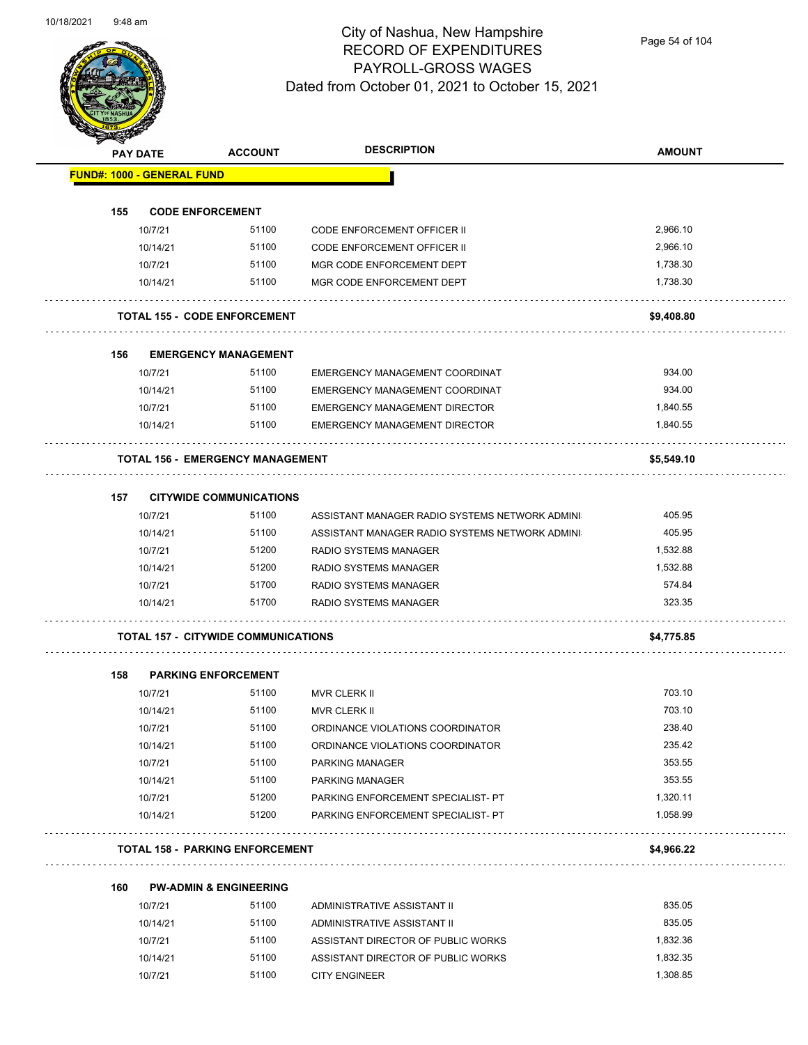# City of Nashua, New Hampshire
## RECORD OF EXPENDITURES
## PAYROLL-GROSS WAGES
## Dated from October 01, 2021 to October 15, 2021

| PAY DATE | ACCOUNT | DESCRIPTION | AMOUNT |
|---|---|---|---|
| **FUND#: 1000 - GENERAL FUND** | | | |
| **155 CODE ENFORCEMENT** | | | |
| 10/7/21 | 51100 | CODE ENFORCEMENT OFFICER II | 2,966.10 |
| 10/14/21 | 51100 | CODE ENFORCEMENT OFFICER II | 2,966.10 |
| 10/7/21 | 51100 | MGR CODE ENFORCEMENT DEPT | 1,738.30 |
| 10/14/21 | 51100 | MGR CODE ENFORCEMENT DEPT | 1,738.30 |
| **TOTAL 155 - CODE ENFORCEMENT** | | | **$9,408.80** |
| **156 EMERGENCY MANAGEMENT** | | | |
| 10/7/21 | 51100 | EMERGENCY MANAGEMENT COORDINAT | 934.00 |
| 10/14/21 | 51100 | EMERGENCY MANAGEMENT COORDINAT | 934.00 |
| 10/7/21 | 51100 | EMERGENCY MANAGEMENT DIRECTOR | 1,840.55 |
| 10/14/21 | 51100 | EMERGENCY MANAGEMENT DIRECTOR | 1,840.55 |
| **TOTAL 156 - EMERGENCY MANAGEMENT** | | | **$5,549.10** |
| **157 CITYWIDE COMMUNICATIONS** | | | |
| 10/7/21 | 51100 | ASSISTANT MANAGER RADIO SYSTEMS NETWORK ADMINI | 405.95 |
| 10/14/21 | 51100 | ASSISTANT MANAGER RADIO SYSTEMS NETWORK ADMINI | 405.95 |
| 10/7/21 | 51200 | RADIO SYSTEMS MANAGER | 1,532.88 |
| 10/14/21 | 51200 | RADIO SYSTEMS MANAGER | 1,532.88 |
| 10/7/21 | 51700 | RADIO SYSTEMS MANAGER | 574.84 |
| 10/14/21 | 51700 | RADIO SYSTEMS MANAGER | 323.35 |
| **TOTAL 157 - CITYWIDE COMMUNICATIONS** | | | **$4,775.85** |
| **158 PARKING ENFORCEMENT** | | | |
| 10/7/21 | 51100 | MVR CLERK II | 703.10 |
| 10/14/21 | 51100 | MVR CLERK II | 703.10 |
| 10/7/21 | 51100 | ORDINANCE VIOLATIONS COORDINATOR | 238.40 |
| 10/14/21 | 51100 | ORDINANCE VIOLATIONS COORDINATOR | 235.42 |
| 10/7/21 | 51100 | PARKING MANAGER | 353.55 |
| 10/14/21 | 51100 | PARKING MANAGER | 353.55 |
| 10/7/21 | 51200 | PARKING ENFORCEMENT SPECIALIST- PT | 1,320.11 |
| 10/14/21 | 51200 | PARKING ENFORCEMENT SPECIALIST- PT | 1,058.99 |
| **TOTAL 158 - PARKING ENFORCEMENT** | | | **$4,966.22** |
| **160 PW-ADMIN & ENGINEERING** | | | |
| 10/7/21 | 51100 | ADMINISTRATIVE ASSISTANT II | 835.05 |
| 10/14/21 | 51100 | ADMINISTRATIVE ASSISTANT II | 835.05 |
| 10/7/21 | 51100 | ASSISTANT DIRECTOR OF PUBLIC WORKS | 1,832.36 |
| 10/14/21 | 51100 | ASSISTANT DIRECTOR OF PUBLIC WORKS | 1,832.35 |
| 10/7/21 | 51100 | CITY ENGINEER | 1,308.85 |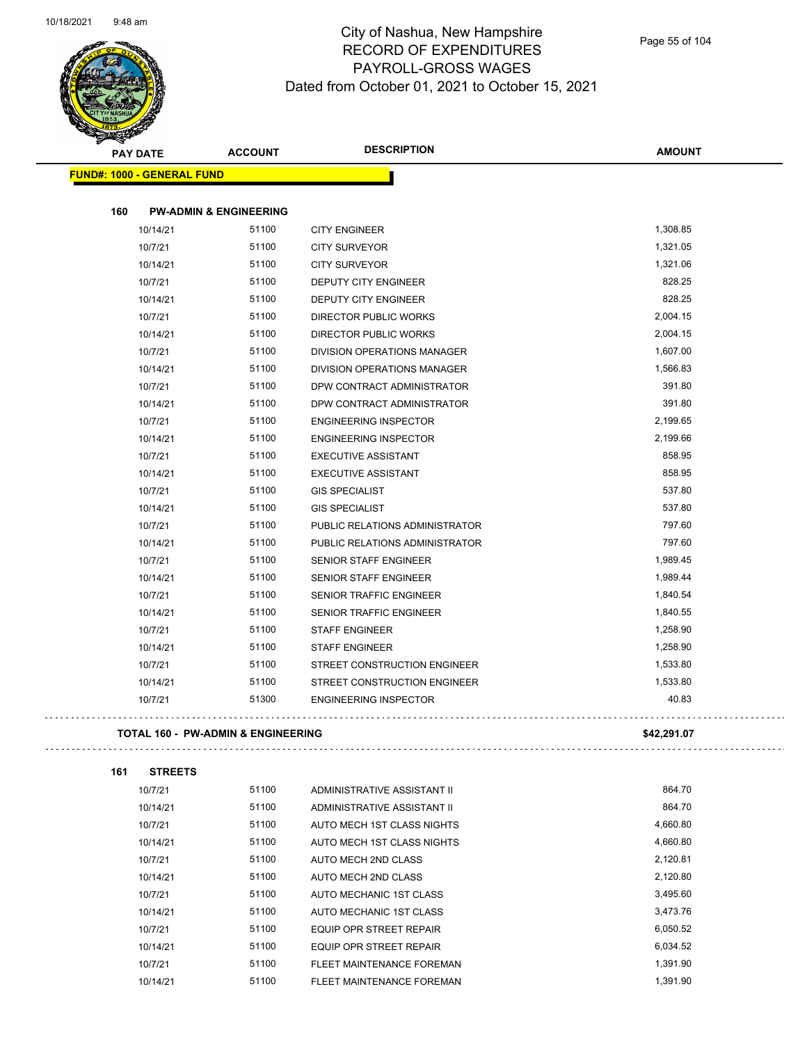# City of Nashua, New Hampshire
## RECORD OF EXPENDITURES
## PAYROLL-GROSS WAGES
### Dated from October 01, 2021 to October 15, 2021

**FUND#: 1000 - GENERAL FUND**

**160 PW-ADMIN & ENGINEERING**

| PAY DATE | ACCOUNT | DESCRIPTION | AMOUNT |
|---|---|---|---|
| 10/14/21 | 51100 | CITY ENGINEER | 1,308.85 |
| 10/7/21 | 51100 | CITY SURVEYOR | 1,321.05 |
| 10/14/21 | 51100 | CITY SURVEYOR | 1,321.06 |
| 10/7/21 | 51100 | DEPUTY CITY ENGINEER | 828.25 |
| 10/14/21 | 51100 | DEPUTY CITY ENGINEER | 828.25 |
| 10/7/21 | 51100 | DIRECTOR PUBLIC WORKS | 2,004.15 |
| 10/14/21 | 51100 | DIRECTOR PUBLIC WORKS | 2,004.15 |
| 10/7/21 | 51100 | DIVISION OPERATIONS MANAGER | 1,607.00 |
| 10/14/21 | 51100 | DIVISION OPERATIONS MANAGER | 1,566.83 |
| 10/7/21 | 51100 | DPW CONTRACT ADMINISTRATOR | 391.80 |
| 10/14/21 | 51100 | DPW CONTRACT ADMINISTRATOR | 391.80 |
| 10/7/21 | 51100 | ENGINEERING INSPECTOR | 2,199.65 |
| 10/14/21 | 51100 | ENGINEERING INSPECTOR | 2,199.66 |
| 10/7/21 | 51100 | EXECUTIVE ASSISTANT | 858.95 |
| 10/14/21 | 51100 | EXECUTIVE ASSISTANT | 858.95 |
| 10/7/21 | 51100 | GIS SPECIALIST | 537.80 |
| 10/14/21 | 51100 | GIS SPECIALIST | 537.80 |
| 10/7/21 | 51100 | PUBLIC RELATIONS ADMINISTRATOR | 797.60 |
| 10/14/21 | 51100 | PUBLIC RELATIONS ADMINISTRATOR | 797.60 |
| 10/7/21 | 51100 | SENIOR STAFF ENGINEER | 1,989.45 |
| 10/14/21 | 51100 | SENIOR STAFF ENGINEER | 1,989.44 |
| 10/7/21 | 51100 | SENIOR TRAFFIC ENGINEER | 1,840.54 |
| 10/14/21 | 51100 | SENIOR TRAFFIC ENGINEER | 1,840.55 |
| 10/7/21 | 51100 | STAFF ENGINEER | 1,258.90 |
| 10/14/21 | 51100 | STAFF ENGINEER | 1,258.90 |
| 10/7/21 | 51100 | STREET CONSTRUCTION ENGINEER | 1,533.80 |
| 10/14/21 | 51100 | STREET CONSTRUCTION ENGINEER | 1,533.80 |
| 10/7/21 | 51300 | ENGINEERING INSPECTOR | 40.83 |

**TOTAL 160 - PW-ADMIN & ENGINEERING** **$42,291.07**

**161 STREETS**

| PAY DATE | ACCOUNT | DESCRIPTION | AMOUNT |
|---|---|---|---|
| 10/7/21 | 51100 | ADMINISTRATIVE ASSISTANT II | 864.70 |
| 10/14/21 | 51100 | ADMINISTRATIVE ASSISTANT II | 864.70 |
| 10/7/21 | 51100 | AUTO MECH 1ST CLASS NIGHTS | 4,660.80 |
| 10/14/21 | 51100 | AUTO MECH 1ST CLASS NIGHTS | 4,660.80 |
| 10/7/21 | 51100 | AUTO MECH 2ND CLASS | 2,120.81 |
| 10/14/21 | 51100 | AUTO MECH 2ND CLASS | 2,120.80 |
| 10/7/21 | 51100 | AUTO MECHANIC 1ST CLASS | 3,495.60 |
| 10/14/21 | 51100 | AUTO MECHANIC 1ST CLASS | 3,473.76 |
| 10/7/21 | 51100 | EQUIP OPR STREET REPAIR | 6,050.52 |
| 10/14/21 | 51100 | EQUIP OPR STREET REPAIR | 6,034.52 |
| 10/7/21 | 51100 | FLEET MAINTENANCE FOREMAN | 1,391.90 |
| 10/14/21 | 51100 | FLEET MAINTENANCE FOREMAN | 1,391.90 |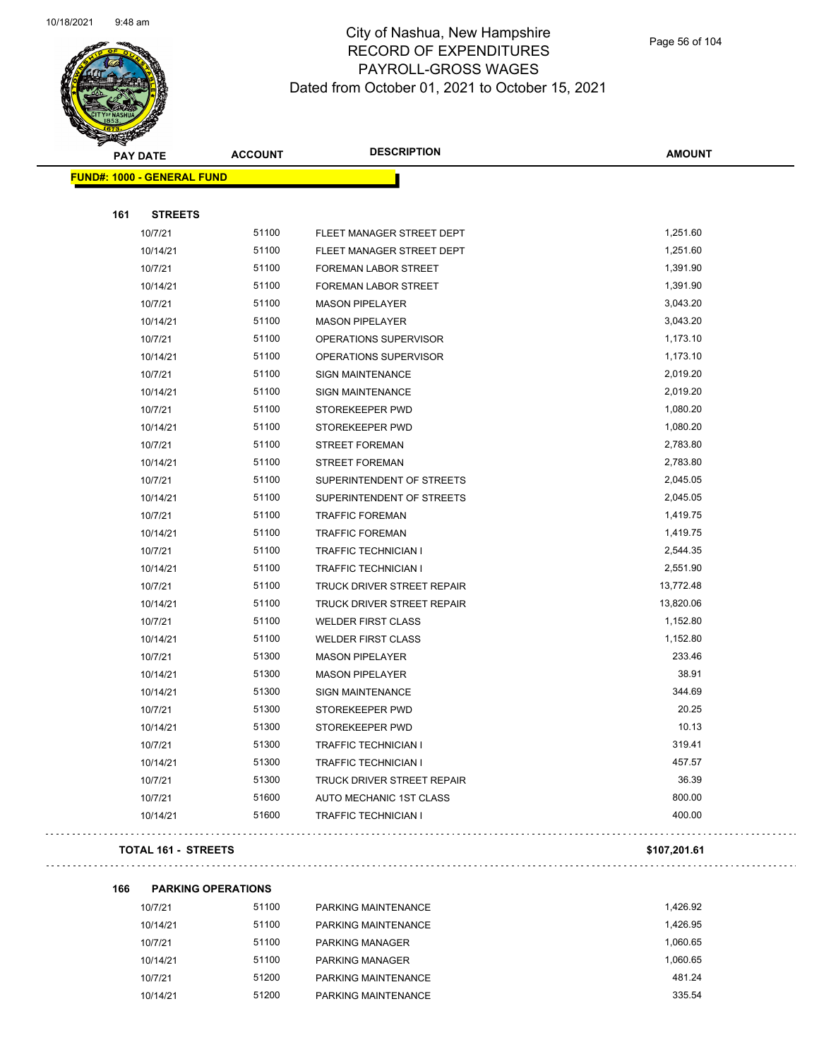# City of Nashua, New Hampshire
# RECORD OF EXPENDITURES
# PAYROLL-GROSS WAGES
# Dated from October 01, 2021 to October 15, 2021

**FUND#: 1000 - GENERAL FUND**

**161 STREETS**

| PAY DATE | ACCOUNT | DESCRIPTION | AMOUNT |
|---|---|---|---|
| 10/7/21 | 51100 | FLEET MANAGER STREET DEPT | 1,251.60 |
| 10/14/21 | 51100 | FLEET MANAGER STREET DEPT | 1,251.60 |
| 10/7/21 | 51100 | FOREMAN LABOR STREET | 1,391.90 |
| 10/14/21 | 51100 | FOREMAN LABOR STREET | 1,391.90 |
| 10/7/21 | 51100 | MASON PIPELAYER | 3,043.20 |
| 10/14/21 | 51100 | MASON PIPELAYER | 3,043.20 |
| 10/7/21 | 51100 | OPERATIONS SUPERVISOR | 1,173.10 |
| 10/14/21 | 51100 | OPERATIONS SUPERVISOR | 1,173.10 |
| 10/7/21 | 51100 | SIGN MAINTENANCE | 2,019.20 |
| 10/14/21 | 51100 | SIGN MAINTENANCE | 2,019.20 |
| 10/7/21 | 51100 | STOREKEEPER PWD | 1,080.20 |
| 10/14/21 | 51100 | STOREKEEPER PWD | 1,080.20 |
| 10/7/21 | 51100 | STREET FOREMAN | 2,783.80 |
| 10/14/21 | 51100 | STREET FOREMAN | 2,783.80 |
| 10/7/21 | 51100 | SUPERINTENDENT OF STREETS | 2,045.05 |
| 10/14/21 | 51100 | SUPERINTENDENT OF STREETS | 2,045.05 |
| 10/7/21 | 51100 | TRAFFIC FOREMAN | 1,419.75 |
| 10/14/21 | 51100 | TRAFFIC FOREMAN | 1,419.75 |
| 10/7/21 | 51100 | TRAFFIC TECHNICIAN I | 2,544.35 |
| 10/14/21 | 51100 | TRAFFIC TECHNICIAN I | 2,551.90 |
| 10/7/21 | 51100 | TRUCK DRIVER STREET REPAIR | 13,772.48 |
| 10/14/21 | 51100 | TRUCK DRIVER STREET REPAIR | 13,820.06 |
| 10/7/21 | 51100 | WELDER FIRST CLASS | 1,152.80 |
| 10/14/21 | 51100 | WELDER FIRST CLASS | 1,152.80 |
| 10/7/21 | 51300 | MASON PIPELAYER | 233.46 |
| 10/14/21 | 51300 | MASON PIPELAYER | 38.91 |
| 10/14/21 | 51300 | SIGN MAINTENANCE | 344.69 |
| 10/7/21 | 51300 | STOREKEEPER PWD | 20.25 |
| 10/14/21 | 51300 | STOREKEEPER PWD | 10.13 |
| 10/7/21 | 51300 | TRAFFIC TECHNICIAN I | 319.41 |
| 10/14/21 | 51300 | TRAFFIC TECHNICIAN I | 457.57 |
| 10/7/21 | 51300 | TRUCK DRIVER STREET REPAIR | 36.39 |
| 10/7/21 | 51600 | AUTO MECHANIC 1ST CLASS | 800.00 |
| 10/14/21 | 51600 | TRAFFIC TECHNICIAN I | 400.00 |

**TOTAL 161 - STREETS** **$107,201.61**

**166 PARKING OPERATIONS**

| PAY DATE | ACCOUNT | DESCRIPTION | AMOUNT |
|---|---|---|---|
| 10/7/21 | 51100 | PARKING MAINTENANCE | 1,426.92 |
| 10/14/21 | 51100 | PARKING MAINTENANCE | 1,426.95 |
| 10/7/21 | 51100 | PARKING MANAGER | 1,060.65 |
| 10/14/21 | 51100 | PARKING MANAGER | 1,060.65 |
| 10/7/21 | 51200 | PARKING MAINTENANCE | 481.24 |
| 10/14/21 | 51200 | PARKING MAINTENANCE | 335.54 |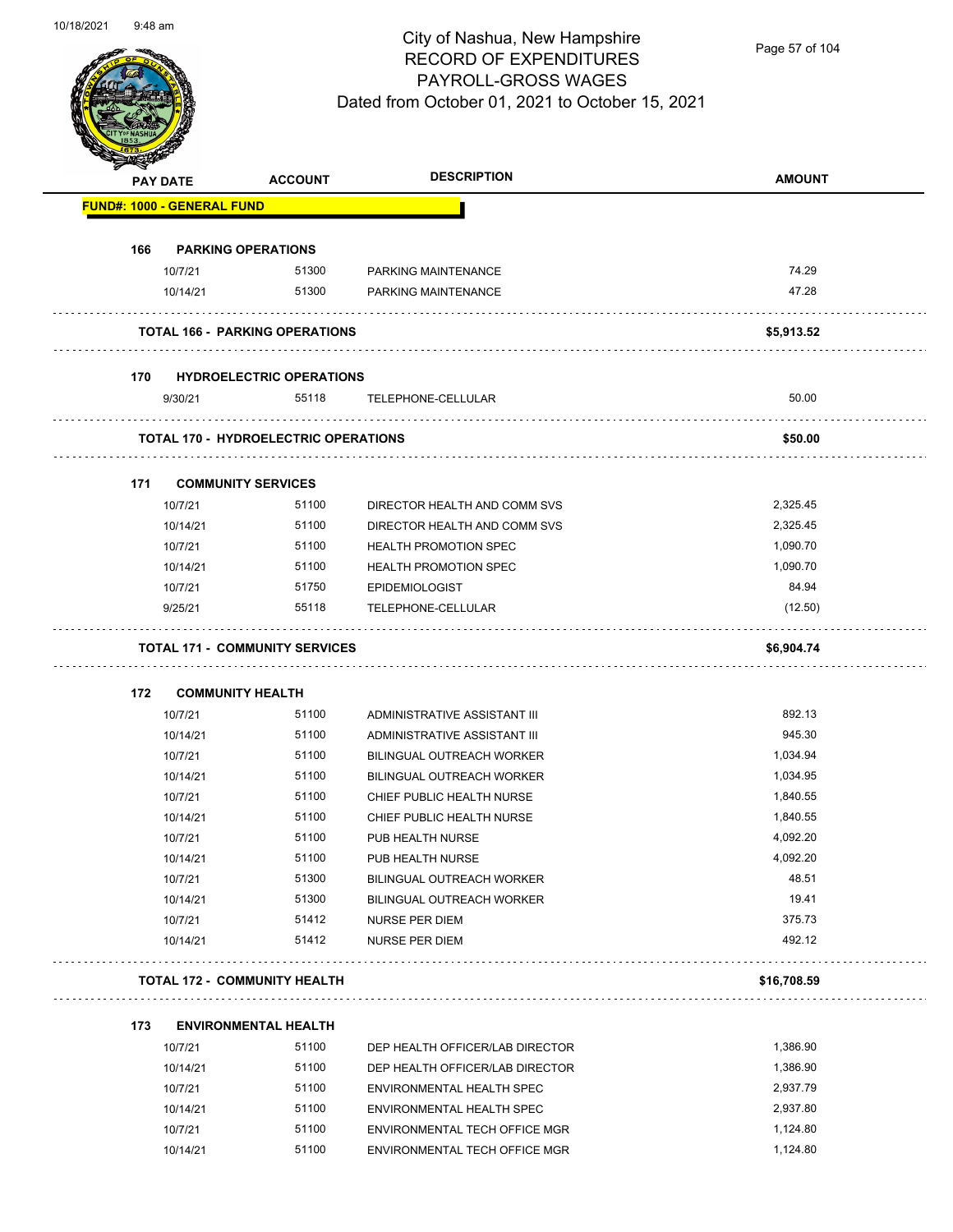# City of Nashua, New Hampshire
## RECORD OF EXPENDITURES
## PAYROLL-GROSS WAGES
## Dated from October 01, 2021 to October 15, 2021

| PAY DATE | ACCOUNT | DESCRIPTION | AMOUNT |
|---|---|---|---|
| **FUND#: 1000 - GENERAL FUND** | | | |
| **166 PARKING OPERATIONS** | | | |
| 10/7/21 | 51300 | PARKING MAINTENANCE | 74.29 |
| 10/14/21 | 51300 | PARKING MAINTENANCE | 47.28 |
| **TOTAL 166 - PARKING OPERATIONS** | | | **$5,913.52** |
| **170 HYDROELECTRIC OPERATIONS** | | | |
| 9/30/21 | 55118 | TELEPHONE-CELLULAR | 50.00 |
| **TOTAL 170 - HYDROELECTRIC OPERATIONS** | | | **$50.00** |
| **171 COMMUNITY SERVICES** | | | |
| 10/7/21 | 51100 | DIRECTOR HEALTH AND COMM SVS | 2,325.45 |
| 10/14/21 | 51100 | DIRECTOR HEALTH AND COMM SVS | 2,325.45 |
| 10/7/21 | 51100 | HEALTH PROMOTION SPEC | 1,090.70 |
| 10/14/21 | 51100 | HEALTH PROMOTION SPEC | 1,090.70 |
| 10/7/21 | 51750 | EPIDEMIOLOGIST | 84.94 |
| 9/25/21 | 55118 | TELEPHONE-CELLULAR | (12.50) |
| **TOTAL 171 - COMMUNITY SERVICES** | | | **$6,904.74** |
| **172 COMMUNITY HEALTH** | | | |
| 10/7/21 | 51100 | ADMINISTRATIVE ASSISTANT III | 892.13 |
| 10/14/21 | 51100 | ADMINISTRATIVE ASSISTANT III | 945.30 |
| 10/7/21 | 51100 | BILINGUAL OUTREACH WORKER | 1,034.94 |
| 10/14/21 | 51100 | BILINGUAL OUTREACH WORKER | 1,034.95 |
| 10/7/21 | 51100 | CHIEF PUBLIC HEALTH NURSE | 1,840.55 |
| 10/14/21 | 51100 | CHIEF PUBLIC HEALTH NURSE | 1,840.55 |
| 10/7/21 | 51100 | PUB HEALTH NURSE | 4,092.20 |
| 10/14/21 | 51100 | PUB HEALTH NURSE | 4,092.20 |
| 10/7/21 | 51300 | BILINGUAL OUTREACH WORKER | 48.51 |
| 10/14/21 | 51300 | BILINGUAL OUTREACH WORKER | 19.41 |
| 10/7/21 | 51412 | NURSE PER DIEM | 375.73 |
| 10/14/21 | 51412 | NURSE PER DIEM | 492.12 |
| **TOTAL 172 - COMMUNITY HEALTH** | | | **$16,708.59** |
| **173 ENVIRONMENTAL HEALTH** | | | |
| 10/7/21 | 51100 | DEP HEALTH OFFICER/LAB DIRECTOR | 1,386.90 |
| 10/14/21 | 51100 | DEP HEALTH OFFICER/LAB DIRECTOR | 1,386.90 |
| 10/7/21 | 51100 | ENVIRONMENTAL HEALTH SPEC | 2,937.79 |
| 10/14/21 | 51100 | ENVIRONMENTAL HEALTH SPEC | 2,937.80 |
| 10/7/21 | 51100 | ENVIRONMENTAL TECH OFFICE MGR | 1,124.80 |
| 10/14/21 | 51100 | ENVIRONMENTAL TECH OFFICE MGR | 1,124.80 |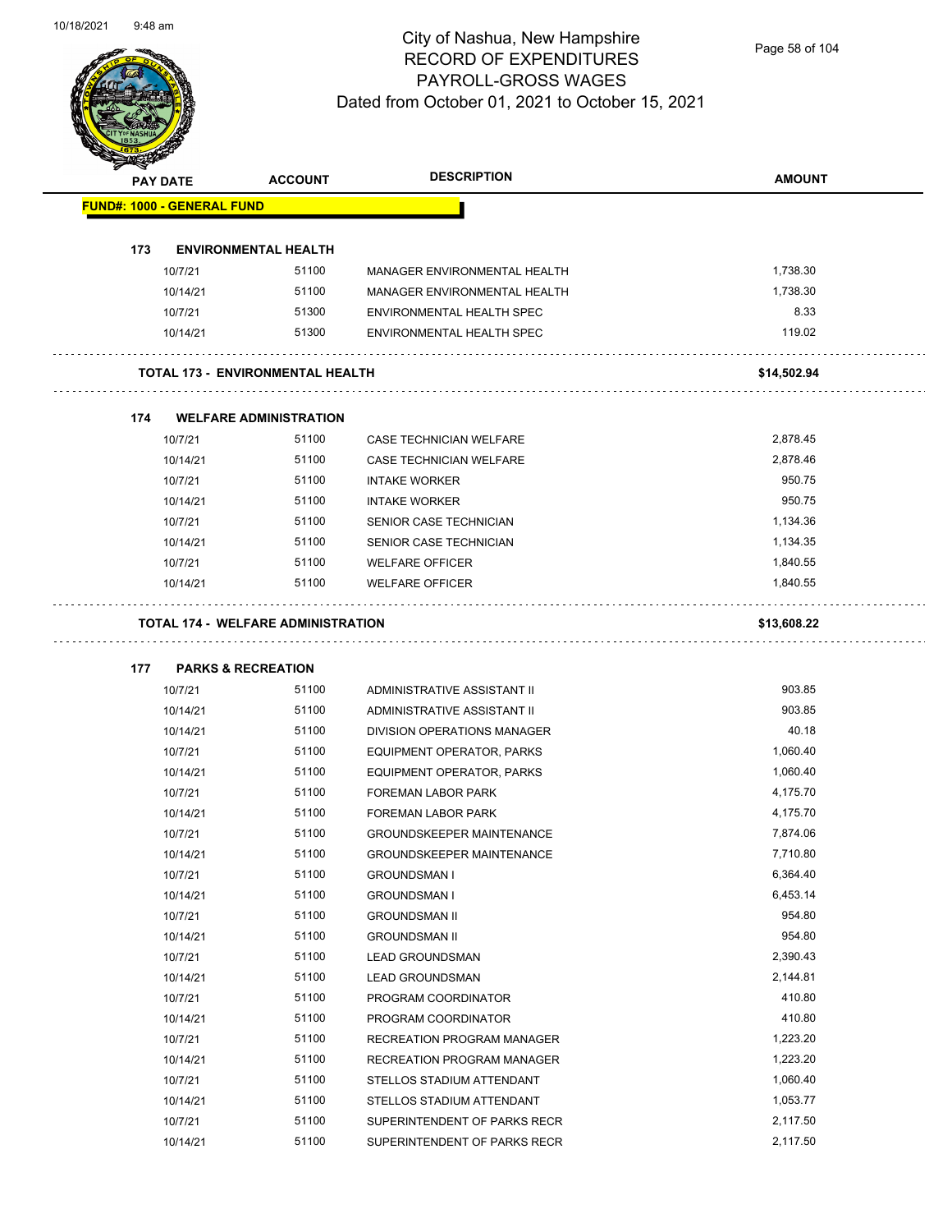# City of Nashua, New Hampshire
## RECORD OF EXPENDITURES
## PAYROLL-GROSS WAGES
### Dated from October 01, 2021 to October 15, 2021

| PAY DATE | ACCOUNT | DESCRIPTION | AMOUNT |
|---|---|---|---|
| **FUND#: 1000 - GENERAL FUND** | | | |
| **173 ENVIRONMENTAL HEALTH** | | | |
| 10/7/21 | 51100 | MANAGER ENVIRONMENTAL HEALTH | 1,738.30 |
| 10/14/21 | 51100 | MANAGER ENVIRONMENTAL HEALTH | 1,738.30 |
| 10/7/21 | 51300 | ENVIRONMENTAL HEALTH SPEC | 8.33 |
| 10/14/21 | 51300 | ENVIRONMENTAL HEALTH SPEC | 119.02 |
| **TOTAL 173 - ENVIRONMENTAL HEALTH** | | | **$14,502.94** |
| **174 WELFARE ADMINISTRATION** | | | |
| 10/7/21 | 51100 | CASE TECHNICIAN WELFARE | 2,878.45 |
| 10/14/21 | 51100 | CASE TECHNICIAN WELFARE | 2,878.46 |
| 10/7/21 | 51100 | INTAKE WORKER | 950.75 |
| 10/14/21 | 51100 | INTAKE WORKER | 950.75 |
| 10/7/21 | 51100 | SENIOR CASE TECHNICIAN | 1,134.36 |
| 10/14/21 | 51100 | SENIOR CASE TECHNICIAN | 1,134.35 |
| 10/7/21 | 51100 | WELFARE OFFICER | 1,840.55 |
| 10/14/21 | 51100 | WELFARE OFFICER | 1,840.55 |
| **TOTAL 174 - WELFARE ADMINISTRATION** | | | **$13,608.22** |
| **177 PARKS & RECREATION** | | | |
| 10/7/21 | 51100 | ADMINISTRATIVE ASSISTANT II | 903.85 |
| 10/14/21 | 51100 | ADMINISTRATIVE ASSISTANT II | 903.85 |
| 10/14/21 | 51100 | DIVISION OPERATIONS MANAGER | 40.18 |
| 10/7/21 | 51100 | EQUIPMENT OPERATOR, PARKS | 1,060.40 |
| 10/14/21 | 51100 | EQUIPMENT OPERATOR, PARKS | 1,060.40 |
| 10/7/21 | 51100 | FOREMAN LABOR PARK | 4,175.70 |
| 10/14/21 | 51100 | FOREMAN LABOR PARK | 4,175.70 |
| 10/7/21 | 51100 | GROUNDSKEEPER MAINTENANCE | 7,874.06 |
| 10/14/21 | 51100 | GROUNDSKEEPER MAINTENANCE | 7,710.80 |
| 10/7/21 | 51100 | GROUNDSMAN I | 6,364.40 |
| 10/14/21 | 51100 | GROUNDSMAN I | 6,453.14 |
| 10/7/21 | 51100 | GROUNDSMAN II | 954.80 |
| 10/14/21 | 51100 | GROUNDSMAN II | 954.80 |
| 10/7/21 | 51100 | LEAD GROUNDSMAN | 2,390.43 |
| 10/14/21 | 51100 | LEAD GROUNDSMAN | 2,144.81 |
| 10/7/21 | 51100 | PROGRAM COORDINATOR | 410.80 |
| 10/14/21 | 51100 | PROGRAM COORDINATOR | 410.80 |
| 10/7/21 | 51100 | RECREATION PROGRAM MANAGER | 1,223.20 |
| 10/14/21 | 51100 | RECREATION PROGRAM MANAGER | 1,223.20 |
| 10/7/21 | 51100 | STELLOS STADIUM ATTENDANT | 1,060.40 |
| 10/14/21 | 51100 | STELLOS STADIUM ATTENDANT | 1,053.77 |
| 10/7/21 | 51100 | SUPERINTENDENT OF PARKS RECR | 2,117.50 |
| 10/14/21 | 51100 | SUPERINTENDENT OF PARKS RECR | 2,117.50 |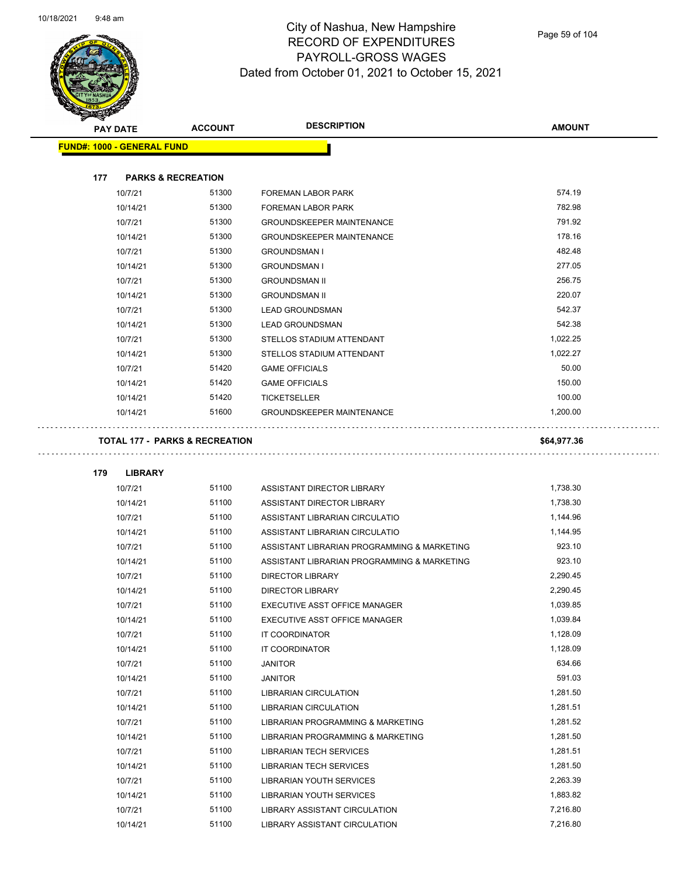City of Nashua, New Hampshire
RECORD OF EXPENDITURES
PAYROLL-GROSS WAGES
Dated from October 01, 2021 to October 15, 2021

| PAY DATE | ACCOUNT | DESCRIPTION | AMOUNT |
|---|---|---|---|
| **FUND#: 1000 - GENERAL FUND** | | | |
| **177 PARKS & RECREATION** | | | |
| 10/7/21 | 51300 | FOREMAN LABOR PARK | 574.19 |
| 10/14/21 | 51300 | FOREMAN LABOR PARK | 782.98 |
| 10/7/21 | 51300 | GROUNDSKEEPER MAINTENANCE | 791.92 |
| 10/14/21 | 51300 | GROUNDSKEEPER MAINTENANCE | 178.16 |
| 10/7/21 | 51300 | GROUNDSMAN I | 482.48 |
| 10/14/21 | 51300 | GROUNDSMAN I | 277.05 |
| 10/7/21 | 51300 | GROUNDSMAN II | 256.75 |
| 10/14/21 | 51300 | GROUNDSMAN II | 220.07 |
| 10/7/21 | 51300 | LEAD GROUNDSMAN | 542.37 |
| 10/14/21 | 51300 | LEAD GROUNDSMAN | 542.38 |
| 10/7/21 | 51300 | STELLOS STADIUM ATTENDANT | 1,022.25 |
| 10/14/21 | 51300 | STELLOS STADIUM ATTENDANT | 1,022.27 |
| 10/7/21 | 51420 | GAME OFFICIALS | 50.00 |
| 10/14/21 | 51420 | GAME OFFICIALS | 150.00 |
| 10/14/21 | 51420 | TICKETSELLER | 100.00 |
| 10/14/21 | 51600 | GROUNDSKEEPER MAINTENANCE | 1,200.00 |
| **TOTAL 177 - PARKS & RECREATION** | | | **$64,977.36** |
| **179 LIBRARY** | | | |
| 10/7/21 | 51100 | ASSISTANT DIRECTOR LIBRARY | 1,738.30 |
| 10/14/21 | 51100 | ASSISTANT DIRECTOR LIBRARY | 1,738.30 |
| 10/7/21 | 51100 | ASSISTANT LIBRARIAN CIRCULATIO | 1,144.96 |
| 10/14/21 | 51100 | ASSISTANT LIBRARIAN CIRCULATIO | 1,144.95 |
| 10/7/21 | 51100 | ASSISTANT LIBRARIAN PROGRAMMING & MARKETING | 923.10 |
| 10/14/21 | 51100 | ASSISTANT LIBRARIAN PROGRAMMING & MARKETING | 923.10 |
| 10/7/21 | 51100 | DIRECTOR LIBRARY | 2,290.45 |
| 10/14/21 | 51100 | DIRECTOR LIBRARY | 2,290.45 |
| 10/7/21 | 51100 | EXECUTIVE ASST OFFICE MANAGER | 1,039.85 |
| 10/14/21 | 51100 | EXECUTIVE ASST OFFICE MANAGER | 1,039.84 |
| 10/7/21 | 51100 | IT COORDINATOR | 1,128.09 |
| 10/14/21 | 51100 | IT COORDINATOR | 1,128.09 |
| 10/7/21 | 51100 | JANITOR | 634.66 |
| 10/14/21 | 51100 | JANITOR | 591.03 |
| 10/7/21 | 51100 | LIBRARIAN CIRCULATION | 1,281.50 |
| 10/14/21 | 51100 | LIBRARIAN CIRCULATION | 1,281.51 |
| 10/7/21 | 51100 | LIBRARIAN PROGRAMMING & MARKETING | 1,281.52 |
| 10/14/21 | 51100 | LIBRARIAN PROGRAMMING & MARKETING | 1,281.50 |
| 10/7/21 | 51100 | LIBRARIAN TECH SERVICES | 1,281.51 |
| 10/14/21 | 51100 | LIBRARIAN TECH SERVICES | 1,281.50 |
| 10/7/21 | 51100 | LIBRARIAN YOUTH SERVICES | 2,263.39 |
| 10/14/21 | 51100 | LIBRARIAN YOUTH SERVICES | 1,883.82 |
| 10/7/21 | 51100 | LIBRARY ASSISTANT CIRCULATION | 7,216.80 |
| 10/14/21 | 51100 | LIBRARY ASSISTANT CIRCULATION | 7,216.80 |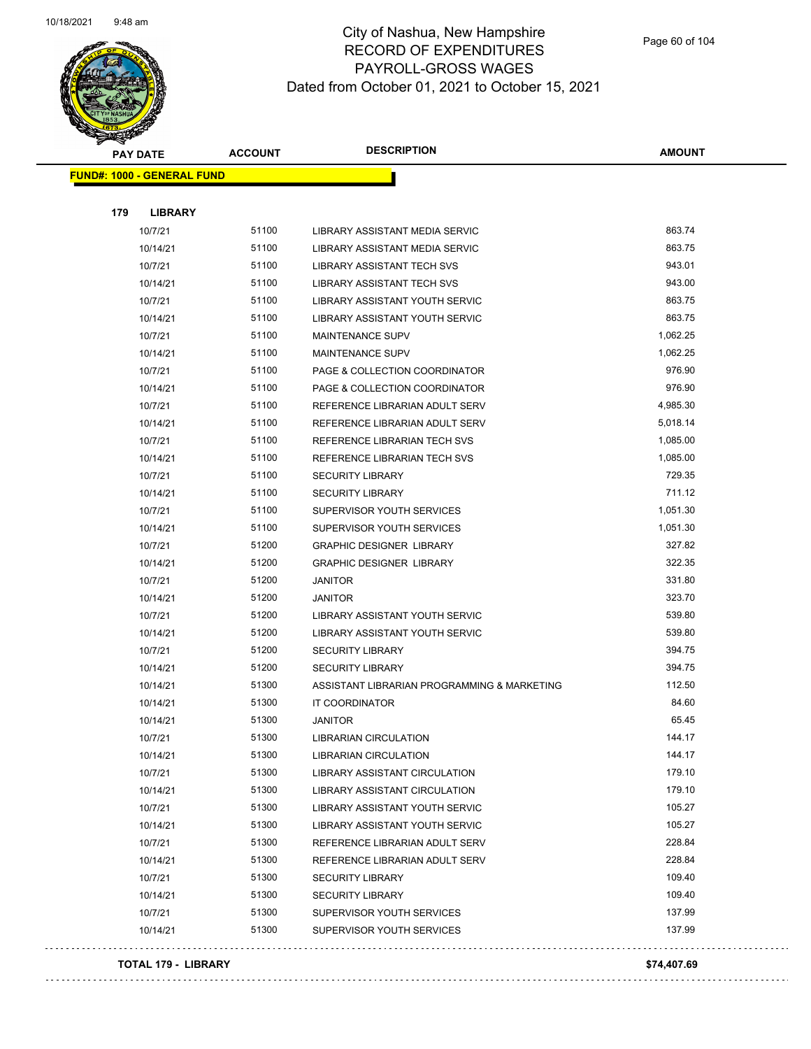# City of Nashua, New Hampshire
## RECORD OF EXPENDITURES
## PAYROLL-GROSS WAGES
## Dated from October 01, 2021 to October 15, 2021

| PAY DATE | ACCOUNT | DESCRIPTION | AMOUNT |
|---|---|---|---|
| **FUND#: 1000 - GENERAL FUND** | | | |
| **179 LIBRARY** | | | |
| 10/7/21 | 51100 | LIBRARY ASSISTANT MEDIA SERVIC | 863.74 |
| 10/14/21 | 51100 | LIBRARY ASSISTANT MEDIA SERVIC | 863.75 |
| 10/7/21 | 51100 | LIBRARY ASSISTANT TECH SVS | 943.01 |
| 10/14/21 | 51100 | LIBRARY ASSISTANT TECH SVS | 943.00 |
| 10/7/21 | 51100 | LIBRARY ASSISTANT YOUTH SERVIC | 863.75 |
| 10/14/21 | 51100 | LIBRARY ASSISTANT YOUTH SERVIC | 863.75 |
| 10/7/21 | 51100 | MAINTENANCE SUPV | 1,062.25 |
| 10/14/21 | 51100 | MAINTENANCE SUPV | 1,062.25 |
| 10/7/21 | 51100 | PAGE & COLLECTION COORDINATOR | 976.90 |
| 10/14/21 | 51100 | PAGE & COLLECTION COORDINATOR | 976.90 |
| 10/7/21 | 51100 | REFERENCE LIBRARIAN ADULT SERV | 4,985.30 |
| 10/14/21 | 51100 | REFERENCE LIBRARIAN ADULT SERV | 5,018.14 |
| 10/7/21 | 51100 | REFERENCE LIBRARIAN TECH SVS | 1,085.00 |
| 10/14/21 | 51100 | REFERENCE LIBRARIAN TECH SVS | 1,085.00 |
| 10/7/21 | 51100 | SECURITY LIBRARY | 729.35 |
| 10/14/21 | 51100 | SECURITY LIBRARY | 711.12 |
| 10/7/21 | 51100 | SUPERVISOR YOUTH SERVICES | 1,051.30 |
| 10/14/21 | 51100 | SUPERVISOR YOUTH SERVICES | 1,051.30 |
| 10/7/21 | 51200 | GRAPHIC DESIGNER LIBRARY | 327.82 |
| 10/14/21 | 51200 | GRAPHIC DESIGNER LIBRARY | 322.35 |
| 10/7/21 | 51200 | JANITOR | 331.80 |
| 10/14/21 | 51200 | JANITOR | 323.70 |
| 10/7/21 | 51200 | LIBRARY ASSISTANT YOUTH SERVIC | 539.80 |
| 10/14/21 | 51200 | LIBRARY ASSISTANT YOUTH SERVIC | 539.80 |
| 10/7/21 | 51200 | SECURITY LIBRARY | 394.75 |
| 10/14/21 | 51200 | SECURITY LIBRARY | 394.75 |
| 10/14/21 | 51300 | ASSISTANT LIBRARIAN PROGRAMMING & MARKETING | 112.50 |
| 10/14/21 | 51300 | IT COORDINATOR | 84.60 |
| 10/14/21 | 51300 | JANITOR | 65.45 |
| 10/7/21 | 51300 | LIBRARIAN CIRCULATION | 144.17 |
| 10/14/21 | 51300 | LIBRARIAN CIRCULATION | 144.17 |
| 10/7/21 | 51300 | LIBRARY ASSISTANT CIRCULATION | 179.10 |
| 10/14/21 | 51300 | LIBRARY ASSISTANT CIRCULATION | 179.10 |
| 10/7/21 | 51300 | LIBRARY ASSISTANT YOUTH SERVIC | 105.27 |
| 10/14/21 | 51300 | LIBRARY ASSISTANT YOUTH SERVIC | 105.27 |
| 10/7/21 | 51300 | REFERENCE LIBRARIAN ADULT SERV | 228.84 |
| 10/14/21 | 51300 | REFERENCE LIBRARIAN ADULT SERV | 228.84 |
| 10/7/21 | 51300 | SECURITY LIBRARY | 109.40 |
| 10/14/21 | 51300 | SECURITY LIBRARY | 109.40 |
| 10/7/21 | 51300 | SUPERVISOR YOUTH SERVICES | 137.99 |
| 10/14/21 | 51300 | SUPERVISOR YOUTH SERVICES | 137.99 |
| **TOTAL 179 - LIBRARY** | | | **$74,407.69** |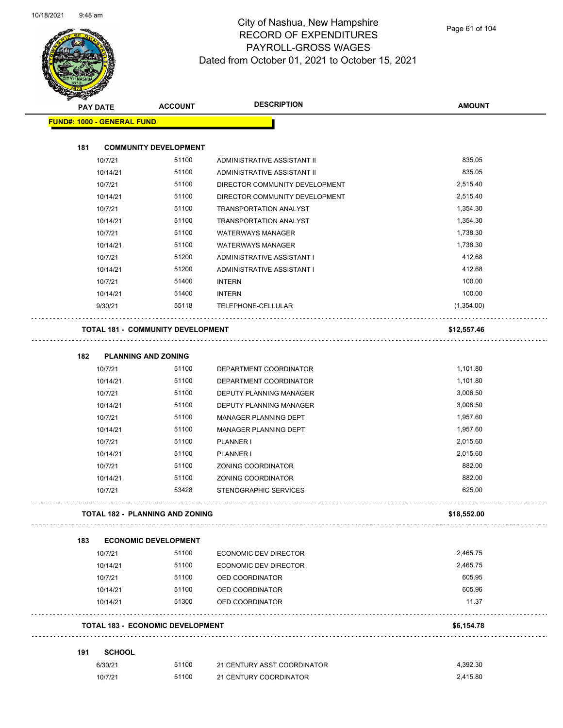# City of Nashua, New Hampshire
## RECORD OF EXPENDITURES
## PAYROLL-GROSS WAGES
### Dated from October 01, 2021 to October 15, 2021

| PAY DATE | ACCOUNT | DESCRIPTION | AMOUNT |
|---|---|---|---|
| **FUND#: 1000 - GENERAL FUND** | | | |
| **181 COMMUNITY DEVELOPMENT** | | | |
| 10/7/21 | 51100 | ADMINISTRATIVE ASSISTANT II | 835.05 |
| 10/14/21 | 51100 | ADMINISTRATIVE ASSISTANT II | 835.05 |
| 10/7/21 | 51100 | DIRECTOR COMMUNITY DEVELOPMENT | 2,515.40 |
| 10/14/21 | 51100 | DIRECTOR COMMUNITY DEVELOPMENT | 2,515.40 |
| 10/7/21 | 51100 | TRANSPORTATION ANALYST | 1,354.30 |
| 10/14/21 | 51100 | TRANSPORTATION ANALYST | 1,354.30 |
| 10/7/21 | 51100 | WATERWAYS MANAGER | 1,738.30 |
| 10/14/21 | 51100 | WATERWAYS MANAGER | 1,738.30 |
| 10/7/21 | 51200 | ADMINISTRATIVE ASSISTANT I | 412.68 |
| 10/14/21 | 51200 | ADMINISTRATIVE ASSISTANT I | 412.68 |
| 10/7/21 | 51400 | INTERN | 100.00 |
| 10/14/21 | 51400 | INTERN | 100.00 |
| 9/30/21 | 55118 | TELEPHONE-CELLULAR | (1,354.00) |
| **TOTAL 181 - COMMUNITY DEVELOPMENT** | | | **$12,557.46** |
| **182 PLANNING AND ZONING** | | | |
| 10/7/21 | 51100 | DEPARTMENT COORDINATOR | 1,101.80 |
| 10/14/21 | 51100 | DEPARTMENT COORDINATOR | 1,101.80 |
| 10/7/21 | 51100 | DEPUTY PLANNING MANAGER | 3,006.50 |
| 10/14/21 | 51100 | DEPUTY PLANNING MANAGER | 3,006.50 |
| 10/7/21 | 51100 | MANAGER PLANNING DEPT | 1,957.60 |
| 10/14/21 | 51100 | MANAGER PLANNING DEPT | 1,957.60 |
| 10/7/21 | 51100 | PLANNER I | 2,015.60 |
| 10/14/21 | 51100 | PLANNER I | 2,015.60 |
| 10/7/21 | 51100 | ZONING COORDINATOR | 882.00 |
| 10/14/21 | 51100 | ZONING COORDINATOR | 882.00 |
| 10/7/21 | 53428 | STENOGRAPHIC SERVICES | 625.00 |
| **TOTAL 182 - PLANNING AND ZONING** | | | **$18,552.00** |
| **183 ECONOMIC DEVELOPMENT** | | | |
| 10/7/21 | 51100 | ECONOMIC DEV DIRECTOR | 2,465.75 |
| 10/14/21 | 51100 | ECONOMIC DEV DIRECTOR | 2,465.75 |
| 10/7/21 | 51100 | OED COORDINATOR | 605.95 |
| 10/14/21 | 51100 | OED COORDINATOR | 605.96 |
| 10/14/21 | 51300 | OED COORDINATOR | 11.37 |
| **TOTAL 183 - ECONOMIC DEVELOPMENT** | | | **$6,154.78** |
| **191 SCHOOL** | | | |
| 6/30/21 | 51100 | 21 CENTURY ASST COORDINATOR | 4,392.30 |
| 10/7/21 | 51100 | 21 CENTURY COORDINATOR | 2,415.80 |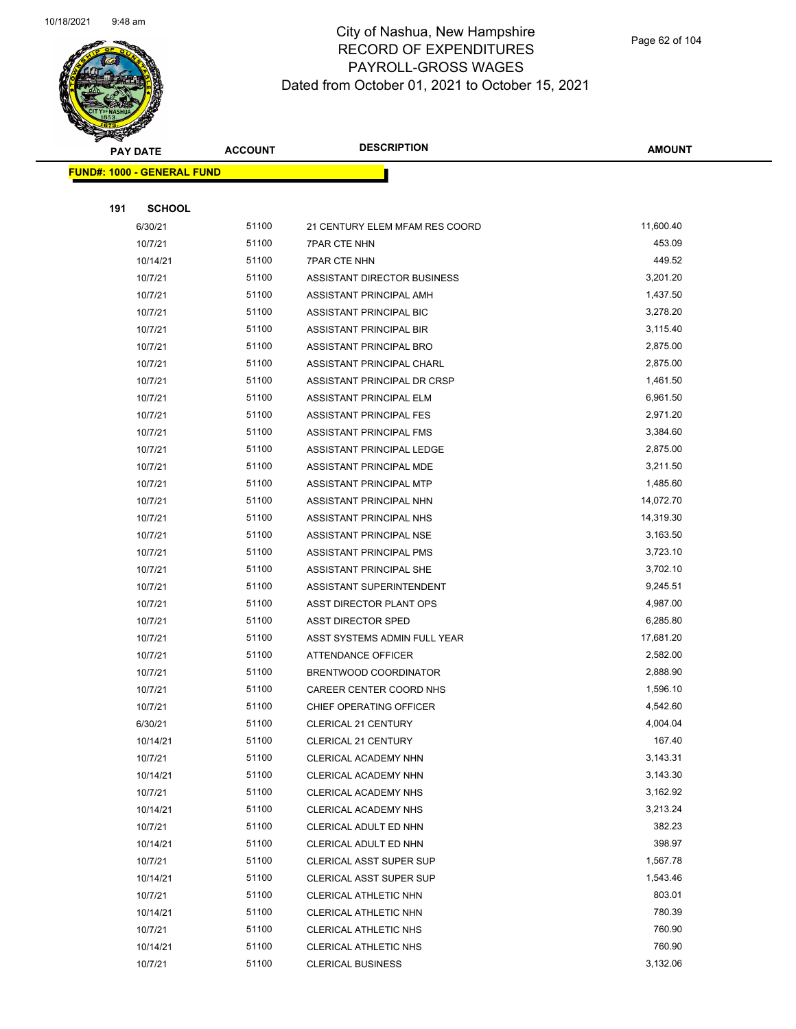# City of Nashua, New Hampshire
## RECORD OF EXPENDITURES
## PAYROLL-GROSS WAGES
## Dated from October 01, 2021 to October 15, 2021

**FUND#: 1000 - GENERAL FUND**

**191 SCHOOL**

| PAY DATE | ACCOUNT | DESCRIPTION | AMOUNT |
|---|---|---|---|
| 6/30/21 | 51100 | 21 CENTURY ELEM MFAM RES COORD | 11,600.40 |
| 10/7/21 | 51100 | 7PAR CTE NHN | 453.09 |
| 10/14/21 | 51100 | 7PAR CTE NHN | 449.52 |
| 10/7/21 | 51100 | ASSISTANT DIRECTOR BUSINESS | 3,201.20 |
| 10/7/21 | 51100 | ASSISTANT PRINCIPAL AMH | 1,437.50 |
| 10/7/21 | 51100 | ASSISTANT PRINCIPAL BIC | 3,278.20 |
| 10/7/21 | 51100 | ASSISTANT PRINCIPAL BIR | 3,115.40 |
| 10/7/21 | 51100 | ASSISTANT PRINCIPAL BRO | 2,875.00 |
| 10/7/21 | 51100 | ASSISTANT PRINCIPAL CHARL | 2,875.00 |
| 10/7/21 | 51100 | ASSISTANT PRINCIPAL DR CRSP | 1,461.50 |
| 10/7/21 | 51100 | ASSISTANT PRINCIPAL ELM | 6,961.50 |
| 10/7/21 | 51100 | ASSISTANT PRINCIPAL FES | 2,971.20 |
| 10/7/21 | 51100 | ASSISTANT PRINCIPAL FMS | 3,384.60 |
| 10/7/21 | 51100 | ASSISTANT PRINCIPAL LEDGE | 2,875.00 |
| 10/7/21 | 51100 | ASSISTANT PRINCIPAL MDE | 3,211.50 |
| 10/7/21 | 51100 | ASSISTANT PRINCIPAL MTP | 1,485.60 |
| 10/7/21 | 51100 | ASSISTANT PRINCIPAL NHN | 14,072.70 |
| 10/7/21 | 51100 | ASSISTANT PRINCIPAL NHS | 14,319.30 |
| 10/7/21 | 51100 | ASSISTANT PRINCIPAL NSE | 3,163.50 |
| 10/7/21 | 51100 | ASSISTANT PRINCIPAL PMS | 3,723.10 |
| 10/7/21 | 51100 | ASSISTANT PRINCIPAL SHE | 3,702.10 |
| 10/7/21 | 51100 | ASSISTANT SUPERINTENDENT | 9,245.51 |
| 10/7/21 | 51100 | ASST DIRECTOR PLANT OPS | 4,987.00 |
| 10/7/21 | 51100 | ASST DIRECTOR SPED | 6,285.80 |
| 10/7/21 | 51100 | ASST SYSTEMS ADMIN FULL YEAR | 17,681.20 |
| 10/7/21 | 51100 | ATTENDANCE OFFICER | 2,582.00 |
| 10/7/21 | 51100 | BRENTWOOD COORDINATOR | 2,888.90 |
| 10/7/21 | 51100 | CAREER CENTER COORD NHS | 1,596.10 |
| 10/7/21 | 51100 | CHIEF OPERATING OFFICER | 4,542.60 |
| 6/30/21 | 51100 | CLERICAL 21 CENTURY | 4,004.04 |
| 10/14/21 | 51100 | CLERICAL 21 CENTURY | 167.40 |
| 10/7/21 | 51100 | CLERICAL ACADEMY NHN | 3,143.31 |
| 10/14/21 | 51100 | CLERICAL ACADEMY NHN | 3,143.30 |
| 10/7/21 | 51100 | CLERICAL ACADEMY NHS | 3,162.92 |
| 10/14/21 | 51100 | CLERICAL ACADEMY NHS | 3,213.24 |
| 10/7/21 | 51100 | CLERICAL ADULT ED NHN | 382.23 |
| 10/14/21 | 51100 | CLERICAL ADULT ED NHN | 398.97 |
| 10/7/21 | 51100 | CLERICAL ASST SUPER SUP | 1,567.78 |
| 10/14/21 | 51100 | CLERICAL ASST SUPER SUP | 1,543.46 |
| 10/7/21 | 51100 | CLERICAL ATHLETIC NHN | 803.01 |
| 10/14/21 | 51100 | CLERICAL ATHLETIC NHN | 780.39 |
| 10/7/21 | 51100 | CLERICAL ATHLETIC NHS | 760.90 |
| 10/14/21 | 51100 | CLERICAL ATHLETIC NHS | 760.90 |
| 10/7/21 | 51100 | CLERICAL BUSINESS | 3,132.06 |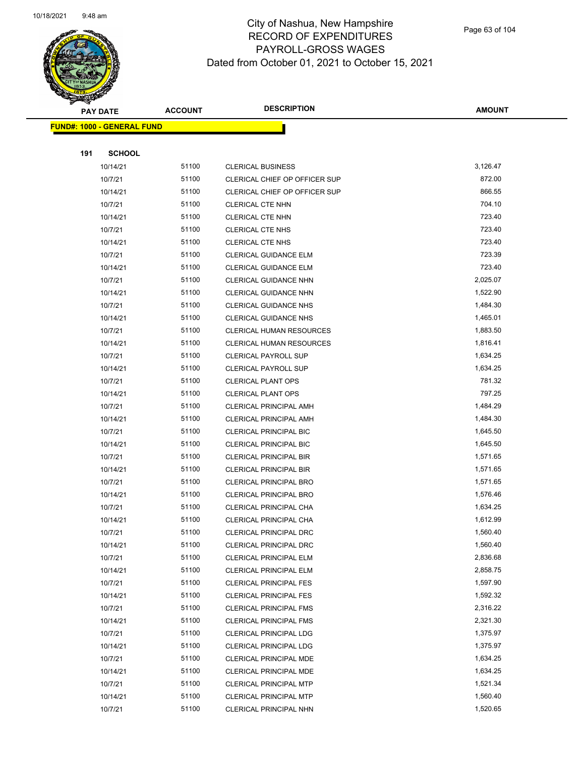City of Nashua, New Hampshire
RECORD OF EXPENDITURES
PAYROLL-GROSS WAGES
Dated from October 01, 2021 to October 15, 2021

| PAY DATE | ACCOUNT | DESCRIPTION | AMOUNT |
|---|---|---|---|
| **FUND#: 1000 - GENERAL FUND** | | | |
| **191 SCHOOL** | | | |
| 10/14/21 | 51100 | CLERICAL BUSINESS | 3,126.47 |
| 10/7/21 | 51100 | CLERICAL CHIEF OP OFFICER SUP | 872.00 |
| 10/14/21 | 51100 | CLERICAL CHIEF OP OFFICER SUP | 866.55 |
| 10/7/21 | 51100 | CLERICAL CTE NHN | 704.10 |
| 10/14/21 | 51100 | CLERICAL CTE NHN | 723.40 |
| 10/7/21 | 51100 | CLERICAL CTE NHS | 723.40 |
| 10/14/21 | 51100 | CLERICAL CTE NHS | 723.40 |
| 10/7/21 | 51100 | CLERICAL GUIDANCE ELM | 723.39 |
| 10/14/21 | 51100 | CLERICAL GUIDANCE ELM | 723.40 |
| 10/7/21 | 51100 | CLERICAL GUIDANCE NHN | 2,025.07 |
| 10/14/21 | 51100 | CLERICAL GUIDANCE NHN | 1,522.90 |
| 10/7/21 | 51100 | CLERICAL GUIDANCE NHS | 1,484.30 |
| 10/14/21 | 51100 | CLERICAL GUIDANCE NHS | 1,465.01 |
| 10/7/21 | 51100 | CLERICAL HUMAN RESOURCES | 1,883.50 |
| 10/14/21 | 51100 | CLERICAL HUMAN RESOURCES | 1,816.41 |
| 10/7/21 | 51100 | CLERICAL PAYROLL SUP | 1,634.25 |
| 10/14/21 | 51100 | CLERICAL PAYROLL SUP | 1,634.25 |
| 10/7/21 | 51100 | CLERICAL PLANT OPS | 781.32 |
| 10/14/21 | 51100 | CLERICAL PLANT OPS | 797.25 |
| 10/7/21 | 51100 | CLERICAL PRINCIPAL AMH | 1,484.29 |
| 10/14/21 | 51100 | CLERICAL PRINCIPAL AMH | 1,484.30 |
| 10/7/21 | 51100 | CLERICAL PRINCIPAL BIC | 1,645.50 |
| 10/14/21 | 51100 | CLERICAL PRINCIPAL BIC | 1,645.50 |
| 10/7/21 | 51100 | CLERICAL PRINCIPAL BIR | 1,571.65 |
| 10/14/21 | 51100 | CLERICAL PRINCIPAL BIR | 1,571.65 |
| 10/7/21 | 51100 | CLERICAL PRINCIPAL BRO | 1,571.65 |
| 10/14/21 | 51100 | CLERICAL PRINCIPAL BRO | 1,576.46 |
| 10/7/21 | 51100 | CLERICAL PRINCIPAL CHA | 1,634.25 |
| 10/14/21 | 51100 | CLERICAL PRINCIPAL CHA | 1,612.99 |
| 10/7/21 | 51100 | CLERICAL PRINCIPAL DRC | 1,560.40 |
| 10/14/21 | 51100 | CLERICAL PRINCIPAL DRC | 1,560.40 |
| 10/7/21 | 51100 | CLERICAL PRINCIPAL ELM | 2,836.68 |
| 10/14/21 | 51100 | CLERICAL PRINCIPAL ELM | 2,858.75 |
| 10/7/21 | 51100 | CLERICAL PRINCIPAL FES | 1,597.90 |
| 10/14/21 | 51100 | CLERICAL PRINCIPAL FES | 1,592.32 |
| 10/7/21 | 51100 | CLERICAL PRINCIPAL FMS | 2,316.22 |
| 10/14/21 | 51100 | CLERICAL PRINCIPAL FMS | 2,321.30 |
| 10/7/21 | 51100 | CLERICAL PRINCIPAL LDG | 1,375.97 |
| 10/14/21 | 51100 | CLERICAL PRINCIPAL LDG | 1,375.97 |
| 10/7/21 | 51100 | CLERICAL PRINCIPAL MDE | 1,634.25 |
| 10/14/21 | 51100 | CLERICAL PRINCIPAL MDE | 1,634.25 |
| 10/7/21 | 51100 | CLERICAL PRINCIPAL MTP | 1,521.34 |
| 10/14/21 | 51100 | CLERICAL PRINCIPAL MTP | 1,560.40 |
| 10/7/21 | 51100 | CLERICAL PRINCIPAL NHN | 1,520.65 |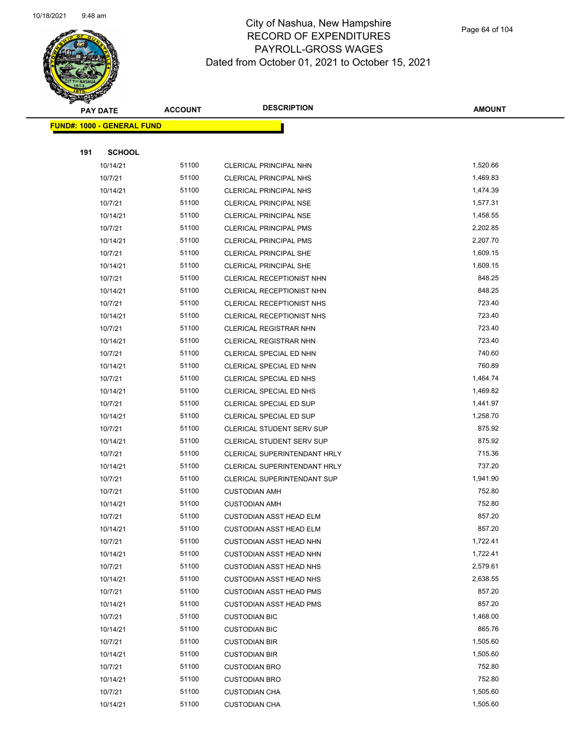City of Nashua, New Hampshire
RECORD OF EXPENDITURES
PAYROLL-GROSS WAGES
Dated from October 01, 2021 to October 15, 2021

| PAY DATE | ACCOUNT | DESCRIPTION | AMOUNT |
|---|---|---|---|
| **FUND#: 1000 - GENERAL FUND** | | | |
| **191 SCHOOL** | | | |
| 10/14/21 | 51100 | CLERICAL PRINCIPAL NHN | 1,520.66 |
| 10/7/21 | 51100 | CLERICAL PRINCIPAL NHS | 1,469.83 |
| 10/14/21 | 51100 | CLERICAL PRINCIPAL NHS | 1,474.39 |
| 10/7/21 | 51100 | CLERICAL PRINCIPAL NSE | 1,577.31 |
| 10/14/21 | 51100 | CLERICAL PRINCIPAL NSE | 1,458.55 |
| 10/7/21 | 51100 | CLERICAL PRINCIPAL PMS | 2,202.85 |
| 10/14/21 | 51100 | CLERICAL PRINCIPAL PMS | 2,207.70 |
| 10/7/21 | 51100 | CLERICAL PRINCIPAL SHE | 1,609.15 |
| 10/14/21 | 51100 | CLERICAL PRINCIPAL SHE | 1,609.15 |
| 10/7/21 | 51100 | CLERICAL RECEPTIONIST NHN | 848.25 |
| 10/14/21 | 51100 | CLERICAL RECEPTIONIST NHN | 848.25 |
| 10/7/21 | 51100 | CLERICAL RECEPTIONIST NHS | 723.40 |
| 10/14/21 | 51100 | CLERICAL RECEPTIONIST NHS | 723.40 |
| 10/7/21 | 51100 | CLERICAL REGISTRAR NHN | 723.40 |
| 10/14/21 | 51100 | CLERICAL REGISTRAR NHN | 723.40 |
| 10/7/21 | 51100 | CLERICAL SPECIAL ED NHN | 740.60 |
| 10/14/21 | 51100 | CLERICAL SPECIAL ED NHN | 760.89 |
| 10/7/21 | 51100 | CLERICAL SPECIAL ED NHS | 1,464.74 |
| 10/14/21 | 51100 | CLERICAL SPECIAL ED NHS | 1,469.82 |
| 10/7/21 | 51100 | CLERICAL SPECIAL ED SUP | 1,441.97 |
| 10/14/21 | 51100 | CLERICAL SPECIAL ED SUP | 1,258.70 |
| 10/7/21 | 51100 | CLERICAL STUDENT SERV SUP | 875.92 |
| 10/14/21 | 51100 | CLERICAL STUDENT SERV SUP | 875.92 |
| 10/7/21 | 51100 | CLERICAL SUPERINTENDANT HRLY | 715.36 |
| 10/14/21 | 51100 | CLERICAL SUPERINTENDANT HRLY | 737.20 |
| 10/7/21 | 51100 | CLERICAL SUPERINTENDANT SUP | 1,941.90 |
| 10/7/21 | 51100 | CUSTODIAN AMH | 752.80 |
| 10/14/21 | 51100 | CUSTODIAN AMH | 752.80 |
| 10/7/21 | 51100 | CUSTODIAN ASST HEAD ELM | 857.20 |
| 10/14/21 | 51100 | CUSTODIAN ASST HEAD ELM | 857.20 |
| 10/7/21 | 51100 | CUSTODIAN ASST HEAD NHN | 1,722.41 |
| 10/14/21 | 51100 | CUSTODIAN ASST HEAD NHN | 1,722.41 |
| 10/7/21 | 51100 | CUSTODIAN ASST HEAD NHS | 2,579.61 |
| 10/14/21 | 51100 | CUSTODIAN ASST HEAD NHS | 2,638.55 |
| 10/7/21 | 51100 | CUSTODIAN ASST HEAD PMS | 857.20 |
| 10/14/21 | 51100 | CUSTODIAN ASST HEAD PMS | 857.20 |
| 10/7/21 | 51100 | CUSTODIAN BIC | 1,468.00 |
| 10/14/21 | 51100 | CUSTODIAN BIC | 865.76 |
| 10/7/21 | 51100 | CUSTODIAN BIR | 1,505.60 |
| 10/14/21 | 51100 | CUSTODIAN BIR | 1,505.60 |
| 10/7/21 | 51100 | CUSTODIAN BRO | 752.80 |
| 10/14/21 | 51100 | CUSTODIAN BRO | 752.80 |
| 10/7/21 | 51100 | CUSTODIAN CHA | 1,505.60 |
| 10/14/21 | 51100 | CUSTODIAN CHA | 1,505.60 |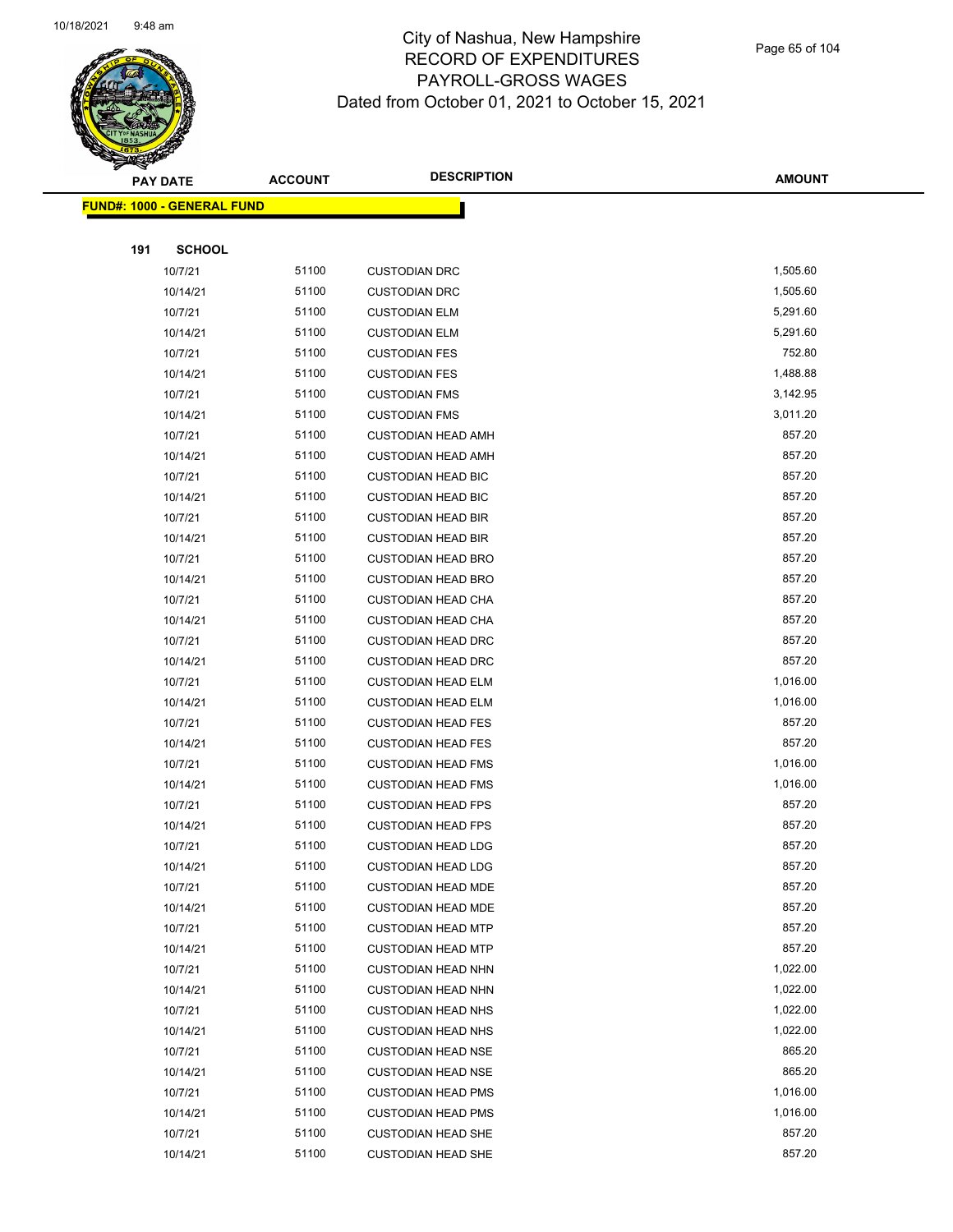# City of Nashua, New Hampshire
## RECORD OF EXPENDITURES
## PAYROLL-GROSS WAGES
## Dated from October 01, 2021 to October 15, 2021

**FUND#: 1000 - GENERAL FUND**

**191 SCHOOL**

| PAY DATE | ACCOUNT | DESCRIPTION | AMOUNT |
|---|---|---|---|
| 10/7/21 | 51100 | CUSTODIAN DRC | 1,505.60 |
| 10/14/21 | 51100 | CUSTODIAN DRC | 1,505.60 |
| 10/7/21 | 51100 | CUSTODIAN ELM | 5,291.60 |
| 10/14/21 | 51100 | CUSTODIAN ELM | 5,291.60 |
| 10/7/21 | 51100 | CUSTODIAN FES | 752.80 |
| 10/14/21 | 51100 | CUSTODIAN FES | 1,488.88 |
| 10/7/21 | 51100 | CUSTODIAN FMS | 3,142.95 |
| 10/14/21 | 51100 | CUSTODIAN FMS | 3,011.20 |
| 10/7/21 | 51100 | CUSTODIAN HEAD AMH | 857.20 |
| 10/14/21 | 51100 | CUSTODIAN HEAD AMH | 857.20 |
| 10/7/21 | 51100 | CUSTODIAN HEAD BIC | 857.20 |
| 10/14/21 | 51100 | CUSTODIAN HEAD BIC | 857.20 |
| 10/7/21 | 51100 | CUSTODIAN HEAD BIR | 857.20 |
| 10/14/21 | 51100 | CUSTODIAN HEAD BIR | 857.20 |
| 10/7/21 | 51100 | CUSTODIAN HEAD BRO | 857.20 |
| 10/14/21 | 51100 | CUSTODIAN HEAD BRO | 857.20 |
| 10/7/21 | 51100 | CUSTODIAN HEAD CHA | 857.20 |
| 10/14/21 | 51100 | CUSTODIAN HEAD CHA | 857.20 |
| 10/7/21 | 51100 | CUSTODIAN HEAD DRC | 857.20 |
| 10/14/21 | 51100 | CUSTODIAN HEAD DRC | 857.20 |
| 10/7/21 | 51100 | CUSTODIAN HEAD ELM | 1,016.00 |
| 10/14/21 | 51100 | CUSTODIAN HEAD ELM | 1,016.00 |
| 10/7/21 | 51100 | CUSTODIAN HEAD FES | 857.20 |
| 10/14/21 | 51100 | CUSTODIAN HEAD FES | 857.20 |
| 10/7/21 | 51100 | CUSTODIAN HEAD FMS | 1,016.00 |
| 10/14/21 | 51100 | CUSTODIAN HEAD FMS | 1,016.00 |
| 10/7/21 | 51100 | CUSTODIAN HEAD FPS | 857.20 |
| 10/14/21 | 51100 | CUSTODIAN HEAD FPS | 857.20 |
| 10/7/21 | 51100 | CUSTODIAN HEAD LDG | 857.20 |
| 10/14/21 | 51100 | CUSTODIAN HEAD LDG | 857.20 |
| 10/7/21 | 51100 | CUSTODIAN HEAD MDE | 857.20 |
| 10/14/21 | 51100 | CUSTODIAN HEAD MDE | 857.20 |
| 10/7/21 | 51100 | CUSTODIAN HEAD MTP | 857.20 |
| 10/14/21 | 51100 | CUSTODIAN HEAD MTP | 857.20 |
| 10/7/21 | 51100 | CUSTODIAN HEAD NHN | 1,022.00 |
| 10/14/21 | 51100 | CUSTODIAN HEAD NHN | 1,022.00 |
| 10/7/21 | 51100 | CUSTODIAN HEAD NHS | 1,022.00 |
| 10/14/21 | 51100 | CUSTODIAN HEAD NHS | 1,022.00 |
| 10/7/21 | 51100 | CUSTODIAN HEAD NSE | 865.20 |
| 10/14/21 | 51100 | CUSTODIAN HEAD NSE | 865.20 |
| 10/7/21 | 51100 | CUSTODIAN HEAD PMS | 1,016.00 |
| 10/14/21 | 51100 | CUSTODIAN HEAD PMS | 1,016.00 |
| 10/7/21 | 51100 | CUSTODIAN HEAD SHE | 857.20 |
| 10/14/21 | 51100 | CUSTODIAN HEAD SHE | 857.20 |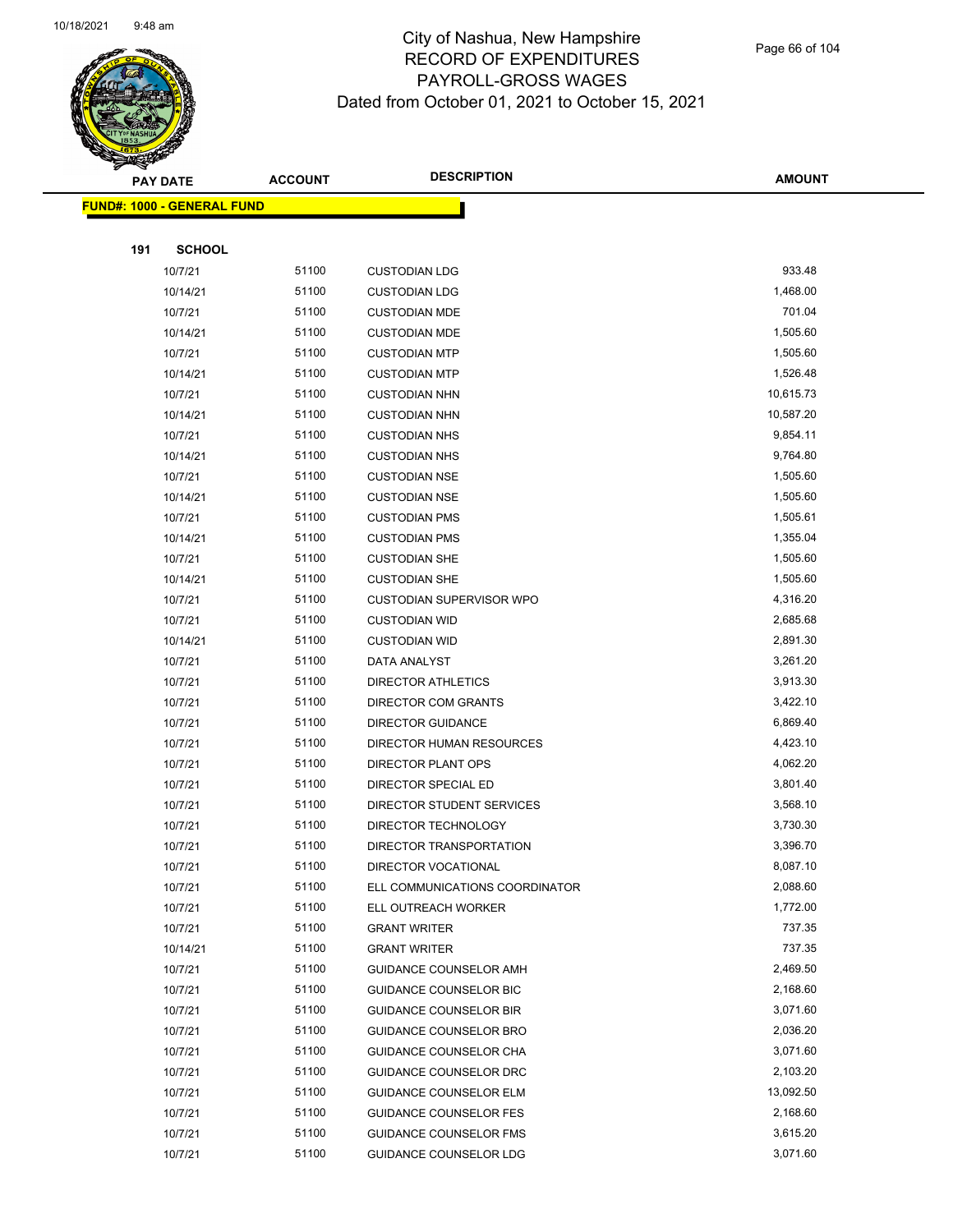# City of Nashua, New Hampshire
## RECORD OF EXPENDITURES
## PAYROLL-GROSS WAGES
## Dated from October 01, 2021 to October 15, 2021

**FUND#: 1000 - GENERAL FUND**

**191 SCHOOL**

| PAY DATE | ACCOUNT | DESCRIPTION | AMOUNT |
|---|---|---|---|
| 10/7/21 | 51100 | CUSTODIAN LDG | 933.48 |
| 10/14/21 | 51100 | CUSTODIAN LDG | 1,468.00 |
| 10/7/21 | 51100 | CUSTODIAN MDE | 701.04 |
| 10/14/21 | 51100 | CUSTODIAN MDE | 1,505.60 |
| 10/7/21 | 51100 | CUSTODIAN MTP | 1,505.60 |
| 10/14/21 | 51100 | CUSTODIAN MTP | 1,526.48 |
| 10/7/21 | 51100 | CUSTODIAN NHN | 10,615.73 |
| 10/14/21 | 51100 | CUSTODIAN NHN | 10,587.20 |
| 10/7/21 | 51100 | CUSTODIAN NHS | 9,854.11 |
| 10/14/21 | 51100 | CUSTODIAN NHS | 9,764.80 |
| 10/7/21 | 51100 | CUSTODIAN NSE | 1,505.60 |
| 10/14/21 | 51100 | CUSTODIAN NSE | 1,505.60 |
| 10/7/21 | 51100 | CUSTODIAN PMS | 1,505.61 |
| 10/14/21 | 51100 | CUSTODIAN PMS | 1,355.04 |
| 10/7/21 | 51100 | CUSTODIAN SHE | 1,505.60 |
| 10/14/21 | 51100 | CUSTODIAN SHE | 1,505.60 |
| 10/7/21 | 51100 | CUSTODIAN SUPERVISOR WPO | 4,316.20 |
| 10/7/21 | 51100 | CUSTODIAN WID | 2,685.68 |
| 10/14/21 | 51100 | CUSTODIAN WID | 2,891.30 |
| 10/7/21 | 51100 | DATA ANALYST | 3,261.20 |
| 10/7/21 | 51100 | DIRECTOR ATHLETICS | 3,913.30 |
| 10/7/21 | 51100 | DIRECTOR COM GRANTS | 3,422.10 |
| 10/7/21 | 51100 | DIRECTOR GUIDANCE | 6,869.40 |
| 10/7/21 | 51100 | DIRECTOR HUMAN RESOURCES | 4,423.10 |
| 10/7/21 | 51100 | DIRECTOR PLANT OPS | 4,062.20 |
| 10/7/21 | 51100 | DIRECTOR SPECIAL ED | 3,801.40 |
| 10/7/21 | 51100 | DIRECTOR STUDENT SERVICES | 3,568.10 |
| 10/7/21 | 51100 | DIRECTOR TECHNOLOGY | 3,730.30 |
| 10/7/21 | 51100 | DIRECTOR TRANSPORTATION | 3,396.70 |
| 10/7/21 | 51100 | DIRECTOR VOCATIONAL | 8,087.10 |
| 10/7/21 | 51100 | ELL COMMUNICATIONS COORDINATOR | 2,088.60 |
| 10/7/21 | 51100 | ELL OUTREACH WORKER | 1,772.00 |
| 10/7/21 | 51100 | GRANT WRITER | 737.35 |
| 10/14/21 | 51100 | GRANT WRITER | 737.35 |
| 10/7/21 | 51100 | GUIDANCE COUNSELOR AMH | 2,469.50 |
| 10/7/21 | 51100 | GUIDANCE COUNSELOR BIC | 2,168.60 |
| 10/7/21 | 51100 | GUIDANCE COUNSELOR BIR | 3,071.60 |
| 10/7/21 | 51100 | GUIDANCE COUNSELOR BRO | 2,036.20 |
| 10/7/21 | 51100 | GUIDANCE COUNSELOR CHA | 3,071.60 |
| 10/7/21 | 51100 | GUIDANCE COUNSELOR DRC | 2,103.20 |
| 10/7/21 | 51100 | GUIDANCE COUNSELOR ELM | 13,092.50 |
| 10/7/21 | 51100 | GUIDANCE COUNSELOR FES | 2,168.60 |
| 10/7/21 | 51100 | GUIDANCE COUNSELOR FMS | 3,615.20 |
| 10/7/21 | 51100 | GUIDANCE COUNSELOR LDG | 3,071.60 |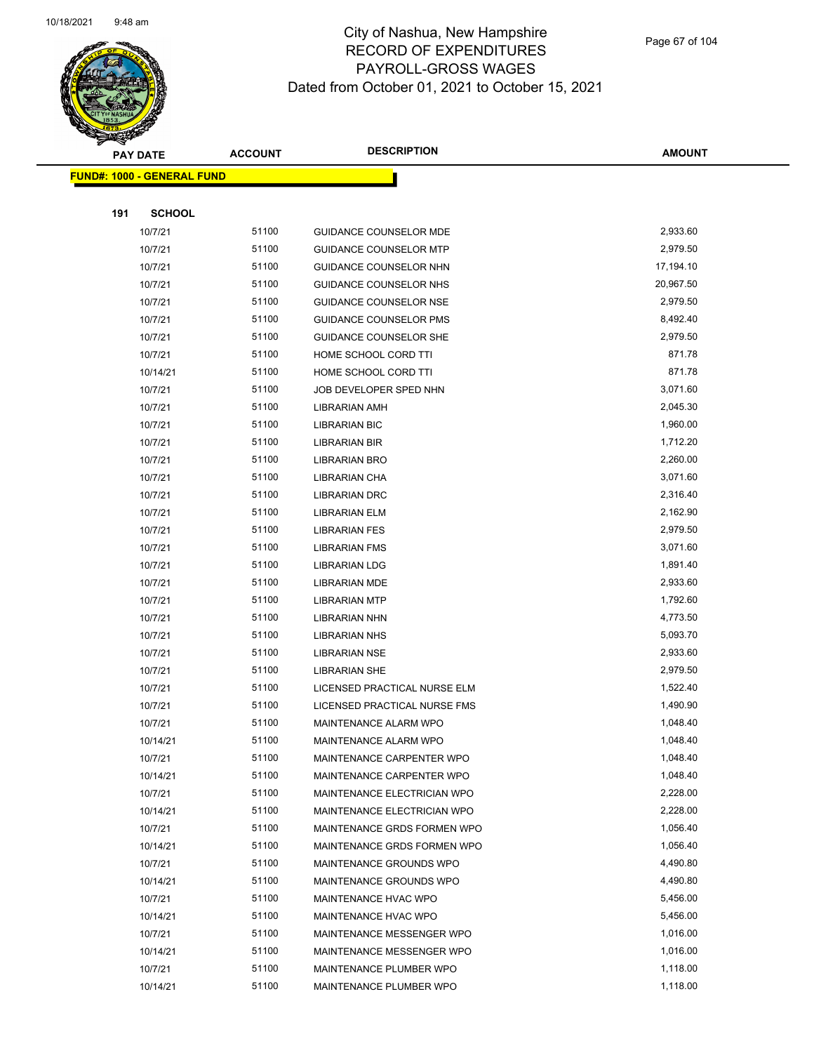# City of Nashua, New Hampshire
## RECORD OF EXPENDITURES
## PAYROLL-GROSS WAGES
### Dated from October 01, 2021 to October 15, 2021

| PAY DATE | ACCOUNT | DESCRIPTION | AMOUNT |
|---|---|---|---|
| **FUND#: 1000 - GENERAL FUND** | | | |
| **191 SCHOOL** | | | |
| 10/7/21 | 51100 | GUIDANCE COUNSELOR MDE | 2,933.60 |
| 10/7/21 | 51100 | GUIDANCE COUNSELOR MTP | 2,979.50 |
| 10/7/21 | 51100 | GUIDANCE COUNSELOR NHN | 17,194.10 |
| 10/7/21 | 51100 | GUIDANCE COUNSELOR NHS | 20,967.50 |
| 10/7/21 | 51100 | GUIDANCE COUNSELOR NSE | 2,979.50 |
| 10/7/21 | 51100 | GUIDANCE COUNSELOR PMS | 8,492.40 |
| 10/7/21 | 51100 | GUIDANCE COUNSELOR SHE | 2,979.50 |
| 10/7/21 | 51100 | HOME SCHOOL CORD TTI | 871.78 |
| 10/14/21 | 51100 | HOME SCHOOL CORD TTI | 871.78 |
| 10/7/21 | 51100 | JOB DEVELOPER SPED NHN | 3,071.60 |
| 10/7/21 | 51100 | LIBRARIAN AMH | 2,045.30 |
| 10/7/21 | 51100 | LIBRARIAN BIC | 1,960.00 |
| 10/7/21 | 51100 | LIBRARIAN BIR | 1,712.20 |
| 10/7/21 | 51100 | LIBRARIAN BRO | 2,260.00 |
| 10/7/21 | 51100 | LIBRARIAN CHA | 3,071.60 |
| 10/7/21 | 51100 | LIBRARIAN DRC | 2,316.40 |
| 10/7/21 | 51100 | LIBRARIAN ELM | 2,162.90 |
| 10/7/21 | 51100 | LIBRARIAN FES | 2,979.50 |
| 10/7/21 | 51100 | LIBRARIAN FMS | 3,071.60 |
| 10/7/21 | 51100 | LIBRARIAN LDG | 1,891.40 |
| 10/7/21 | 51100 | LIBRARIAN MDE | 2,933.60 |
| 10/7/21 | 51100 | LIBRARIAN MTP | 1,792.60 |
| 10/7/21 | 51100 | LIBRARIAN NHN | 4,773.50 |
| 10/7/21 | 51100 | LIBRARIAN NHS | 5,093.70 |
| 10/7/21 | 51100 | LIBRARIAN NSE | 2,933.60 |
| 10/7/21 | 51100 | LIBRARIAN SHE | 2,979.50 |
| 10/7/21 | 51100 | LICENSED PRACTICAL NURSE ELM | 1,522.40 |
| 10/7/21 | 51100 | LICENSED PRACTICAL NURSE FMS | 1,490.90 |
| 10/7/21 | 51100 | MAINTENANCE ALARM WPO | 1,048.40 |
| 10/14/21 | 51100 | MAINTENANCE ALARM WPO | 1,048.40 |
| 10/7/21 | 51100 | MAINTENANCE CARPENTER WPO | 1,048.40 |
| 10/14/21 | 51100 | MAINTENANCE CARPENTER WPO | 1,048.40 |
| 10/7/21 | 51100 | MAINTENANCE ELECTRICIAN WPO | 2,228.00 |
| 10/14/21 | 51100 | MAINTENANCE ELECTRICIAN WPO | 2,228.00 |
| 10/7/21 | 51100 | MAINTENANCE GRDS FORMEN WPO | 1,056.40 |
| 10/14/21 | 51100 | MAINTENANCE GRDS FORMEN WPO | 1,056.40 |
| 10/7/21 | 51100 | MAINTENANCE GROUNDS WPO | 4,490.80 |
| 10/14/21 | 51100 | MAINTENANCE GROUNDS WPO | 4,490.80 |
| 10/7/21 | 51100 | MAINTENANCE HVAC WPO | 5,456.00 |
| 10/14/21 | 51100 | MAINTENANCE HVAC WPO | 5,456.00 |
| 10/7/21 | 51100 | MAINTENANCE MESSENGER WPO | 1,016.00 |
| 10/14/21 | 51100 | MAINTENANCE MESSENGER WPO | 1,016.00 |
| 10/7/21 | 51100 | MAINTENANCE PLUMBER WPO | 1,118.00 |
| 10/14/21 | 51100 | MAINTENANCE PLUMBER WPO | 1,118.00 |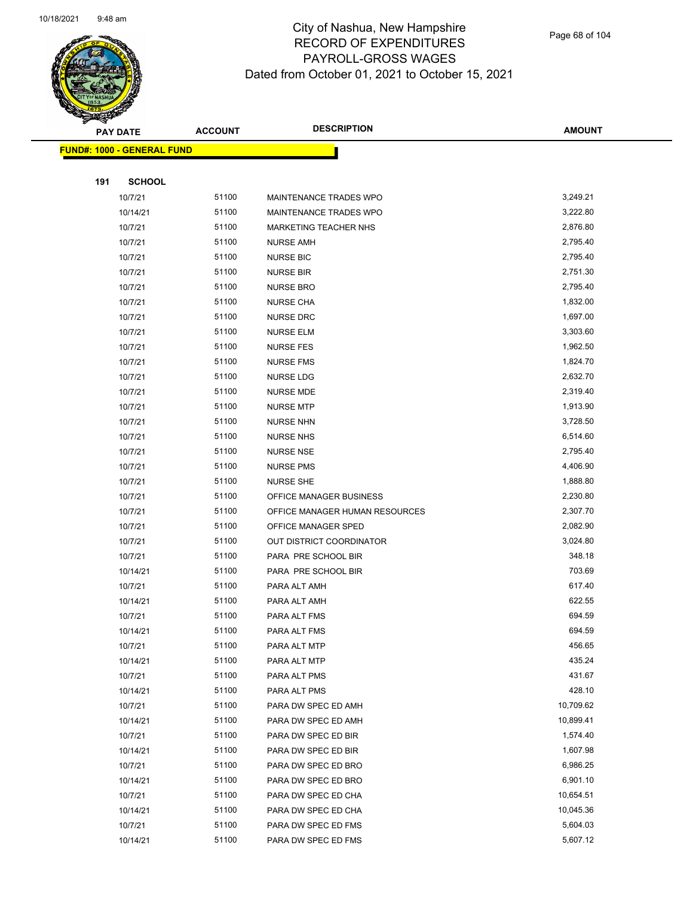# City of Nashua, New Hampshire
## RECORD OF EXPENDITURES
## PAYROLL-GROSS WAGES
### Dated from October 01, 2021 to October 15, 2021

| PAY DATE | ACCOUNT | DESCRIPTION | AMOUNT |
|---|---|---|---|
| **FUND#: 1000 - GENERAL FUND** | | | |
| **191 SCHOOL** | | | |
| 10/7/21 | 51100 | MAINTENANCE TRADES WPO | 3,249.21 |
| 10/14/21 | 51100 | MAINTENANCE TRADES WPO | 3,222.80 |
| 10/7/21 | 51100 | MARKETING TEACHER NHS | 2,876.80 |
| 10/7/21 | 51100 | NURSE AMH | 2,795.40 |
| 10/7/21 | 51100 | NURSE BIC | 2,795.40 |
| 10/7/21 | 51100 | NURSE BIR | 2,751.30 |
| 10/7/21 | 51100 | NURSE BRO | 2,795.40 |
| 10/7/21 | 51100 | NURSE CHA | 1,832.00 |
| 10/7/21 | 51100 | NURSE DRC | 1,697.00 |
| 10/7/21 | 51100 | NURSE ELM | 3,303.60 |
| 10/7/21 | 51100 | NURSE FES | 1,962.50 |
| 10/7/21 | 51100 | NURSE FMS | 1,824.70 |
| 10/7/21 | 51100 | NURSE LDG | 2,632.70 |
| 10/7/21 | 51100 | NURSE MDE | 2,319.40 |
| 10/7/21 | 51100 | NURSE MTP | 1,913.90 |
| 10/7/21 | 51100 | NURSE NHN | 3,728.50 |
| 10/7/21 | 51100 | NURSE NHS | 6,514.60 |
| 10/7/21 | 51100 | NURSE NSE | 2,795.40 |
| 10/7/21 | 51100 | NURSE PMS | 4,406.90 |
| 10/7/21 | 51100 | NURSE SHE | 1,888.80 |
| 10/7/21 | 51100 | OFFICE MANAGER BUSINESS | 2,230.80 |
| 10/7/21 | 51100 | OFFICE MANAGER HUMAN RESOURCES | 2,307.70 |
| 10/7/21 | 51100 | OFFICE MANAGER SPED | 2,082.90 |
| 10/7/21 | 51100 | OUT DISTRICT COORDINATOR | 3,024.80 |
| 10/7/21 | 51100 | PARA PRE SCHOOL BIR | 348.18 |
| 10/14/21 | 51100 | PARA PRE SCHOOL BIR | 703.69 |
| 10/7/21 | 51100 | PARA ALT AMH | 617.40 |
| 10/14/21 | 51100 | PARA ALT AMH | 622.55 |
| 10/7/21 | 51100 | PARA ALT FMS | 694.59 |
| 10/14/21 | 51100 | PARA ALT FMS | 694.59 |
| 10/7/21 | 51100 | PARA ALT MTP | 456.65 |
| 10/14/21 | 51100 | PARA ALT MTP | 435.24 |
| 10/7/21 | 51100 | PARA ALT PMS | 431.67 |
| 10/14/21 | 51100 | PARA ALT PMS | 428.10 |
| 10/7/21 | 51100 | PARA DW SPEC ED AMH | 10,709.62 |
| 10/14/21 | 51100 | PARA DW SPEC ED AMH | 10,899.41 |
| 10/7/21 | 51100 | PARA DW SPEC ED BIR | 1,574.40 |
| 10/14/21 | 51100 | PARA DW SPEC ED BIR | 1,607.98 |
| 10/7/21 | 51100 | PARA DW SPEC ED BRO | 6,986.25 |
| 10/14/21 | 51100 | PARA DW SPEC ED BRO | 6,901.10 |
| 10/7/21 | 51100 | PARA DW SPEC ED CHA | 10,654.51 |
| 10/14/21 | 51100 | PARA DW SPEC ED CHA | 10,045.36 |
| 10/7/21 | 51100 | PARA DW SPEC ED FMS | 5,604.03 |
| 10/14/21 | 51100 | PARA DW SPEC ED FMS | 5,607.12 |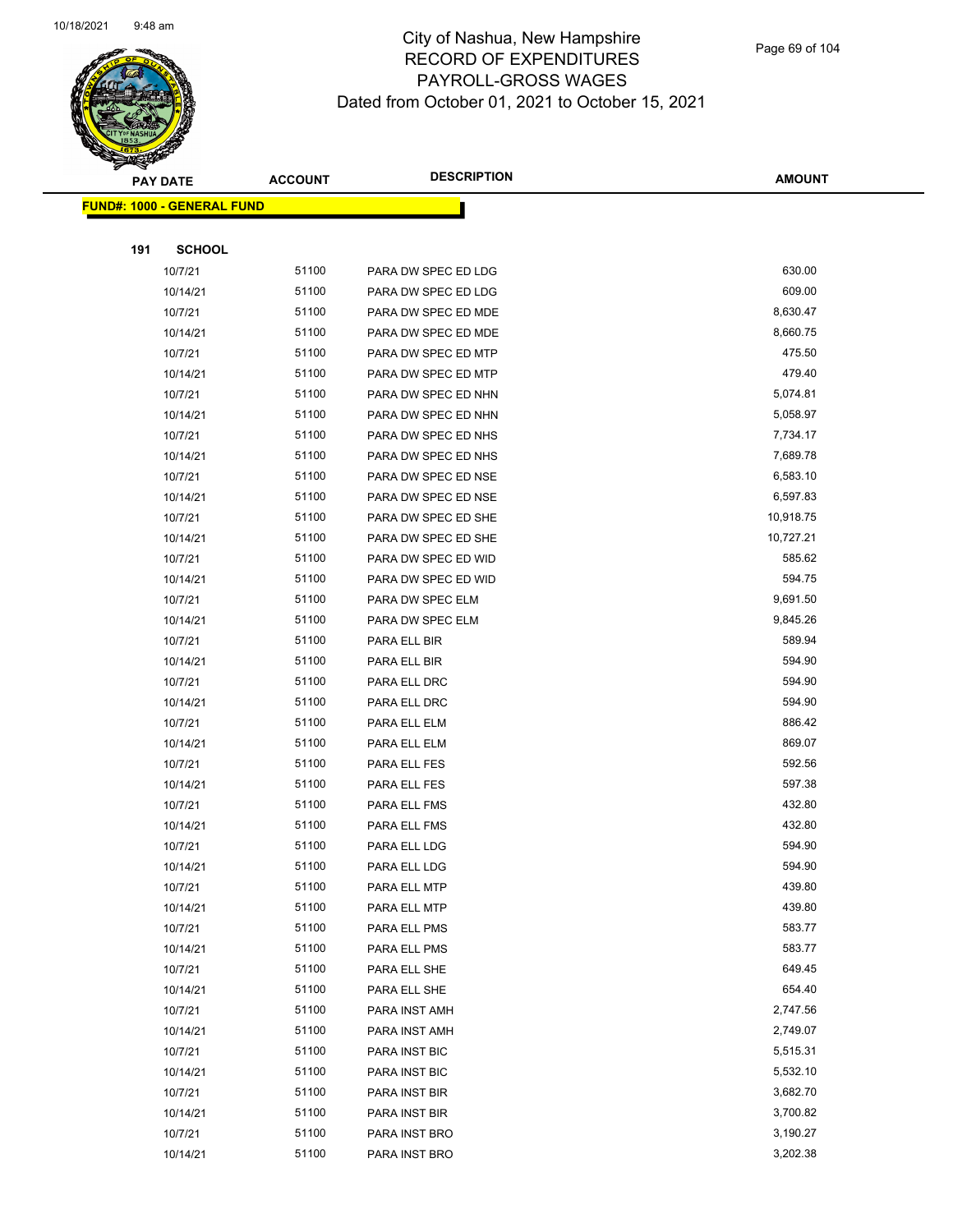# City of Nashua, New Hampshire
## RECORD OF EXPENDITURES
## PAYROLL-GROSS WAGES
## Dated from October 01, 2021 to October 15, 2021

**FUND#: 1000 - GENERAL FUND**

**191 SCHOOL**

| PAY DATE | ACCOUNT | DESCRIPTION | AMOUNT |
|---|---|---|---|
| 10/7/21 | 51100 | PARA DW SPEC ED LDG | 630.00 |
| 10/14/21 | 51100 | PARA DW SPEC ED LDG | 609.00 |
| 10/7/21 | 51100 | PARA DW SPEC ED MDE | 8,630.47 |
| 10/14/21 | 51100 | PARA DW SPEC ED MDE | 8,660.75 |
| 10/7/21 | 51100 | PARA DW SPEC ED MTP | 475.50 |
| 10/14/21 | 51100 | PARA DW SPEC ED MTP | 479.40 |
| 10/7/21 | 51100 | PARA DW SPEC ED NHN | 5,074.81 |
| 10/14/21 | 51100 | PARA DW SPEC ED NHN | 5,058.97 |
| 10/7/21 | 51100 | PARA DW SPEC ED NHS | 7,734.17 |
| 10/14/21 | 51100 | PARA DW SPEC ED NHS | 7,689.78 |
| 10/7/21 | 51100 | PARA DW SPEC ED NSE | 6,583.10 |
| 10/14/21 | 51100 | PARA DW SPEC ED NSE | 6,597.83 |
| 10/7/21 | 51100 | PARA DW SPEC ED SHE | 10,918.75 |
| 10/14/21 | 51100 | PARA DW SPEC ED SHE | 10,727.21 |
| 10/7/21 | 51100 | PARA DW SPEC ED WID | 585.62 |
| 10/14/21 | 51100 | PARA DW SPEC ED WID | 594.75 |
| 10/7/21 | 51100 | PARA DW SPEC ELM | 9,691.50 |
| 10/14/21 | 51100 | PARA DW SPEC ELM | 9,845.26 |
| 10/7/21 | 51100 | PARA ELL BIR | 589.94 |
| 10/14/21 | 51100 | PARA ELL BIR | 594.90 |
| 10/7/21 | 51100 | PARA ELL DRC | 594.90 |
| 10/14/21 | 51100 | PARA ELL DRC | 594.90 |
| 10/7/21 | 51100 | PARA ELL ELM | 886.42 |
| 10/14/21 | 51100 | PARA ELL ELM | 869.07 |
| 10/7/21 | 51100 | PARA ELL FES | 592.56 |
| 10/14/21 | 51100 | PARA ELL FES | 597.38 |
| 10/7/21 | 51100 | PARA ELL FMS | 432.80 |
| 10/14/21 | 51100 | PARA ELL FMS | 432.80 |
| 10/7/21 | 51100 | PARA ELL LDG | 594.90 |
| 10/14/21 | 51100 | PARA ELL LDG | 594.90 |
| 10/7/21 | 51100 | PARA ELL MTP | 439.80 |
| 10/14/21 | 51100 | PARA ELL MTP | 439.80 |
| 10/7/21 | 51100 | PARA ELL PMS | 583.77 |
| 10/14/21 | 51100 | PARA ELL PMS | 583.77 |
| 10/7/21 | 51100 | PARA ELL SHE | 649.45 |
| 10/14/21 | 51100 | PARA ELL SHE | 654.40 |
| 10/7/21 | 51100 | PARA INST AMH | 2,747.56 |
| 10/14/21 | 51100 | PARA INST AMH | 2,749.07 |
| 10/7/21 | 51100 | PARA INST BIC | 5,515.31 |
| 10/14/21 | 51100 | PARA INST BIC | 5,532.10 |
| 10/7/21 | 51100 | PARA INST BIR | 3,682.70 |
| 10/14/21 | 51100 | PARA INST BIR | 3,700.82 |
| 10/7/21 | 51100 | PARA INST BRO | 3,190.27 |
| 10/14/21 | 51100 | PARA INST BRO | 3,202.38 |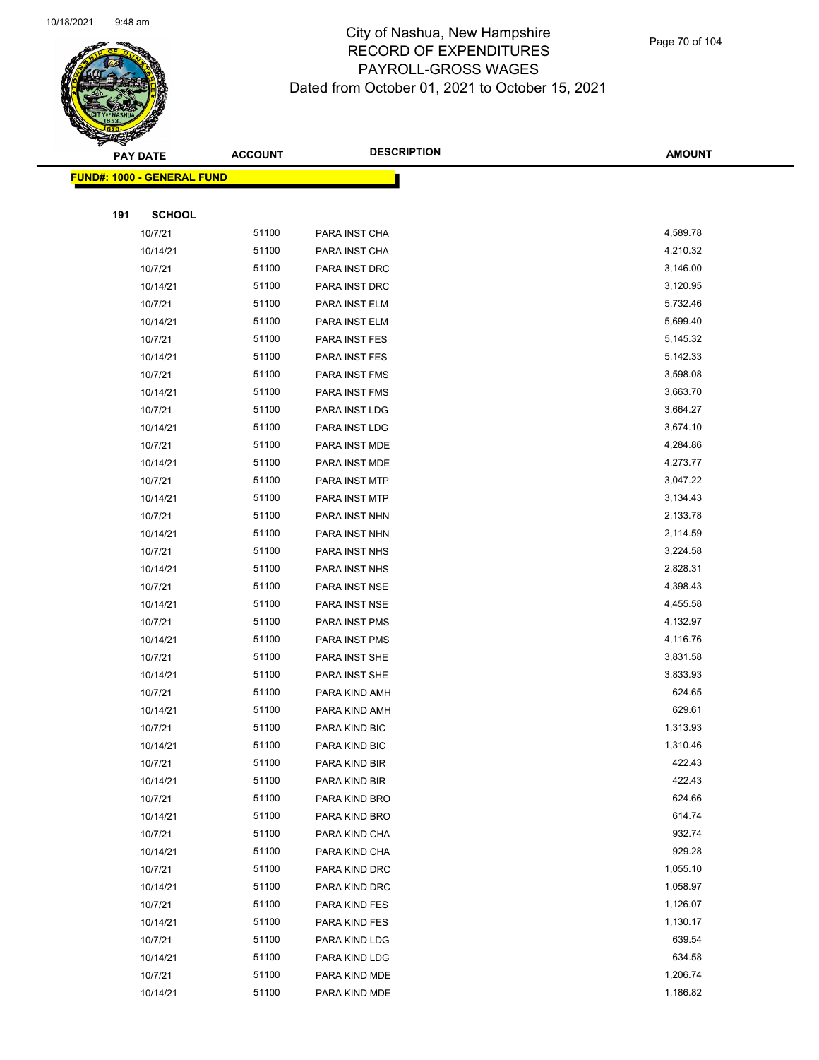# City of Nashua, New Hampshire
## RECORD OF EXPENDITURES
## PAYROLL-GROSS WAGES
## Dated from October 01, 2021 to October 15, 2021

| PAY DATE | ACCOUNT | DESCRIPTION | AMOUNT |
|---|---|---|---|
| **FUND#: 1000 - GENERAL FUND** | | | |
| **191 SCHOOL** | | | |
| 10/7/21 | 51100 | PARA INST CHA | 4,589.78 |
| 10/14/21 | 51100 | PARA INST CHA | 4,210.32 |
| 10/7/21 | 51100 | PARA INST DRC | 3,146.00 |
| 10/14/21 | 51100 | PARA INST DRC | 3,120.95 |
| 10/7/21 | 51100 | PARA INST ELM | 5,732.46 |
| 10/14/21 | 51100 | PARA INST ELM | 5,699.40 |
| 10/7/21 | 51100 | PARA INST FES | 5,145.32 |
| 10/14/21 | 51100 | PARA INST FES | 5,142.33 |
| 10/7/21 | 51100 | PARA INST FMS | 3,598.08 |
| 10/14/21 | 51100 | PARA INST FMS | 3,663.70 |
| 10/7/21 | 51100 | PARA INST LDG | 3,664.27 |
| 10/14/21 | 51100 | PARA INST LDG | 3,674.10 |
| 10/7/21 | 51100 | PARA INST MDE | 4,284.86 |
| 10/14/21 | 51100 | PARA INST MDE | 4,273.77 |
| 10/7/21 | 51100 | PARA INST MTP | 3,047.22 |
| 10/14/21 | 51100 | PARA INST MTP | 3,134.43 |
| 10/7/21 | 51100 | PARA INST NHN | 2,133.78 |
| 10/14/21 | 51100 | PARA INST NHN | 2,114.59 |
| 10/7/21 | 51100 | PARA INST NHS | 3,224.58 |
| 10/14/21 | 51100 | PARA INST NHS | 2,828.31 |
| 10/7/21 | 51100 | PARA INST NSE | 4,398.43 |
| 10/14/21 | 51100 | PARA INST NSE | 4,455.58 |
| 10/7/21 | 51100 | PARA INST PMS | 4,132.97 |
| 10/14/21 | 51100 | PARA INST PMS | 4,116.76 |
| 10/7/21 | 51100 | PARA INST SHE | 3,831.58 |
| 10/14/21 | 51100 | PARA INST SHE | 3,833.93 |
| 10/7/21 | 51100 | PARA KIND AMH | 624.65 |
| 10/14/21 | 51100 | PARA KIND AMH | 629.61 |
| 10/7/21 | 51100 | PARA KIND BIC | 1,313.93 |
| 10/14/21 | 51100 | PARA KIND BIC | 1,310.46 |
| 10/7/21 | 51100 | PARA KIND BIR | 422.43 |
| 10/14/21 | 51100 | PARA KIND BIR | 422.43 |
| 10/7/21 | 51100 | PARA KIND BRO | 624.66 |
| 10/14/21 | 51100 | PARA KIND BRO | 614.74 |
| 10/7/21 | 51100 | PARA KIND CHA | 932.74 |
| 10/14/21 | 51100 | PARA KIND CHA | 929.28 |
| 10/7/21 | 51100 | PARA KIND DRC | 1,055.10 |
| 10/14/21 | 51100 | PARA KIND DRC | 1,058.97 |
| 10/7/21 | 51100 | PARA KIND FES | 1,126.07 |
| 10/14/21 | 51100 | PARA KIND FES | 1,130.17 |
| 10/7/21 | 51100 | PARA KIND LDG | 639.54 |
| 10/14/21 | 51100 | PARA KIND LDG | 634.58 |
| 10/7/21 | 51100 | PARA KIND MDE | 1,206.74 |
| 10/14/21 | 51100 | PARA KIND MDE | 1,186.82 |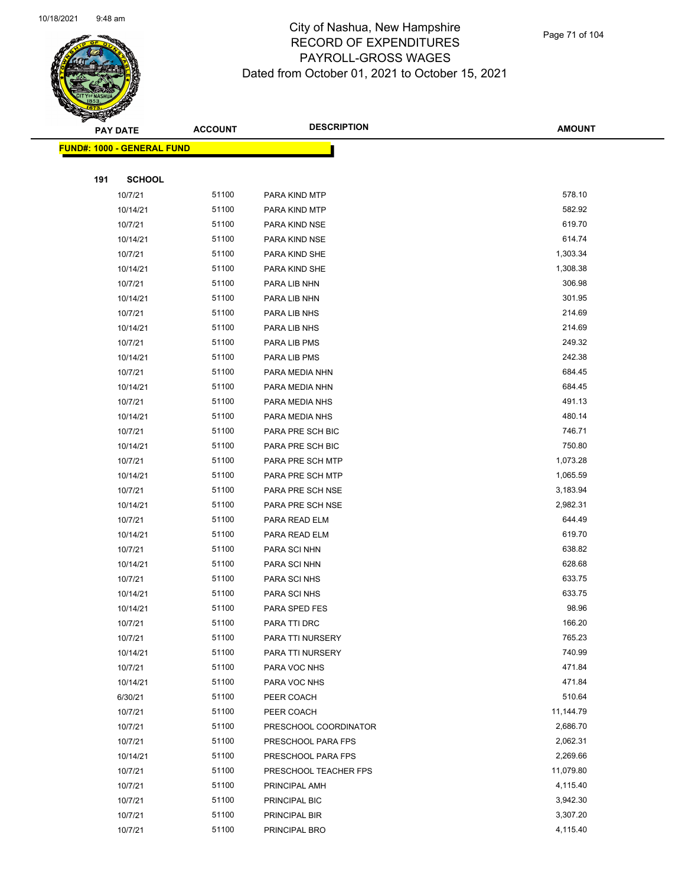# City of Nashua, New Hampshire
## RECORD OF EXPENDITURES
## PAYROLL-GROSS WAGES
### Dated from October 01, 2021 to October 15, 2021

| PAY DATE | ACCOUNT | DESCRIPTION | AMOUNT |
|---|---|---|---|
| **FUND#: 1000 - GENERAL FUND** | | | |
| **191 SCHOOL** | | | |
| 10/7/21 | 51100 | PARA KIND MTP | 578.10 |
| 10/14/21 | 51100 | PARA KIND MTP | 582.92 |
| 10/7/21 | 51100 | PARA KIND NSE | 619.70 |
| 10/14/21 | 51100 | PARA KIND NSE | 614.74 |
| 10/7/21 | 51100 | PARA KIND SHE | 1,303.34 |
| 10/14/21 | 51100 | PARA KIND SHE | 1,308.38 |
| 10/7/21 | 51100 | PARA LIB NHN | 306.98 |
| 10/14/21 | 51100 | PARA LIB NHN | 301.95 |
| 10/7/21 | 51100 | PARA LIB NHS | 214.69 |
| 10/14/21 | 51100 | PARA LIB NHS | 214.69 |
| 10/7/21 | 51100 | PARA LIB PMS | 249.32 |
| 10/14/21 | 51100 | PARA LIB PMS | 242.38 |
| 10/7/21 | 51100 | PARA MEDIA NHN | 684.45 |
| 10/14/21 | 51100 | PARA MEDIA NHN | 684.45 |
| 10/7/21 | 51100 | PARA MEDIA NHS | 491.13 |
| 10/14/21 | 51100 | PARA MEDIA NHS | 480.14 |
| 10/7/21 | 51100 | PARA PRE SCH BIC | 746.71 |
| 10/14/21 | 51100 | PARA PRE SCH BIC | 750.80 |
| 10/7/21 | 51100 | PARA PRE SCH MTP | 1,073.28 |
| 10/14/21 | 51100 | PARA PRE SCH MTP | 1,065.59 |
| 10/7/21 | 51100 | PARA PRE SCH NSE | 3,183.94 |
| 10/14/21 | 51100 | PARA PRE SCH NSE | 2,982.31 |
| 10/7/21 | 51100 | PARA READ ELM | 644.49 |
| 10/14/21 | 51100 | PARA READ ELM | 619.70 |
| 10/7/21 | 51100 | PARA SCI NHN | 638.82 |
| 10/14/21 | 51100 | PARA SCI NHN | 628.68 |
| 10/7/21 | 51100 | PARA SCI NHS | 633.75 |
| 10/14/21 | 51100 | PARA SCI NHS | 633.75 |
| 10/14/21 | 51100 | PARA SPED FES | 98.96 |
| 10/7/21 | 51100 | PARA TTI DRC | 166.20 |
| 10/7/21 | 51100 | PARA TTI NURSERY | 765.23 |
| 10/14/21 | 51100 | PARA TTI NURSERY | 740.99 |
| 10/7/21 | 51100 | PARA VOC NHS | 471.84 |
| 10/14/21 | 51100 | PARA VOC NHS | 471.84 |
| 6/30/21 | 51100 | PEER COACH | 510.64 |
| 10/7/21 | 51100 | PEER COACH | 11,144.79 |
| 10/7/21 | 51100 | PRESCHOOL COORDINATOR | 2,686.70 |
| 10/7/21 | 51100 | PRESCHOOL PARA FPS | 2,062.31 |
| 10/14/21 | 51100 | PRESCHOOL PARA FPS | 2,269.66 |
| 10/7/21 | 51100 | PRESCHOOL TEACHER FPS | 11,079.80 |
| 10/7/21 | 51100 | PRINCIPAL AMH | 4,115.40 |
| 10/7/21 | 51100 | PRINCIPAL BIC | 3,942.30 |
| 10/7/21 | 51100 | PRINCIPAL BIR | 3,307.20 |
| 10/7/21 | 51100 | PRINCIPAL BRO | 4,115.40 |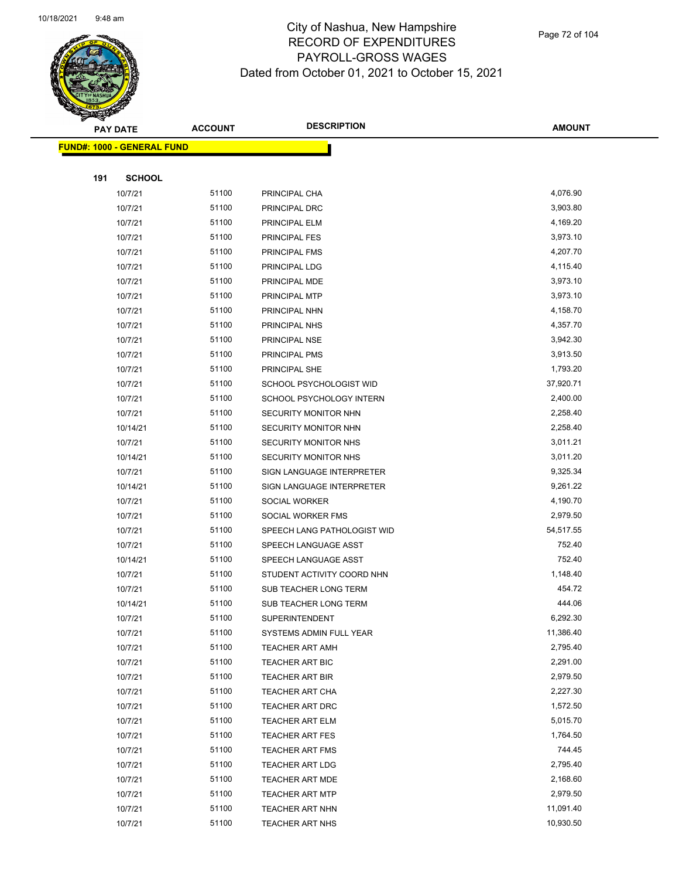# City of Nashua, New Hampshire
## RECORD OF EXPENDITURES
## PAYROLL-GROSS WAGES
## Dated from October 01, 2021 to October 15, 2021

| PAY DATE | ACCOUNT | DESCRIPTION | AMOUNT |
|---|---|---|---|
| **FUND#: 1000 - GENERAL FUND** | | | |
| **191 SCHOOL** | | | |
| 10/7/21 | 51100 | PRINCIPAL CHA | 4,076.90 |
| 10/7/21 | 51100 | PRINCIPAL DRC | 3,903.80 |
| 10/7/21 | 51100 | PRINCIPAL ELM | 4,169.20 |
| 10/7/21 | 51100 | PRINCIPAL FES | 3,973.10 |
| 10/7/21 | 51100 | PRINCIPAL FMS | 4,207.70 |
| 10/7/21 | 51100 | PRINCIPAL LDG | 4,115.40 |
| 10/7/21 | 51100 | PRINCIPAL MDE | 3,973.10 |
| 10/7/21 | 51100 | PRINCIPAL MTP | 3,973.10 |
| 10/7/21 | 51100 | PRINCIPAL NHN | 4,158.70 |
| 10/7/21 | 51100 | PRINCIPAL NHS | 4,357.70 |
| 10/7/21 | 51100 | PRINCIPAL NSE | 3,942.30 |
| 10/7/21 | 51100 | PRINCIPAL PMS | 3,913.50 |
| 10/7/21 | 51100 | PRINCIPAL SHE | 1,793.20 |
| 10/7/21 | 51100 | SCHOOL PSYCHOLOGIST WID | 37,920.71 |
| 10/7/21 | 51100 | SCHOOL PSYCHOLOGY INTERN | 2,400.00 |
| 10/7/21 | 51100 | SECURITY MONITOR NHN | 2,258.40 |
| 10/14/21 | 51100 | SECURITY MONITOR NHN | 2,258.40 |
| 10/7/21 | 51100 | SECURITY MONITOR NHS | 3,011.21 |
| 10/14/21 | 51100 | SECURITY MONITOR NHS | 3,011.20 |
| 10/7/21 | 51100 | SIGN LANGUAGE INTERPRETER | 9,325.34 |
| 10/14/21 | 51100 | SIGN LANGUAGE INTERPRETER | 9,261.22 |
| 10/7/21 | 51100 | SOCIAL WORKER | 4,190.70 |
| 10/7/21 | 51100 | SOCIAL WORKER FMS | 2,979.50 |
| 10/7/21 | 51100 | SPEECH LANG PATHOLOGIST WID | 54,517.55 |
| 10/7/21 | 51100 | SPEECH LANGUAGE ASST | 752.40 |
| 10/14/21 | 51100 | SPEECH LANGUAGE ASST | 752.40 |
| 10/7/21 | 51100 | STUDENT ACTIVITY COORD NHN | 1,148.40 |
| 10/7/21 | 51100 | SUB TEACHER LONG TERM | 454.72 |
| 10/14/21 | 51100 | SUB TEACHER LONG TERM | 444.06 |
| 10/7/21 | 51100 | SUPERINTENDENT | 6,292.30 |
| 10/7/21 | 51100 | SYSTEMS ADMIN FULL YEAR | 11,386.40 |
| 10/7/21 | 51100 | TEACHER ART AMH | 2,795.40 |
| 10/7/21 | 51100 | TEACHER ART BIC | 2,291.00 |
| 10/7/21 | 51100 | TEACHER ART BIR | 2,979.50 |
| 10/7/21 | 51100 | TEACHER ART CHA | 2,227.30 |
| 10/7/21 | 51100 | TEACHER ART DRC | 1,572.50 |
| 10/7/21 | 51100 | TEACHER ART ELM | 5,015.70 |
| 10/7/21 | 51100 | TEACHER ART FES | 1,764.50 |
| 10/7/21 | 51100 | TEACHER ART FMS | 744.45 |
| 10/7/21 | 51100 | TEACHER ART LDG | 2,795.40 |
| 10/7/21 | 51100 | TEACHER ART MDE | 2,168.60 |
| 10/7/21 | 51100 | TEACHER ART MTP | 2,979.50 |
| 10/7/21 | 51100 | TEACHER ART NHN | 11,091.40 |
| 10/7/21 | 51100 | TEACHER ART NHS | 10,930.50 |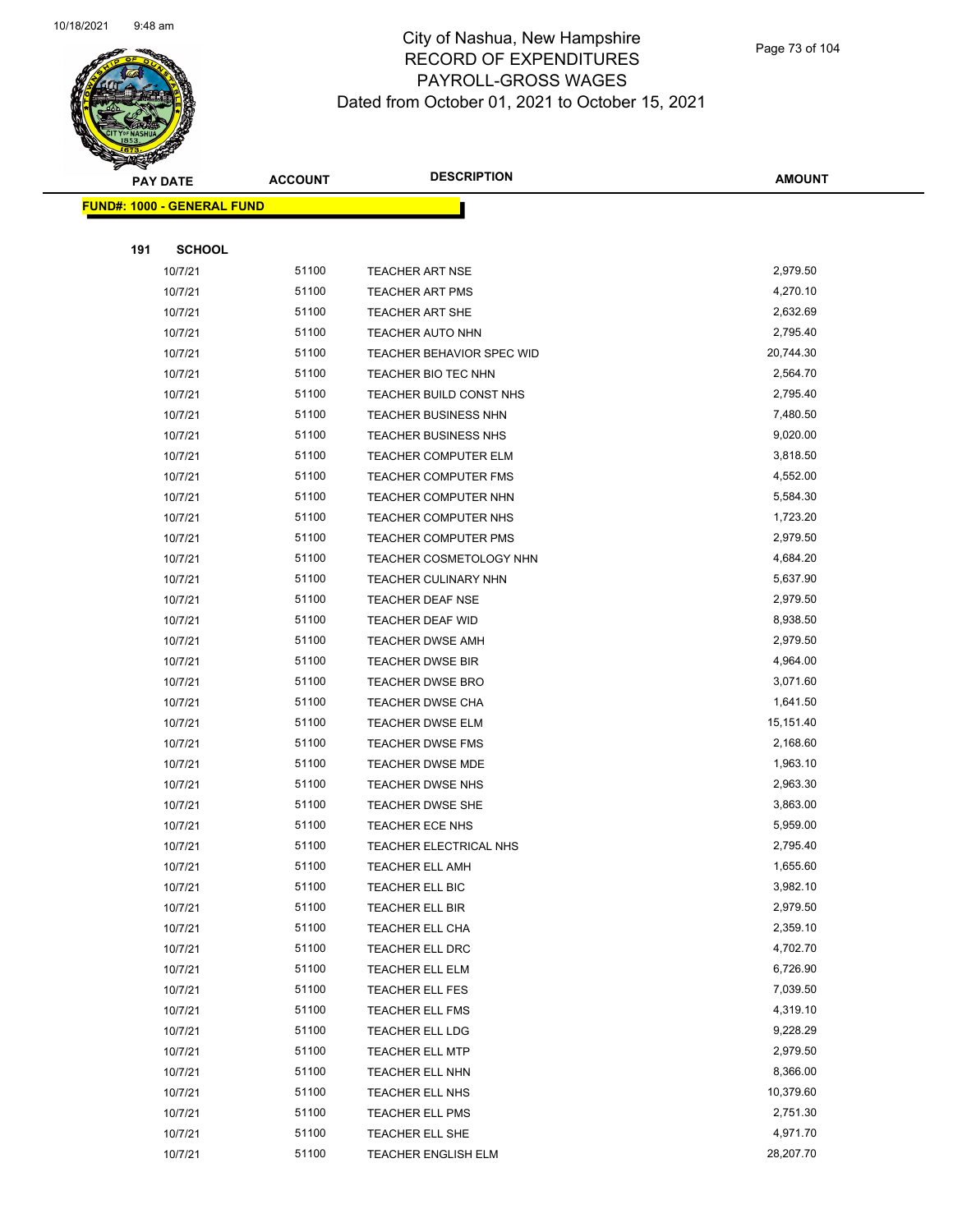# City of Nashua, New Hampshire
## RECORD OF EXPENDITURES
## PAYROLL-GROSS WAGES
### Dated from October 01, 2021 to October 15, 2021

| PAY DATE | ACCOUNT | DESCRIPTION | AMOUNT |
|---|---|---|---|
| **FUND#: 1000 - GENERAL FUND** | | | |
| **191 SCHOOL** | | | |
| 10/7/21 | 51100 | TEACHER ART NSE | 2,979.50 |
| 10/7/21 | 51100 | TEACHER ART PMS | 4,270.10 |
| 10/7/21 | 51100 | TEACHER ART SHE | 2,632.69 |
| 10/7/21 | 51100 | TEACHER AUTO NHN | 2,795.40 |
| 10/7/21 | 51100 | TEACHER BEHAVIOR SPEC WID | 20,744.30 |
| 10/7/21 | 51100 | TEACHER BIO TEC NHN | 2,564.70 |
| 10/7/21 | 51100 | TEACHER BUILD CONST NHS | 2,795.40 |
| 10/7/21 | 51100 | TEACHER BUSINESS NHN | 7,480.50 |
| 10/7/21 | 51100 | TEACHER BUSINESS NHS | 9,020.00 |
| 10/7/21 | 51100 | TEACHER COMPUTER ELM | 3,818.50 |
| 10/7/21 | 51100 | TEACHER COMPUTER FMS | 4,552.00 |
| 10/7/21 | 51100 | TEACHER COMPUTER NHN | 5,584.30 |
| 10/7/21 | 51100 | TEACHER COMPUTER NHS | 1,723.20 |
| 10/7/21 | 51100 | TEACHER COMPUTER PMS | 2,979.50 |
| 10/7/21 | 51100 | TEACHER COSMETOLOGY NHN | 4,684.20 |
| 10/7/21 | 51100 | TEACHER CULINARY NHN | 5,637.90 |
| 10/7/21 | 51100 | TEACHER DEAF NSE | 2,979.50 |
| 10/7/21 | 51100 | TEACHER DEAF WID | 8,938.50 |
| 10/7/21 | 51100 | TEACHER DWSE AMH | 2,979.50 |
| 10/7/21 | 51100 | TEACHER DWSE BIR | 4,964.00 |
| 10/7/21 | 51100 | TEACHER DWSE BRO | 3,071.60 |
| 10/7/21 | 51100 | TEACHER DWSE CHA | 1,641.50 |
| 10/7/21 | 51100 | TEACHER DWSE ELM | 15,151.40 |
| 10/7/21 | 51100 | TEACHER DWSE FMS | 2,168.60 |
| 10/7/21 | 51100 | TEACHER DWSE MDE | 1,963.10 |
| 10/7/21 | 51100 | TEACHER DWSE NHS | 2,963.30 |
| 10/7/21 | 51100 | TEACHER DWSE SHE | 3,863.00 |
| 10/7/21 | 51100 | TEACHER ECE NHS | 5,959.00 |
| 10/7/21 | 51100 | TEACHER ELECTRICAL NHS | 2,795.40 |
| 10/7/21 | 51100 | TEACHER ELL AMH | 1,655.60 |
| 10/7/21 | 51100 | TEACHER ELL BIC | 3,982.10 |
| 10/7/21 | 51100 | TEACHER ELL BIR | 2,979.50 |
| 10/7/21 | 51100 | TEACHER ELL CHA | 2,359.10 |
| 10/7/21 | 51100 | TEACHER ELL DRC | 4,702.70 |
| 10/7/21 | 51100 | TEACHER ELL ELM | 6,726.90 |
| 10/7/21 | 51100 | TEACHER ELL FES | 7,039.50 |
| 10/7/21 | 51100 | TEACHER ELL FMS | 4,319.10 |
| 10/7/21 | 51100 | TEACHER ELL LDG | 9,228.29 |
| 10/7/21 | 51100 | TEACHER ELL MTP | 2,979.50 |
| 10/7/21 | 51100 | TEACHER ELL NHN | 8,366.00 |
| 10/7/21 | 51100 | TEACHER ELL NHS | 10,379.60 |
| 10/7/21 | 51100 | TEACHER ELL PMS | 2,751.30 |
| 10/7/21 | 51100 | TEACHER ELL SHE | 4,971.70 |
| 10/7/21 | 51100 | TEACHER ENGLISH ELM | 28,207.70 |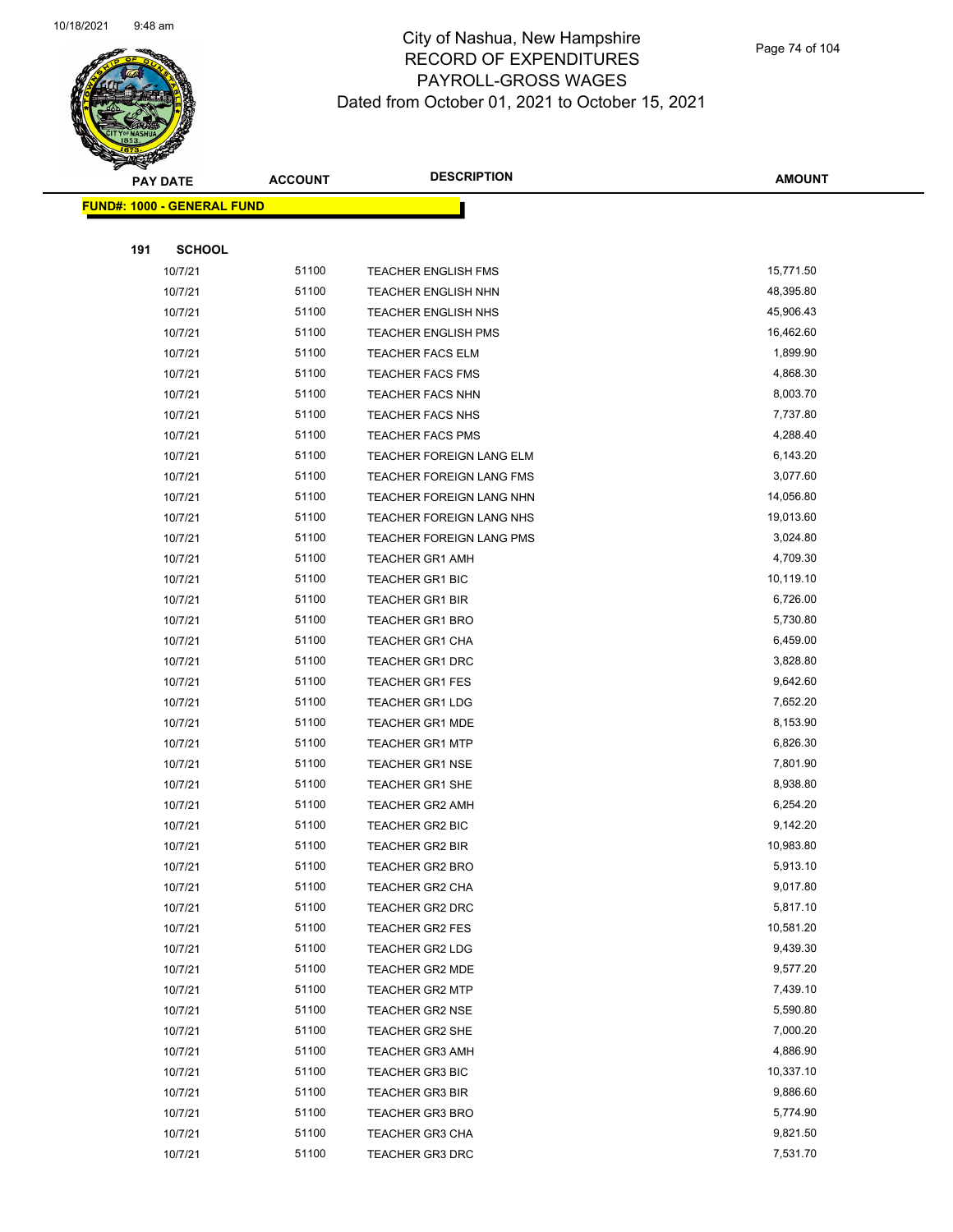# City of Nashua, New Hampshire
## RECORD OF EXPENDITURES
## PAYROLL-GROSS WAGES
## Dated from October 01, 2021 to October 15, 2021

| PAY DATE | ACCOUNT | DESCRIPTION | AMOUNT |
|---|---|---|---|

**FUND#: 1000 - GENERAL FUND**

**191 SCHOOL**

| PAY DATE | ACCOUNT | DESCRIPTION | AMOUNT |
|---|---|---|---|
| 10/7/21 | 51100 | TEACHER ENGLISH FMS | 15,771.50 |
| 10/7/21 | 51100 | TEACHER ENGLISH NHN | 48,395.80 |
| 10/7/21 | 51100 | TEACHER ENGLISH NHS | 45,906.43 |
| 10/7/21 | 51100 | TEACHER ENGLISH PMS | 16,462.60 |
| 10/7/21 | 51100 | TEACHER FACS ELM | 1,899.90 |
| 10/7/21 | 51100 | TEACHER FACS FMS | 4,868.30 |
| 10/7/21 | 51100 | TEACHER FACS NHN | 8,003.70 |
| 10/7/21 | 51100 | TEACHER FACS NHS | 7,737.80 |
| 10/7/21 | 51100 | TEACHER FACS PMS | 4,288.40 |
| 10/7/21 | 51100 | TEACHER FOREIGN LANG ELM | 6,143.20 |
| 10/7/21 | 51100 | TEACHER FOREIGN LANG FMS | 3,077.60 |
| 10/7/21 | 51100 | TEACHER FOREIGN LANG NHN | 14,056.80 |
| 10/7/21 | 51100 | TEACHER FOREIGN LANG NHS | 19,013.60 |
| 10/7/21 | 51100 | TEACHER FOREIGN LANG PMS | 3,024.80 |
| 10/7/21 | 51100 | TEACHER GR1 AMH | 4,709.30 |
| 10/7/21 | 51100 | TEACHER GR1 BIC | 10,119.10 |
| 10/7/21 | 51100 | TEACHER GR1 BIR | 6,726.00 |
| 10/7/21 | 51100 | TEACHER GR1 BRO | 5,730.80 |
| 10/7/21 | 51100 | TEACHER GR1 CHA | 6,459.00 |
| 10/7/21 | 51100 | TEACHER GR1 DRC | 3,828.80 |
| 10/7/21 | 51100 | TEACHER GR1 FES | 9,642.60 |
| 10/7/21 | 51100 | TEACHER GR1 LDG | 7,652.20 |
| 10/7/21 | 51100 | TEACHER GR1 MDE | 8,153.90 |
| 10/7/21 | 51100 | TEACHER GR1 MTP | 6,826.30 |
| 10/7/21 | 51100 | TEACHER GR1 NSE | 7,801.90 |
| 10/7/21 | 51100 | TEACHER GR1 SHE | 8,938.80 |
| 10/7/21 | 51100 | TEACHER GR2 AMH | 6,254.20 |
| 10/7/21 | 51100 | TEACHER GR2 BIC | 9,142.20 |
| 10/7/21 | 51100 | TEACHER GR2 BIR | 10,983.80 |
| 10/7/21 | 51100 | TEACHER GR2 BRO | 5,913.10 |
| 10/7/21 | 51100 | TEACHER GR2 CHA | 9,017.80 |
| 10/7/21 | 51100 | TEACHER GR2 DRC | 5,817.10 |
| 10/7/21 | 51100 | TEACHER GR2 FES | 10,581.20 |
| 10/7/21 | 51100 | TEACHER GR2 LDG | 9,439.30 |
| 10/7/21 | 51100 | TEACHER GR2 MDE | 9,577.20 |
| 10/7/21 | 51100 | TEACHER GR2 MTP | 7,439.10 |
| 10/7/21 | 51100 | TEACHER GR2 NSE | 5,590.80 |
| 10/7/21 | 51100 | TEACHER GR2 SHE | 7,000.20 |
| 10/7/21 | 51100 | TEACHER GR3 AMH | 4,886.90 |
| 10/7/21 | 51100 | TEACHER GR3 BIC | 10,337.10 |
| 10/7/21 | 51100 | TEACHER GR3 BIR | 9,886.60 |
| 10/7/21 | 51100 | TEACHER GR3 BRO | 5,774.90 |
| 10/7/21 | 51100 | TEACHER GR3 CHA | 9,821.50 |
| 10/7/21 | 51100 | TEACHER GR3 DRC | 7,531.70 |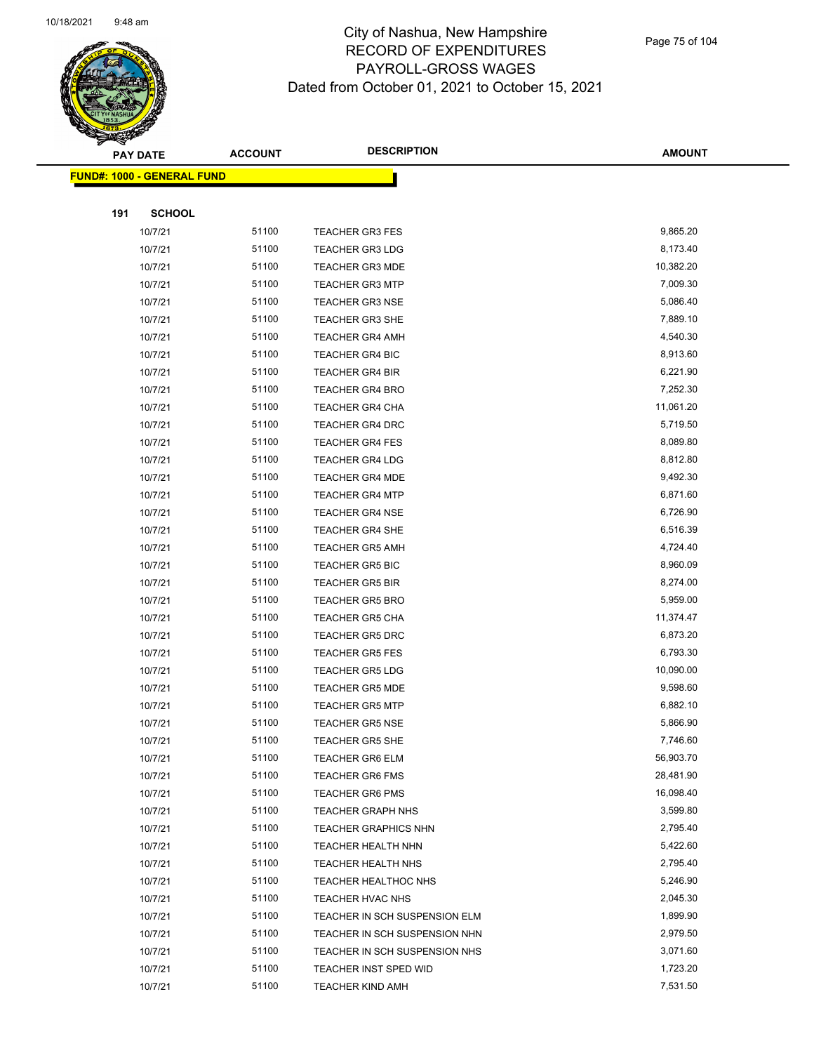# City of Nashua, New Hampshire
## RECORD OF EXPENDITURES
## PAYROLL-GROSS WAGES
## Dated from October 01, 2021 to October 15, 2021

**FUND#: 1000 - GENERAL FUND**

**191 SCHOOL**

| PAY DATE | ACCOUNT | DESCRIPTION | AMOUNT |
|---|---|---|---|
| 10/7/21 | 51100 | TEACHER GR3 FES | 9,865.20 |
| 10/7/21 | 51100 | TEACHER GR3 LDG | 8,173.40 |
| 10/7/21 | 51100 | TEACHER GR3 MDE | 10,382.20 |
| 10/7/21 | 51100 | TEACHER GR3 MTP | 7,009.30 |
| 10/7/21 | 51100 | TEACHER GR3 NSE | 5,086.40 |
| 10/7/21 | 51100 | TEACHER GR3 SHE | 7,889.10 |
| 10/7/21 | 51100 | TEACHER GR4 AMH | 4,540.30 |
| 10/7/21 | 51100 | TEACHER GR4 BIC | 8,913.60 |
| 10/7/21 | 51100 | TEACHER GR4 BIR | 6,221.90 |
| 10/7/21 | 51100 | TEACHER GR4 BRO | 7,252.30 |
| 10/7/21 | 51100 | TEACHER GR4 CHA | 11,061.20 |
| 10/7/21 | 51100 | TEACHER GR4 DRC | 5,719.50 |
| 10/7/21 | 51100 | TEACHER GR4 FES | 8,089.80 |
| 10/7/21 | 51100 | TEACHER GR4 LDG | 8,812.80 |
| 10/7/21 | 51100 | TEACHER GR4 MDE | 9,492.30 |
| 10/7/21 | 51100 | TEACHER GR4 MTP | 6,871.60 |
| 10/7/21 | 51100 | TEACHER GR4 NSE | 6,726.90 |
| 10/7/21 | 51100 | TEACHER GR4 SHE | 6,516.39 |
| 10/7/21 | 51100 | TEACHER GR5 AMH | 4,724.40 |
| 10/7/21 | 51100 | TEACHER GR5 BIC | 8,960.09 |
| 10/7/21 | 51100 | TEACHER GR5 BIR | 8,274.00 |
| 10/7/21 | 51100 | TEACHER GR5 BRO | 5,959.00 |
| 10/7/21 | 51100 | TEACHER GR5 CHA | 11,374.47 |
| 10/7/21 | 51100 | TEACHER GR5 DRC | 6,873.20 |
| 10/7/21 | 51100 | TEACHER GR5 FES | 6,793.30 |
| 10/7/21 | 51100 | TEACHER GR5 LDG | 10,090.00 |
| 10/7/21 | 51100 | TEACHER GR5 MDE | 9,598.60 |
| 10/7/21 | 51100 | TEACHER GR5 MTP | 6,882.10 |
| 10/7/21 | 51100 | TEACHER GR5 NSE | 5,866.90 |
| 10/7/21 | 51100 | TEACHER GR5 SHE | 7,746.60 |
| 10/7/21 | 51100 | TEACHER GR6 ELM | 56,903.70 |
| 10/7/21 | 51100 | TEACHER GR6 FMS | 28,481.90 |
| 10/7/21 | 51100 | TEACHER GR6 PMS | 16,098.40 |
| 10/7/21 | 51100 | TEACHER GRAPH NHS | 3,599.80 |
| 10/7/21 | 51100 | TEACHER GRAPHICS NHN | 2,795.40 |
| 10/7/21 | 51100 | TEACHER HEALTH NHN | 5,422.60 |
| 10/7/21 | 51100 | TEACHER HEALTH NHS | 2,795.40 |
| 10/7/21 | 51100 | TEACHER HEALTHOC NHS | 5,246.90 |
| 10/7/21 | 51100 | TEACHER HVAC NHS | 2,045.30 |
| 10/7/21 | 51100 | TEACHER IN SCH SUSPENSION ELM | 1,899.90 |
| 10/7/21 | 51100 | TEACHER IN SCH SUSPENSION NHN | 2,979.50 |
| 10/7/21 | 51100 | TEACHER IN SCH SUSPENSION NHS | 3,071.60 |
| 10/7/21 | 51100 | TEACHER INST SPED WID | 1,723.20 |
| 10/7/21 | 51100 | TEACHER KIND AMH | 7,531.50 |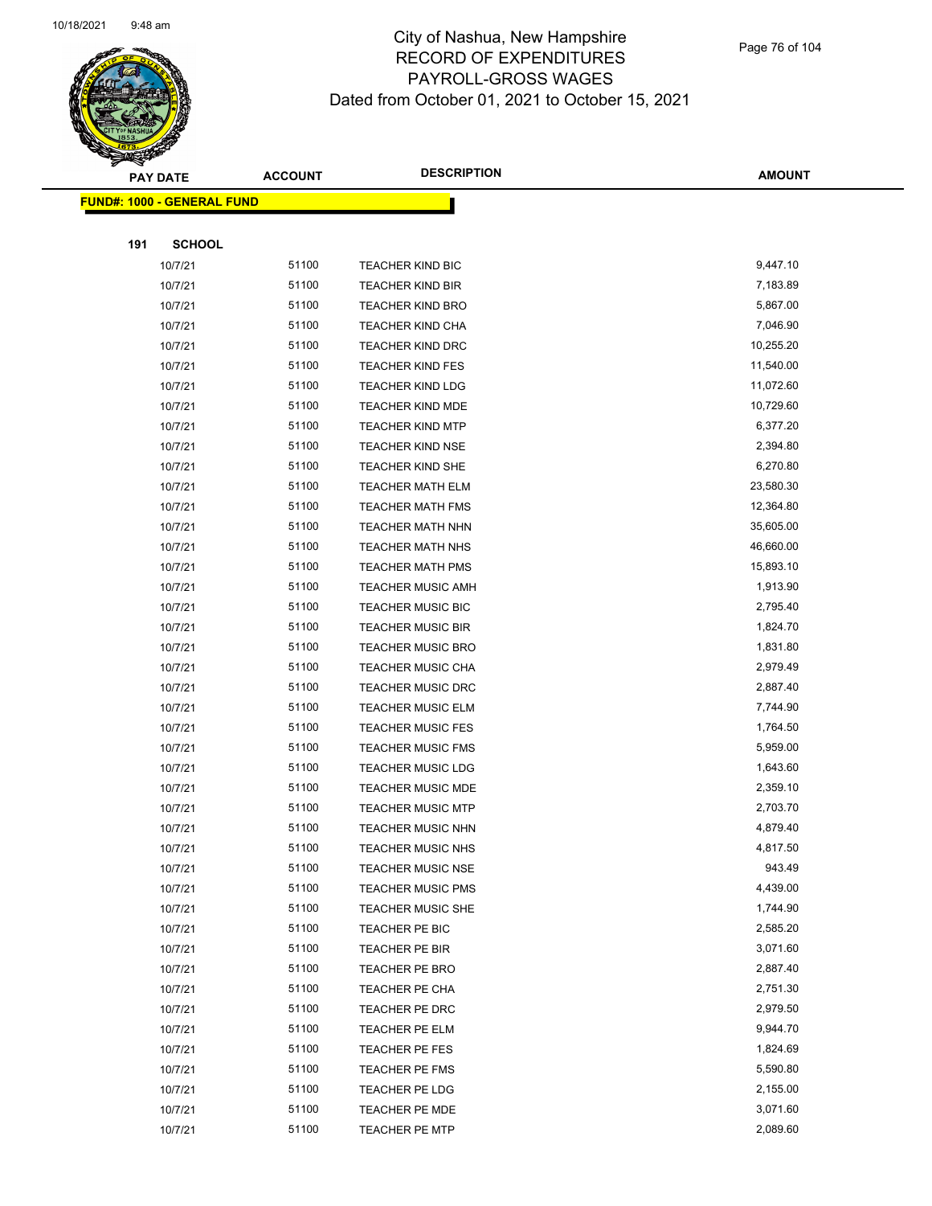# City of Nashua, New Hampshire
## RECORD OF EXPENDITURES
## PAYROLL-GROSS WAGES
## Dated from October 01, 2021 to October 15, 2021

| PAY DATE | ACCOUNT | DESCRIPTION | AMOUNT |
|---|---|---|---|
| **FUND#: 1000 - GENERAL FUND** | | | |
| **191 SCHOOL** | | | |
| 10/7/21 | 51100 | TEACHER KIND BIC | 9,447.10 |
| 10/7/21 | 51100 | TEACHER KIND BIR | 7,183.89 |
| 10/7/21 | 51100 | TEACHER KIND BRO | 5,867.00 |
| 10/7/21 | 51100 | TEACHER KIND CHA | 7,046.90 |
| 10/7/21 | 51100 | TEACHER KIND DRC | 10,255.20 |
| 10/7/21 | 51100 | TEACHER KIND FES | 11,540.00 |
| 10/7/21 | 51100 | TEACHER KIND LDG | 11,072.60 |
| 10/7/21 | 51100 | TEACHER KIND MDE | 10,729.60 |
| 10/7/21 | 51100 | TEACHER KIND MTP | 6,377.20 |
| 10/7/21 | 51100 | TEACHER KIND NSE | 2,394.80 |
| 10/7/21 | 51100 | TEACHER KIND SHE | 6,270.80 |
| 10/7/21 | 51100 | TEACHER MATH ELM | 23,580.30 |
| 10/7/21 | 51100 | TEACHER MATH FMS | 12,364.80 |
| 10/7/21 | 51100 | TEACHER MATH NHN | 35,605.00 |
| 10/7/21 | 51100 | TEACHER MATH NHS | 46,660.00 |
| 10/7/21 | 51100 | TEACHER MATH PMS | 15,893.10 |
| 10/7/21 | 51100 | TEACHER MUSIC AMH | 1,913.90 |
| 10/7/21 | 51100 | TEACHER MUSIC BIC | 2,795.40 |
| 10/7/21 | 51100 | TEACHER MUSIC BIR | 1,824.70 |
| 10/7/21 | 51100 | TEACHER MUSIC BRO | 1,831.80 |
| 10/7/21 | 51100 | TEACHER MUSIC CHA | 2,979.49 |
| 10/7/21 | 51100 | TEACHER MUSIC DRC | 2,887.40 |
| 10/7/21 | 51100 | TEACHER MUSIC ELM | 7,744.90 |
| 10/7/21 | 51100 | TEACHER MUSIC FES | 1,764.50 |
| 10/7/21 | 51100 | TEACHER MUSIC FMS | 5,959.00 |
| 10/7/21 | 51100 | TEACHER MUSIC LDG | 1,643.60 |
| 10/7/21 | 51100 | TEACHER MUSIC MDE | 2,359.10 |
| 10/7/21 | 51100 | TEACHER MUSIC MTP | 2,703.70 |
| 10/7/21 | 51100 | TEACHER MUSIC NHN | 4,879.40 |
| 10/7/21 | 51100 | TEACHER MUSIC NHS | 4,817.50 |
| 10/7/21 | 51100 | TEACHER MUSIC NSE | 943.49 |
| 10/7/21 | 51100 | TEACHER MUSIC PMS | 4,439.00 |
| 10/7/21 | 51100 | TEACHER MUSIC SHE | 1,744.90 |
| 10/7/21 | 51100 | TEACHER PE BIC | 2,585.20 |
| 10/7/21 | 51100 | TEACHER PE BIR | 3,071.60 |
| 10/7/21 | 51100 | TEACHER PE BRO | 2,887.40 |
| 10/7/21 | 51100 | TEACHER PE CHA | 2,751.30 |
| 10/7/21 | 51100 | TEACHER PE DRC | 2,979.50 |
| 10/7/21 | 51100 | TEACHER PE ELM | 9,944.70 |
| 10/7/21 | 51100 | TEACHER PE FES | 1,824.69 |
| 10/7/21 | 51100 | TEACHER PE FMS | 5,590.80 |
| 10/7/21 | 51100 | TEACHER PE LDG | 2,155.00 |
| 10/7/21 | 51100 | TEACHER PE MDE | 3,071.60 |
| 10/7/21 | 51100 | TEACHER PE MTP | 2,089.60 |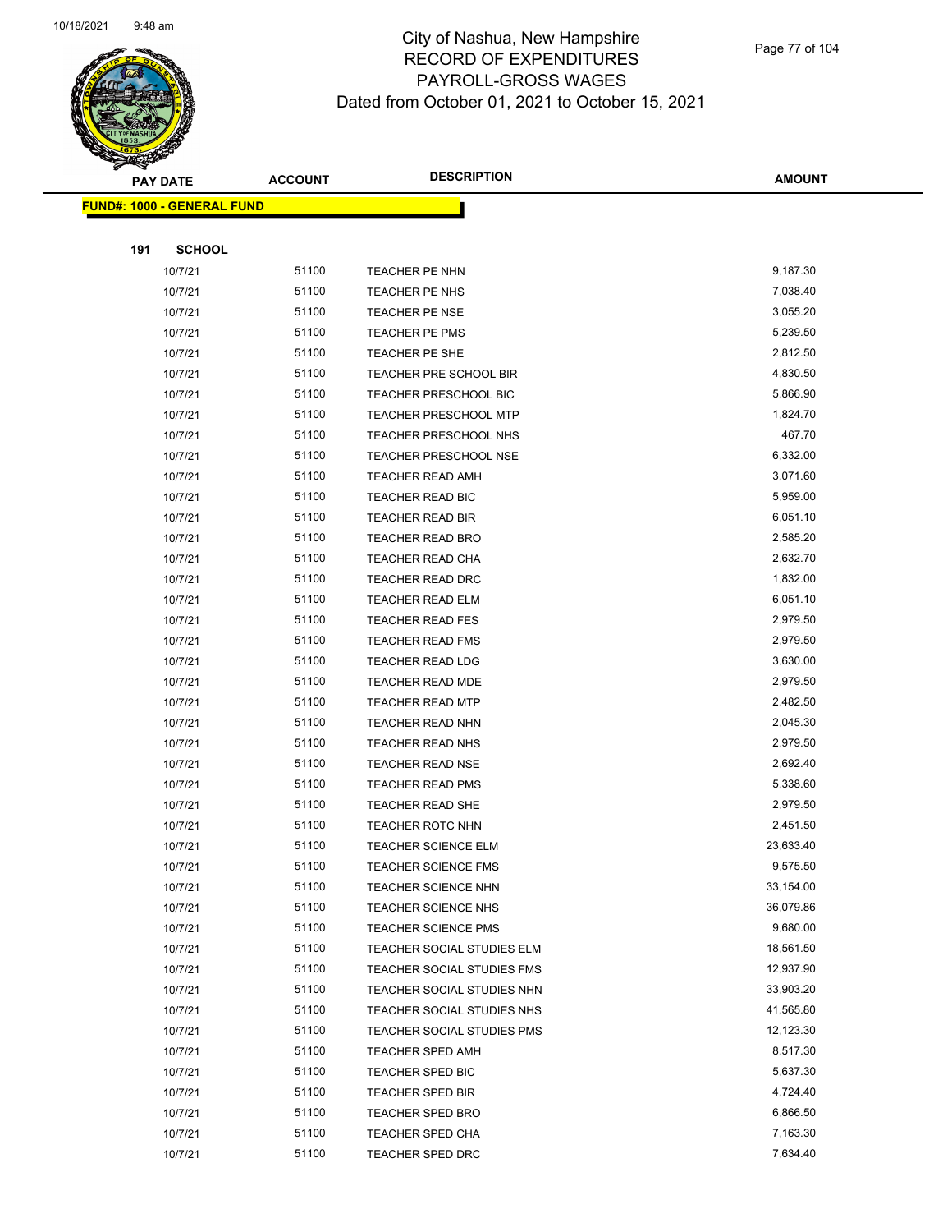City of Nashua, New Hampshire
RECORD OF EXPENDITURES
PAYROLL-GROSS WAGES
Dated from October 01, 2021 to October 15, 2021

| PAY DATE | ACCOUNT | DESCRIPTION | AMOUNT |
|---|---|---|---|
| **FUND#: 1000 - GENERAL FUND** | | | |
| **191 SCHOOL** | | | |
| 10/7/21 | 51100 | TEACHER PE NHN | 9,187.30 |
| 10/7/21 | 51100 | TEACHER PE NHS | 7,038.40 |
| 10/7/21 | 51100 | TEACHER PE NSE | 3,055.20 |
| 10/7/21 | 51100 | TEACHER PE PMS | 5,239.50 |
| 10/7/21 | 51100 | TEACHER PE SHE | 2,812.50 |
| 10/7/21 | 51100 | TEACHER PRE SCHOOL BIR | 4,830.50 |
| 10/7/21 | 51100 | TEACHER PRESCHOOL BIC | 5,866.90 |
| 10/7/21 | 51100 | TEACHER PRESCHOOL MTP | 1,824.70 |
| 10/7/21 | 51100 | TEACHER PRESCHOOL NHS | 467.70 |
| 10/7/21 | 51100 | TEACHER PRESCHOOL NSE | 6,332.00 |
| 10/7/21 | 51100 | TEACHER READ AMH | 3,071.60 |
| 10/7/21 | 51100 | TEACHER READ BIC | 5,959.00 |
| 10/7/21 | 51100 | TEACHER READ BIR | 6,051.10 |
| 10/7/21 | 51100 | TEACHER READ BRO | 2,585.20 |
| 10/7/21 | 51100 | TEACHER READ CHA | 2,632.70 |
| 10/7/21 | 51100 | TEACHER READ DRC | 1,832.00 |
| 10/7/21 | 51100 | TEACHER READ ELM | 6,051.10 |
| 10/7/21 | 51100 | TEACHER READ FES | 2,979.50 |
| 10/7/21 | 51100 | TEACHER READ FMS | 2,979.50 |
| 10/7/21 | 51100 | TEACHER READ LDG | 3,630.00 |
| 10/7/21 | 51100 | TEACHER READ MDE | 2,979.50 |
| 10/7/21 | 51100 | TEACHER READ MTP | 2,482.50 |
| 10/7/21 | 51100 | TEACHER READ NHN | 2,045.30 |
| 10/7/21 | 51100 | TEACHER READ NHS | 2,979.50 |
| 10/7/21 | 51100 | TEACHER READ NSE | 2,692.40 |
| 10/7/21 | 51100 | TEACHER READ PMS | 5,338.60 |
| 10/7/21 | 51100 | TEACHER READ SHE | 2,979.50 |
| 10/7/21 | 51100 | TEACHER ROTC NHN | 2,451.50 |
| 10/7/21 | 51100 | TEACHER SCIENCE ELM | 23,633.40 |
| 10/7/21 | 51100 | TEACHER SCIENCE FMS | 9,575.50 |
| 10/7/21 | 51100 | TEACHER SCIENCE NHN | 33,154.00 |
| 10/7/21 | 51100 | TEACHER SCIENCE NHS | 36,079.86 |
| 10/7/21 | 51100 | TEACHER SCIENCE PMS | 9,680.00 |
| 10/7/21 | 51100 | TEACHER SOCIAL STUDIES ELM | 18,561.50 |
| 10/7/21 | 51100 | TEACHER SOCIAL STUDIES FMS | 12,937.90 |
| 10/7/21 | 51100 | TEACHER SOCIAL STUDIES NHN | 33,903.20 |
| 10/7/21 | 51100 | TEACHER SOCIAL STUDIES NHS | 41,565.80 |
| 10/7/21 | 51100 | TEACHER SOCIAL STUDIES PMS | 12,123.30 |
| 10/7/21 | 51100 | TEACHER SPED AMH | 8,517.30 |
| 10/7/21 | 51100 | TEACHER SPED BIC | 5,637.30 |
| 10/7/21 | 51100 | TEACHER SPED BIR | 4,724.40 |
| 10/7/21 | 51100 | TEACHER SPED BRO | 6,866.50 |
| 10/7/21 | 51100 | TEACHER SPED CHA | 7,163.30 |
| 10/7/21 | 51100 | TEACHER SPED DRC | 7,634.40 |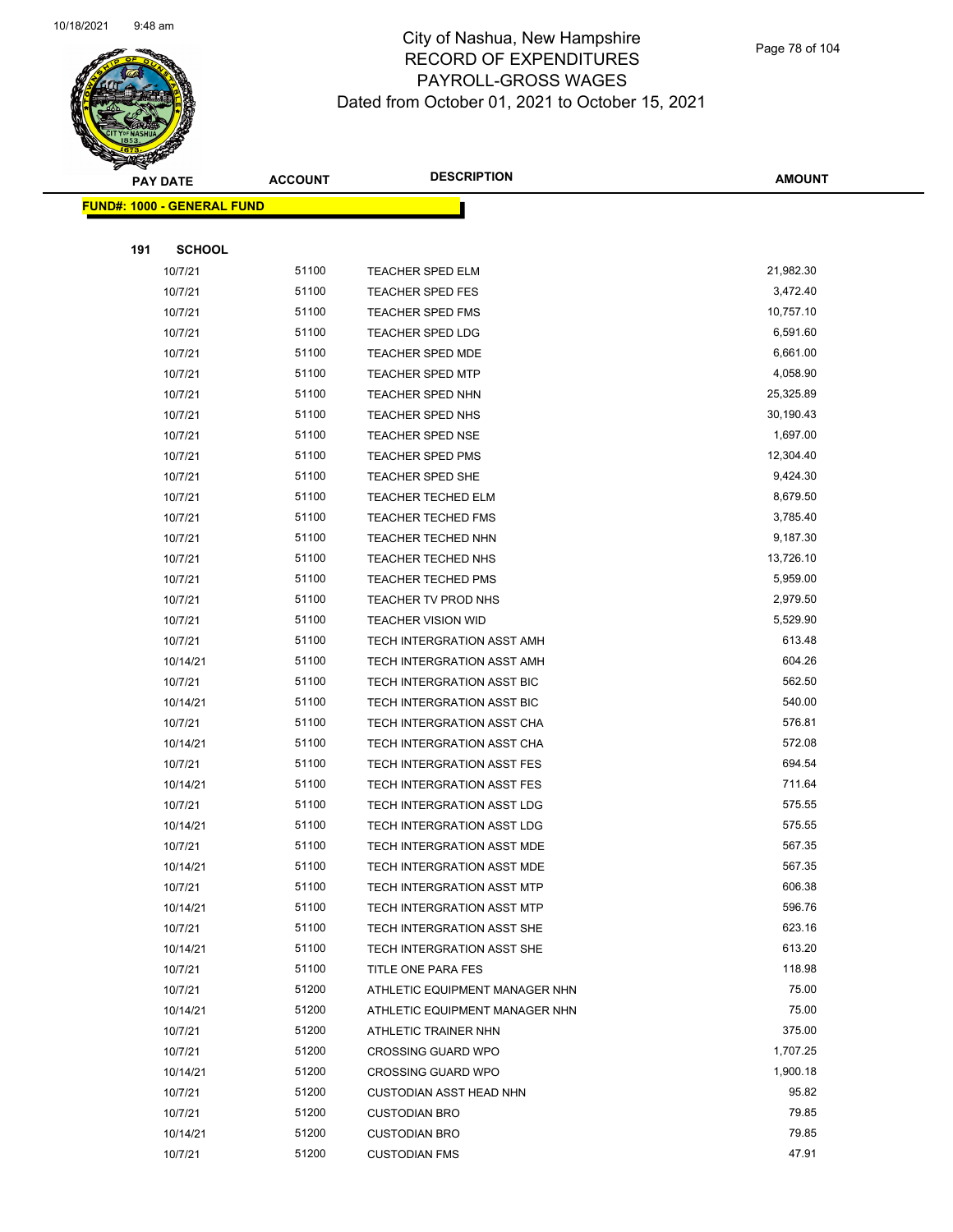# City of Nashua, New Hampshire
## RECORD OF EXPENDITURES
## PAYROLL-GROSS WAGES
## Dated from October 01, 2021 to October 15, 2021

| PAY DATE | ACCOUNT | DESCRIPTION | AMOUNT |
|---|---|---|---|
| **FUND#: 1000 - GENERAL FUND** | | | |
| **191 SCHOOL** | | | |
| 10/7/21 | 51100 | TEACHER SPED ELM | 21,982.30 |
| 10/7/21 | 51100 | TEACHER SPED FES | 3,472.40 |
| 10/7/21 | 51100 | TEACHER SPED FMS | 10,757.10 |
| 10/7/21 | 51100 | TEACHER SPED LDG | 6,591.60 |
| 10/7/21 | 51100 | TEACHER SPED MDE | 6,661.00 |
| 10/7/21 | 51100 | TEACHER SPED MTP | 4,058.90 |
| 10/7/21 | 51100 | TEACHER SPED NHN | 25,325.89 |
| 10/7/21 | 51100 | TEACHER SPED NHS | 30,190.43 |
| 10/7/21 | 51100 | TEACHER SPED NSE | 1,697.00 |
| 10/7/21 | 51100 | TEACHER SPED PMS | 12,304.40 |
| 10/7/21 | 51100 | TEACHER SPED SHE | 9,424.30 |
| 10/7/21 | 51100 | TEACHER TECHED ELM | 8,679.50 |
| 10/7/21 | 51100 | TEACHER TECHED FMS | 3,785.40 |
| 10/7/21 | 51100 | TEACHER TECHED NHN | 9,187.30 |
| 10/7/21 | 51100 | TEACHER TECHED NHS | 13,726.10 |
| 10/7/21 | 51100 | TEACHER TECHED PMS | 5,959.00 |
| 10/7/21 | 51100 | TEACHER TV PROD NHS | 2,979.50 |
| 10/7/21 | 51100 | TEACHER VISION WID | 5,529.90 |
| 10/7/21 | 51100 | TECH INTERGRATION ASST AMH | 613.48 |
| 10/14/21 | 51100 | TECH INTERGRATION ASST AMH | 604.26 |
| 10/7/21 | 51100 | TECH INTERGRATION ASST BIC | 562.50 |
| 10/14/21 | 51100 | TECH INTERGRATION ASST BIC | 540.00 |
| 10/7/21 | 51100 | TECH INTERGRATION ASST CHA | 576.81 |
| 10/14/21 | 51100 | TECH INTERGRATION ASST CHA | 572.08 |
| 10/7/21 | 51100 | TECH INTERGRATION ASST FES | 694.54 |
| 10/14/21 | 51100 | TECH INTERGRATION ASST FES | 711.64 |
| 10/7/21 | 51100 | TECH INTERGRATION ASST LDG | 575.55 |
| 10/14/21 | 51100 | TECH INTERGRATION ASST LDG | 575.55 |
| 10/7/21 | 51100 | TECH INTERGRATION ASST MDE | 567.35 |
| 10/14/21 | 51100 | TECH INTERGRATION ASST MDE | 567.35 |
| 10/7/21 | 51100 | TECH INTERGRATION ASST MTP | 606.38 |
| 10/14/21 | 51100 | TECH INTERGRATION ASST MTP | 596.76 |
| 10/7/21 | 51100 | TECH INTERGRATION ASST SHE | 623.16 |
| 10/14/21 | 51100 | TECH INTERGRATION ASST SHE | 613.20 |
| 10/7/21 | 51100 | TITLE ONE PARA FES | 118.98 |
| 10/7/21 | 51200 | ATHLETIC EQUIPMENT MANAGER NHN | 75.00 |
| 10/14/21 | 51200 | ATHLETIC EQUIPMENT MANAGER NHN | 75.00 |
| 10/7/21 | 51200 | ATHLETIC TRAINER NHN | 375.00 |
| 10/7/21 | 51200 | CROSSING GUARD WPO | 1,707.25 |
| 10/14/21 | 51200 | CROSSING GUARD WPO | 1,900.18 |
| 10/7/21 | 51200 | CUSTODIAN ASST HEAD NHN | 95.82 |
| 10/7/21 | 51200 | CUSTODIAN BRO | 79.85 |
| 10/14/21 | 51200 | CUSTODIAN BRO | 79.85 |
| 10/7/21 | 51200 | CUSTODIAN FMS | 47.91 |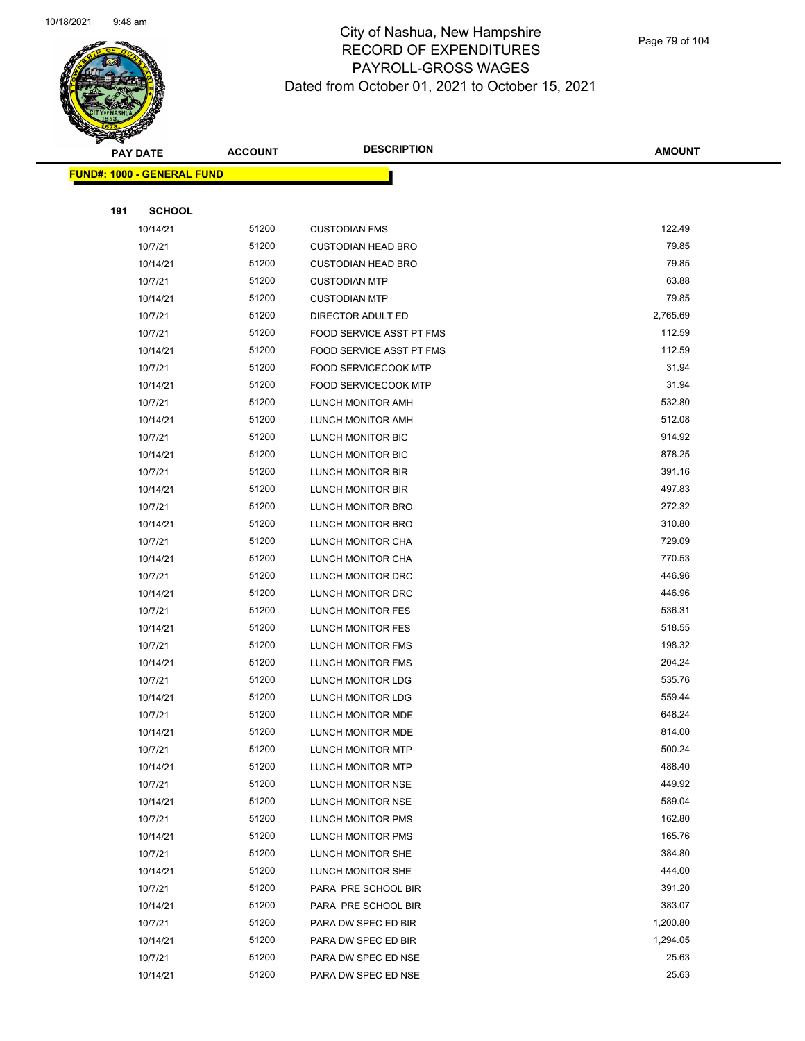# City of Nashua, New Hampshire
## RECORD OF EXPENDITURES
## PAYROLL-GROSS WAGES
## Dated from October 01, 2021 to October 15, 2021

**FUND#: 1000 - GENERAL FUND**

**191 SCHOOL**

| PAY DATE | ACCOUNT | DESCRIPTION | AMOUNT |
|---|---|---|---|
| 10/14/21 | 51200 | CUSTODIAN FMS | 122.49 |
| 10/7/21 | 51200 | CUSTODIAN HEAD BRO | 79.85 |
| 10/14/21 | 51200 | CUSTODIAN HEAD BRO | 79.85 |
| 10/7/21 | 51200 | CUSTODIAN MTP | 63.88 |
| 10/14/21 | 51200 | CUSTODIAN MTP | 79.85 |
| 10/7/21 | 51200 | DIRECTOR ADULT ED | 2,765.69 |
| 10/7/21 | 51200 | FOOD SERVICE ASST PT FMS | 112.59 |
| 10/14/21 | 51200 | FOOD SERVICE ASST PT FMS | 112.59 |
| 10/7/21 | 51200 | FOOD SERVICECOOK MTP | 31.94 |
| 10/14/21 | 51200 | FOOD SERVICECOOK MTP | 31.94 |
| 10/7/21 | 51200 | LUNCH MONITOR AMH | 532.80 |
| 10/14/21 | 51200 | LUNCH MONITOR AMH | 512.08 |
| 10/7/21 | 51200 | LUNCH MONITOR BIC | 914.92 |
| 10/14/21 | 51200 | LUNCH MONITOR BIC | 878.25 |
| 10/7/21 | 51200 | LUNCH MONITOR BIR | 391.16 |
| 10/14/21 | 51200 | LUNCH MONITOR BIR | 497.83 |
| 10/7/21 | 51200 | LUNCH MONITOR BRO | 272.32 |
| 10/14/21 | 51200 | LUNCH MONITOR BRO | 310.80 |
| 10/7/21 | 51200 | LUNCH MONITOR CHA | 729.09 |
| 10/14/21 | 51200 | LUNCH MONITOR CHA | 770.53 |
| 10/7/21 | 51200 | LUNCH MONITOR DRC | 446.96 |
| 10/14/21 | 51200 | LUNCH MONITOR DRC | 446.96 |
| 10/7/21 | 51200 | LUNCH MONITOR FES | 536.31 |
| 10/14/21 | 51200 | LUNCH MONITOR FES | 518.55 |
| 10/7/21 | 51200 | LUNCH MONITOR FMS | 198.32 |
| 10/14/21 | 51200 | LUNCH MONITOR FMS | 204.24 |
| 10/7/21 | 51200 | LUNCH MONITOR LDG | 535.76 |
| 10/14/21 | 51200 | LUNCH MONITOR LDG | 559.44 |
| 10/7/21 | 51200 | LUNCH MONITOR MDE | 648.24 |
| 10/14/21 | 51200 | LUNCH MONITOR MDE | 814.00 |
| 10/7/21 | 51200 | LUNCH MONITOR MTP | 500.24 |
| 10/14/21 | 51200 | LUNCH MONITOR MTP | 488.40 |
| 10/7/21 | 51200 | LUNCH MONITOR NSE | 449.92 |
| 10/14/21 | 51200 | LUNCH MONITOR NSE | 589.04 |
| 10/7/21 | 51200 | LUNCH MONITOR PMS | 162.80 |
| 10/14/21 | 51200 | LUNCH MONITOR PMS | 165.76 |
| 10/7/21 | 51200 | LUNCH MONITOR SHE | 384.80 |
| 10/14/21 | 51200 | LUNCH MONITOR SHE | 444.00 |
| 10/7/21 | 51200 | PARA PRE SCHOOL BIR | 391.20 |
| 10/14/21 | 51200 | PARA PRE SCHOOL BIR | 383.07 |
| 10/7/21 | 51200 | PARA DW SPEC ED BIR | 1,200.80 |
| 10/14/21 | 51200 | PARA DW SPEC ED BIR | 1,294.05 |
| 10/7/21 | 51200 | PARA DW SPEC ED NSE | 25.63 |
| 10/14/21 | 51200 | PARA DW SPEC ED NSE | 25.63 |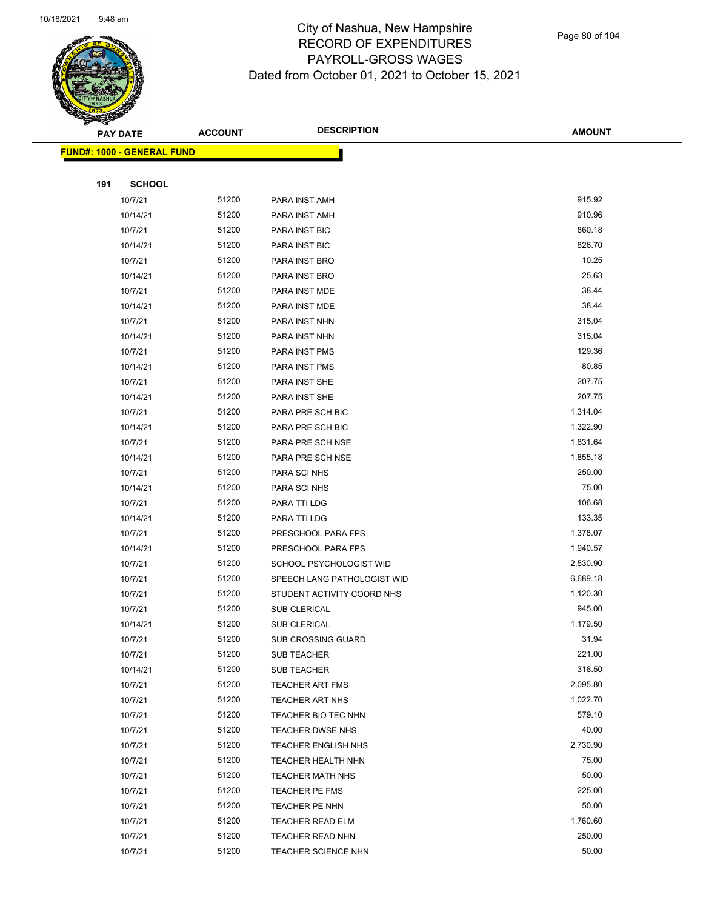# City of Nashua, New Hampshire
## RECORD OF EXPENDITURES
## PAYROLL-GROSS WAGES
## Dated from October 01, 2021 to October 15, 2021

| PAY DATE | ACCOUNT | DESCRIPTION | AMOUNT |
|---|---|---|---|
| **FUND#: 1000 - GENERAL FUND** | | | |
| **191 SCHOOL** | | | |
| 10/7/21 | 51200 | PARA INST AMH | 915.92 |
| 10/14/21 | 51200 | PARA INST AMH | 910.96 |
| 10/7/21 | 51200 | PARA INST BIC | 860.18 |
| 10/14/21 | 51200 | PARA INST BIC | 826.70 |
| 10/7/21 | 51200 | PARA INST BRO | 10.25 |
| 10/14/21 | 51200 | PARA INST BRO | 25.63 |
| 10/7/21 | 51200 | PARA INST MDE | 38.44 |
| 10/14/21 | 51200 | PARA INST MDE | 38.44 |
| 10/7/21 | 51200 | PARA INST NHN | 315.04 |
| 10/14/21 | 51200 | PARA INST NHN | 315.04 |
| 10/7/21 | 51200 | PARA INST PMS | 129.36 |
| 10/14/21 | 51200 | PARA INST PMS | 80.85 |
| 10/7/21 | 51200 | PARA INST SHE | 207.75 |
| 10/14/21 | 51200 | PARA INST SHE | 207.75 |
| 10/7/21 | 51200 | PARA PRE SCH BIC | 1,314.04 |
| 10/14/21 | 51200 | PARA PRE SCH BIC | 1,322.90 |
| 10/7/21 | 51200 | PARA PRE SCH NSE | 1,831.64 |
| 10/14/21 | 51200 | PARA PRE SCH NSE | 1,855.18 |
| 10/7/21 | 51200 | PARA SCI NHS | 250.00 |
| 10/14/21 | 51200 | PARA SCI NHS | 75.00 |
| 10/7/21 | 51200 | PARA TTI LDG | 106.68 |
| 10/14/21 | 51200 | PARA TTI LDG | 133.35 |
| 10/7/21 | 51200 | PRESCHOOL PARA FPS | 1,378.07 |
| 10/14/21 | 51200 | PRESCHOOL PARA FPS | 1,940.57 |
| 10/7/21 | 51200 | SCHOOL PSYCHOLOGIST WID | 2,530.90 |
| 10/7/21 | 51200 | SPEECH LANG PATHOLOGIST WID | 6,689.18 |
| 10/7/21 | 51200 | STUDENT ACTIVITY COORD NHS | 1,120.30 |
| 10/7/21 | 51200 | SUB CLERICAL | 945.00 |
| 10/14/21 | 51200 | SUB CLERICAL | 1,179.50 |
| 10/7/21 | 51200 | SUB CROSSING GUARD | 31.94 |
| 10/7/21 | 51200 | SUB TEACHER | 221.00 |
| 10/14/21 | 51200 | SUB TEACHER | 318.50 |
| 10/7/21 | 51200 | TEACHER ART FMS | 2,095.80 |
| 10/7/21 | 51200 | TEACHER ART NHS | 1,022.70 |
| 10/7/21 | 51200 | TEACHER BIO TEC NHN | 579.10 |
| 10/7/21 | 51200 | TEACHER DWSE NHS | 40.00 |
| 10/7/21 | 51200 | TEACHER ENGLISH NHS | 2,730.90 |
| 10/7/21 | 51200 | TEACHER HEALTH NHN | 75.00 |
| 10/7/21 | 51200 | TEACHER MATH NHS | 50.00 |
| 10/7/21 | 51200 | TEACHER PE FMS | 225.00 |
| 10/7/21 | 51200 | TEACHER PE NHN | 50.00 |
| 10/7/21 | 51200 | TEACHER READ ELM | 1,760.60 |
| 10/7/21 | 51200 | TEACHER READ NHN | 250.00 |
| 10/7/21 | 51200 | TEACHER SCIENCE NHN | 50.00 |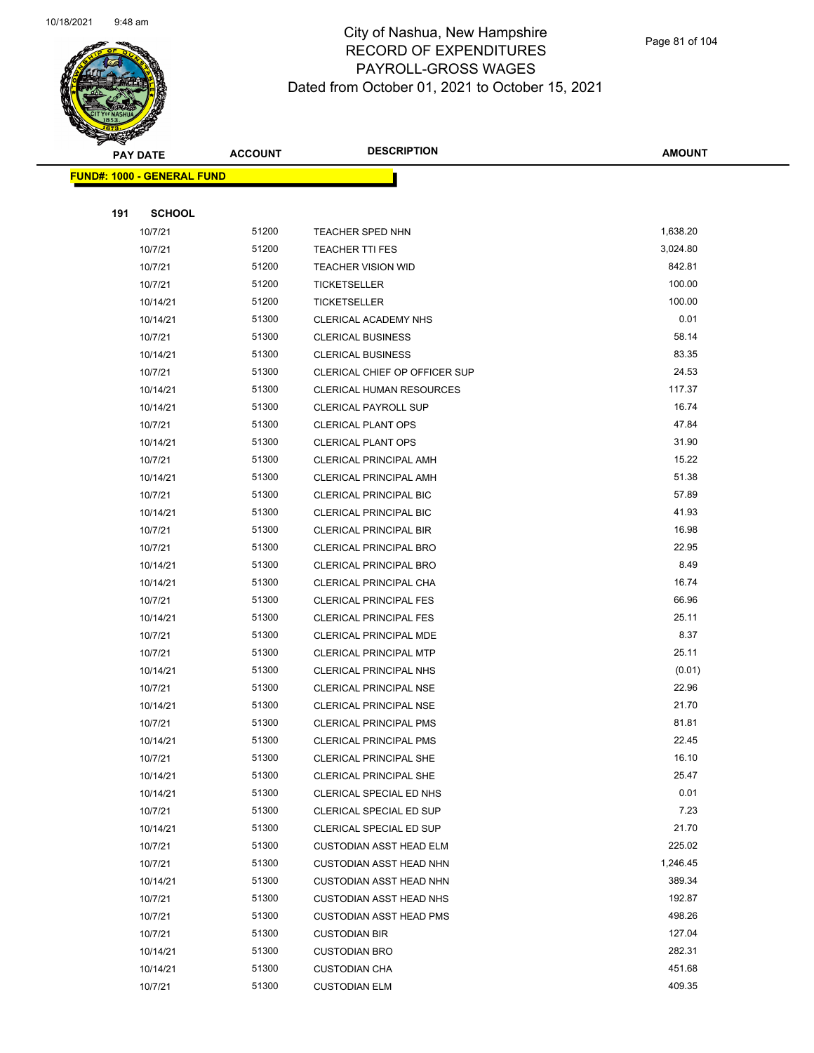# City of Nashua, New Hampshire
## RECORD OF EXPENDITURES
## PAYROLL-GROSS WAGES
## Dated from October 01, 2021 to October 15, 2021

**FUND#: 1000 - GENERAL FUND**

**191 SCHOOL**

| PAY DATE | ACCOUNT | DESCRIPTION | AMOUNT |
|---|---|---|---|
| 10/7/21 | 51200 | TEACHER SPED NHN | 1,638.20 |
| 10/7/21 | 51200 | TEACHER TTI FES | 3,024.80 |
| 10/7/21 | 51200 | TEACHER VISION WID | 842.81 |
| 10/7/21 | 51200 | TICKETSELLER | 100.00 |
| 10/14/21 | 51200 | TICKETSELLER | 100.00 |
| 10/14/21 | 51300 | CLERICAL ACADEMY NHS | 0.01 |
| 10/7/21 | 51300 | CLERICAL BUSINESS | 58.14 |
| 10/14/21 | 51300 | CLERICAL BUSINESS | 83.35 |
| 10/7/21 | 51300 | CLERICAL CHIEF OP OFFICER SUP | 24.53 |
| 10/14/21 | 51300 | CLERICAL HUMAN RESOURCES | 117.37 |
| 10/14/21 | 51300 | CLERICAL PAYROLL SUP | 16.74 |
| 10/7/21 | 51300 | CLERICAL PLANT OPS | 47.84 |
| 10/14/21 | 51300 | CLERICAL PLANT OPS | 31.90 |
| 10/7/21 | 51300 | CLERICAL PRINCIPAL AMH | 15.22 |
| 10/14/21 | 51300 | CLERICAL PRINCIPAL AMH | 51.38 |
| 10/7/21 | 51300 | CLERICAL PRINCIPAL BIC | 57.89 |
| 10/14/21 | 51300 | CLERICAL PRINCIPAL BIC | 41.93 |
| 10/7/21 | 51300 | CLERICAL PRINCIPAL BIR | 16.98 |
| 10/7/21 | 51300 | CLERICAL PRINCIPAL BRO | 22.95 |
| 10/14/21 | 51300 | CLERICAL PRINCIPAL BRO | 8.49 |
| 10/14/21 | 51300 | CLERICAL PRINCIPAL CHA | 16.74 |
| 10/7/21 | 51300 | CLERICAL PRINCIPAL FES | 66.96 |
| 10/14/21 | 51300 | CLERICAL PRINCIPAL FES | 25.11 |
| 10/7/21 | 51300 | CLERICAL PRINCIPAL MDE | 8.37 |
| 10/7/21 | 51300 | CLERICAL PRINCIPAL MTP | 25.11 |
| 10/14/21 | 51300 | CLERICAL PRINCIPAL NHS | (0.01) |
| 10/7/21 | 51300 | CLERICAL PRINCIPAL NSE | 22.96 |
| 10/14/21 | 51300 | CLERICAL PRINCIPAL NSE | 21.70 |
| 10/7/21 | 51300 | CLERICAL PRINCIPAL PMS | 81.81 |
| 10/14/21 | 51300 | CLERICAL PRINCIPAL PMS | 22.45 |
| 10/7/21 | 51300 | CLERICAL PRINCIPAL SHE | 16.10 |
| 10/14/21 | 51300 | CLERICAL PRINCIPAL SHE | 25.47 |
| 10/14/21 | 51300 | CLERICAL SPECIAL ED NHS | 0.01 |
| 10/7/21 | 51300 | CLERICAL SPECIAL ED SUP | 7.23 |
| 10/14/21 | 51300 | CLERICAL SPECIAL ED SUP | 21.70 |
| 10/7/21 | 51300 | CUSTODIAN ASST HEAD ELM | 225.02 |
| 10/7/21 | 51300 | CUSTODIAN ASST HEAD NHN | 1,246.45 |
| 10/14/21 | 51300 | CUSTODIAN ASST HEAD NHN | 389.34 |
| 10/7/21 | 51300 | CUSTODIAN ASST HEAD NHS | 192.87 |
| 10/7/21 | 51300 | CUSTODIAN ASST HEAD PMS | 498.26 |
| 10/7/21 | 51300 | CUSTODIAN BIR | 127.04 |
| 10/14/21 | 51300 | CUSTODIAN BRO | 282.31 |
| 10/14/21 | 51300 | CUSTODIAN CHA | 451.68 |
| 10/7/21 | 51300 | CUSTODIAN ELM | 409.35 |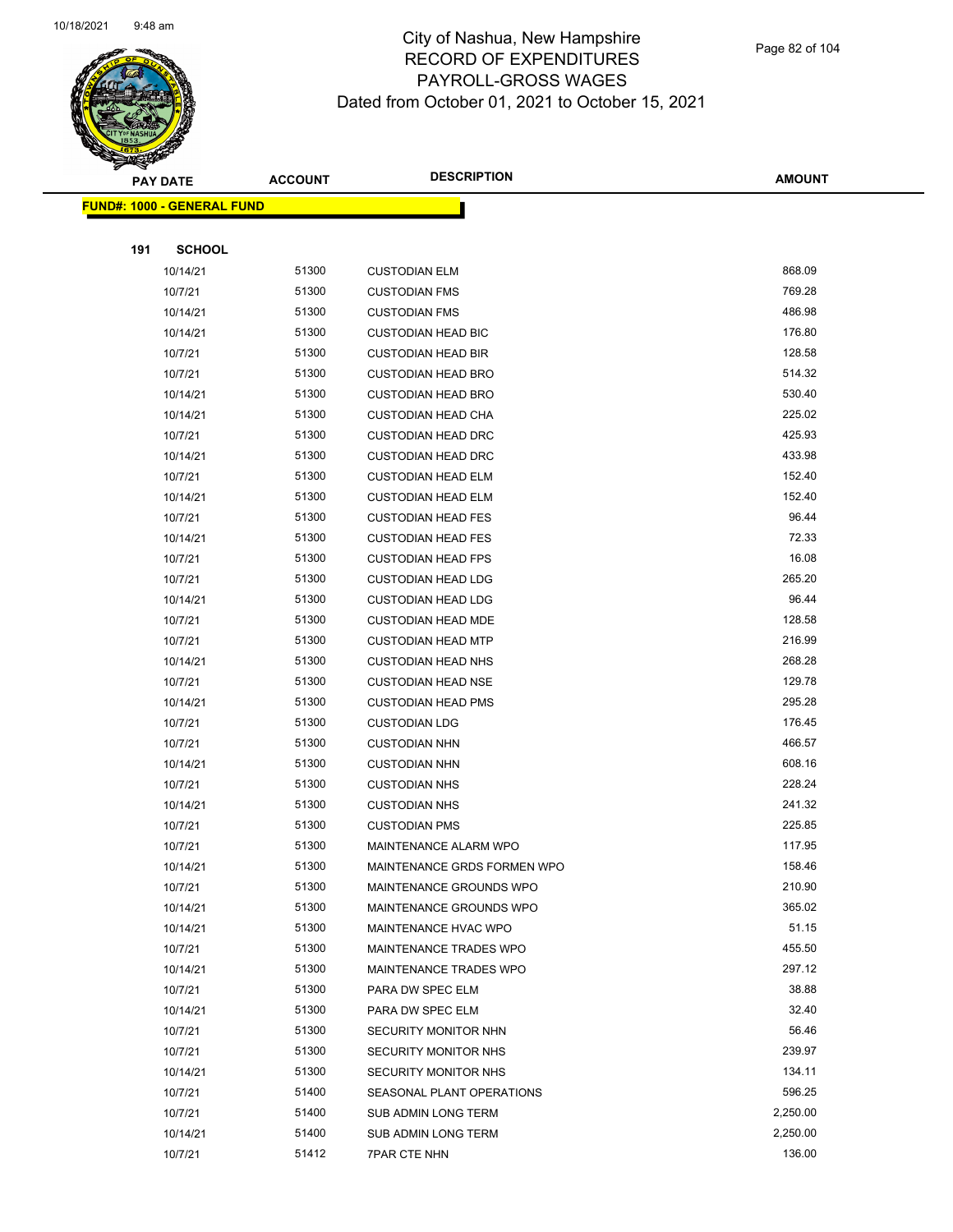# City of Nashua, New Hampshire
## RECORD OF EXPENDITURES
## PAYROLL-GROSS WAGES
### Dated from October 01, 2021 to October 15, 2021

| PAY DATE | ACCOUNT | DESCRIPTION | AMOUNT |
|---|---|---|---|
| **FUND#: 1000 - GENERAL FUND** | | | |
| **191 SCHOOL** | | | |
| 10/14/21 | 51300 | CUSTODIAN ELM | 868.09 |
| 10/7/21 | 51300 | CUSTODIAN FMS | 769.28 |
| 10/14/21 | 51300 | CUSTODIAN FMS | 486.98 |
| 10/14/21 | 51300 | CUSTODIAN HEAD BIC | 176.80 |
| 10/7/21 | 51300 | CUSTODIAN HEAD BIR | 128.58 |
| 10/7/21 | 51300 | CUSTODIAN HEAD BRO | 514.32 |
| 10/14/21 | 51300 | CUSTODIAN HEAD BRO | 530.40 |
| 10/14/21 | 51300 | CUSTODIAN HEAD CHA | 225.02 |
| 10/7/21 | 51300 | CUSTODIAN HEAD DRC | 425.93 |
| 10/14/21 | 51300 | CUSTODIAN HEAD DRC | 433.98 |
| 10/7/21 | 51300 | CUSTODIAN HEAD ELM | 152.40 |
| 10/14/21 | 51300 | CUSTODIAN HEAD ELM | 152.40 |
| 10/7/21 | 51300 | CUSTODIAN HEAD FES | 96.44 |
| 10/14/21 | 51300 | CUSTODIAN HEAD FES | 72.33 |
| 10/7/21 | 51300 | CUSTODIAN HEAD FPS | 16.08 |
| 10/7/21 | 51300 | CUSTODIAN HEAD LDG | 265.20 |
| 10/14/21 | 51300 | CUSTODIAN HEAD LDG | 96.44 |
| 10/7/21 | 51300 | CUSTODIAN HEAD MDE | 128.58 |
| 10/7/21 | 51300 | CUSTODIAN HEAD MTP | 216.99 |
| 10/14/21 | 51300 | CUSTODIAN HEAD NHS | 268.28 |
| 10/7/21 | 51300 | CUSTODIAN HEAD NSE | 129.78 |
| 10/14/21 | 51300 | CUSTODIAN HEAD PMS | 295.28 |
| 10/7/21 | 51300 | CUSTODIAN LDG | 176.45 |
| 10/7/21 | 51300 | CUSTODIAN NHN | 466.57 |
| 10/14/21 | 51300 | CUSTODIAN NHN | 608.16 |
| 10/7/21 | 51300 | CUSTODIAN NHS | 228.24 |
| 10/14/21 | 51300 | CUSTODIAN NHS | 241.32 |
| 10/7/21 | 51300 | CUSTODIAN PMS | 225.85 |
| 10/7/21 | 51300 | MAINTENANCE ALARM WPO | 117.95 |
| 10/14/21 | 51300 | MAINTENANCE GRDS FORMEN WPO | 158.46 |
| 10/7/21 | 51300 | MAINTENANCE GROUNDS WPO | 210.90 |
| 10/14/21 | 51300 | MAINTENANCE GROUNDS WPO | 365.02 |
| 10/14/21 | 51300 | MAINTENANCE HVAC WPO | 51.15 |
| 10/7/21 | 51300 | MAINTENANCE TRADES WPO | 455.50 |
| 10/14/21 | 51300 | MAINTENANCE TRADES WPO | 297.12 |
| 10/7/21 | 51300 | PARA DW SPEC ELM | 38.88 |
| 10/14/21 | 51300 | PARA DW SPEC ELM | 32.40 |
| 10/7/21 | 51300 | SECURITY MONITOR NHN | 56.46 |
| 10/7/21 | 51300 | SECURITY MONITOR NHS | 239.97 |
| 10/14/21 | 51300 | SECURITY MONITOR NHS | 134.11 |
| 10/7/21 | 51400 | SEASONAL PLANT OPERATIONS | 596.25 |
| 10/7/21 | 51400 | SUB ADMIN LONG TERM | 2,250.00 |
| 10/14/21 | 51400 | SUB ADMIN LONG TERM | 2,250.00 |
| 10/7/21 | 51412 | 7PAR CTE NHN | 136.00 |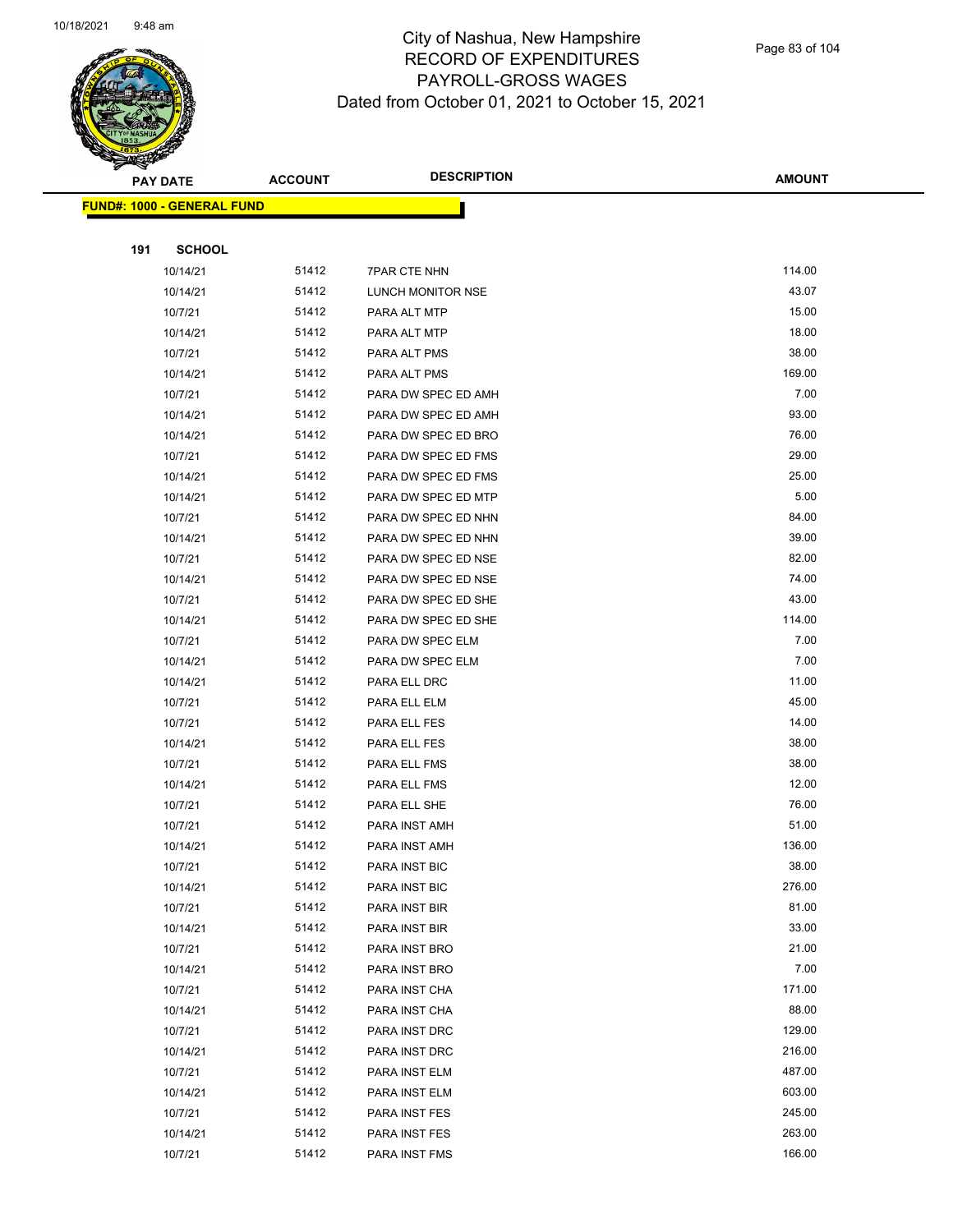# City of Nashua, New Hampshire
## RECORD OF EXPENDITURES
## PAYROLL-GROSS WAGES
## Dated from October 01, 2021 to October 15, 2021

| PAY DATE | ACCOUNT | DESCRIPTION | AMOUNT |
|---|---|---|---|
| **FUND#: 1000 - GENERAL FUND** | | | |
| **191 SCHOOL** | | | |
| 10/14/21 | 51412 | 7PAR CTE NHN | 114.00 |
| 10/14/21 | 51412 | LUNCH MONITOR NSE | 43.07 |
| 10/7/21 | 51412 | PARA ALT MTP | 15.00 |
| 10/14/21 | 51412 | PARA ALT MTP | 18.00 |
| 10/7/21 | 51412 | PARA ALT PMS | 38.00 |
| 10/14/21 | 51412 | PARA ALT PMS | 169.00 |
| 10/7/21 | 51412 | PARA DW SPEC ED AMH | 7.00 |
| 10/14/21 | 51412 | PARA DW SPEC ED AMH | 93.00 |
| 10/14/21 | 51412 | PARA DW SPEC ED BRO | 76.00 |
| 10/7/21 | 51412 | PARA DW SPEC ED FMS | 29.00 |
| 10/14/21 | 51412 | PARA DW SPEC ED FMS | 25.00 |
| 10/14/21 | 51412 | PARA DW SPEC ED MTP | 5.00 |
| 10/7/21 | 51412 | PARA DW SPEC ED NHN | 84.00 |
| 10/14/21 | 51412 | PARA DW SPEC ED NHN | 39.00 |
| 10/7/21 | 51412 | PARA DW SPEC ED NSE | 82.00 |
| 10/14/21 | 51412 | PARA DW SPEC ED NSE | 74.00 |
| 10/7/21 | 51412 | PARA DW SPEC ED SHE | 43.00 |
| 10/14/21 | 51412 | PARA DW SPEC ED SHE | 114.00 |
| 10/7/21 | 51412 | PARA DW SPEC ELM | 7.00 |
| 10/14/21 | 51412 | PARA DW SPEC ELM | 7.00 |
| 10/14/21 | 51412 | PARA ELL DRC | 11.00 |
| 10/7/21 | 51412 | PARA ELL ELM | 45.00 |
| 10/7/21 | 51412 | PARA ELL FES | 14.00 |
| 10/14/21 | 51412 | PARA ELL FES | 38.00 |
| 10/7/21 | 51412 | PARA ELL FMS | 38.00 |
| 10/14/21 | 51412 | PARA ELL FMS | 12.00 |
| 10/7/21 | 51412 | PARA ELL SHE | 76.00 |
| 10/7/21 | 51412 | PARA INST AMH | 51.00 |
| 10/14/21 | 51412 | PARA INST AMH | 136.00 |
| 10/7/21 | 51412 | PARA INST BIC | 38.00 |
| 10/14/21 | 51412 | PARA INST BIC | 276.00 |
| 10/7/21 | 51412 | PARA INST BIR | 81.00 |
| 10/14/21 | 51412 | PARA INST BIR | 33.00 |
| 10/7/21 | 51412 | PARA INST BRO | 21.00 |
| 10/14/21 | 51412 | PARA INST BRO | 7.00 |
| 10/7/21 | 51412 | PARA INST CHA | 171.00 |
| 10/14/21 | 51412 | PARA INST CHA | 88.00 |
| 10/7/21 | 51412 | PARA INST DRC | 129.00 |
| 10/14/21 | 51412 | PARA INST DRC | 216.00 |
| 10/7/21 | 51412 | PARA INST ELM | 487.00 |
| 10/14/21 | 51412 | PARA INST ELM | 603.00 |
| 10/7/21 | 51412 | PARA INST FES | 245.00 |
| 10/14/21 | 51412 | PARA INST FES | 263.00 |
| 10/7/21 | 51412 | PARA INST FMS | 166.00 |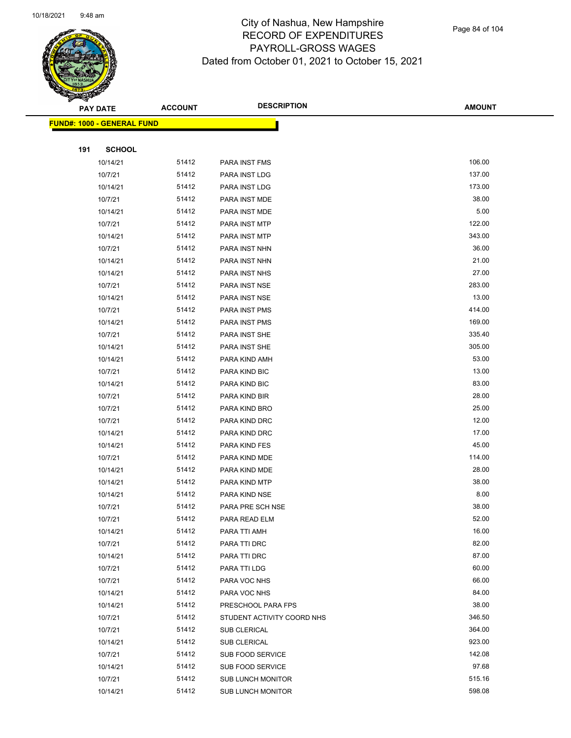City of Nashua, New Hampshire
RECORD OF EXPENDITURES
PAYROLL-GROSS WAGES
Dated from October 01, 2021 to October 15, 2021

**FUND#: 1000 - GENERAL FUND**

**191 SCHOOL**

| PAY DATE | ACCOUNT | DESCRIPTION | AMOUNT |
|---|---|---|---|
| 10/14/21 | 51412 | PARA INST FMS | 106.00 |
| 10/7/21 | 51412 | PARA INST LDG | 137.00 |
| 10/14/21 | 51412 | PARA INST LDG | 173.00 |
| 10/7/21 | 51412 | PARA INST MDE | 38.00 |
| 10/14/21 | 51412 | PARA INST MDE | 5.00 |
| 10/7/21 | 51412 | PARA INST MTP | 122.00 |
| 10/14/21 | 51412 | PARA INST MTP | 343.00 |
| 10/7/21 | 51412 | PARA INST NHN | 36.00 |
| 10/14/21 | 51412 | PARA INST NHN | 21.00 |
| 10/14/21 | 51412 | PARA INST NHS | 27.00 |
| 10/7/21 | 51412 | PARA INST NSE | 283.00 |
| 10/14/21 | 51412 | PARA INST NSE | 13.00 |
| 10/7/21 | 51412 | PARA INST PMS | 414.00 |
| 10/14/21 | 51412 | PARA INST PMS | 169.00 |
| 10/7/21 | 51412 | PARA INST SHE | 335.40 |
| 10/14/21 | 51412 | PARA INST SHE | 305.00 |
| 10/14/21 | 51412 | PARA KIND AMH | 53.00 |
| 10/7/21 | 51412 | PARA KIND BIC | 13.00 |
| 10/14/21 | 51412 | PARA KIND BIC | 83.00 |
| 10/7/21 | 51412 | PARA KIND BIR | 28.00 |
| 10/7/21 | 51412 | PARA KIND BRO | 25.00 |
| 10/7/21 | 51412 | PARA KIND DRC | 12.00 |
| 10/14/21 | 51412 | PARA KIND DRC | 17.00 |
| 10/14/21 | 51412 | PARA KIND FES | 45.00 |
| 10/7/21 | 51412 | PARA KIND MDE | 114.00 |
| 10/14/21 | 51412 | PARA KIND MDE | 28.00 |
| 10/14/21 | 51412 | PARA KIND MTP | 38.00 |
| 10/14/21 | 51412 | PARA KIND NSE | 8.00 |
| 10/7/21 | 51412 | PARA PRE SCH NSE | 38.00 |
| 10/7/21 | 51412 | PARA READ ELM | 52.00 |
| 10/14/21 | 51412 | PARA TTI AMH | 16.00 |
| 10/7/21 | 51412 | PARA TTI DRC | 82.00 |
| 10/14/21 | 51412 | PARA TTI DRC | 87.00 |
| 10/7/21 | 51412 | PARA TTI LDG | 60.00 |
| 10/7/21 | 51412 | PARA VOC NHS | 66.00 |
| 10/14/21 | 51412 | PARA VOC NHS | 84.00 |
| 10/14/21 | 51412 | PRESCHOOL PARA FPS | 38.00 |
| 10/7/21 | 51412 | STUDENT ACTIVITY COORD NHS | 346.50 |
| 10/7/21 | 51412 | SUB CLERICAL | 364.00 |
| 10/14/21 | 51412 | SUB CLERICAL | 923.00 |
| 10/7/21 | 51412 | SUB FOOD SERVICE | 142.08 |
| 10/14/21 | 51412 | SUB FOOD SERVICE | 97.68 |
| 10/7/21 | 51412 | SUB LUNCH MONITOR | 515.16 |
| 10/14/21 | 51412 | SUB LUNCH MONITOR | 598.08 |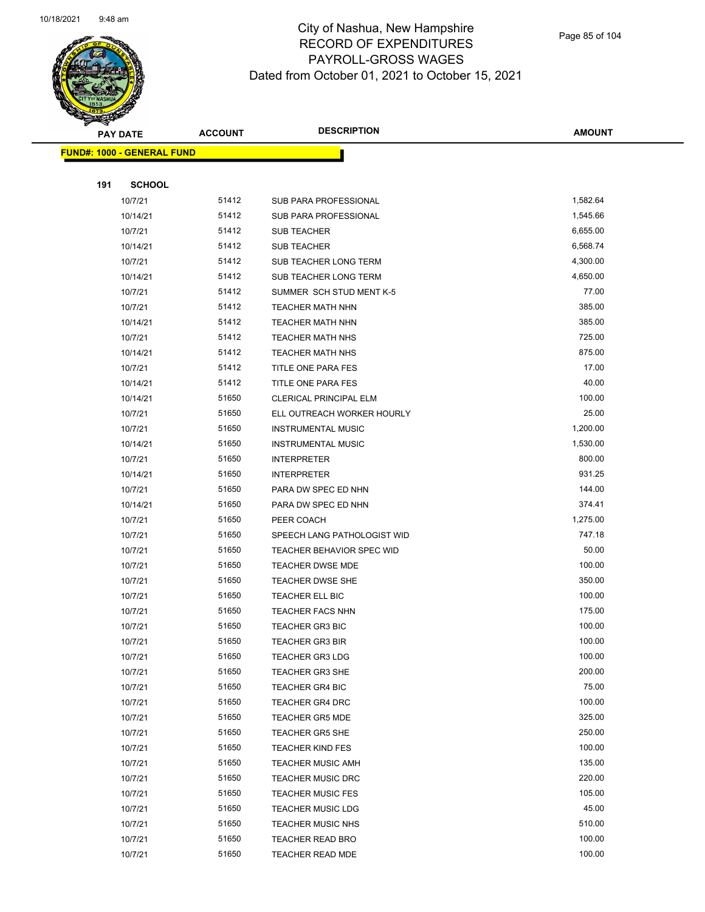City of Nashua, New Hampshire
RECORD OF EXPENDITURES
PAYROLL-GROSS WAGES
Dated from October 01, 2021 to October 15, 2021

| PAY DATE | ACCOUNT | DESCRIPTION | AMOUNT |
|---|---|---|---|
| **FUND#: 1000 - GENERAL FUND** | | | |
| **191 SCHOOL** | | | |
| 10/7/21 | 51412 | SUB PARA PROFESSIONAL | 1,582.64 |
| 10/14/21 | 51412 | SUB PARA PROFESSIONAL | 1,545.66 |
| 10/7/21 | 51412 | SUB TEACHER | 6,655.00 |
| 10/14/21 | 51412 | SUB TEACHER | 6,568.74 |
| 10/7/21 | 51412 | SUB TEACHER LONG TERM | 4,300.00 |
| 10/14/21 | 51412 | SUB TEACHER LONG TERM | 4,650.00 |
| 10/7/21 | 51412 | SUMMER SCH STUD MENT K-5 | 77.00 |
| 10/7/21 | 51412 | TEACHER MATH NHN | 385.00 |
| 10/14/21 | 51412 | TEACHER MATH NHN | 385.00 |
| 10/7/21 | 51412 | TEACHER MATH NHS | 725.00 |
| 10/14/21 | 51412 | TEACHER MATH NHS | 875.00 |
| 10/7/21 | 51412 | TITLE ONE PARA FES | 17.00 |
| 10/14/21 | 51412 | TITLE ONE PARA FES | 40.00 |
| 10/14/21 | 51650 | CLERICAL PRINCIPAL ELM | 100.00 |
| 10/7/21 | 51650 | ELL OUTREACH WORKER HOURLY | 25.00 |
| 10/7/21 | 51650 | INSTRUMENTAL MUSIC | 1,200.00 |
| 10/14/21 | 51650 | INSTRUMENTAL MUSIC | 1,530.00 |
| 10/7/21 | 51650 | INTERPRETER | 800.00 |
| 10/14/21 | 51650 | INTERPRETER | 931.25 |
| 10/7/21 | 51650 | PARA DW SPEC ED NHN | 144.00 |
| 10/14/21 | 51650 | PARA DW SPEC ED NHN | 374.41 |
| 10/7/21 | 51650 | PEER COACH | 1,275.00 |
| 10/7/21 | 51650 | SPEECH LANG PATHOLOGIST WID | 747.18 |
| 10/7/21 | 51650 | TEACHER BEHAVIOR SPEC WID | 50.00 |
| 10/7/21 | 51650 | TEACHER DWSE MDE | 100.00 |
| 10/7/21 | 51650 | TEACHER DWSE SHE | 350.00 |
| 10/7/21 | 51650 | TEACHER ELL BIC | 100.00 |
| 10/7/21 | 51650 | TEACHER FACS NHN | 175.00 |
| 10/7/21 | 51650 | TEACHER GR3 BIC | 100.00 |
| 10/7/21 | 51650 | TEACHER GR3 BIR | 100.00 |
| 10/7/21 | 51650 | TEACHER GR3 LDG | 100.00 |
| 10/7/21 | 51650 | TEACHER GR3 SHE | 200.00 |
| 10/7/21 | 51650 | TEACHER GR4 BIC | 75.00 |
| 10/7/21 | 51650 | TEACHER GR4 DRC | 100.00 |
| 10/7/21 | 51650 | TEACHER GR5 MDE | 325.00 |
| 10/7/21 | 51650 | TEACHER GR5 SHE | 250.00 |
| 10/7/21 | 51650 | TEACHER KIND FES | 100.00 |
| 10/7/21 | 51650 | TEACHER MUSIC AMH | 135.00 |
| 10/7/21 | 51650 | TEACHER MUSIC DRC | 220.00 |
| 10/7/21 | 51650 | TEACHER MUSIC FES | 105.00 |
| 10/7/21 | 51650 | TEACHER MUSIC LDG | 45.00 |
| 10/7/21 | 51650 | TEACHER MUSIC NHS | 510.00 |
| 10/7/21 | 51650 | TEACHER READ BRO | 100.00 |
| 10/7/21 | 51650 | TEACHER READ MDE | 100.00 |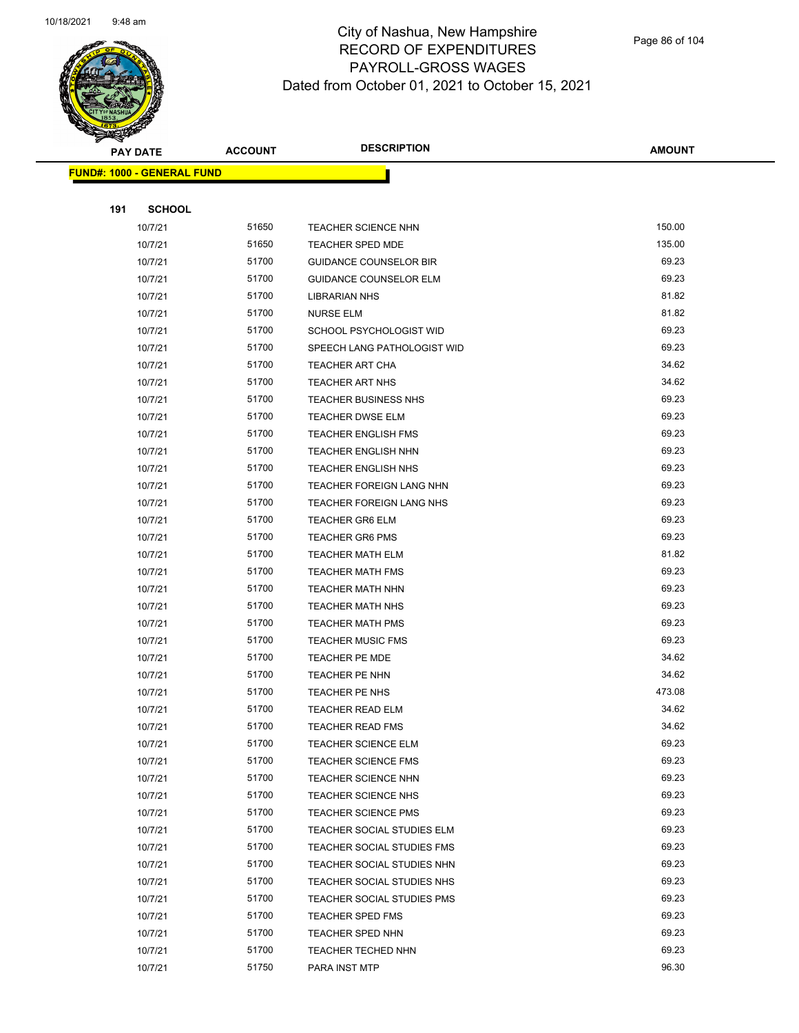# City of Nashua, New Hampshire
## RECORD OF EXPENDITURES
## PAYROLL-GROSS WAGES
### Dated from October 01, 2021 to October 15, 2021

**FUND#: 1000 - GENERAL FUND**

**191 SCHOOL**

| PAY DATE | ACCOUNT | DESCRIPTION | AMOUNT |
|---|---|---|---|
| 10/7/21 | 51650 | TEACHER SCIENCE NHN | 150.00 |
| 10/7/21 | 51650 | TEACHER SPED MDE | 135.00 |
| 10/7/21 | 51700 | GUIDANCE COUNSELOR BIR | 69.23 |
| 10/7/21 | 51700 | GUIDANCE COUNSELOR ELM | 69.23 |
| 10/7/21 | 51700 | LIBRARIAN NHS | 81.82 |
| 10/7/21 | 51700 | NURSE ELM | 81.82 |
| 10/7/21 | 51700 | SCHOOL PSYCHOLOGIST WID | 69.23 |
| 10/7/21 | 51700 | SPEECH LANG PATHOLOGIST WID | 69.23 |
| 10/7/21 | 51700 | TEACHER ART CHA | 34.62 |
| 10/7/21 | 51700 | TEACHER ART NHS | 34.62 |
| 10/7/21 | 51700 | TEACHER BUSINESS NHS | 69.23 |
| 10/7/21 | 51700 | TEACHER DWSE ELM | 69.23 |
| 10/7/21 | 51700 | TEACHER ENGLISH FMS | 69.23 |
| 10/7/21 | 51700 | TEACHER ENGLISH NHN | 69.23 |
| 10/7/21 | 51700 | TEACHER ENGLISH NHS | 69.23 |
| 10/7/21 | 51700 | TEACHER FOREIGN LANG NHN | 69.23 |
| 10/7/21 | 51700 | TEACHER FOREIGN LANG NHS | 69.23 |
| 10/7/21 | 51700 | TEACHER GR6 ELM | 69.23 |
| 10/7/21 | 51700 | TEACHER GR6 PMS | 69.23 |
| 10/7/21 | 51700 | TEACHER MATH ELM | 81.82 |
| 10/7/21 | 51700 | TEACHER MATH FMS | 69.23 |
| 10/7/21 | 51700 | TEACHER MATH NHN | 69.23 |
| 10/7/21 | 51700 | TEACHER MATH NHS | 69.23 |
| 10/7/21 | 51700 | TEACHER MATH PMS | 69.23 |
| 10/7/21 | 51700 | TEACHER MUSIC FMS | 69.23 |
| 10/7/21 | 51700 | TEACHER PE MDE | 34.62 |
| 10/7/21 | 51700 | TEACHER PE NHN | 34.62 |
| 10/7/21 | 51700 | TEACHER PE NHS | 473.08 |
| 10/7/21 | 51700 | TEACHER READ ELM | 34.62 |
| 10/7/21 | 51700 | TEACHER READ FMS | 34.62 |
| 10/7/21 | 51700 | TEACHER SCIENCE ELM | 69.23 |
| 10/7/21 | 51700 | TEACHER SCIENCE FMS | 69.23 |
| 10/7/21 | 51700 | TEACHER SCIENCE NHN | 69.23 |
| 10/7/21 | 51700 | TEACHER SCIENCE NHS | 69.23 |
| 10/7/21 | 51700 | TEACHER SCIENCE PMS | 69.23 |
| 10/7/21 | 51700 | TEACHER SOCIAL STUDIES ELM | 69.23 |
| 10/7/21 | 51700 | TEACHER SOCIAL STUDIES FMS | 69.23 |
| 10/7/21 | 51700 | TEACHER SOCIAL STUDIES NHN | 69.23 |
| 10/7/21 | 51700 | TEACHER SOCIAL STUDIES NHS | 69.23 |
| 10/7/21 | 51700 | TEACHER SOCIAL STUDIES PMS | 69.23 |
| 10/7/21 | 51700 | TEACHER SPED FMS | 69.23 |
| 10/7/21 | 51700 | TEACHER SPED NHN | 69.23 |
| 10/7/21 | 51700 | TEACHER TECHED NHN | 69.23 |
| 10/7/21 | 51750 | PARA INST MTP | 96.30 |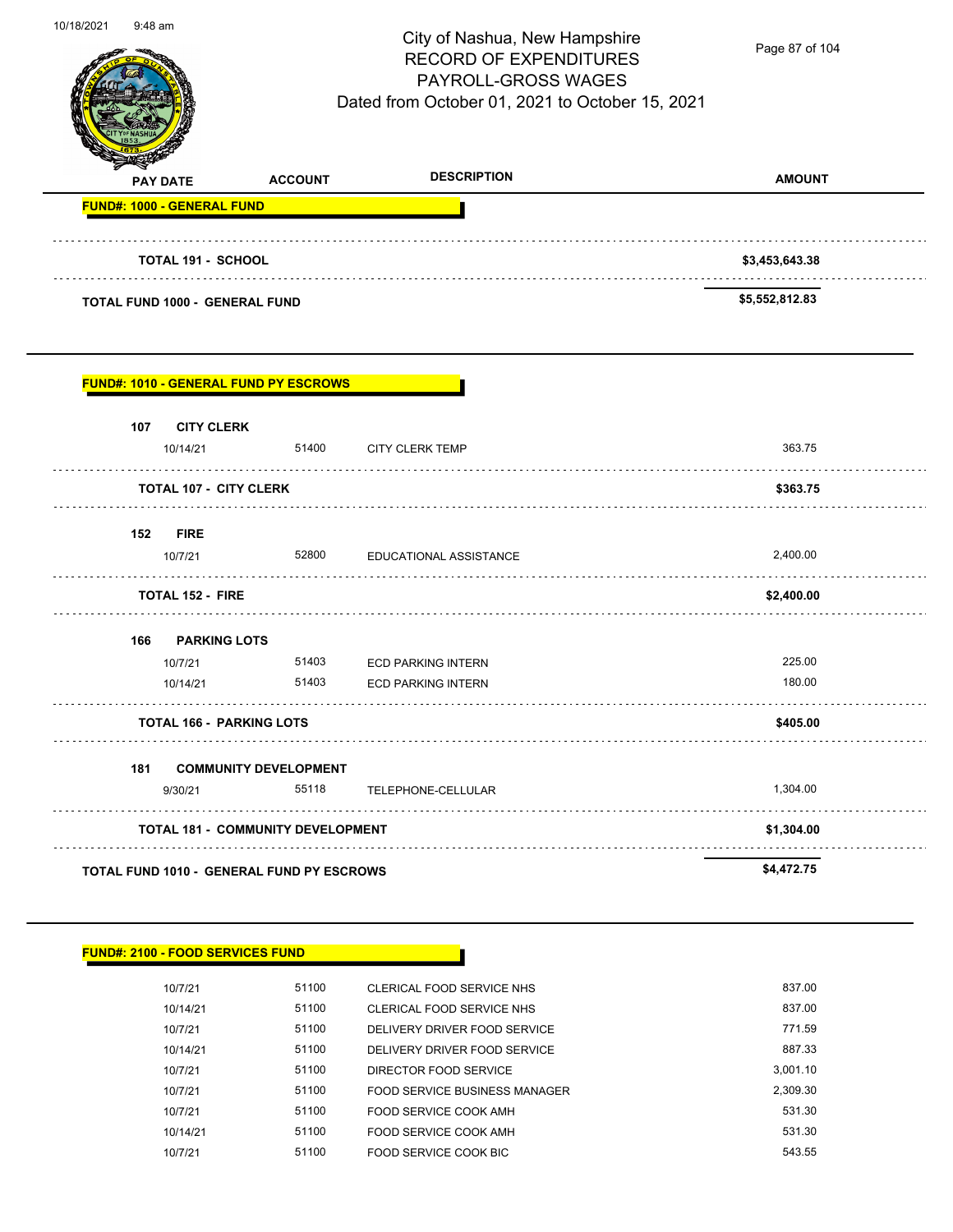| PAY DATE | ACCOUNT | DESCRIPTION | AMOUNT |
|---|---|---|---|
| **FUND#: 1000 - GENERAL FUND** | | | |
| **TOTAL 191 - SCHOOL** | | | **$3,453,643.38** |
| **TOTAL FUND 1000 - GENERAL FUND** | | | **$5,552,812.83** |

| PAY DATE | ACCOUNT | DESCRIPTION | AMOUNT |
|---|---|---|---|
| **FUND#: 1010 - GENERAL FUND PY ESCROWS** | | | |
| **107 CITY CLERK** | | | |
| 10/14/21 | 51400 | CITY CLERK TEMP | 363.75 |
| **TOTAL 107 - CITY CLERK** | | | **$363.75** |
| **152 FIRE** | | | |
| 10/7/21 | 52800 | EDUCATIONAL ASSISTANCE | 2,400.00 |
| **TOTAL 152 - FIRE** | | | **$2,400.00** |
| **166 PARKING LOTS** | | | |
| 10/7/21 | 51403 | ECD PARKING INTERN | 225.00 |
| 10/14/21 | 51403 | ECD PARKING INTERN | 180.00 |
| **TOTAL 166 - PARKING LOTS** | | | **$405.00** |
| **181 COMMUNITY DEVELOPMENT** | | | |
| 9/30/21 | 55118 | TELEPHONE-CELLULAR | 1,304.00 |
| **TOTAL 181 - COMMUNITY DEVELOPMENT** | | | **$1,304.00** |
| **TOTAL FUND 1010 - GENERAL FUND PY ESCROWS** | | | **$4,472.75** |

| PAY DATE | ACCOUNT | DESCRIPTION | AMOUNT |
|---|---|---|---|
| **FUND#: 2100 - FOOD SERVICES FUND** | | | |
| 10/7/21 | 51100 | CLERICAL FOOD SERVICE NHS | 837.00 |
| 10/14/21 | 51100 | CLERICAL FOOD SERVICE NHS | 837.00 |
| 10/7/21 | 51100 | DELIVERY DRIVER FOOD SERVICE | 771.59 |
| 10/14/21 | 51100 | DELIVERY DRIVER FOOD SERVICE | 887.33 |
| 10/7/21 | 51100 | DIRECTOR FOOD SERVICE | 3,001.10 |
| 10/7/21 | 51100 | FOOD SERVICE BUSINESS MANAGER | 2,309.30 |
| 10/7/21 | 51100 | FOOD SERVICE COOK AMH | 531.30 |
| 10/14/21 | 51100 | FOOD SERVICE COOK AMH | 531.30 |
| 10/7/21 | 51100 | FOOD SERVICE COOK BIC | 543.55 |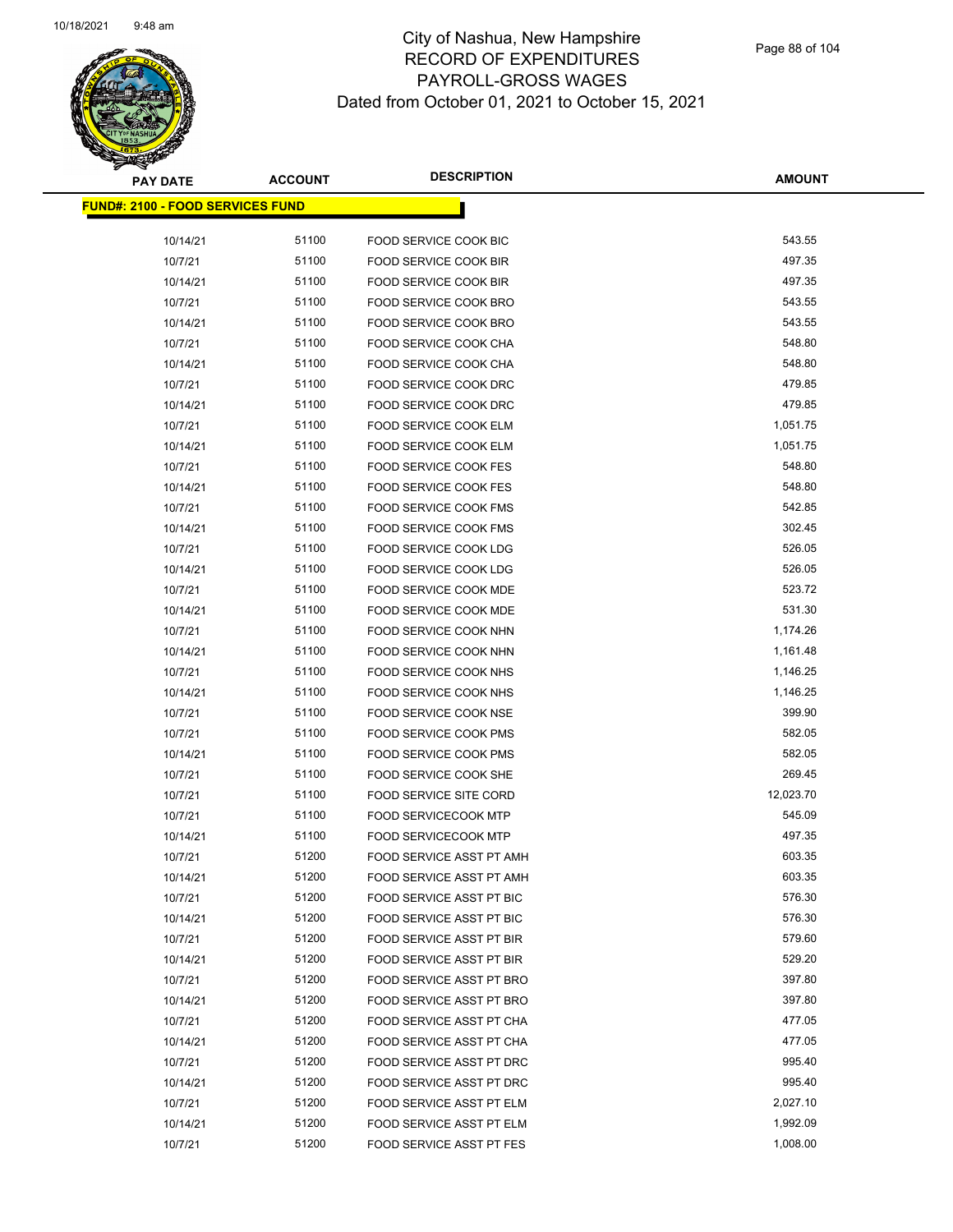# City of Nashua, New Hampshire
## RECORD OF EXPENDITURES
## PAYROLL-GROSS WAGES
### Dated from October 01, 2021 to October 15, 2021

| PAY DATE | ACCOUNT | DESCRIPTION | AMOUNT |
|---|---|---|---|
| **FUND#: 2100 - FOOD SERVICES FUND** | | | |
| 10/14/21 | 51100 | FOOD SERVICE COOK BIC | 543.55 |
| 10/7/21 | 51100 | FOOD SERVICE COOK BIR | 497.35 |
| 10/14/21 | 51100 | FOOD SERVICE COOK BIR | 497.35 |
| 10/7/21 | 51100 | FOOD SERVICE COOK BRO | 543.55 |
| 10/14/21 | 51100 | FOOD SERVICE COOK BRO | 543.55 |
| 10/7/21 | 51100 | FOOD SERVICE COOK CHA | 548.80 |
| 10/14/21 | 51100 | FOOD SERVICE COOK CHA | 548.80 |
| 10/7/21 | 51100 | FOOD SERVICE COOK DRC | 479.85 |
| 10/14/21 | 51100 | FOOD SERVICE COOK DRC | 479.85 |
| 10/7/21 | 51100 | FOOD SERVICE COOK ELM | 1,051.75 |
| 10/14/21 | 51100 | FOOD SERVICE COOK ELM | 1,051.75 |
| 10/7/21 | 51100 | FOOD SERVICE COOK FES | 548.80 |
| 10/14/21 | 51100 | FOOD SERVICE COOK FES | 548.80 |
| 10/7/21 | 51100 | FOOD SERVICE COOK FMS | 542.85 |
| 10/14/21 | 51100 | FOOD SERVICE COOK FMS | 302.45 |
| 10/7/21 | 51100 | FOOD SERVICE COOK LDG | 526.05 |
| 10/14/21 | 51100 | FOOD SERVICE COOK LDG | 526.05 |
| 10/7/21 | 51100 | FOOD SERVICE COOK MDE | 523.72 |
| 10/14/21 | 51100 | FOOD SERVICE COOK MDE | 531.30 |
| 10/7/21 | 51100 | FOOD SERVICE COOK NHN | 1,174.26 |
| 10/14/21 | 51100 | FOOD SERVICE COOK NHN | 1,161.48 |
| 10/7/21 | 51100 | FOOD SERVICE COOK NHS | 1,146.25 |
| 10/14/21 | 51100 | FOOD SERVICE COOK NHS | 1,146.25 |
| 10/7/21 | 51100 | FOOD SERVICE COOK NSE | 399.90 |
| 10/7/21 | 51100 | FOOD SERVICE COOK PMS | 582.05 |
| 10/14/21 | 51100 | FOOD SERVICE COOK PMS | 582.05 |
| 10/7/21 | 51100 | FOOD SERVICE COOK SHE | 269.45 |
| 10/7/21 | 51100 | FOOD SERVICE SITE CORD | 12,023.70 |
| 10/7/21 | 51100 | FOOD SERVICECOOK MTP | 545.09 |
| 10/14/21 | 51100 | FOOD SERVICECOOK MTP | 497.35 |
| 10/7/21 | 51200 | FOOD SERVICE ASST PT AMH | 603.35 |
| 10/14/21 | 51200 | FOOD SERVICE ASST PT AMH | 603.35 |
| 10/7/21 | 51200 | FOOD SERVICE ASST PT BIC | 576.30 |
| 10/14/21 | 51200 | FOOD SERVICE ASST PT BIC | 576.30 |
| 10/7/21 | 51200 | FOOD SERVICE ASST PT BIR | 579.60 |
| 10/14/21 | 51200 | FOOD SERVICE ASST PT BIR | 529.20 |
| 10/7/21 | 51200 | FOOD SERVICE ASST PT BRO | 397.80 |
| 10/14/21 | 51200 | FOOD SERVICE ASST PT BRO | 397.80 |
| 10/7/21 | 51200 | FOOD SERVICE ASST PT CHA | 477.05 |
| 10/14/21 | 51200 | FOOD SERVICE ASST PT CHA | 477.05 |
| 10/7/21 | 51200 | FOOD SERVICE ASST PT DRC | 995.40 |
| 10/14/21 | 51200 | FOOD SERVICE ASST PT DRC | 995.40 |
| 10/7/21 | 51200 | FOOD SERVICE ASST PT ELM | 2,027.10 |
| 10/14/21 | 51200 | FOOD SERVICE ASST PT ELM | 1,992.09 |
| 10/7/21 | 51200 | FOOD SERVICE ASST PT FES | 1,008.00 |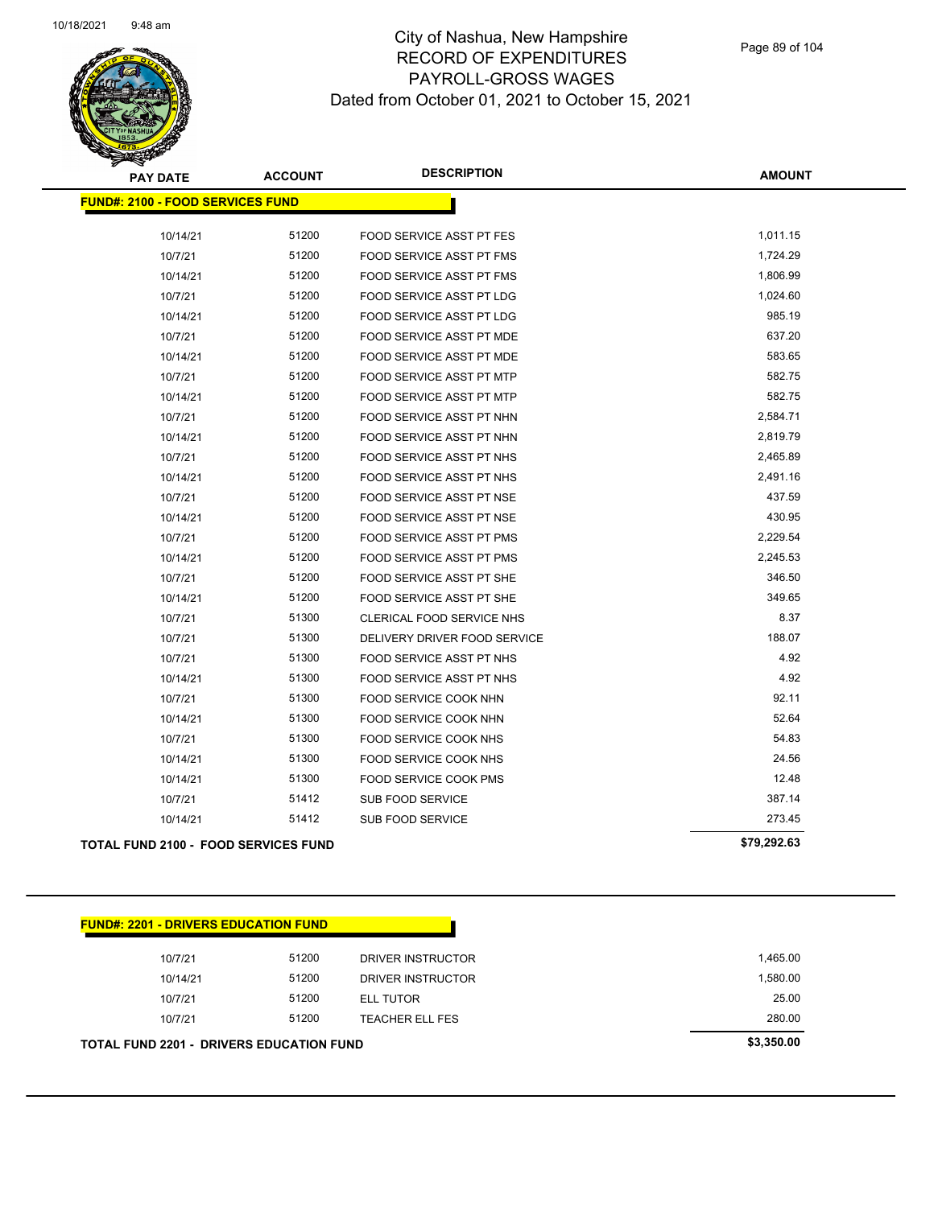# City of Nashua, New Hampshire
## RECORD OF EXPENDITURES
## PAYROLL-GROSS WAGES
### Dated from October 01, 2021 to October 15, 2021

| PAY DATE | ACCOUNT | DESCRIPTION | AMOUNT |
|---|---|---|---|
| **FUND#: 2100 - FOOD SERVICES FUND** | | | |
| 10/14/21 | 51200 | FOOD SERVICE ASST PT FES | 1,011.15 |
| 10/7/21 | 51200 | FOOD SERVICE ASST PT FMS | 1,724.29 |
| 10/14/21 | 51200 | FOOD SERVICE ASST PT FMS | 1,806.99 |
| 10/7/21 | 51200 | FOOD SERVICE ASST PT LDG | 1,024.60 |
| 10/14/21 | 51200 | FOOD SERVICE ASST PT LDG | 985.19 |
| 10/7/21 | 51200 | FOOD SERVICE ASST PT MDE | 637.20 |
| 10/14/21 | 51200 | FOOD SERVICE ASST PT MDE | 583.65 |
| 10/7/21 | 51200 | FOOD SERVICE ASST PT MTP | 582.75 |
| 10/14/21 | 51200 | FOOD SERVICE ASST PT MTP | 582.75 |
| 10/7/21 | 51200 | FOOD SERVICE ASST PT NHN | 2,584.71 |
| 10/14/21 | 51200 | FOOD SERVICE ASST PT NHN | 2,819.79 |
| 10/7/21 | 51200 | FOOD SERVICE ASST PT NHS | 2,465.89 |
| 10/14/21 | 51200 | FOOD SERVICE ASST PT NHS | 2,491.16 |
| 10/7/21 | 51200 | FOOD SERVICE ASST PT NSE | 437.59 |
| 10/14/21 | 51200 | FOOD SERVICE ASST PT NSE | 430.95 |
| 10/7/21 | 51200 | FOOD SERVICE ASST PT PMS | 2,229.54 |
| 10/14/21 | 51200 | FOOD SERVICE ASST PT PMS | 2,245.53 |
| 10/7/21 | 51200 | FOOD SERVICE ASST PT SHE | 346.50 |
| 10/14/21 | 51200 | FOOD SERVICE ASST PT SHE | 349.65 |
| 10/7/21 | 51300 | CLERICAL FOOD SERVICE NHS | 8.37 |
| 10/7/21 | 51300 | DELIVERY DRIVER FOOD SERVICE | 188.07 |
| 10/7/21 | 51300 | FOOD SERVICE ASST PT NHS | 4.92 |
| 10/14/21 | 51300 | FOOD SERVICE ASST PT NHS | 4.92 |
| 10/7/21 | 51300 | FOOD SERVICE COOK NHN | 92.11 |
| 10/14/21 | 51300 | FOOD SERVICE COOK NHN | 52.64 |
| 10/7/21 | 51300 | FOOD SERVICE COOK NHS | 54.83 |
| 10/14/21 | 51300 | FOOD SERVICE COOK NHS | 24.56 |
| 10/14/21 | 51300 | FOOD SERVICE COOK PMS | 12.48 |
| 10/7/21 | 51412 | SUB FOOD SERVICE | 387.14 |
| 10/14/21 | 51412 | SUB FOOD SERVICE | 273.45 |
| **TOTAL FUND 2100 - FOOD SERVICES FUND** | | | **$79,292.63** |

| PAY DATE | ACCOUNT | DESCRIPTION | AMOUNT |
|---|---|---|---|
| **FUND#: 2201 - DRIVERS EDUCATION FUND** | | | |
| 10/7/21 | 51200 | DRIVER INSTRUCTOR | 1,465.00 |
| 10/14/21 | 51200 | DRIVER INSTRUCTOR | 1,580.00 |
| 10/7/21 | 51200 | ELL TUTOR | 25.00 |
| 10/7/21 | 51200 | TEACHER ELL FES | 280.00 |
| **TOTAL FUND 2201 - DRIVERS EDUCATION FUND** | | | **$3,350.00** |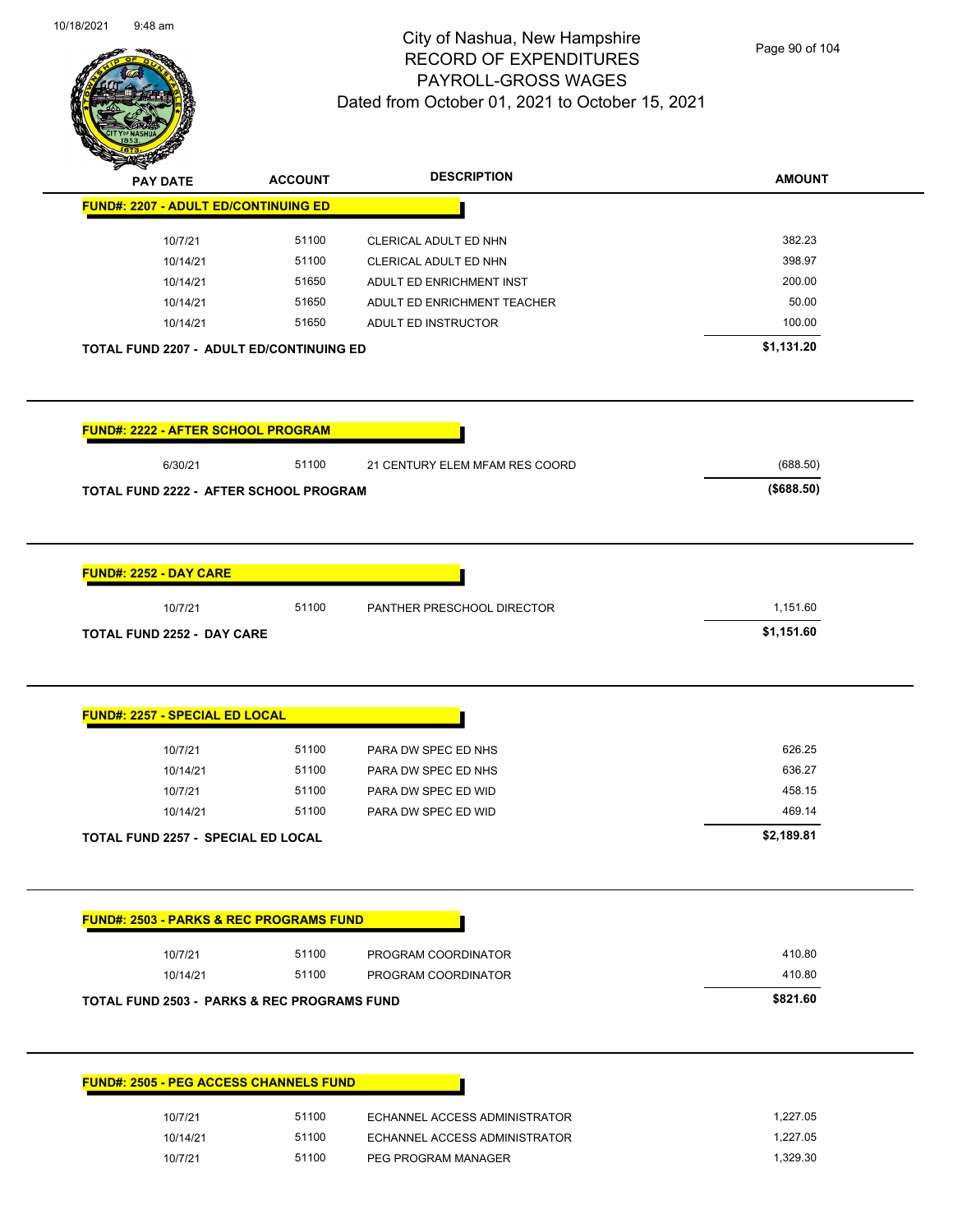# City of Nashua, New Hampshire
## RECORD OF EXPENDITURES
## PAYROLL-GROSS WAGES
### Dated from October 01, 2021 to October 15, 2021

| PAY DATE | ACCOUNT | DESCRIPTION | AMOUNT |
|---|---|---|---|
| **FUND#: 2207 - ADULT ED/CONTINUING ED** | | | |
| 10/7/21 | 51100 | CLERICAL ADULT ED NHN | 382.23 |
| 10/14/21 | 51100 | CLERICAL ADULT ED NHN | 398.97 |
| 10/14/21 | 51650 | ADULT ED ENRICHMENT INST | 200.00 |
| 10/14/21 | 51650 | ADULT ED ENRICHMENT TEACHER | 50.00 |
| 10/14/21 | 51650 | ADULT ED INSTRUCTOR | 100.00 |
| **TOTAL FUND 2207 - ADULT ED/CONTINUING ED** | | | **$1,131.20** |
| **FUND#: 2222 - AFTER SCHOOL PROGRAM** | | | |
| 6/30/21 | 51100 | 21 CENTURY ELEM MFAM RES COORD | (688.50) |
| **TOTAL FUND 2222 - AFTER SCHOOL PROGRAM** | | | **($688.50)** |
| **FUND#: 2252 - DAY CARE** | | | |
| 10/7/21 | 51100 | PANTHER PRESCHOOL DIRECTOR | 1,151.60 |
| **TOTAL FUND 2252 - DAY CARE** | | | **$1,151.60** |
| **FUND#: 2257 - SPECIAL ED LOCAL** | | | |
| 10/7/21 | 51100 | PARA DW SPEC ED NHS | 626.25 |
| 10/14/21 | 51100 | PARA DW SPEC ED NHS | 636.27 |
| 10/7/21 | 51100 | PARA DW SPEC ED WID | 458.15 |
| 10/14/21 | 51100 | PARA DW SPEC ED WID | 469.14 |
| **TOTAL FUND 2257 - SPECIAL ED LOCAL** | | | **$2,189.81** |
| **FUND#: 2503 - PARKS & REC PROGRAMS FUND** | | | |
| 10/7/21 | 51100 | PROGRAM COORDINATOR | 410.80 |
| 10/14/21 | 51100 | PROGRAM COORDINATOR | 410.80 |
| **TOTAL FUND 2503 - PARKS & REC PROGRAMS FUND** | | | **$821.60** |
| **FUND#: 2505 - PEG ACCESS CHANNELS FUND** | | | |
| 10/7/21 | 51100 | ECHANNEL ACCESS ADMINISTRATOR | 1,227.05 |
| 10/14/21 | 51100 | ECHANNEL ACCESS ADMINISTRATOR | 1,227.05 |
| 10/7/21 | 51100 | PEG PROGRAM MANAGER | 1,329.30 |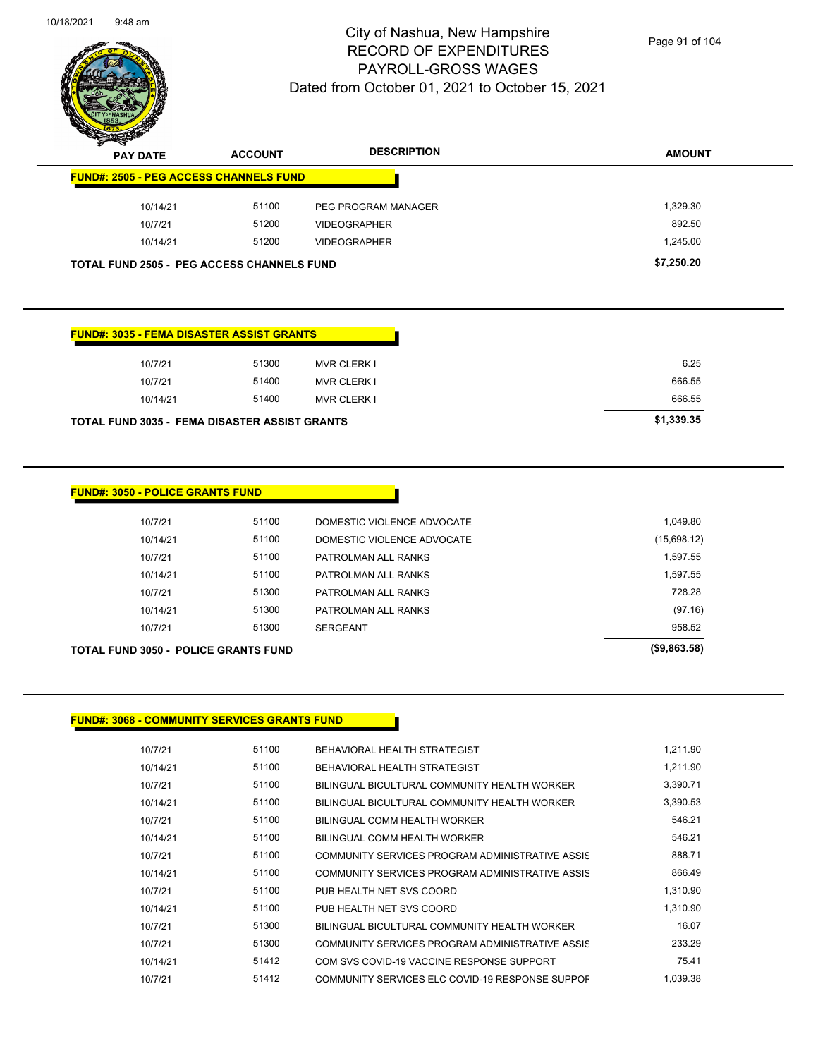# City of Nashua, New Hampshire
## RECORD OF EXPENDITURES
## PAYROLL-GROSS WAGES
### Dated from October 01, 2021 to October 15, 2021

**FUND#: 2505 - PEG ACCESS CHANNELS FUND**

| PAY DATE | ACCOUNT | DESCRIPTION | AMOUNT |
|---|---|---|---|
| 10/14/21 | 51100 | PEG PROGRAM MANAGER | 1,329.30 |
| 10/7/21 | 51200 | VIDEOGRAPHER | 892.50 |
| 10/14/21 | 51200 | VIDEOGRAPHER | 1,245.00 |
| **TOTAL FUND 2505 - PEG ACCESS CHANNELS FUND** | | | **$7,250.20** |

**FUND#: 3035 - FEMA DISASTER ASSIST GRANTS**

| PAY DATE | ACCOUNT | DESCRIPTION | AMOUNT |
|---|---|---|---|
| 10/7/21 | 51300 | MVR CLERK I | 6.25 |
| 10/7/21 | 51400 | MVR CLERK I | 666.55 |
| 10/14/21 | 51400 | MVR CLERK I | 666.55 |
| **TOTAL FUND 3035 - FEMA DISASTER ASSIST GRANTS** | | | **$1,339.35** |

**FUND#: 3050 - POLICE GRANTS FUND**

| PAY DATE | ACCOUNT | DESCRIPTION | AMOUNT |
|---|---|---|---|
| 10/7/21 | 51100 | DOMESTIC VIOLENCE ADVOCATE | 1,049.80 |
| 10/14/21 | 51100 | DOMESTIC VIOLENCE ADVOCATE | (15,698.12) |
| 10/7/21 | 51100 | PATROLMAN ALL RANKS | 1,597.55 |
| 10/14/21 | 51100 | PATROLMAN ALL RANKS | 1,597.55 |
| 10/7/21 | 51300 | PATROLMAN ALL RANKS | 728.28 |
| 10/14/21 | 51300 | PATROLMAN ALL RANKS | (97.16) |
| 10/7/21 | 51300 | SERGEANT | 958.52 |
| **TOTAL FUND 3050 - POLICE GRANTS FUND** | | | **($9,863.58)** |

**FUND#: 3068 - COMMUNITY SERVICES GRANTS FUND**

| PAY DATE | ACCOUNT | DESCRIPTION | AMOUNT |
|---|---|---|---|
| 10/7/21 | 51100 | BEHAVIORAL HEALTH STRATEGIST | 1,211.90 |
| 10/14/21 | 51100 | BEHAVIORAL HEALTH STRATEGIST | 1,211.90 |
| 10/7/21 | 51100 | BILINGUAL BICULTURAL COMMUNITY HEALTH WORKER | 3,390.71 |
| 10/14/21 | 51100 | BILINGUAL BICULTURAL COMMUNITY HEALTH WORKER | 3,390.53 |
| 10/7/21 | 51100 | BILINGUAL COMM HEALTH WORKER | 546.21 |
| 10/14/21 | 51100 | BILINGUAL COMM HEALTH WORKER | 546.21 |
| 10/7/21 | 51100 | COMMUNITY SERVICES PROGRAM ADMINISTRATIVE ASSIS | 888.71 |
| 10/14/21 | 51100 | COMMUNITY SERVICES PROGRAM ADMINISTRATIVE ASSIS | 866.49 |
| 10/7/21 | 51100 | PUB HEALTH NET SVS COORD | 1,310.90 |
| 10/14/21 | 51100 | PUB HEALTH NET SVS COORD | 1,310.90 |
| 10/7/21 | 51300 | BILINGUAL BICULTURAL COMMUNITY HEALTH WORKER | 16.07 |
| 10/7/21 | 51300 | COMMUNITY SERVICES PROGRAM ADMINISTRATIVE ASSIS | 233.29 |
| 10/14/21 | 51412 | COM SVS COVID-19 VACCINE RESPONSE SUPPORT | 75.41 |
| 10/7/21 | 51412 | COMMUNITY SERVICES ELC COVID-19 RESPONSE SUPPOF | 1,039.38 |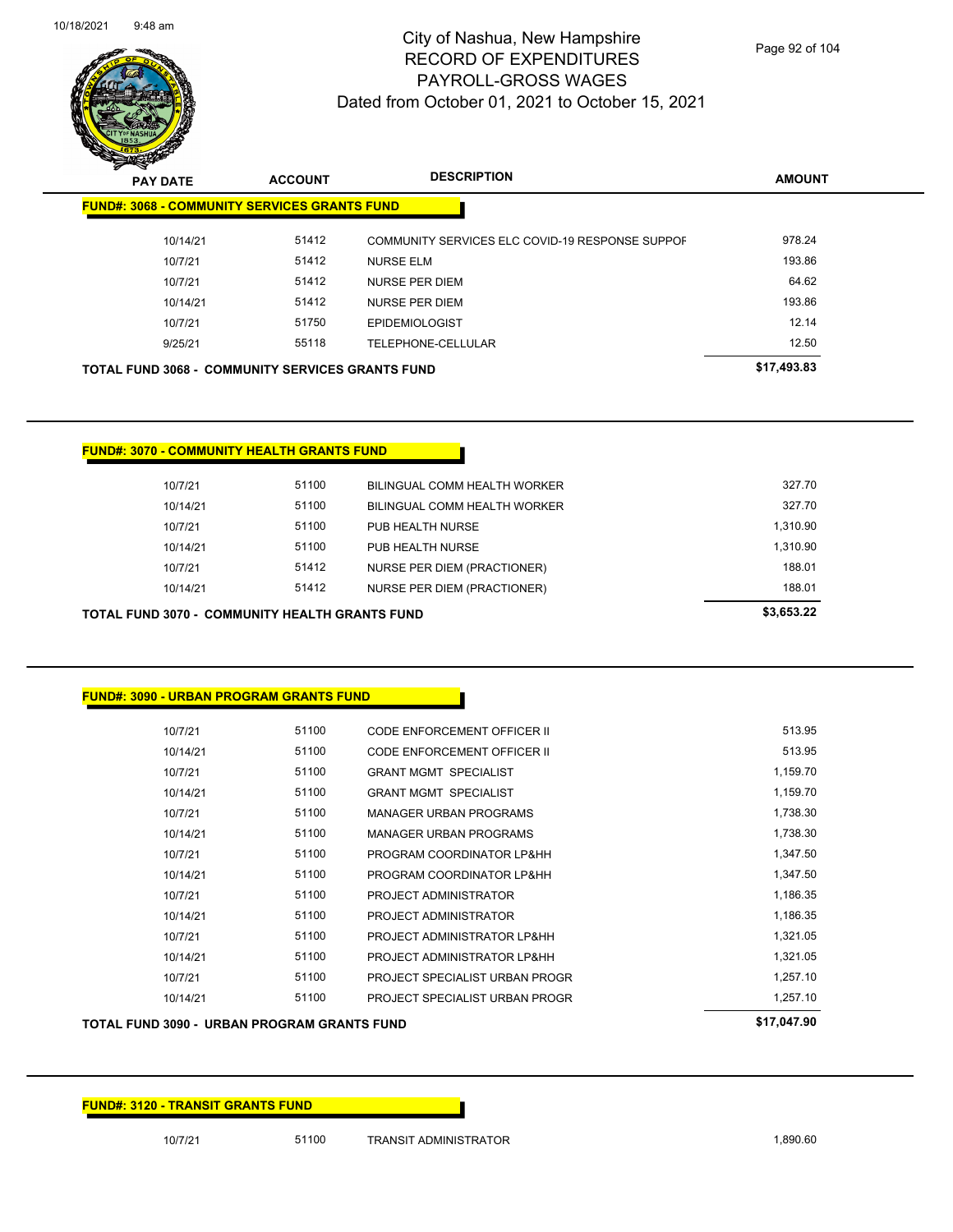# City of Nashua, New Hampshire
## RECORD OF EXPENDITURES
## PAYROLL-GROSS WAGES
### Dated from October 01, 2021 to October 15, 2021

| PAY DATE | ACCOUNT | DESCRIPTION | AMOUNT |
|---|---|---|---|
| **FUND#: 3068 - COMMUNITY SERVICES GRANTS FUND** | | | |
| 10/14/21 | 51412 | COMMUNITY SERVICES ELC COVID-19 RESPONSE SUPPOF | 978.24 |
| 10/7/21 | 51412 | NURSE ELM | 193.86 |
| 10/7/21 | 51412 | NURSE PER DIEM | 64.62 |
| 10/14/21 | 51412 | NURSE PER DIEM | 193.86 |
| 10/7/21 | 51750 | EPIDEMIOLOGIST | 12.14 |
| 9/25/21 | 55118 | TELEPHONE-CELLULAR | 12.50 |
| **TOTAL FUND 3068 - COMMUNITY SERVICES GRANTS FUND** | | | **$17,493.83** |

| PAY DATE | ACCOUNT | DESCRIPTION | AMOUNT |
|---|---|---|---|
| **FUND#: 3070 - COMMUNITY HEALTH GRANTS FUND** | | | |
| 10/7/21 | 51100 | BILINGUAL COMM HEALTH WORKER | 327.70 |
| 10/14/21 | 51100 | BILINGUAL COMM HEALTH WORKER | 327.70 |
| 10/7/21 | 51100 | PUB HEALTH NURSE | 1,310.90 |
| 10/14/21 | 51100 | PUB HEALTH NURSE | 1,310.90 |
| 10/7/21 | 51412 | NURSE PER DIEM (PRACTIONER) | 188.01 |
| 10/14/21 | 51412 | NURSE PER DIEM (PRACTIONER) | 188.01 |
| **TOTAL FUND 3070 - COMMUNITY HEALTH GRANTS FUND** | | | **$3,653.22** |

| PAY DATE | ACCOUNT | DESCRIPTION | AMOUNT |
|---|---|---|---|
| **FUND#: 3090 - URBAN PROGRAM GRANTS FUND** | | | |
| 10/7/21 | 51100 | CODE ENFORCEMENT OFFICER II | 513.95 |
| 10/14/21 | 51100 | CODE ENFORCEMENT OFFICER II | 513.95 |
| 10/7/21 | 51100 | GRANT MGMT SPECIALIST | 1,159.70 |
| 10/14/21 | 51100 | GRANT MGMT SPECIALIST | 1,159.70 |
| 10/7/21 | 51100 | MANAGER URBAN PROGRAMS | 1,738.30 |
| 10/14/21 | 51100 | MANAGER URBAN PROGRAMS | 1,738.30 |
| 10/7/21 | 51100 | PROGRAM COORDINATOR LP&HH | 1,347.50 |
| 10/14/21 | 51100 | PROGRAM COORDINATOR LP&HH | 1,347.50 |
| 10/7/21 | 51100 | PROJECT ADMINISTRATOR | 1,186.35 |
| 10/14/21 | 51100 | PROJECT ADMINISTRATOR | 1,186.35 |
| 10/7/21 | 51100 | PROJECT ADMINISTRATOR LP&HH | 1,321.05 |
| 10/14/21 | 51100 | PROJECT ADMINISTRATOR LP&HH | 1,321.05 |
| 10/7/21 | 51100 | PROJECT SPECIALIST URBAN PROGR | 1,257.10 |
| 10/14/21 | 51100 | PROJECT SPECIALIST URBAN PROGR | 1,257.10 |
| **TOTAL FUND 3090 - URBAN PROGRAM GRANTS FUND** | | | **$17,047.90** |

| PAY DATE | ACCOUNT | DESCRIPTION | AMOUNT |
|---|---|---|---|
| **FUND#: 3120 - TRANSIT GRANTS FUND** | | | |
| 10/7/21 | 51100 | TRANSIT ADMINISTRATOR | 1,890.60 |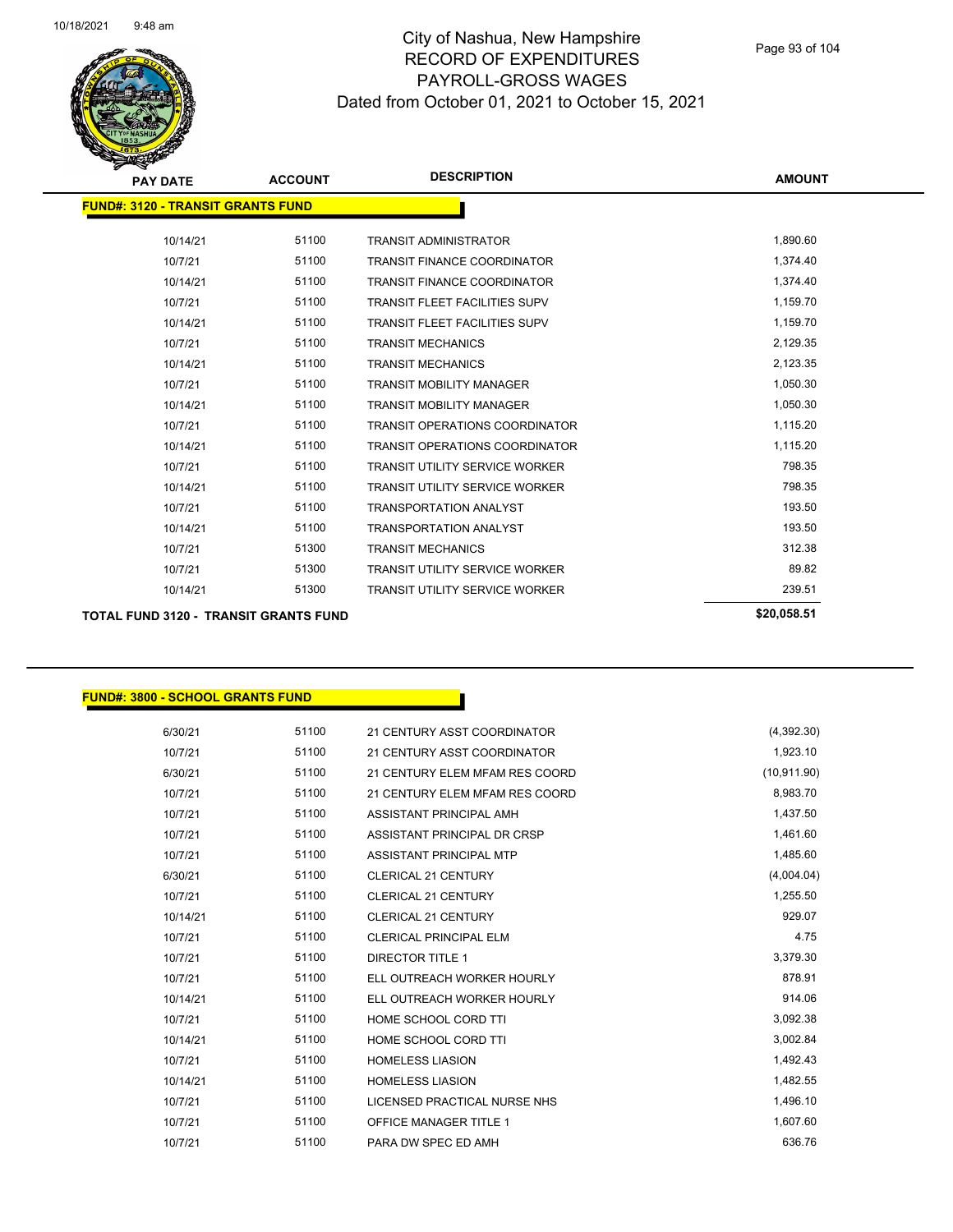# City of Nashua, New Hampshire
## RECORD OF EXPENDITURES
## PAYROLL-GROSS WAGES
## Dated from October 01, 2021 to October 15, 2021

| PAY DATE | ACCOUNT | DESCRIPTION | AMOUNT |
|---|---|---|---|
| **FUND#: 3120 - TRANSIT GRANTS FUND** | | | |
| 10/14/21 | 51100 | TRANSIT ADMINISTRATOR | 1,890.60 |
| 10/7/21 | 51100 | TRANSIT FINANCE COORDINATOR | 1,374.40 |
| 10/14/21 | 51100 | TRANSIT FINANCE COORDINATOR | 1,374.40 |
| 10/7/21 | 51100 | TRANSIT FLEET FACILITIES SUPV | 1,159.70 |
| 10/14/21 | 51100 | TRANSIT FLEET FACILITIES SUPV | 1,159.70 |
| 10/7/21 | 51100 | TRANSIT MECHANICS | 2,129.35 |
| 10/14/21 | 51100 | TRANSIT MECHANICS | 2,123.35 |
| 10/7/21 | 51100 | TRANSIT MOBILITY MANAGER | 1,050.30 |
| 10/14/21 | 51100 | TRANSIT MOBILITY MANAGER | 1,050.30 |
| 10/7/21 | 51100 | TRANSIT OPERATIONS COORDINATOR | 1,115.20 |
| 10/14/21 | 51100 | TRANSIT OPERATIONS COORDINATOR | 1,115.20 |
| 10/7/21 | 51100 | TRANSIT UTILITY SERVICE WORKER | 798.35 |
| 10/14/21 | 51100 | TRANSIT UTILITY SERVICE WORKER | 798.35 |
| 10/7/21 | 51100 | TRANSPORTATION ANALYST | 193.50 |
| 10/14/21 | 51100 | TRANSPORTATION ANALYST | 193.50 |
| 10/7/21 | 51300 | TRANSIT MECHANICS | 312.38 |
| 10/7/21 | 51300 | TRANSIT UTILITY SERVICE WORKER | 89.82 |
| 10/14/21 | 51300 | TRANSIT UTILITY SERVICE WORKER | 239.51 |
| **TOTAL FUND 3120 - TRANSIT GRANTS FUND** | | | **$20,058.51** |

| PAY DATE | ACCOUNT | DESCRIPTION | AMOUNT |
|---|---|---|---|
| **FUND#: 3800 - SCHOOL GRANTS FUND** | | | |
| 6/30/21 | 51100 | 21 CENTURY ASST COORDINATOR | (4,392.30) |
| 10/7/21 | 51100 | 21 CENTURY ASST COORDINATOR | 1,923.10 |
| 6/30/21 | 51100 | 21 CENTURY ELEM MFAM RES COORD | (10,911.90) |
| 10/7/21 | 51100 | 21 CENTURY ELEM MFAM RES COORD | 8,983.70 |
| 10/7/21 | 51100 | ASSISTANT PRINCIPAL AMH | 1,437.50 |
| 10/7/21 | 51100 | ASSISTANT PRINCIPAL DR CRSP | 1,461.60 |
| 10/7/21 | 51100 | ASSISTANT PRINCIPAL MTP | 1,485.60 |
| 6/30/21 | 51100 | CLERICAL 21 CENTURY | (4,004.04) |
| 10/7/21 | 51100 | CLERICAL 21 CENTURY | 1,255.50 |
| 10/14/21 | 51100 | CLERICAL 21 CENTURY | 929.07 |
| 10/7/21 | 51100 | CLERICAL PRINCIPAL ELM | 4.75 |
| 10/7/21 | 51100 | DIRECTOR TITLE 1 | 3,379.30 |
| 10/7/21 | 51100 | ELL OUTREACH WORKER HOURLY | 878.91 |
| 10/14/21 | 51100 | ELL OUTREACH WORKER HOURLY | 914.06 |
| 10/7/21 | 51100 | HOME SCHOOL CORD TTI | 3,092.38 |
| 10/14/21 | 51100 | HOME SCHOOL CORD TTI | 3,002.84 |
| 10/7/21 | 51100 | HOMELESS LIASION | 1,492.43 |
| 10/14/21 | 51100 | HOMELESS LIASION | 1,482.55 |
| 10/7/21 | 51100 | LICENSED PRACTICAL NURSE NHS | 1,496.10 |
| 10/7/21 | 51100 | OFFICE MANAGER TITLE 1 | 1,607.60 |
| 10/7/21 | 51100 | PARA DW SPEC ED AMH | 636.76 |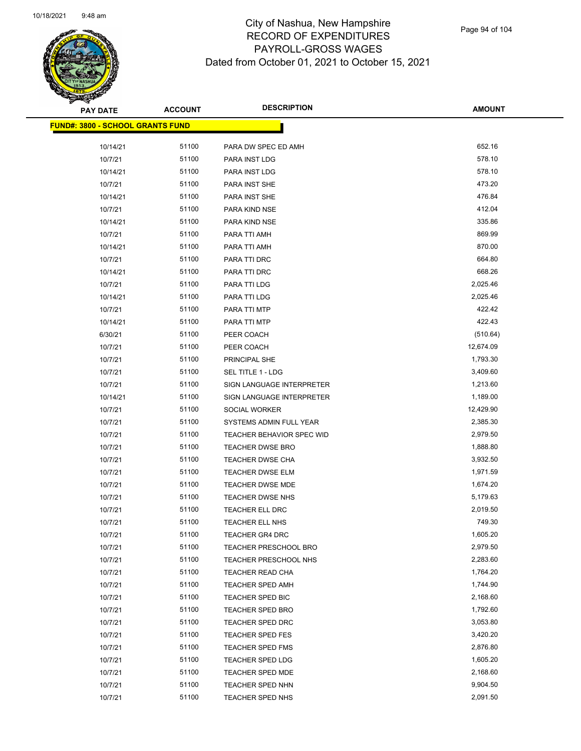# City of Nashua, New Hampshire
## RECORD OF EXPENDITURES
## PAYROLL-GROSS WAGES
### Dated from October 01, 2021 to October 15, 2021

**FUND#: 3800 - SCHOOL GRANTS FUND**

| PAY DATE | ACCOUNT | DESCRIPTION | AMOUNT |
|---|---|---|---|
| 10/14/21 | 51100 | PARA DW SPEC ED AMH | 652.16 |
| 10/7/21 | 51100 | PARA INST LDG | 578.10 |
| 10/14/21 | 51100 | PARA INST LDG | 578.10 |
| 10/7/21 | 51100 | PARA INST SHE | 473.20 |
| 10/14/21 | 51100 | PARA INST SHE | 476.84 |
| 10/7/21 | 51100 | PARA KIND NSE | 412.04 |
| 10/14/21 | 51100 | PARA KIND NSE | 335.86 |
| 10/7/21 | 51100 | PARA TTI AMH | 869.99 |
| 10/14/21 | 51100 | PARA TTI AMH | 870.00 |
| 10/7/21 | 51100 | PARA TTI DRC | 664.80 |
| 10/14/21 | 51100 | PARA TTI DRC | 668.26 |
| 10/7/21 | 51100 | PARA TTI LDG | 2,025.46 |
| 10/14/21 | 51100 | PARA TTI LDG | 2,025.46 |
| 10/7/21 | 51100 | PARA TTI MTP | 422.42 |
| 10/14/21 | 51100 | PARA TTI MTP | 422.43 |
| 6/30/21 | 51100 | PEER COACH | (510.64) |
| 10/7/21 | 51100 | PEER COACH | 12,674.09 |
| 10/7/21 | 51100 | PRINCIPAL SHE | 1,793.30 |
| 10/7/21 | 51100 | SEL TITLE 1 - LDG | 3,409.60 |
| 10/7/21 | 51100 | SIGN LANGUAGE INTERPRETER | 1,213.60 |
| 10/14/21 | 51100 | SIGN LANGUAGE INTERPRETER | 1,189.00 |
| 10/7/21 | 51100 | SOCIAL WORKER | 12,429.90 |
| 10/7/21 | 51100 | SYSTEMS ADMIN FULL YEAR | 2,385.30 |
| 10/7/21 | 51100 | TEACHER BEHAVIOR SPEC WID | 2,979.50 |
| 10/7/21 | 51100 | TEACHER DWSE BRO | 1,888.80 |
| 10/7/21 | 51100 | TEACHER DWSE CHA | 3,932.50 |
| 10/7/21 | 51100 | TEACHER DWSE ELM | 1,971.59 |
| 10/7/21 | 51100 | TEACHER DWSE MDE | 1,674.20 |
| 10/7/21 | 51100 | TEACHER DWSE NHS | 5,179.63 |
| 10/7/21 | 51100 | TEACHER ELL DRC | 2,019.50 |
| 10/7/21 | 51100 | TEACHER ELL NHS | 749.30 |
| 10/7/21 | 51100 | TEACHER GR4 DRC | 1,605.20 |
| 10/7/21 | 51100 | TEACHER PRESCHOOL BRO | 2,979.50 |
| 10/7/21 | 51100 | TEACHER PRESCHOOL NHS | 2,283.60 |
| 10/7/21 | 51100 | TEACHER READ CHA | 1,764.20 |
| 10/7/21 | 51100 | TEACHER SPED AMH | 1,744.90 |
| 10/7/21 | 51100 | TEACHER SPED BIC | 2,168.60 |
| 10/7/21 | 51100 | TEACHER SPED BRO | 1,792.60 |
| 10/7/21 | 51100 | TEACHER SPED DRC | 3,053.80 |
| 10/7/21 | 51100 | TEACHER SPED FES | 3,420.20 |
| 10/7/21 | 51100 | TEACHER SPED FMS | 2,876.80 |
| 10/7/21 | 51100 | TEACHER SPED LDG | 1,605.20 |
| 10/7/21 | 51100 | TEACHER SPED MDE | 2,168.60 |
| 10/7/21 | 51100 | TEACHER SPED NHN | 9,904.50 |
| 10/7/21 | 51100 | TEACHER SPED NHS | 2,091.50 |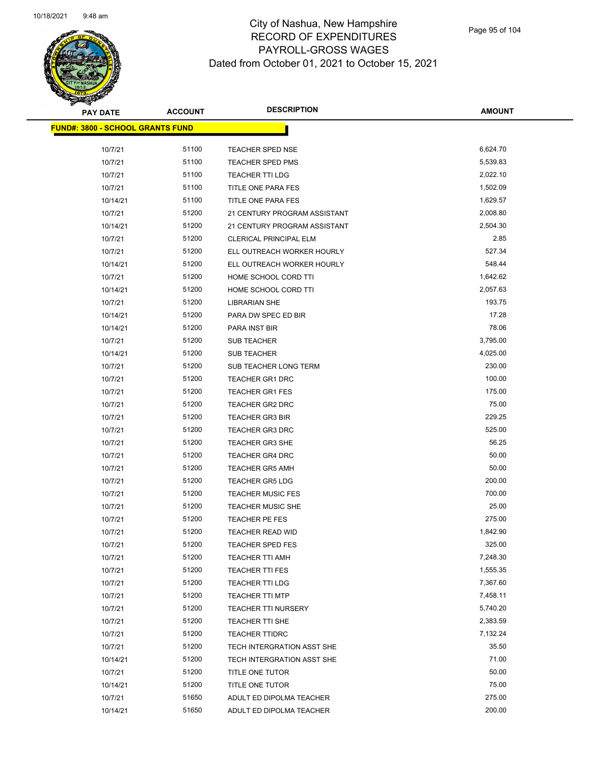City of Nashua, New Hampshire
RECORD OF EXPENDITURES
PAYROLL-GROSS WAGES
Dated from October 01, 2021 to October 15, 2021

| PAY DATE | ACCOUNT | DESCRIPTION | AMOUNT |
|---|---|---|---|
| **FUND#: 3800 - SCHOOL GRANTS FUND** | | | |
| 10/7/21 | 51100 | TEACHER SPED NSE | 6,624.70 |
| 10/7/21 | 51100 | TEACHER SPED PMS | 5,539.83 |
| 10/7/21 | 51100 | TEACHER TTI LDG | 2,022.10 |
| 10/7/21 | 51100 | TITLE ONE PARA FES | 1,502.09 |
| 10/14/21 | 51100 | TITLE ONE PARA FES | 1,629.57 |
| 10/7/21 | 51200 | 21 CENTURY PROGRAM ASSISTANT | 2,008.80 |
| 10/14/21 | 51200 | 21 CENTURY PROGRAM ASSISTANT | 2,504.30 |
| 10/7/21 | 51200 | CLERICAL PRINCIPAL ELM | 2.85 |
| 10/7/21 | 51200 | ELL OUTREACH WORKER HOURLY | 527.34 |
| 10/14/21 | 51200 | ELL OUTREACH WORKER HOURLY | 548.44 |
| 10/7/21 | 51200 | HOME SCHOOL CORD TTI | 1,642.62 |
| 10/14/21 | 51200 | HOME SCHOOL CORD TTI | 2,057.63 |
| 10/7/21 | 51200 | LIBRARIAN SHE | 193.75 |
| 10/14/21 | 51200 | PARA DW SPEC ED BIR | 17.28 |
| 10/14/21 | 51200 | PARA INST BIR | 78.06 |
| 10/7/21 | 51200 | SUB TEACHER | 3,795.00 |
| 10/14/21 | 51200 | SUB TEACHER | 4,025.00 |
| 10/7/21 | 51200 | SUB TEACHER LONG TERM | 230.00 |
| 10/7/21 | 51200 | TEACHER GR1 DRC | 100.00 |
| 10/7/21 | 51200 | TEACHER GR1 FES | 175.00 |
| 10/7/21 | 51200 | TEACHER GR2 DRC | 75.00 |
| 10/7/21 | 51200 | TEACHER GR3 BIR | 229.25 |
| 10/7/21 | 51200 | TEACHER GR3 DRC | 525.00 |
| 10/7/21 | 51200 | TEACHER GR3 SHE | 56.25 |
| 10/7/21 | 51200 | TEACHER GR4 DRC | 50.00 |
| 10/7/21 | 51200 | TEACHER GR5 AMH | 50.00 |
| 10/7/21 | 51200 | TEACHER GR5 LDG | 200.00 |
| 10/7/21 | 51200 | TEACHER MUSIC FES | 700.00 |
| 10/7/21 | 51200 | TEACHER MUSIC SHE | 25.00 |
| 10/7/21 | 51200 | TEACHER PE FES | 275.00 |
| 10/7/21 | 51200 | TEACHER READ WID | 1,842.90 |
| 10/7/21 | 51200 | TEACHER SPED FES | 325.00 |
| 10/7/21 | 51200 | TEACHER TTI AMH | 7,248.30 |
| 10/7/21 | 51200 | TEACHER TTI FES | 1,555.35 |
| 10/7/21 | 51200 | TEACHER TTI LDG | 7,367.60 |
| 10/7/21 | 51200 | TEACHER TTI MTP | 7,458.11 |
| 10/7/21 | 51200 | TEACHER TTI NURSERY | 5,740.20 |
| 10/7/21 | 51200 | TEACHER TTI SHE | 2,383.59 |
| 10/7/21 | 51200 | TEACHER TTIDRC | 7,132.24 |
| 10/7/21 | 51200 | TECH INTERGRATION ASST SHE | 35.50 |
| 10/14/21 | 51200 | TECH INTERGRATION ASST SHE | 71.00 |
| 10/7/21 | 51200 | TITLE ONE TUTOR | 50.00 |
| 10/14/21 | 51200 | TITLE ONE TUTOR | 75.00 |
| 10/7/21 | 51650 | ADULT ED DIPOLMA TEACHER | 275.00 |
| 10/14/21 | 51650 | ADULT ED DIPOLMA TEACHER | 200.00 |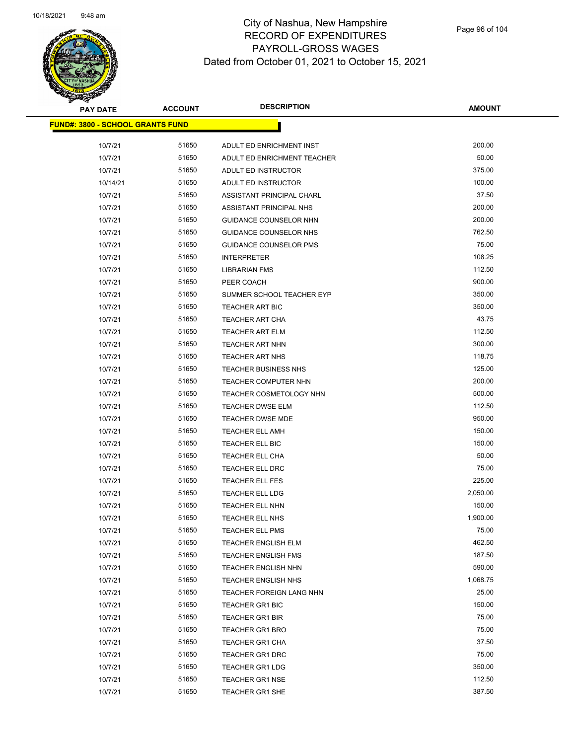# City of Nashua, New Hampshire
## RECORD OF EXPENDITURES
## PAYROLL-GROSS WAGES
## Dated from October 01, 2021 to October 15, 2021

| PAY DATE | ACCOUNT | DESCRIPTION | AMOUNT |
|---|---|---|---|
| **FUND#: 3800 - SCHOOL GRANTS FUND** | | | |
| 10/7/21 | 51650 | ADULT ED ENRICHMENT INST | 200.00 |
| 10/7/21 | 51650 | ADULT ED ENRICHMENT TEACHER | 50.00 |
| 10/7/21 | 51650 | ADULT ED INSTRUCTOR | 375.00 |
| 10/14/21 | 51650 | ADULT ED INSTRUCTOR | 100.00 |
| 10/7/21 | 51650 | ASSISTANT PRINCIPAL CHARL | 37.50 |
| 10/7/21 | 51650 | ASSISTANT PRINCIPAL NHS | 200.00 |
| 10/7/21 | 51650 | GUIDANCE COUNSELOR NHN | 200.00 |
| 10/7/21 | 51650 | GUIDANCE COUNSELOR NHS | 762.50 |
| 10/7/21 | 51650 | GUIDANCE COUNSELOR PMS | 75.00 |
| 10/7/21 | 51650 | INTERPRETER | 108.25 |
| 10/7/21 | 51650 | LIBRARIAN FMS | 112.50 |
| 10/7/21 | 51650 | PEER COACH | 900.00 |
| 10/7/21 | 51650 | SUMMER SCHOOL TEACHER EYP | 350.00 |
| 10/7/21 | 51650 | TEACHER ART BIC | 350.00 |
| 10/7/21 | 51650 | TEACHER ART CHA | 43.75 |
| 10/7/21 | 51650 | TEACHER ART ELM | 112.50 |
| 10/7/21 | 51650 | TEACHER ART NHN | 300.00 |
| 10/7/21 | 51650 | TEACHER ART NHS | 118.75 |
| 10/7/21 | 51650 | TEACHER BUSINESS NHS | 125.00 |
| 10/7/21 | 51650 | TEACHER COMPUTER NHN | 200.00 |
| 10/7/21 | 51650 | TEACHER COSMETOLOGY NHN | 500.00 |
| 10/7/21 | 51650 | TEACHER DWSE ELM | 112.50 |
| 10/7/21 | 51650 | TEACHER DWSE MDE | 950.00 |
| 10/7/21 | 51650 | TEACHER ELL AMH | 150.00 |
| 10/7/21 | 51650 | TEACHER ELL BIC | 150.00 |
| 10/7/21 | 51650 | TEACHER ELL CHA | 50.00 |
| 10/7/21 | 51650 | TEACHER ELL DRC | 75.00 |
| 10/7/21 | 51650 | TEACHER ELL FES | 225.00 |
| 10/7/21 | 51650 | TEACHER ELL LDG | 2,050.00 |
| 10/7/21 | 51650 | TEACHER ELL NHN | 150.00 |
| 10/7/21 | 51650 | TEACHER ELL NHS | 1,900.00 |
| 10/7/21 | 51650 | TEACHER ELL PMS | 75.00 |
| 10/7/21 | 51650 | TEACHER ENGLISH ELM | 462.50 |
| 10/7/21 | 51650 | TEACHER ENGLISH FMS | 187.50 |
| 10/7/21 | 51650 | TEACHER ENGLISH NHN | 590.00 |
| 10/7/21 | 51650 | TEACHER ENGLISH NHS | 1,068.75 |
| 10/7/21 | 51650 | TEACHER FOREIGN LANG NHN | 25.00 |
| 10/7/21 | 51650 | TEACHER GR1 BIC | 150.00 |
| 10/7/21 | 51650 | TEACHER GR1 BIR | 75.00 |
| 10/7/21 | 51650 | TEACHER GR1 BRO | 75.00 |
| 10/7/21 | 51650 | TEACHER GR1 CHA | 37.50 |
| 10/7/21 | 51650 | TEACHER GR1 DRC | 75.00 |
| 10/7/21 | 51650 | TEACHER GR1 LDG | 350.00 |
| 10/7/21 | 51650 | TEACHER GR1 NSE | 112.50 |
| 10/7/21 | 51650 | TEACHER GR1 SHE | 387.50 |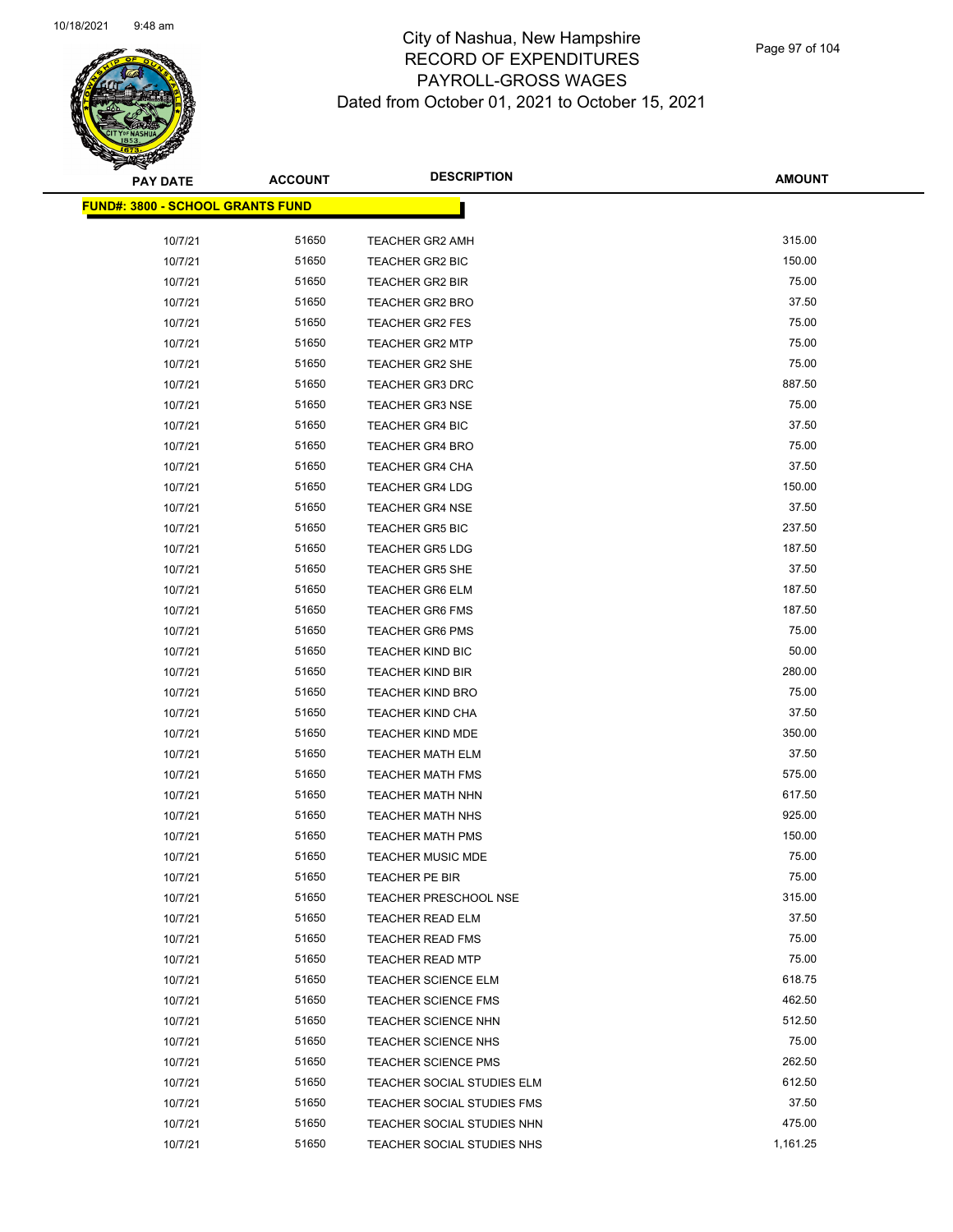City of Nashua, New Hampshire
RECORD OF EXPENDITURES
PAYROLL-GROSS WAGES
Dated from October 01, 2021 to October 15, 2021

| PAY DATE | ACCOUNT | DESCRIPTION | AMOUNT |
|---|---|---|---|
| **FUND#: 3800 - SCHOOL GRANTS FUND** | | | |
| 10/7/21 | 51650 | TEACHER GR2 AMH | 315.00 |
| 10/7/21 | 51650 | TEACHER GR2 BIC | 150.00 |
| 10/7/21 | 51650 | TEACHER GR2 BIR | 75.00 |
| 10/7/21 | 51650 | TEACHER GR2 BRO | 37.50 |
| 10/7/21 | 51650 | TEACHER GR2 FES | 75.00 |
| 10/7/21 | 51650 | TEACHER GR2 MTP | 75.00 |
| 10/7/21 | 51650 | TEACHER GR2 SHE | 75.00 |
| 10/7/21 | 51650 | TEACHER GR3 DRC | 887.50 |
| 10/7/21 | 51650 | TEACHER GR3 NSE | 75.00 |
| 10/7/21 | 51650 | TEACHER GR4 BIC | 37.50 |
| 10/7/21 | 51650 | TEACHER GR4 BRO | 75.00 |
| 10/7/21 | 51650 | TEACHER GR4 CHA | 37.50 |
| 10/7/21 | 51650 | TEACHER GR4 LDG | 150.00 |
| 10/7/21 | 51650 | TEACHER GR4 NSE | 37.50 |
| 10/7/21 | 51650 | TEACHER GR5 BIC | 237.50 |
| 10/7/21 | 51650 | TEACHER GR5 LDG | 187.50 |
| 10/7/21 | 51650 | TEACHER GR5 SHE | 37.50 |
| 10/7/21 | 51650 | TEACHER GR6 ELM | 187.50 |
| 10/7/21 | 51650 | TEACHER GR6 FMS | 187.50 |
| 10/7/21 | 51650 | TEACHER GR6 PMS | 75.00 |
| 10/7/21 | 51650 | TEACHER KIND BIC | 50.00 |
| 10/7/21 | 51650 | TEACHER KIND BIR | 280.00 |
| 10/7/21 | 51650 | TEACHER KIND BRO | 75.00 |
| 10/7/21 | 51650 | TEACHER KIND CHA | 37.50 |
| 10/7/21 | 51650 | TEACHER KIND MDE | 350.00 |
| 10/7/21 | 51650 | TEACHER MATH ELM | 37.50 |
| 10/7/21 | 51650 | TEACHER MATH FMS | 575.00 |
| 10/7/21 | 51650 | TEACHER MATH NHN | 617.50 |
| 10/7/21 | 51650 | TEACHER MATH NHS | 925.00 |
| 10/7/21 | 51650 | TEACHER MATH PMS | 150.00 |
| 10/7/21 | 51650 | TEACHER MUSIC MDE | 75.00 |
| 10/7/21 | 51650 | TEACHER PE BIR | 75.00 |
| 10/7/21 | 51650 | TEACHER PRESCHOOL NSE | 315.00 |
| 10/7/21 | 51650 | TEACHER READ ELM | 37.50 |
| 10/7/21 | 51650 | TEACHER READ FMS | 75.00 |
| 10/7/21 | 51650 | TEACHER READ MTP | 75.00 |
| 10/7/21 | 51650 | TEACHER SCIENCE ELM | 618.75 |
| 10/7/21 | 51650 | TEACHER SCIENCE FMS | 462.50 |
| 10/7/21 | 51650 | TEACHER SCIENCE NHN | 512.50 |
| 10/7/21 | 51650 | TEACHER SCIENCE NHS | 75.00 |
| 10/7/21 | 51650 | TEACHER SCIENCE PMS | 262.50 |
| 10/7/21 | 51650 | TEACHER SOCIAL STUDIES ELM | 612.50 |
| 10/7/21 | 51650 | TEACHER SOCIAL STUDIES FMS | 37.50 |
| 10/7/21 | 51650 | TEACHER SOCIAL STUDIES NHN | 475.00 |
| 10/7/21 | 51650 | TEACHER SOCIAL STUDIES NHS | 1,161.25 |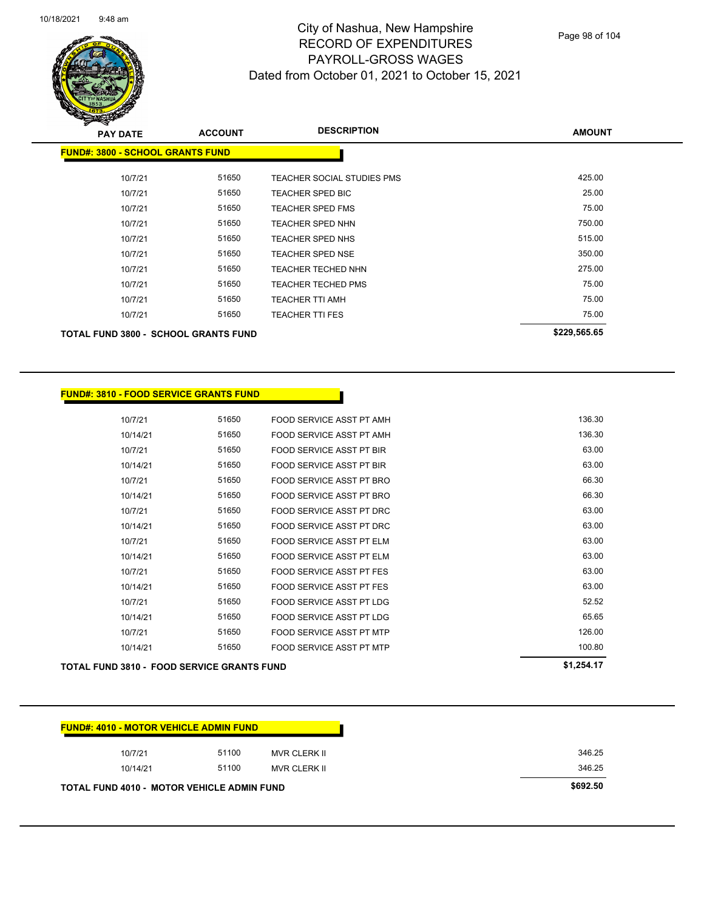# City of Nashua, New Hampshire
# RECORD OF EXPENDITURES
# PAYROLL-GROSS WAGES
## Dated from October 01, 2021 to October 15, 2021

| PAY DATE | ACCOUNT | DESCRIPTION | AMOUNT |
|---|---|---|---|
| **FUND#: 3800 - SCHOOL GRANTS FUND** | | | |
| 10/7/21 | 51650 | TEACHER SOCIAL STUDIES PMS | 425.00 |
| 10/7/21 | 51650 | TEACHER SPED BIC | 25.00 |
| 10/7/21 | 51650 | TEACHER SPED FMS | 75.00 |
| 10/7/21 | 51650 | TEACHER SPED NHN | 750.00 |
| 10/7/21 | 51650 | TEACHER SPED NHS | 515.00 |
| 10/7/21 | 51650 | TEACHER SPED NSE | 350.00 |
| 10/7/21 | 51650 | TEACHER TECHED NHN | 275.00 |
| 10/7/21 | 51650 | TEACHER TECHED PMS | 75.00 |
| 10/7/21 | 51650 | TEACHER TTI AMH | 75.00 |
| 10/7/21 | 51650 | TEACHER TTI FES | 75.00 |
| **TOTAL FUND 3800 - SCHOOL GRANTS FUND** | | | **$229,565.65** |

| PAY DATE | ACCOUNT | DESCRIPTION | AMOUNT |
|---|---|---|---|
| **FUND#: 3810 - FOOD SERVICE GRANTS FUND** | | | |
| 10/7/21 | 51650 | FOOD SERVICE ASST PT AMH | 136.30 |
| 10/14/21 | 51650 | FOOD SERVICE ASST PT AMH | 136.30 |
| 10/7/21 | 51650 | FOOD SERVICE ASST PT BIR | 63.00 |
| 10/14/21 | 51650 | FOOD SERVICE ASST PT BIR | 63.00 |
| 10/7/21 | 51650 | FOOD SERVICE ASST PT BRO | 66.30 |
| 10/14/21 | 51650 | FOOD SERVICE ASST PT BRO | 66.30 |
| 10/7/21 | 51650 | FOOD SERVICE ASST PT DRC | 63.00 |
| 10/14/21 | 51650 | FOOD SERVICE ASST PT DRC | 63.00 |
| 10/7/21 | 51650 | FOOD SERVICE ASST PT ELM | 63.00 |
| 10/14/21 | 51650 | FOOD SERVICE ASST PT ELM | 63.00 |
| 10/7/21 | 51650 | FOOD SERVICE ASST PT FES | 63.00 |
| 10/14/21 | 51650 | FOOD SERVICE ASST PT FES | 63.00 |
| 10/7/21 | 51650 | FOOD SERVICE ASST PT LDG | 52.52 |
| 10/14/21 | 51650 | FOOD SERVICE ASST PT LDG | 65.65 |
| 10/7/21 | 51650 | FOOD SERVICE ASST PT MTP | 126.00 |
| 10/14/21 | 51650 | FOOD SERVICE ASST PT MTP | 100.80 |
| **TOTAL FUND 3810 - FOOD SERVICE GRANTS FUND** | | | **$1,254.17** |

| PAY DATE | ACCOUNT | DESCRIPTION | AMOUNT |
|---|---|---|---|
| **FUND#: 4010 - MOTOR VEHICLE ADMIN FUND** | | | |
| 10/7/21 | 51100 | MVR CLERK II | 346.25 |
| 10/14/21 | 51100 | MVR CLERK II | 346.25 |
| **TOTAL FUND 4010 - MOTOR VEHICLE ADMIN FUND** | | | **$692.50** |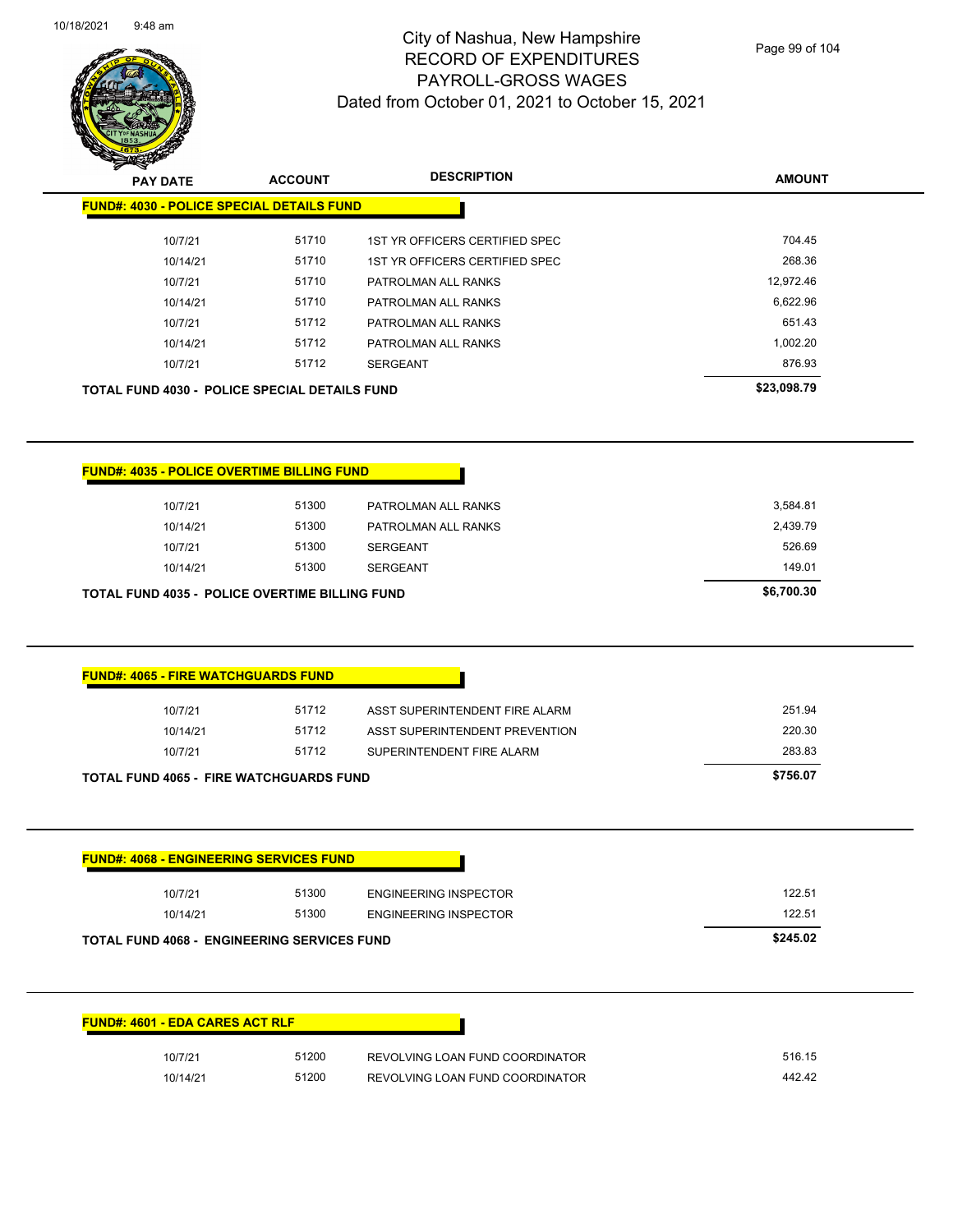# City of Nashua, New Hampshire
## RECORD OF EXPENDITURES
## PAYROLL-GROSS WAGES
### Dated from October 01, 2021 to October 15, 2021

**FUND#: 4030 - POLICE SPECIAL DETAILS FUND**

| PAY DATE | ACCOUNT | DESCRIPTION | AMOUNT |
|---|---|---|---|
| 10/7/21 | 51710 | 1ST YR OFFICERS CERTIFIED SPEC | 704.45 |
| 10/14/21 | 51710 | 1ST YR OFFICERS CERTIFIED SPEC | 268.36 |
| 10/7/21 | 51710 | PATROLMAN ALL RANKS | 12,972.46 |
| 10/14/21 | 51710 | PATROLMAN ALL RANKS | 6,622.96 |
| 10/7/21 | 51712 | PATROLMAN ALL RANKS | 651.43 |
| 10/14/21 | 51712 | PATROLMAN ALL RANKS | 1,002.20 |
| 10/7/21 | 51712 | SERGEANT | 876.93 |
| **TOTAL FUND 4030 - POLICE SPECIAL DETAILS FUND** | | | **$23,098.79** |

**FUND#: 4035 - POLICE OVERTIME BILLING FUND**

| PAY DATE | ACCOUNT | DESCRIPTION | AMOUNT |
|---|---|---|---|
| 10/7/21 | 51300 | PATROLMAN ALL RANKS | 3,584.81 |
| 10/14/21 | 51300 | PATROLMAN ALL RANKS | 2,439.79 |
| 10/7/21 | 51300 | SERGEANT | 526.69 |
| 10/14/21 | 51300 | SERGEANT | 149.01 |
| **TOTAL FUND 4035 - POLICE OVERTIME BILLING FUND** | | | **$6,700.30** |

**FUND#: 4065 - FIRE WATCHGUARDS FUND**

| PAY DATE | ACCOUNT | DESCRIPTION | AMOUNT |
|---|---|---|---|
| 10/7/21 | 51712 | ASST SUPERINTENDENT FIRE ALARM | 251.94 |
| 10/14/21 | 51712 | ASST SUPERINTENDENT PREVENTION | 220.30 |
| 10/7/21 | 51712 | SUPERINTENDENT FIRE ALARM | 283.83 |
| **TOTAL FUND 4065 - FIRE WATCHGUARDS FUND** | | | **$756.07** |

**FUND#: 4068 - ENGINEERING SERVICES FUND**

| PAY DATE | ACCOUNT | DESCRIPTION | AMOUNT |
|---|---|---|---|
| 10/7/21 | 51300 | ENGINEERING INSPECTOR | 122.51 |
| 10/14/21 | 51300 | ENGINEERING INSPECTOR | 122.51 |
| **TOTAL FUND 4068 - ENGINEERING SERVICES FUND** | | | **$245.02** |

**FUND#: 4601 - EDA CARES ACT RLF**

| PAY DATE | ACCOUNT | DESCRIPTION | AMOUNT |
|---|---|---|---|
| 10/7/21 | 51200 | REVOLVING LOAN FUND COORDINATOR | 516.15 |
| 10/14/21 | 51200 | REVOLVING LOAN FUND COORDINATOR | 442.42 |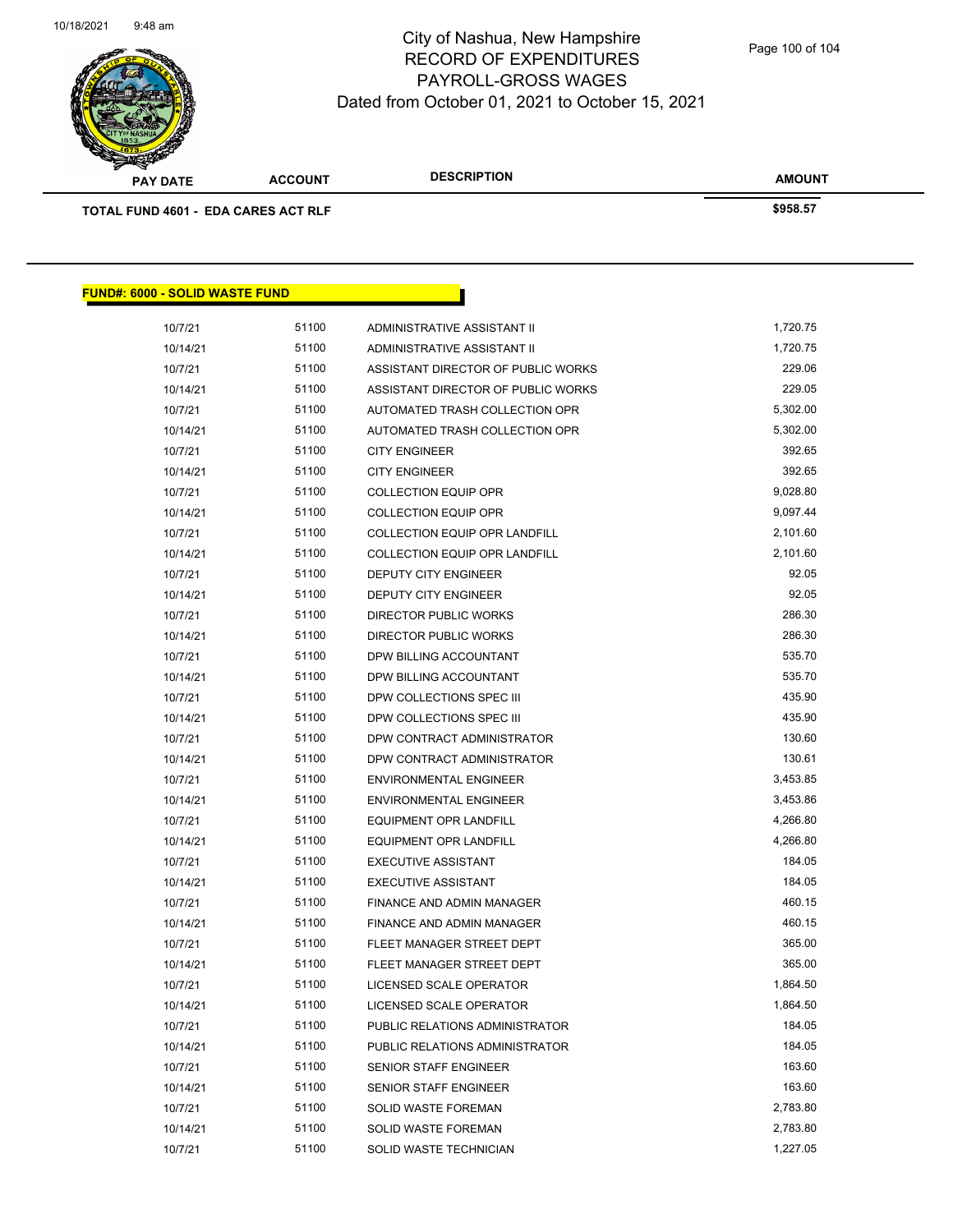| PAY DATE | ACCOUNT | DESCRIPTION | AMOUNT |
|---|---|---|---|
| **TOTAL FUND 4601 - EDA CARES ACT RLF** | | | **$958.57** |

**FUND#: 6000 - SOLID WASTE FUND**

| PAY DATE | ACCOUNT | DESCRIPTION | AMOUNT |
|---|---|---|---|
| 10/7/21 | 51100 | ADMINISTRATIVE ASSISTANT II | 1,720.75 |
| 10/14/21 | 51100 | ADMINISTRATIVE ASSISTANT II | 1,720.75 |
| 10/7/21 | 51100 | ASSISTANT DIRECTOR OF PUBLIC WORKS | 229.06 |
| 10/14/21 | 51100 | ASSISTANT DIRECTOR OF PUBLIC WORKS | 229.05 |
| 10/7/21 | 51100 | AUTOMATED TRASH COLLECTION OPR | 5,302.00 |
| 10/14/21 | 51100 | AUTOMATED TRASH COLLECTION OPR | 5,302.00 |
| 10/7/21 | 51100 | CITY ENGINEER | 392.65 |
| 10/14/21 | 51100 | CITY ENGINEER | 392.65 |
| 10/7/21 | 51100 | COLLECTION EQUIP OPR | 9,028.80 |
| 10/14/21 | 51100 | COLLECTION EQUIP OPR | 9,097.44 |
| 10/7/21 | 51100 | COLLECTION EQUIP OPR LANDFILL | 2,101.60 |
| 10/14/21 | 51100 | COLLECTION EQUIP OPR LANDFILL | 2,101.60 |
| 10/7/21 | 51100 | DEPUTY CITY ENGINEER | 92.05 |
| 10/14/21 | 51100 | DEPUTY CITY ENGINEER | 92.05 |
| 10/7/21 | 51100 | DIRECTOR PUBLIC WORKS | 286.30 |
| 10/14/21 | 51100 | DIRECTOR PUBLIC WORKS | 286.30 |
| 10/7/21 | 51100 | DPW BILLING ACCOUNTANT | 535.70 |
| 10/14/21 | 51100 | DPW BILLING ACCOUNTANT | 535.70 |
| 10/7/21 | 51100 | DPW COLLECTIONS SPEC III | 435.90 |
| 10/14/21 | 51100 | DPW COLLECTIONS SPEC III | 435.90 |
| 10/7/21 | 51100 | DPW CONTRACT ADMINISTRATOR | 130.60 |
| 10/14/21 | 51100 | DPW CONTRACT ADMINISTRATOR | 130.61 |
| 10/7/21 | 51100 | ENVIRONMENTAL ENGINEER | 3,453.85 |
| 10/14/21 | 51100 | ENVIRONMENTAL ENGINEER | 3,453.86 |
| 10/7/21 | 51100 | EQUIPMENT OPR LANDFILL | 4,266.80 |
| 10/14/21 | 51100 | EQUIPMENT OPR LANDFILL | 4,266.80 |
| 10/7/21 | 51100 | EXECUTIVE ASSISTANT | 184.05 |
| 10/14/21 | 51100 | EXECUTIVE ASSISTANT | 184.05 |
| 10/7/21 | 51100 | FINANCE AND ADMIN MANAGER | 460.15 |
| 10/14/21 | 51100 | FINANCE AND ADMIN MANAGER | 460.15 |
| 10/7/21 | 51100 | FLEET MANAGER STREET DEPT | 365.00 |
| 10/14/21 | 51100 | FLEET MANAGER STREET DEPT | 365.00 |
| 10/7/21 | 51100 | LICENSED SCALE OPERATOR | 1,864.50 |
| 10/14/21 | 51100 | LICENSED SCALE OPERATOR | 1,864.50 |
| 10/7/21 | 51100 | PUBLIC RELATIONS ADMINISTRATOR | 184.05 |
| 10/14/21 | 51100 | PUBLIC RELATIONS ADMINISTRATOR | 184.05 |
| 10/7/21 | 51100 | SENIOR STAFF ENGINEER | 163.60 |
| 10/14/21 | 51100 | SENIOR STAFF ENGINEER | 163.60 |
| 10/7/21 | 51100 | SOLID WASTE FOREMAN | 2,783.80 |
| 10/14/21 | 51100 | SOLID WASTE FOREMAN | 2,783.80 |
| 10/7/21 | 51100 | SOLID WASTE TECHNICIAN | 1,227.05 |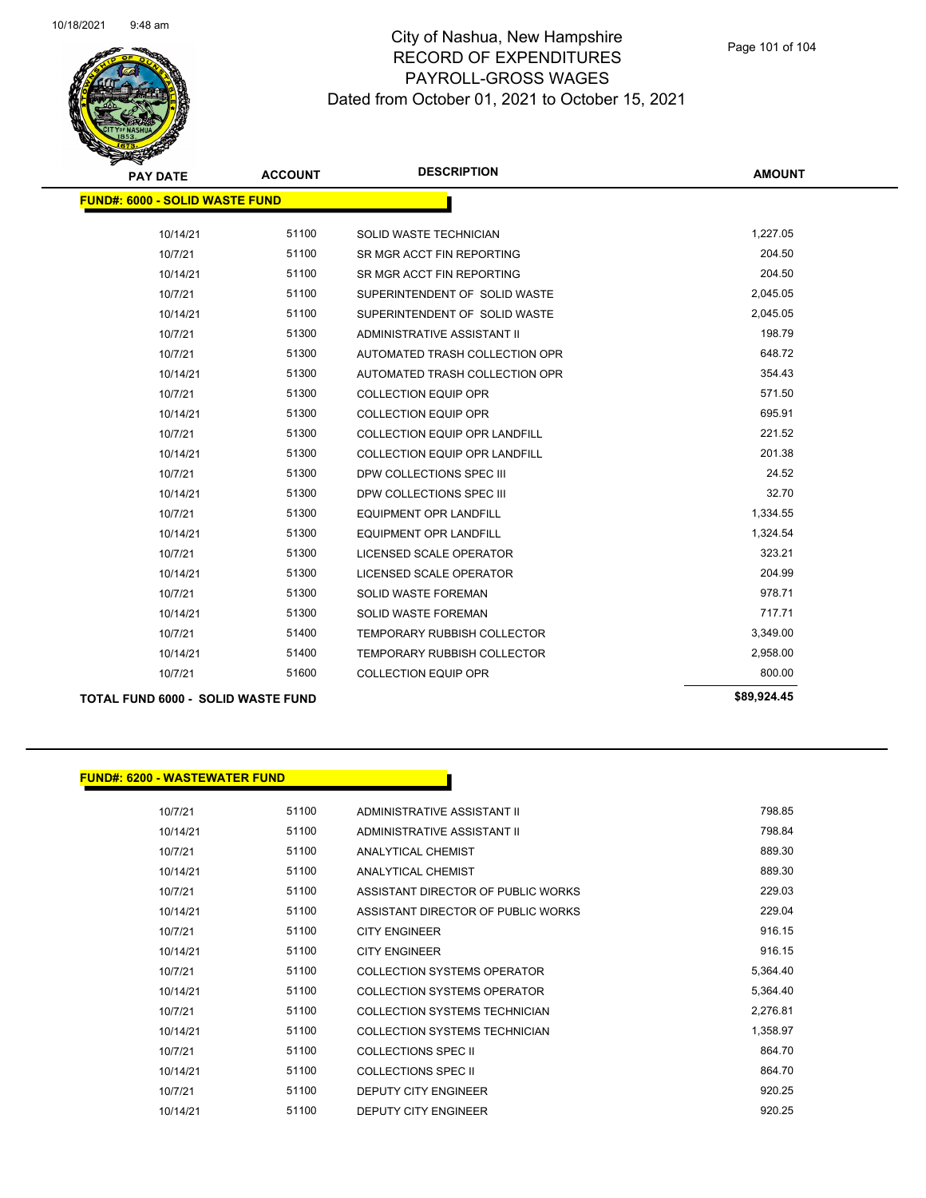# City of Nashua, New Hampshire
## RECORD OF EXPENDITURES
## PAYROLL-GROSS WAGES
### Dated from October 01, 2021 to October 15, 2021

**FUND#: 6000 - SOLID WASTE FUND**

| PAY DATE | ACCOUNT | DESCRIPTION | AMOUNT |
|---|---|---|---|
| 10/14/21 | 51100 | SOLID WASTE TECHNICIAN | 1,227.05 |
| 10/7/21 | 51100 | SR MGR ACCT FIN REPORTING | 204.50 |
| 10/14/21 | 51100 | SR MGR ACCT FIN REPORTING | 204.50 |
| 10/7/21 | 51100 | SUPERINTENDENT OF SOLID WASTE | 2,045.05 |
| 10/14/21 | 51100 | SUPERINTENDENT OF SOLID WASTE | 2,045.05 |
| 10/7/21 | 51300 | ADMINISTRATIVE ASSISTANT II | 198.79 |
| 10/7/21 | 51300 | AUTOMATED TRASH COLLECTION OPR | 648.72 |
| 10/14/21 | 51300 | AUTOMATED TRASH COLLECTION OPR | 354.43 |
| 10/7/21 | 51300 | COLLECTION EQUIP OPR | 571.50 |
| 10/14/21 | 51300 | COLLECTION EQUIP OPR | 695.91 |
| 10/7/21 | 51300 | COLLECTION EQUIP OPR LANDFILL | 221.52 |
| 10/14/21 | 51300 | COLLECTION EQUIP OPR LANDFILL | 201.38 |
| 10/7/21 | 51300 | DPW COLLECTIONS SPEC III | 24.52 |
| 10/14/21 | 51300 | DPW COLLECTIONS SPEC III | 32.70 |
| 10/7/21 | 51300 | EQUIPMENT OPR LANDFILL | 1,334.55 |
| 10/14/21 | 51300 | EQUIPMENT OPR LANDFILL | 1,324.54 |
| 10/7/21 | 51300 | LICENSED SCALE OPERATOR | 323.21 |
| 10/14/21 | 51300 | LICENSED SCALE OPERATOR | 204.99 |
| 10/7/21 | 51300 | SOLID WASTE FOREMAN | 978.71 |
| 10/14/21 | 51300 | SOLID WASTE FOREMAN | 717.71 |
| 10/7/21 | 51400 | TEMPORARY RUBBISH COLLECTOR | 3,349.00 |
| 10/14/21 | 51400 | TEMPORARY RUBBISH COLLECTOR | 2,958.00 |
| 10/7/21 | 51600 | COLLECTION EQUIP OPR | 800.00 |
| **TOTAL FUND 6000 - SOLID WASTE FUND** | | | **$89,924.45** |

**FUND#: 6200 - WASTEWATER FUND**

| PAY DATE | ACCOUNT | DESCRIPTION | AMOUNT |
|---|---|---|---|
| 10/7/21 | 51100 | ADMINISTRATIVE ASSISTANT II | 798.85 |
| 10/14/21 | 51100 | ADMINISTRATIVE ASSISTANT II | 798.84 |
| 10/7/21 | 51100 | ANALYTICAL CHEMIST | 889.30 |
| 10/14/21 | 51100 | ANALYTICAL CHEMIST | 889.30 |
| 10/7/21 | 51100 | ASSISTANT DIRECTOR OF PUBLIC WORKS | 229.03 |
| 10/14/21 | 51100 | ASSISTANT DIRECTOR OF PUBLIC WORKS | 229.04 |
| 10/7/21 | 51100 | CITY ENGINEER | 916.15 |
| 10/14/21 | 51100 | CITY ENGINEER | 916.15 |
| 10/7/21 | 51100 | COLLECTION SYSTEMS OPERATOR | 5,364.40 |
| 10/14/21 | 51100 | COLLECTION SYSTEMS OPERATOR | 5,364.40 |
| 10/7/21 | 51100 | COLLECTION SYSTEMS TECHNICIAN | 2,276.81 |
| 10/14/21 | 51100 | COLLECTION SYSTEMS TECHNICIAN | 1,358.97 |
| 10/7/21 | 51100 | COLLECTIONS SPEC II | 864.70 |
| 10/14/21 | 51100 | COLLECTIONS SPEC II | 864.70 |
| 10/7/21 | 51100 | DEPUTY CITY ENGINEER | 920.25 |
| 10/14/21 | 51100 | DEPUTY CITY ENGINEER | 920.25 |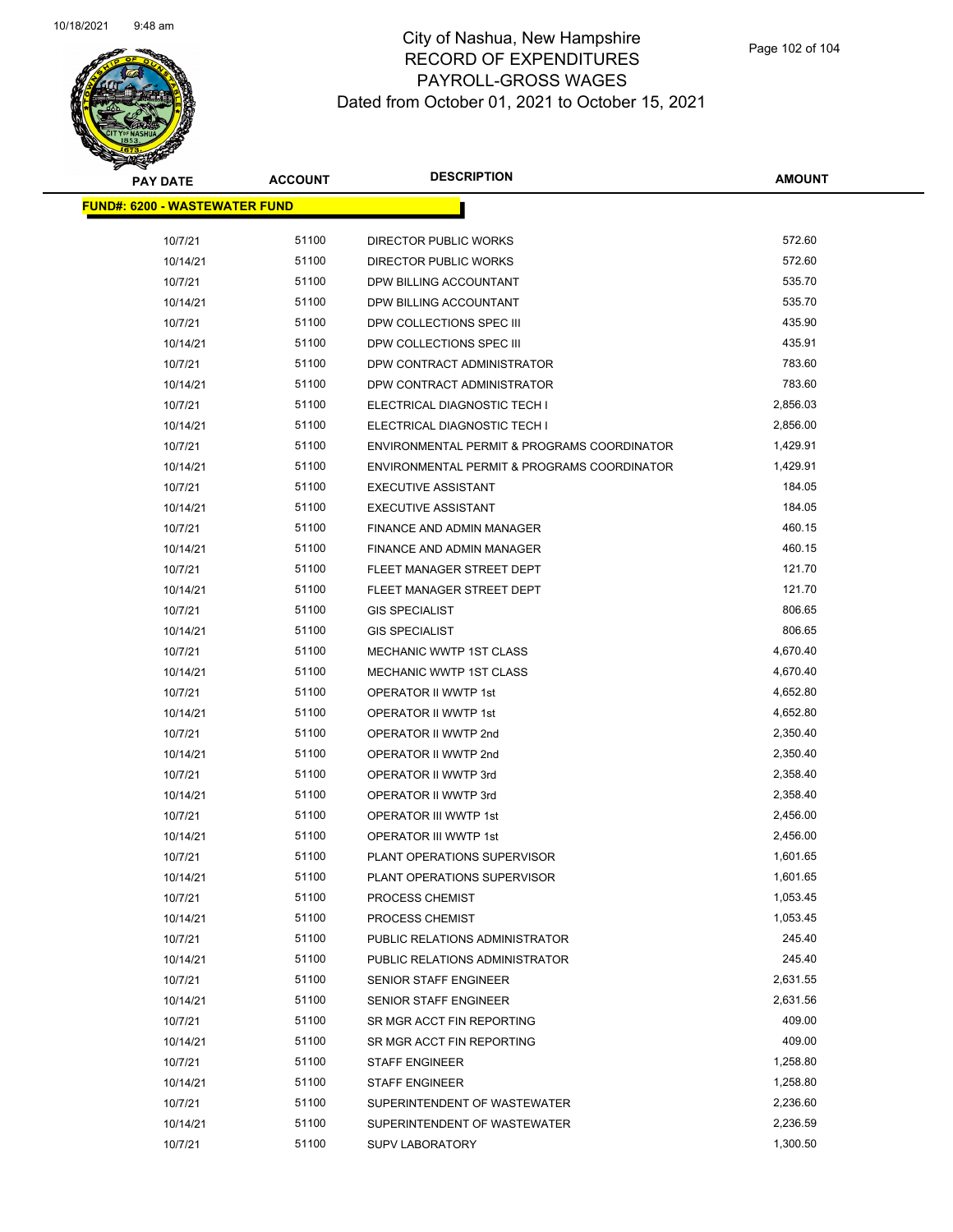# City of Nashua, New Hampshire
## RECORD OF EXPENDITURES
## PAYROLL-GROSS WAGES
## Dated from October 01, 2021 to October 15, 2021

| PAY DATE | ACCOUNT | DESCRIPTION | AMOUNT |
|---|---|---|---|
| **FUND#: 6200 - WASTEWATER FUND** | | | |
| 10/7/21 | 51100 | DIRECTOR PUBLIC WORKS | 572.60 |
| 10/14/21 | 51100 | DIRECTOR PUBLIC WORKS | 572.60 |
| 10/7/21 | 51100 | DPW BILLING ACCOUNTANT | 535.70 |
| 10/14/21 | 51100 | DPW BILLING ACCOUNTANT | 535.70 |
| 10/7/21 | 51100 | DPW COLLECTIONS SPEC III | 435.90 |
| 10/14/21 | 51100 | DPW COLLECTIONS SPEC III | 435.91 |
| 10/7/21 | 51100 | DPW CONTRACT ADMINISTRATOR | 783.60 |
| 10/14/21 | 51100 | DPW CONTRACT ADMINISTRATOR | 783.60 |
| 10/7/21 | 51100 | ELECTRICAL DIAGNOSTIC TECH I | 2,856.03 |
| 10/14/21 | 51100 | ELECTRICAL DIAGNOSTIC TECH I | 2,856.00 |
| 10/7/21 | 51100 | ENVIRONMENTAL PERMIT & PROGRAMS COORDINATOR | 1,429.91 |
| 10/14/21 | 51100 | ENVIRONMENTAL PERMIT & PROGRAMS COORDINATOR | 1,429.91 |
| 10/7/21 | 51100 | EXECUTIVE ASSISTANT | 184.05 |
| 10/14/21 | 51100 | EXECUTIVE ASSISTANT | 184.05 |
| 10/7/21 | 51100 | FINANCE AND ADMIN MANAGER | 460.15 |
| 10/14/21 | 51100 | FINANCE AND ADMIN MANAGER | 460.15 |
| 10/7/21 | 51100 | FLEET MANAGER STREET DEPT | 121.70 |
| 10/14/21 | 51100 | FLEET MANAGER STREET DEPT | 121.70 |
| 10/7/21 | 51100 | GIS SPECIALIST | 806.65 |
| 10/14/21 | 51100 | GIS SPECIALIST | 806.65 |
| 10/7/21 | 51100 | MECHANIC WWTP 1ST CLASS | 4,670.40 |
| 10/14/21 | 51100 | MECHANIC WWTP 1ST CLASS | 4,670.40 |
| 10/7/21 | 51100 | OPERATOR II WWTP 1st | 4,652.80 |
| 10/14/21 | 51100 | OPERATOR II WWTP 1st | 4,652.80 |
| 10/7/21 | 51100 | OPERATOR II WWTP 2nd | 2,350.40 |
| 10/14/21 | 51100 | OPERATOR II WWTP 2nd | 2,350.40 |
| 10/7/21 | 51100 | OPERATOR II WWTP 3rd | 2,358.40 |
| 10/14/21 | 51100 | OPERATOR II WWTP 3rd | 2,358.40 |
| 10/7/21 | 51100 | OPERATOR III WWTP 1st | 2,456.00 |
| 10/14/21 | 51100 | OPERATOR III WWTP 1st | 2,456.00 |
| 10/7/21 | 51100 | PLANT OPERATIONS SUPERVISOR | 1,601.65 |
| 10/14/21 | 51100 | PLANT OPERATIONS SUPERVISOR | 1,601.65 |
| 10/7/21 | 51100 | PROCESS CHEMIST | 1,053.45 |
| 10/14/21 | 51100 | PROCESS CHEMIST | 1,053.45 |
| 10/7/21 | 51100 | PUBLIC RELATIONS ADMINISTRATOR | 245.40 |
| 10/14/21 | 51100 | PUBLIC RELATIONS ADMINISTRATOR | 245.40 |
| 10/7/21 | 51100 | SENIOR STAFF ENGINEER | 2,631.55 |
| 10/14/21 | 51100 | SENIOR STAFF ENGINEER | 2,631.56 |
| 10/7/21 | 51100 | SR MGR ACCT FIN REPORTING | 409.00 |
| 10/14/21 | 51100 | SR MGR ACCT FIN REPORTING | 409.00 |
| 10/7/21 | 51100 | STAFF ENGINEER | 1,258.80 |
| 10/14/21 | 51100 | STAFF ENGINEER | 1,258.80 |
| 10/7/21 | 51100 | SUPERINTENDENT OF WASTEWATER | 2,236.60 |
| 10/14/21 | 51100 | SUPERINTENDENT OF WASTEWATER | 2,236.59 |
| 10/7/21 | 51100 | SUPV LABORATORY | 1,300.50 |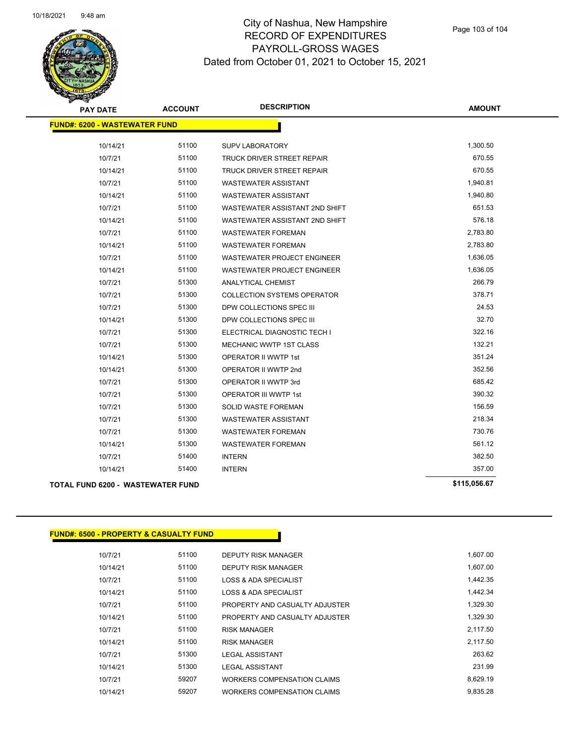| PAY DATE | ACCOUNT | DESCRIPTION | AMOUNT |
|---|---|---|---|
| **FUND#: 6200 - WASTEWATER FUND** | | | |
| 10/14/21 | 51100 | SUPV LABORATORY | 1,300.50 |
| 10/7/21 | 51100 | TRUCK DRIVER STREET REPAIR | 670.55 |
| 10/14/21 | 51100 | TRUCK DRIVER STREET REPAIR | 670.55 |
| 10/7/21 | 51100 | WASTEWATER ASSISTANT | 1,940.81 |
| 10/14/21 | 51100 | WASTEWATER ASSISTANT | 1,940.80 |
| 10/7/21 | 51100 | WASTEWATER ASSISTANT 2ND SHIFT | 651.53 |
| 10/14/21 | 51100 | WASTEWATER ASSISTANT 2ND SHIFT | 576.18 |
| 10/7/21 | 51100 | WASTEWATER FOREMAN | 2,783.80 |
| 10/14/21 | 51100 | WASTEWATER FOREMAN | 2,783.80 |
| 10/7/21 | 51100 | WASTEWATER PROJECT ENGINEER | 1,636.05 |
| 10/14/21 | 51100 | WASTEWATER PROJECT ENGINEER | 1,636.05 |
| 10/7/21 | 51300 | ANALYTICAL CHEMIST | 266.79 |
| 10/7/21 | 51300 | COLLECTION SYSTEMS OPERATOR | 378.71 |
| 10/7/21 | 51300 | DPW COLLECTIONS SPEC III | 24.53 |
| 10/14/21 | 51300 | DPW COLLECTIONS SPEC III | 32.70 |
| 10/7/21 | 51300 | ELECTRICAL DIAGNOSTIC TECH I | 322.16 |
| 10/7/21 | 51300 | MECHANIC WWTP 1ST CLASS | 132.21 |
| 10/14/21 | 51300 | OPERATOR II WWTP 1st | 351.24 |
| 10/14/21 | 51300 | OPERATOR II WWTP 2nd | 352.56 |
| 10/7/21 | 51300 | OPERATOR II WWTP 3rd | 685.42 |
| 10/7/21 | 51300 | OPERATOR III WWTP 1st | 390.32 |
| 10/7/21 | 51300 | SOLID WASTE FOREMAN | 156.59 |
| 10/7/21 | 51300 | WASTEWATER ASSISTANT | 218.34 |
| 10/7/21 | 51300 | WASTEWATER FOREMAN | 730.76 |
| 10/14/21 | 51300 | WASTEWATER FOREMAN | 561.12 |
| 10/7/21 | 51400 | INTERN | 382.50 |
| 10/14/21 | 51400 | INTERN | 357.00 |
| **TOTAL FUND 6200 - WASTEWATER FUND** | | | **$115,056.67** |

| PAY DATE | ACCOUNT | DESCRIPTION | AMOUNT |
|---|---|---|---|
| **FUND#: 6500 - PROPERTY & CASUALTY FUND** | | | |
| 10/7/21 | 51100 | DEPUTY RISK MANAGER | 1,607.00 |
| 10/14/21 | 51100 | DEPUTY RISK MANAGER | 1,607.00 |
| 10/7/21 | 51100 | LOSS & ADA SPECIALIST | 1,442.35 |
| 10/14/21 | 51100 | LOSS & ADA SPECIALIST | 1,442.34 |
| 10/7/21 | 51100 | PROPERTY AND CASUALTY ADJUSTER | 1,329.30 |
| 10/14/21 | 51100 | PROPERTY AND CASUALTY ADJUSTER | 1,329.30 |
| 10/7/21 | 51100 | RISK MANAGER | 2,117.50 |
| 10/14/21 | 51100 | RISK MANAGER | 2,117.50 |
| 10/7/21 | 51300 | LEGAL ASSISTANT | 263.62 |
| 10/14/21 | 51300 | LEGAL ASSISTANT | 231.99 |
| 10/7/21 | 59207 | WORKERS COMPENSATION CLAIMS | 8,629.19 |
| 10/14/21 | 59207 | WORKERS COMPENSATION CLAIMS | 9,835.28 |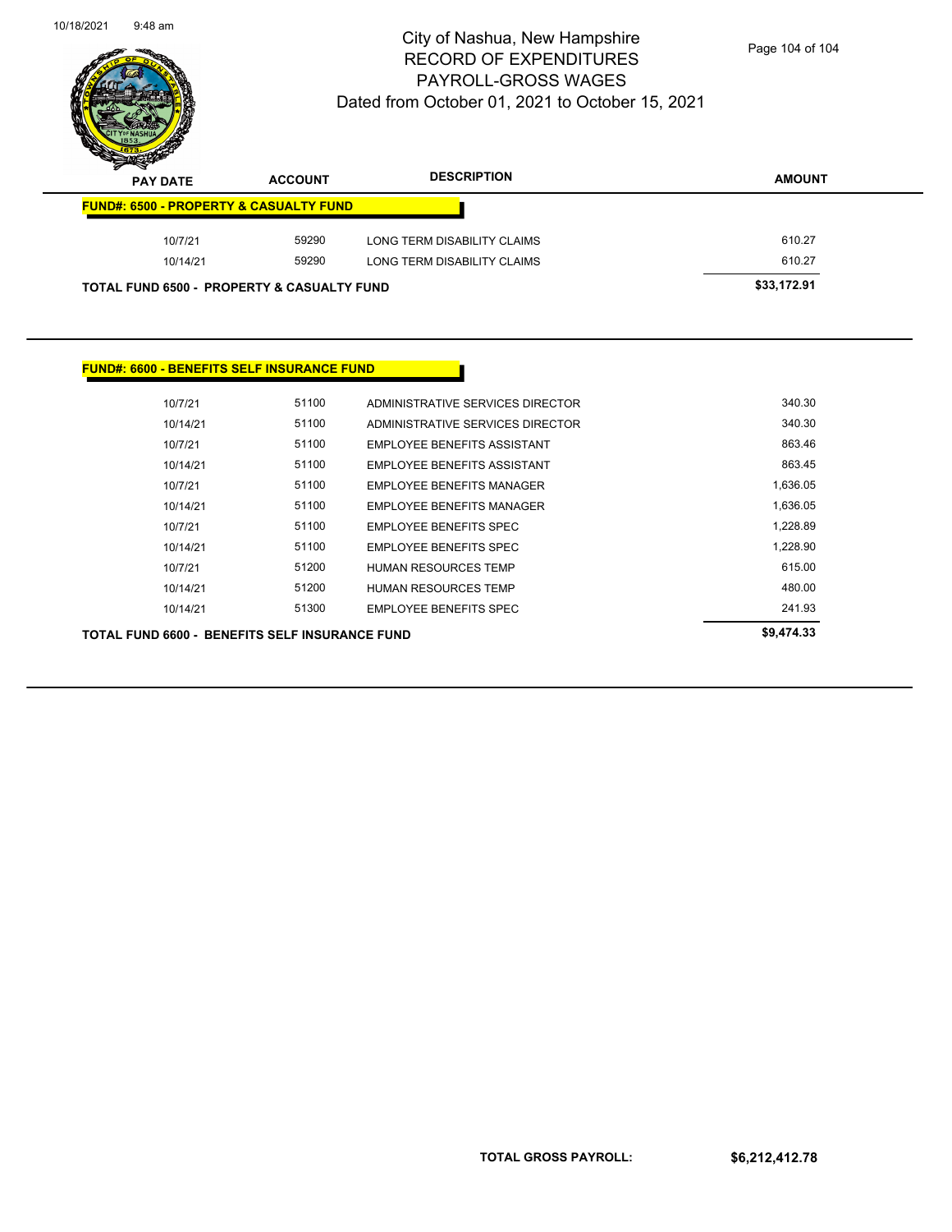# City of Nashua, New Hampshire
## RECORD OF EXPENDITURES
## PAYROLL-GROSS WAGES
### Dated from October 01, 2021 to October 15, 2021

| PAY DATE | ACCOUNT | DESCRIPTION | AMOUNT |
|---|---|---|---|
| **FUND#: 6500 - PROPERTY & CASUALTY FUND** | | | |
| 10/7/21 | 59290 | LONG TERM DISABILITY CLAIMS | 610.27 |
| 10/14/21 | 59290 | LONG TERM DISABILITY CLAIMS | 610.27 |
| **TOTAL FUND 6500 - PROPERTY & CASUALTY FUND** | | | **$33,172.91** |

| PAY DATE | ACCOUNT | DESCRIPTION | AMOUNT |
|---|---|---|---|
| **FUND#: 6600 - BENEFITS SELF INSURANCE FUND** | | | |
| 10/7/21 | 51100 | ADMINISTRATIVE SERVICES DIRECTOR | 340.30 |
| 10/14/21 | 51100 | ADMINISTRATIVE SERVICES DIRECTOR | 340.30 |
| 10/7/21 | 51100 | EMPLOYEE BENEFITS ASSISTANT | 863.46 |
| 10/14/21 | 51100 | EMPLOYEE BENEFITS ASSISTANT | 863.45 |
| 10/7/21 | 51100 | EMPLOYEE BENEFITS MANAGER | 1,636.05 |
| 10/14/21 | 51100 | EMPLOYEE BENEFITS MANAGER | 1,636.05 |
| 10/7/21 | 51100 | EMPLOYEE BENEFITS SPEC | 1,228.89 |
| 10/14/21 | 51100 | EMPLOYEE BENEFITS SPEC | 1,228.90 |
| 10/7/21 | 51200 | HUMAN RESOURCES TEMP | 615.00 |
| 10/14/21 | 51200 | HUMAN RESOURCES TEMP | 480.00 |
| 10/14/21 | 51300 | EMPLOYEE BENEFITS SPEC | 241.93 |
| **TOTAL FUND 6600 - BENEFITS SELF INSURANCE FUND** | | | **$9,474.33** |

**TOTAL GROSS PAYROLL: $6,212,412.78**